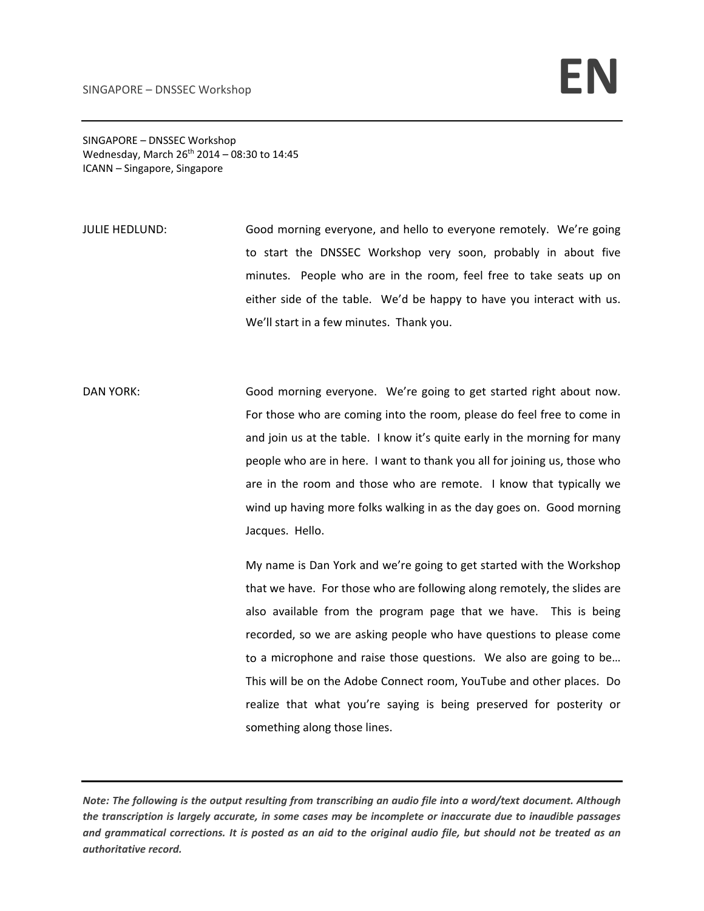SINGAPORE – DNSSEC Workshop
Wednesday, March 26th 2014 – 08:30 to 14:45
ICANN – Singapore, Singapore

JULIE HEDLUND: Good morning everyone, and hello to everyone remotely. We're going to start the DNSSEC Workshop very soon, probably in about five minutes. People who are in the room, feel free to take seats up on either side of the table. We'd be happy to have you interact with us. We'll start in a few minutes. Thank you.

DAN YORK: Good morning everyone. We're going to get started right about now. For those who are coming into the room, please do feel free to come in and join us at the table. I know it's quite early in the morning for many people who are in here. I want to thank you all for joining us, those who are in the room and those who are remote. I know that typically we wind up having more folks walking in as the day goes on. Good morning Jacques. Hello.

My name is Dan York and we're going to get started with the Workshop that we have. For those who are following along remotely, the slides are also available from the program page that we have. This is being recorded, so we are asking people who have questions to please come to a microphone and raise those questions. We also are going to be… This will be on the Adobe Connect room, YouTube and other places. Do realize that what you're saying is being preserved for posterity or something along those lines.

***Note: The following is the output resulting from transcribing an audio file into a word/text document. Although the transcription is largely accurate, in some cases may be incomplete or inaccurate due to inaudible passages and grammatical corrections. It is posted as an aid to the original audio file, but should not be treated as an authoritative record.***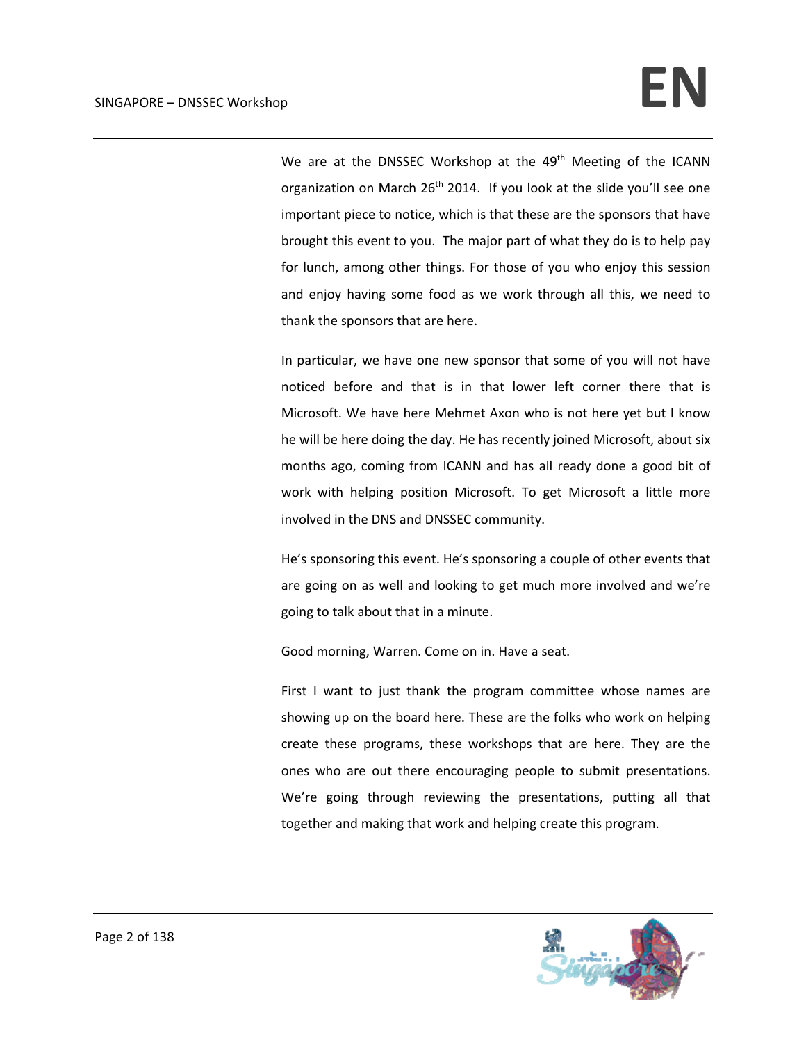We are at the DNSSEC Workshop at the 49th Meeting of the ICANN organization on March 26th 2014. If you look at the slide you'll see one important piece to notice, which is that these are the sponsors that have brought this event to you. The major part of what they do is to help pay for lunch, among other things. For those of you who enjoy this session and enjoy having some food as we work through all this, we need to thank the sponsors that are here.

In particular, we have one new sponsor that some of you will not have noticed before and that is in that lower left corner there that is Microsoft. We have here Mehmet Axon who is not here yet but I know he will be here doing the day. He has recently joined Microsoft, about six months ago, coming from ICANN and has all ready done a good bit of work with helping position Microsoft. To get Microsoft a little more involved in the DNS and DNSSEC community.

He's sponsoring this event. He's sponsoring a couple of other events that are going on as well and looking to get much more involved and we're going to talk about that in a minute.

Good morning, Warren. Come on in. Have a seat.

First I want to just thank the program committee whose names are showing up on the board here. These are the folks who work on helping create these programs, these workshops that are here. They are the ones who are out there encouraging people to submit presentations. We're going through reviewing the presentations, putting all that together and making that work and helping create this program.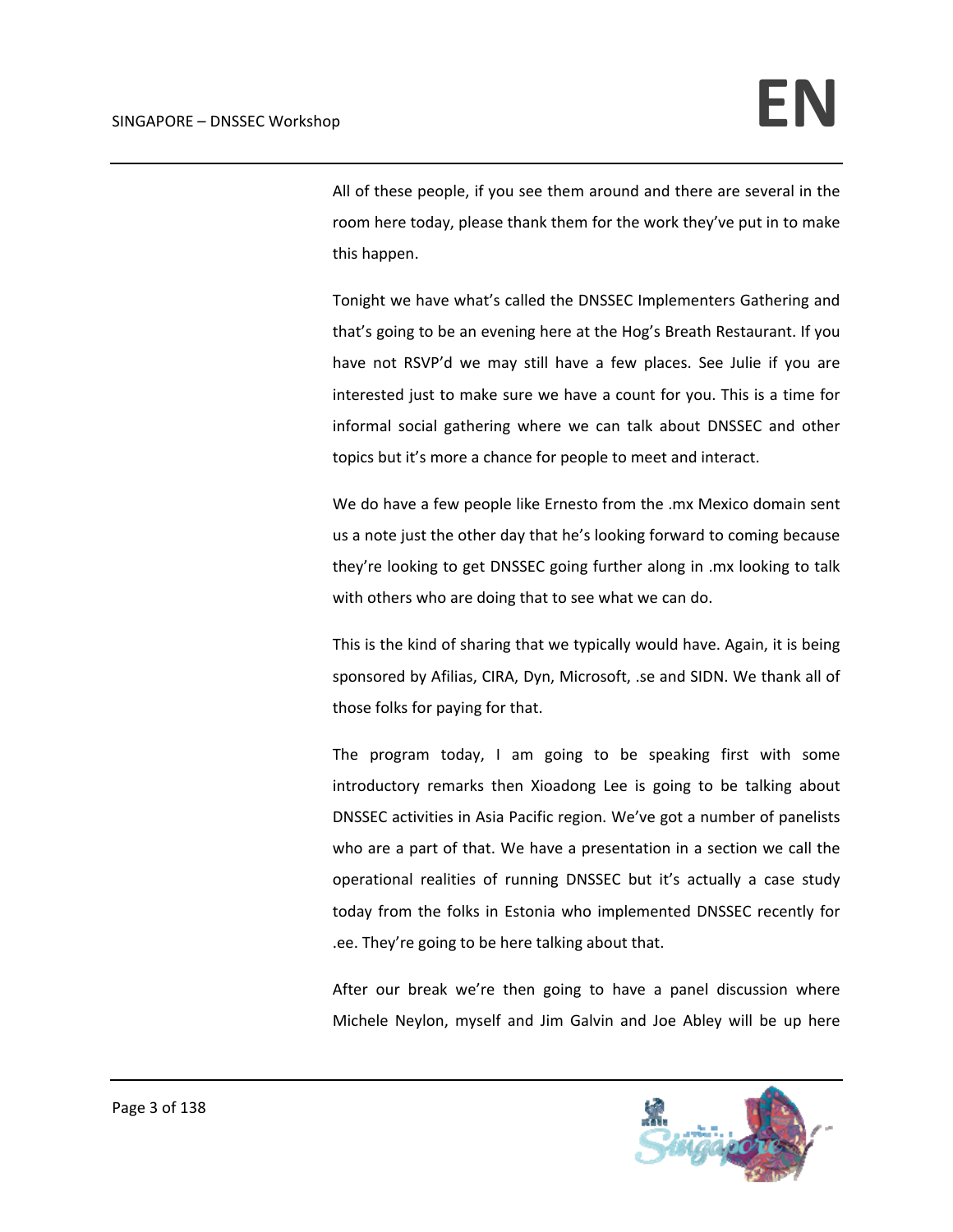All of these people, if you see them around and there are several in the room here today, please thank them for the work they've put in to make this happen.

Tonight we have what's called the DNSSEC Implementers Gathering and that's going to be an evening here at the Hog's Breath Restaurant. If you have not RSVP'd we may still have a few places. See Julie if you are interested just to make sure we have a count for you. This is a time for informal social gathering where we can talk about DNSSEC and other topics but it's more a chance for people to meet and interact.

We do have a few people like Ernesto from the .mx Mexico domain sent us a note just the other day that he's looking forward to coming because they're looking to get DNSSEC going further along in .mx looking to talk with others who are doing that to see what we can do.

This is the kind of sharing that we typically would have. Again, it is being sponsored by Afilias, CIRA, Dyn, Microsoft, .se and SIDN. We thank all of those folks for paying for that.

The program today, I am going to be speaking first with some introductory remarks then Xioadong Lee is going to be talking about DNSSEC activities in Asia Pacific region. We've got a number of panelists who are a part of that. We have a presentation in a section we call the operational realities of running DNSSEC but it's actually a case study today from the folks in Estonia who implemented DNSSEC recently for .ee. They're going to be here talking about that.

After our break we're then going to have a panel discussion where Michele Neylon, myself and Jim Galvin and Joe Abley will be up here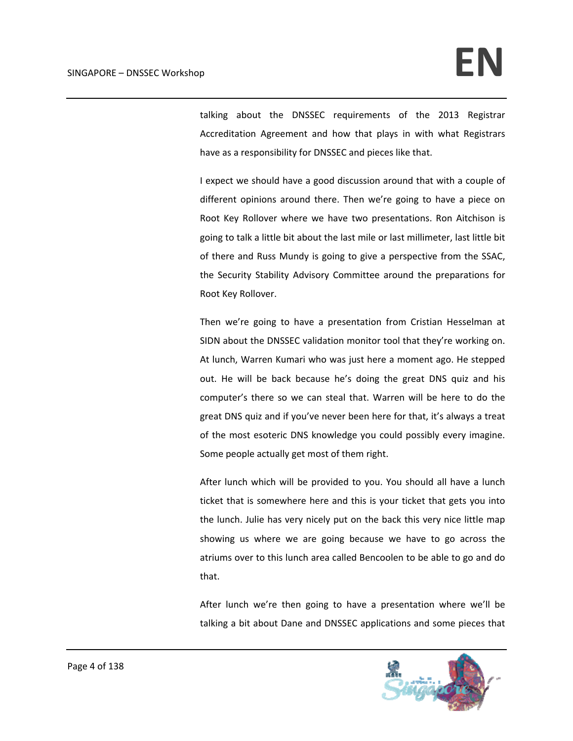talking about the DNSSEC requirements of the 2013 Registrar Accreditation Agreement and how that plays in with what Registrars have as a responsibility for DNSSEC and pieces like that.

I expect we should have a good discussion around that with a couple of different opinions around there. Then we're going to have a piece on Root Key Rollover where we have two presentations. Ron Aitchison is going to talk a little bit about the last mile or last millimeter, last little bit of there and Russ Mundy is going to give a perspective from the SSAC, the Security Stability Advisory Committee around the preparations for Root Key Rollover.

Then we're going to have a presentation from Cristian Hesselman at SIDN about the DNSSEC validation monitor tool that they're working on. At lunch, Warren Kumari who was just here a moment ago. He stepped out. He will be back because he's doing the great DNS quiz and his computer's there so we can steal that. Warren will be here to do the great DNS quiz and if you've never been here for that, it's always a treat of the most esoteric DNS knowledge you could possibly every imagine. Some people actually get most of them right.

After lunch which will be provided to you. You should all have a lunch ticket that is somewhere here and this is your ticket that gets you into the lunch. Julie has very nicely put on the back this very nice little map showing us where we are going because we have to go across the atriums over to this lunch area called Bencoolen to be able to go and do that.

After lunch we're then going to have a presentation where we'll be talking a bit about Dane and DNSSEC applications and some pieces that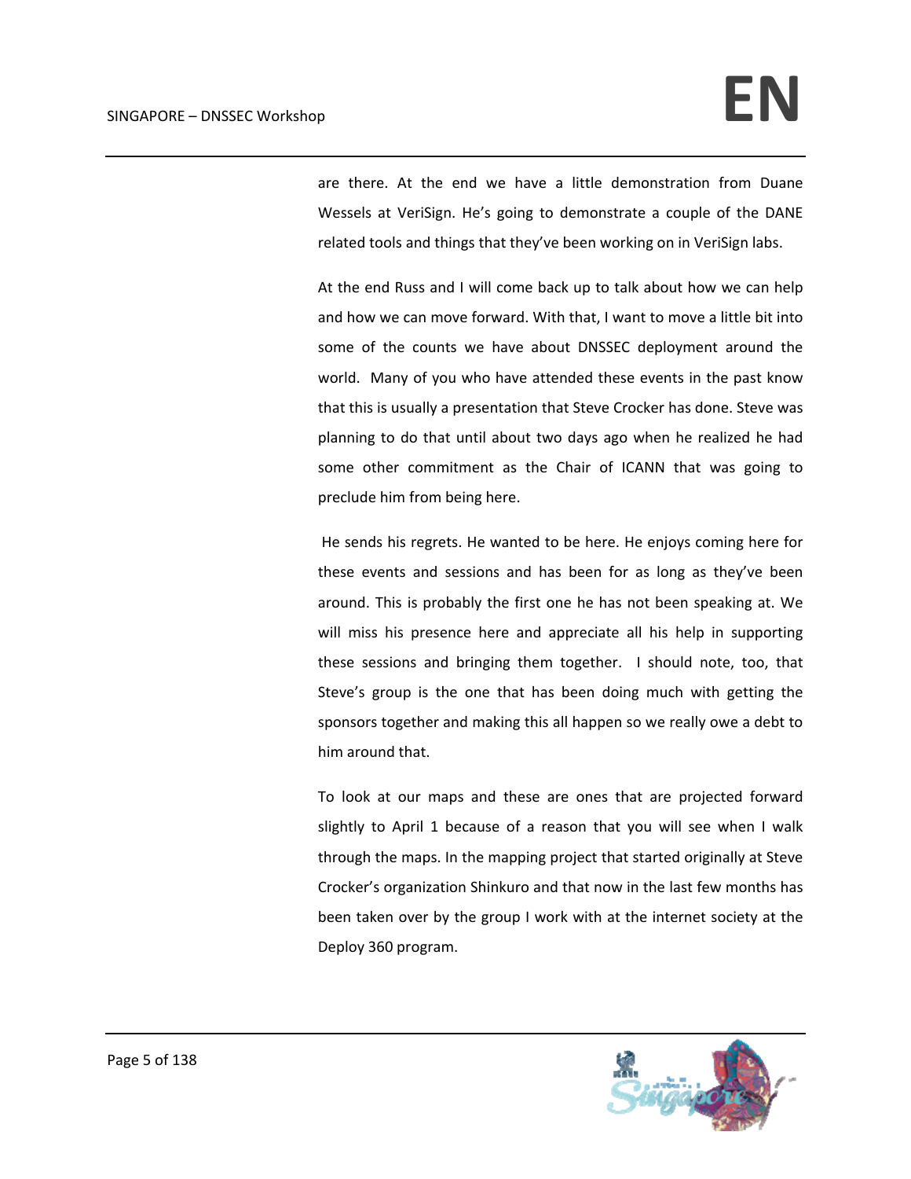are there. At the end we have a little demonstration from Duane Wessels at VeriSign. He's going to demonstrate a couple of the DANE related tools and things that they've been working on in VeriSign labs.

At the end Russ and I will come back up to talk about how we can help and how we can move forward. With that, I want to move a little bit into some of the counts we have about DNSSEC deployment around the world. Many of you who have attended these events in the past know that this is usually a presentation that Steve Crocker has done. Steve was planning to do that until about two days ago when he realized he had some other commitment as the Chair of ICANN that was going to preclude him from being here.

He sends his regrets. He wanted to be here. He enjoys coming here for these events and sessions and has been for as long as they've been around. This is probably the first one he has not been speaking at. We will miss his presence here and appreciate all his help in supporting these sessions and bringing them together. I should note, too, that Steve's group is the one that has been doing much with getting the sponsors together and making this all happen so we really owe a debt to him around that.

To look at our maps and these are ones that are projected forward slightly to April 1 because of a reason that you will see when I walk through the maps. In the mapping project that started originally at Steve Crocker's organization Shinkuro and that now in the last few months has been taken over by the group I work with at the internet society at the Deploy 360 program.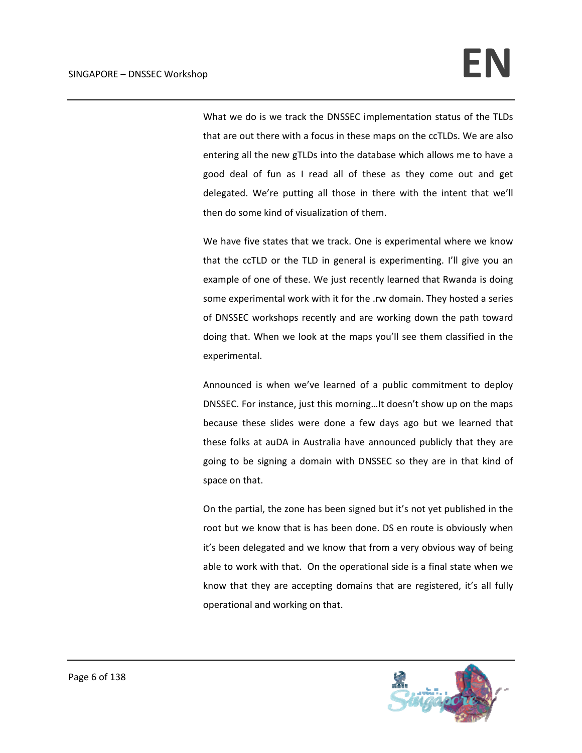What we do is we track the DNSSEC implementation status of the TLDs that are out there with a focus in these maps on the ccTLDs. We are also entering all the new gTLDs into the database which allows me to have a good deal of fun as I read all of these as they come out and get delegated. We're putting all those in there with the intent that we'll then do some kind of visualization of them.

We have five states that we track. One is experimental where we know that the ccTLD or the TLD in general is experimenting. I'll give you an example of one of these. We just recently learned that Rwanda is doing some experimental work with it for the .rw domain. They hosted a series of DNSSEC workshops recently and are working down the path toward doing that. When we look at the maps you'll see them classified in the experimental.

Announced is when we've learned of a public commitment to deploy DNSSEC. For instance, just this morning…It doesn't show up on the maps because these slides were done a few days ago but we learned that these folks at auDA in Australia have announced publicly that they are going to be signing a domain with DNSSEC so they are in that kind of space on that.

On the partial, the zone has been signed but it's not yet published in the root but we know that is has been done. DS en route is obviously when it's been delegated and we know that from a very obvious way of being able to work with that. On the operational side is a final state when we know that they are accepting domains that are registered, it's all fully operational and working on that.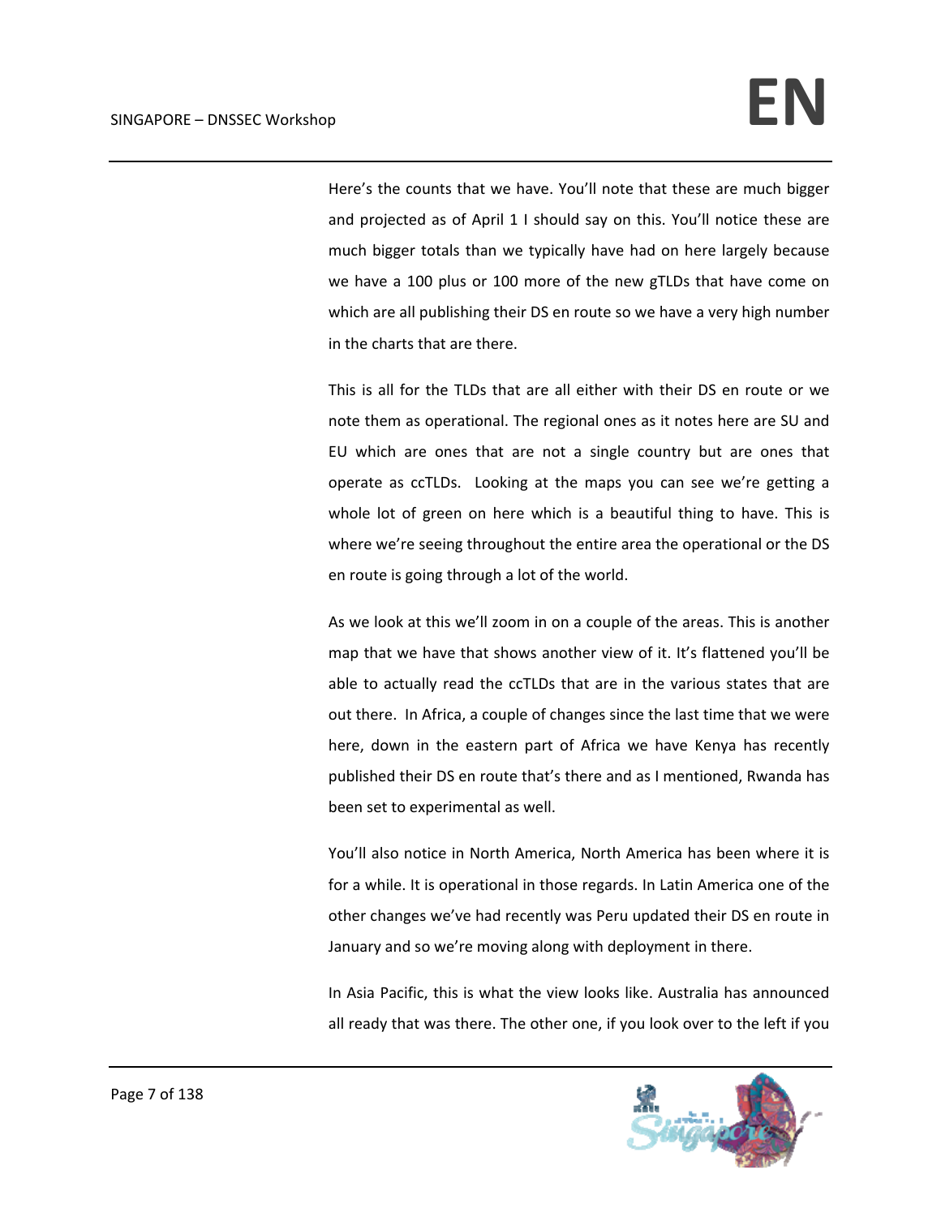Here's the counts that we have. You'll note that these are much bigger and projected as of April 1 I should say on this. You'll notice these are much bigger totals than we typically have had on here largely because we have a 100 plus or 100 more of the new gTLDs that have come on which are all publishing their DS en route so we have a very high number in the charts that are there.

This is all for the TLDs that are all either with their DS en route or we note them as operational. The regional ones as it notes here are SU and EU which are ones that are not a single country but are ones that operate as ccTLDs. Looking at the maps you can see we're getting a whole lot of green on here which is a beautiful thing to have. This is where we're seeing throughout the entire area the operational or the DS en route is going through a lot of the world.

As we look at this we'll zoom in on a couple of the areas. This is another map that we have that shows another view of it. It's flattened you'll be able to actually read the ccTLDs that are in the various states that are out there. In Africa, a couple of changes since the last time that we were here, down in the eastern part of Africa we have Kenya has recently published their DS en route that's there and as I mentioned, Rwanda has been set to experimental as well.

You'll also notice in North America, North America has been where it is for a while. It is operational in those regards. In Latin America one of the other changes we've had recently was Peru updated their DS en route in January and so we're moving along with deployment in there.

In Asia Pacific, this is what the view looks like. Australia has announced all ready that was there. The other one, if you look over to the left if you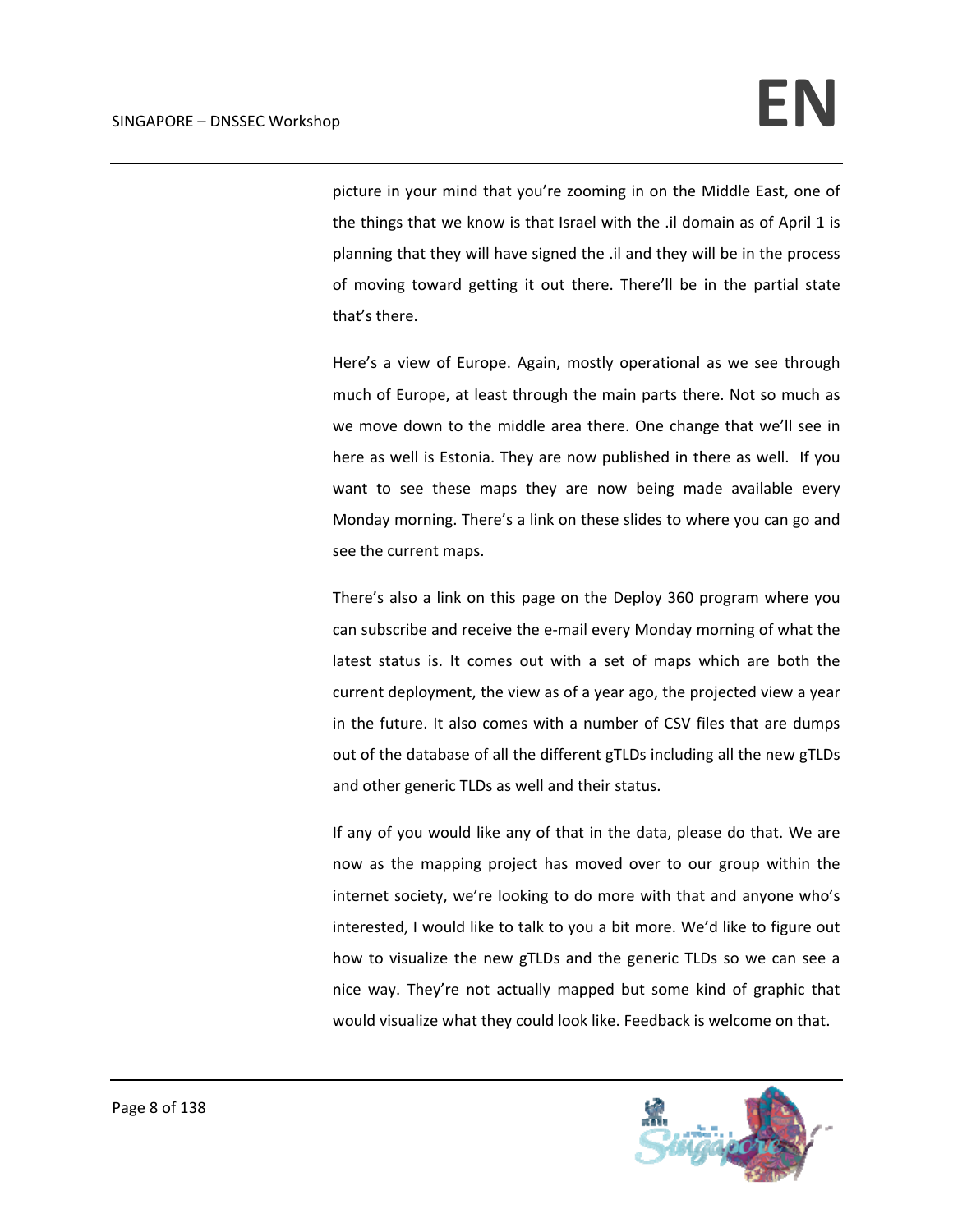picture in your mind that you're zooming in on the Middle East, one of the things that we know is that Israel with the .il domain as of April 1 is planning that they will have signed the .il and they will be in the process of moving toward getting it out there. There'll be in the partial state that's there.

Here's a view of Europe. Again, mostly operational as we see through much of Europe, at least through the main parts there. Not so much as we move down to the middle area there. One change that we'll see in here as well is Estonia. They are now published in there as well. If you want to see these maps they are now being made available every Monday morning. There's a link on these slides to where you can go and see the current maps.

There's also a link on this page on the Deploy 360 program where you can subscribe and receive the e-mail every Monday morning of what the latest status is. It comes out with a set of maps which are both the current deployment, the view as of a year ago, the projected view a year in the future. It also comes with a number of CSV files that are dumps out of the database of all the different gTLDs including all the new gTLDs and other generic TLDs as well and their status.

If any of you would like any of that in the data, please do that. We are now as the mapping project has moved over to our group within the internet society, we're looking to do more with that and anyone who's interested, I would like to talk to you a bit more. We'd like to figure out how to visualize the new gTLDs and the generic TLDs so we can see a nice way. They're not actually mapped but some kind of graphic that would visualize what they could look like. Feedback is welcome on that.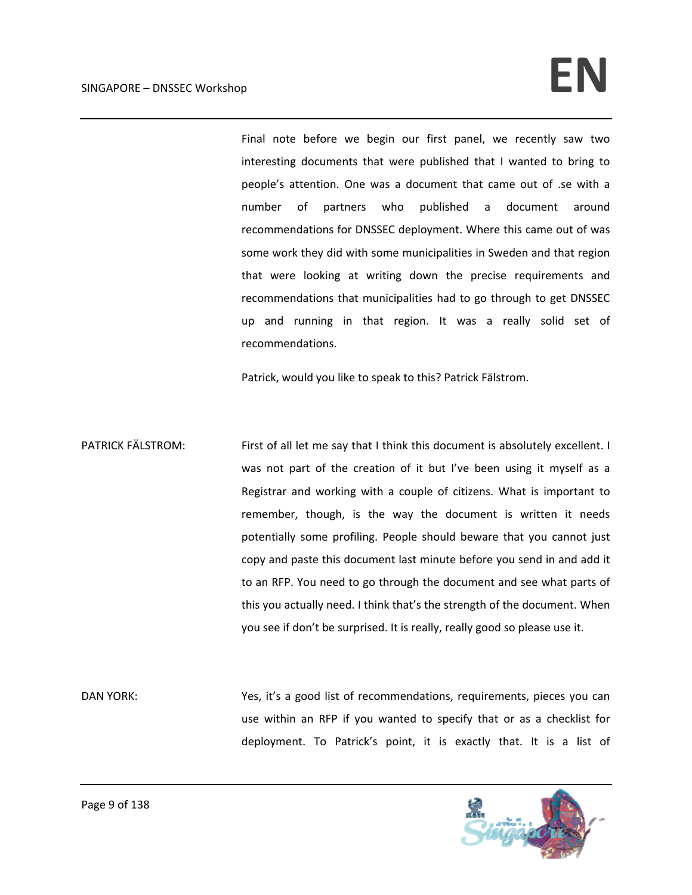Final note before we begin our first panel, we recently saw two interesting documents that were published that I wanted to bring to people's attention. One was a document that came out of .se with a number of partners who published a document around recommendations for DNSSEC deployment. Where this came out of was some work they did with some municipalities in Sweden and that region that were looking at writing down the precise requirements and recommendations that municipalities had to go through to get DNSSEC up and running in that region. It was a really solid set of recommendations.

Patrick, would you like to speak to this? Patrick Fälstrom.

PATRICK FÄLSTROM: First of all let me say that I think this document is absolutely excellent. I was not part of the creation of it but I've been using it myself as a Registrar and working with a couple of citizens. What is important to remember, though, is the way the document is written it needs potentially some profiling. People should beware that you cannot just copy and paste this document last minute before you send in and add it to an RFP. You need to go through the document and see what parts of this you actually need. I think that's the strength of the document. When you see if don't be surprised. It is really, really good so please use it.

DAN YORK: Yes, it's a good list of recommendations, requirements, pieces you can use within an RFP if you wanted to specify that or as a checklist for deployment. To Patrick's point, it is exactly that. It is a list of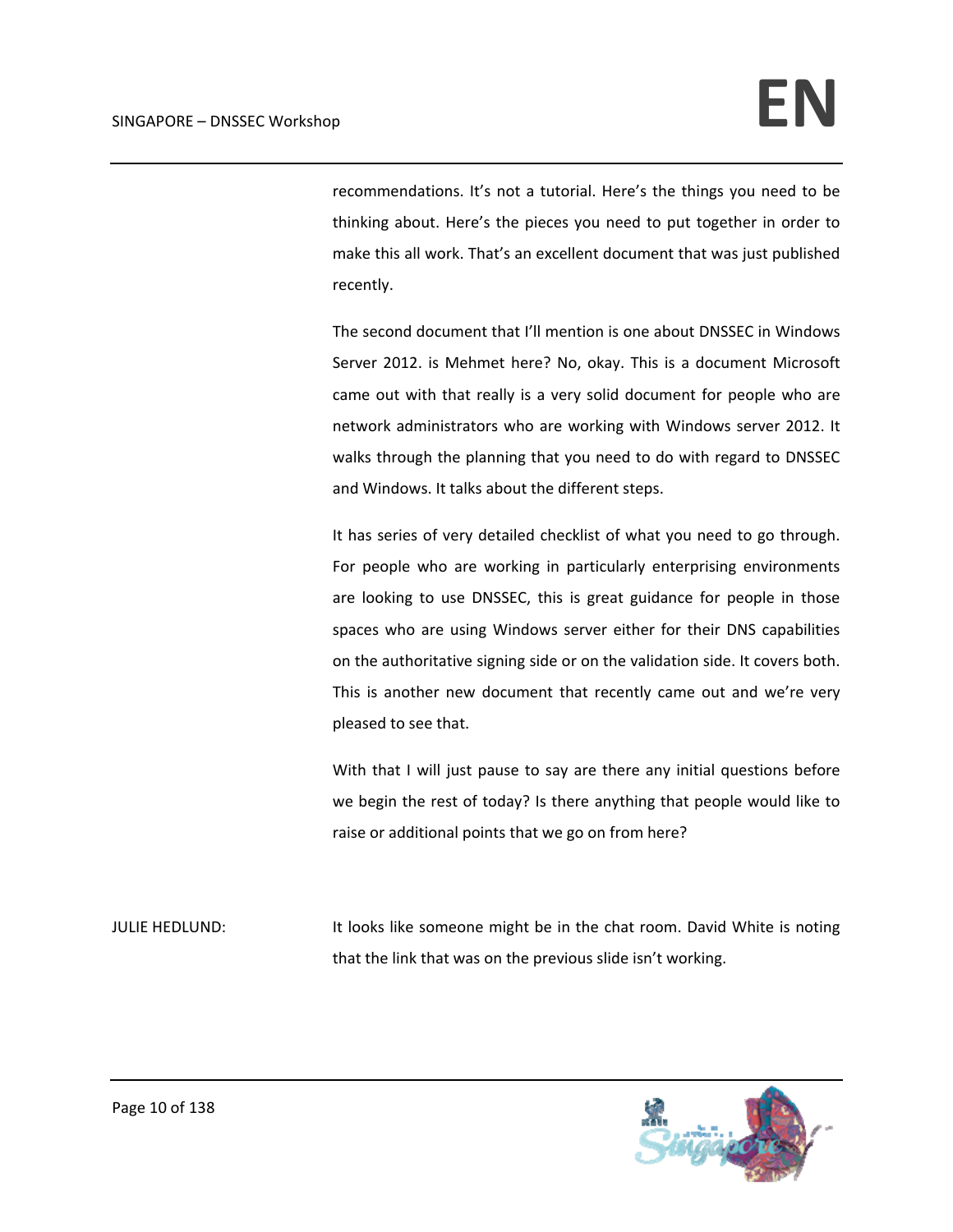recommendations. It's not a tutorial. Here's the things you need to be thinking about. Here's the pieces you need to put together in order to make this all work. That's an excellent document that was just published recently.

The second document that I'll mention is one about DNSSEC in Windows Server 2012. is Mehmet here? No, okay. This is a document Microsoft came out with that really is a very solid document for people who are network administrators who are working with Windows server 2012. It walks through the planning that you need to do with regard to DNSSEC and Windows. It talks about the different steps.

It has series of very detailed checklist of what you need to go through. For people who are working in particularly enterprising environments are looking to use DNSSEC, this is great guidance for people in those spaces who are using Windows server either for their DNS capabilities on the authoritative signing side or on the validation side. It covers both. This is another new document that recently came out and we're very pleased to see that.

With that I will just pause to say are there any initial questions before we begin the rest of today? Is there anything that people would like to raise or additional points that we go on from here?

JULIE HEDLUND: It looks like someone might be in the chat room. David White is noting that the link that was on the previous slide isn't working.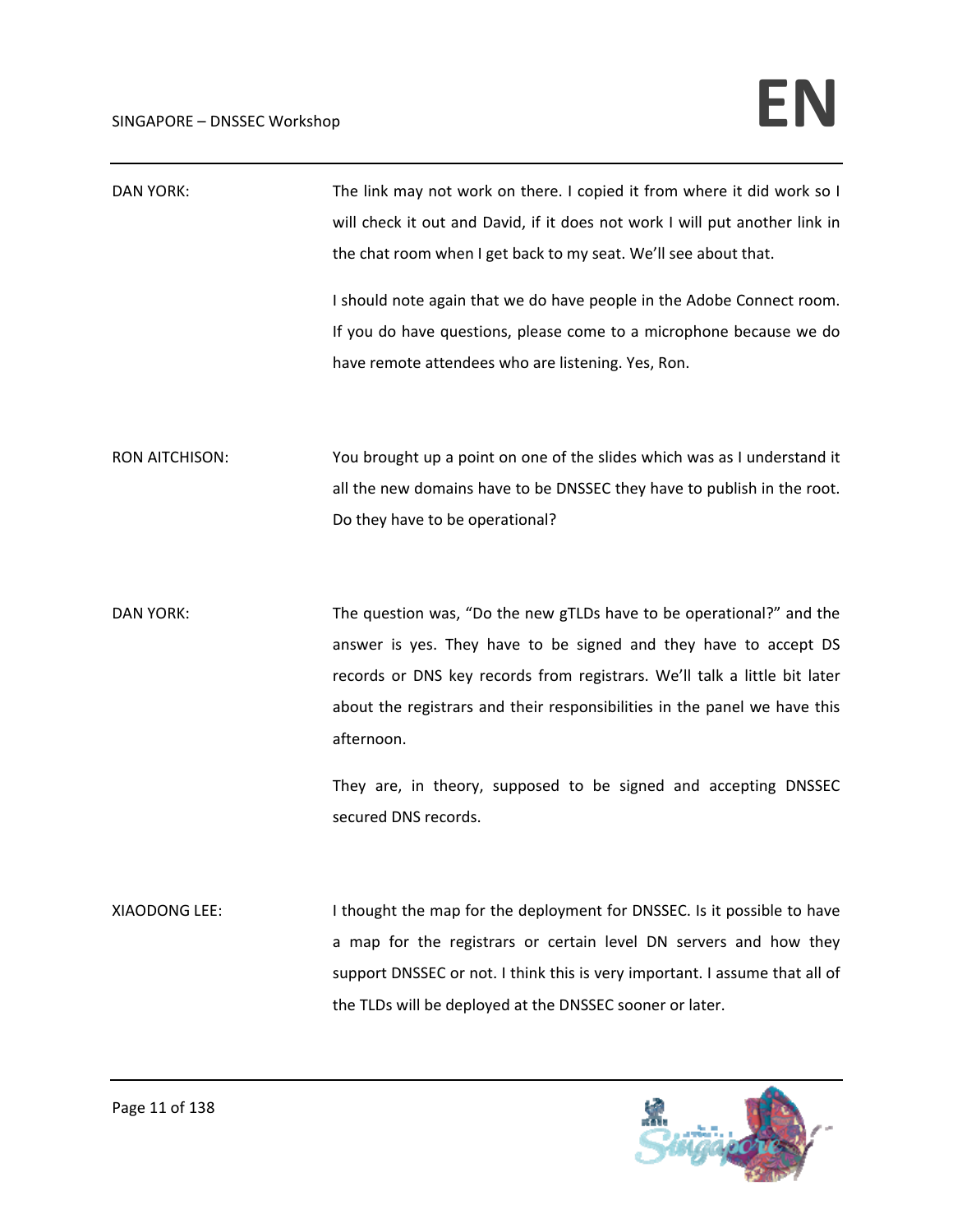DAN YORK: The link may not work on there. I copied it from where it did work so I will check it out and David, if it does not work I will put another link in the chat room when I get back to my seat. We'll see about that.

I should note again that we do have people in the Adobe Connect room. If you do have questions, please come to a microphone because we do have remote attendees who are listening. Yes, Ron.

RON AITCHISON: You brought up a point on one of the slides which was as I understand it all the new domains have to be DNSSEC they have to publish in the root. Do they have to be operational?

DAN YORK: The question was, "Do the new gTLDs have to be operational?" and the answer is yes. They have to be signed and they have to accept DS records or DNS key records from registrars. We'll talk a little bit later about the registrars and their responsibilities in the panel we have this afternoon.

They are, in theory, supposed to be signed and accepting DNSSEC secured DNS records.

XIAODONG LEE: I thought the map for the deployment for DNSSEC. Is it possible to have a map for the registrars or certain level DN servers and how they support DNSSEC or not. I think this is very important. I assume that all of the TLDs will be deployed at the DNSSEC sooner or later.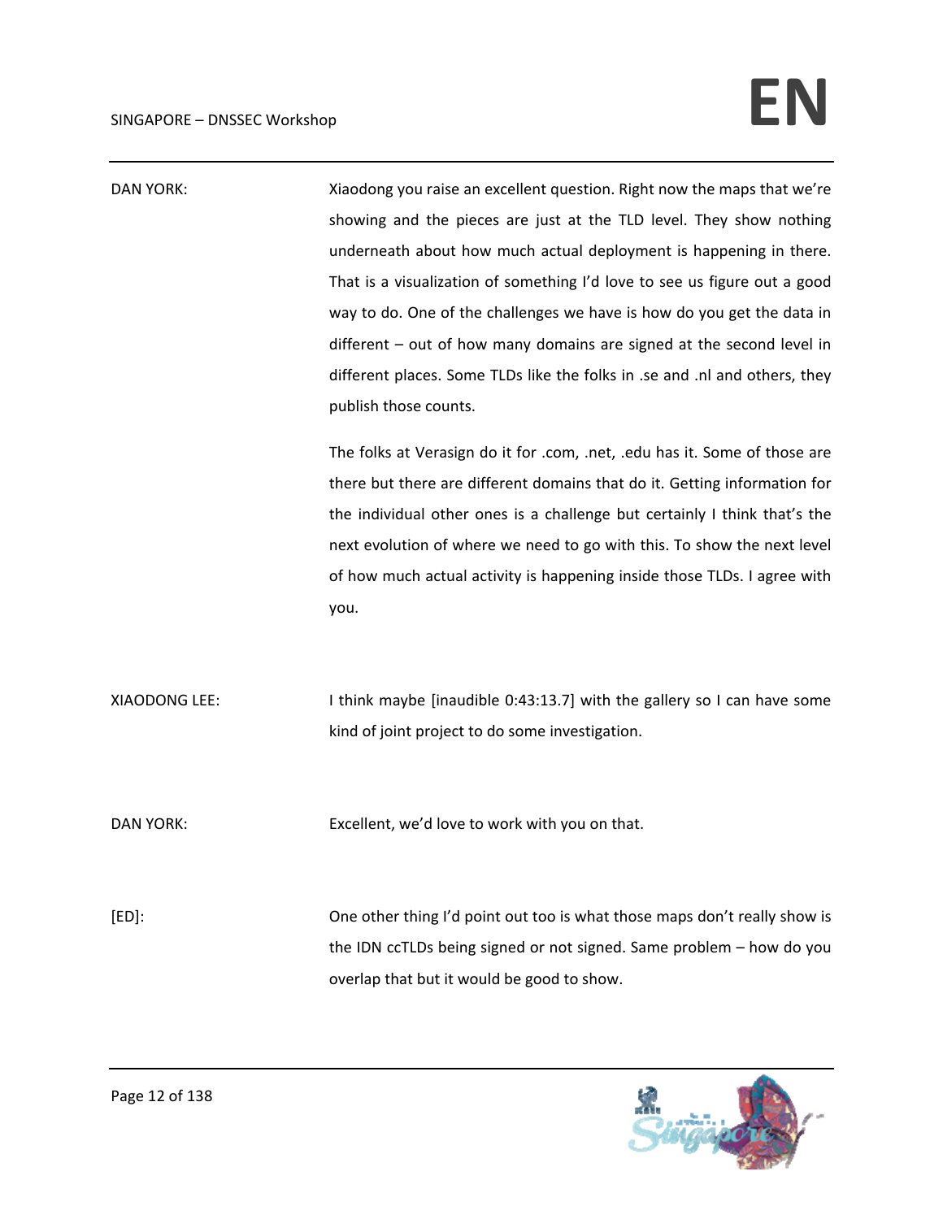DAN YORK: Xiaodong you raise an excellent question. Right now the maps that we're showing and the pieces are just at the TLD level. They show nothing underneath about how much actual deployment is happening in there. That is a visualization of something I'd love to see us figure out a good way to do. One of the challenges we have is how do you get the data in different – out of how many domains are signed at the second level in different places. Some TLDs like the folks in .se and .nl and others, they publish those counts.

The folks at Verasign do it for .com, .net, .edu has it. Some of those are there but there are different domains that do it. Getting information for the individual other ones is a challenge but certainly I think that's the next evolution of where we need to go with this. To show the next level of how much actual activity is happening inside those TLDs. I agree with you.

XIAODONG LEE: I think maybe [inaudible 0:43:13.7] with the gallery so I can have some kind of joint project to do some investigation.

DAN YORK: Excellent, we'd love to work with you on that.

[ED]: One other thing I'd point out too is what those maps don't really show is the IDN ccTLDs being signed or not signed. Same problem – how do you overlap that but it would be good to show.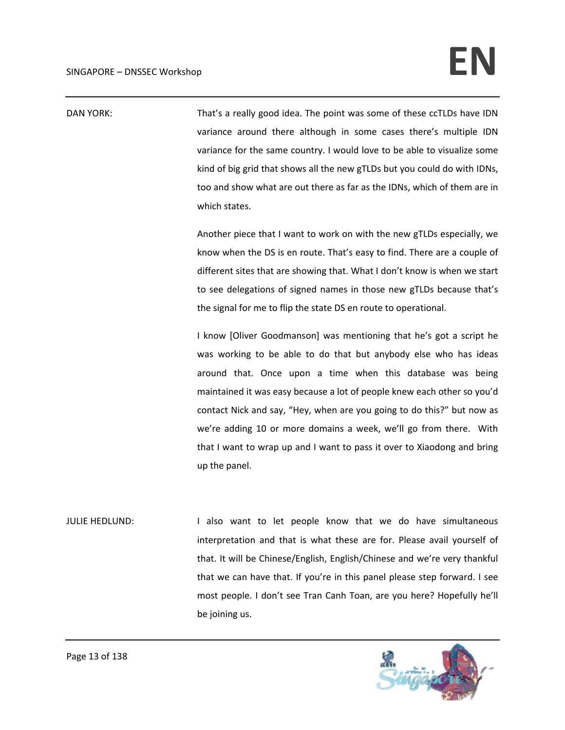DAN YORK: That's a really good idea. The point was some of these ccTLDs have IDN variance around there although in some cases there's multiple IDN variance for the same country. I would love to be able to visualize some kind of big grid that shows all the new gTLDs but you could do with IDNs, too and show what are out there as far as the IDNs, which of them are in which states.

Another piece that I want to work on with the new gTLDs especially, we know when the DS is en route. That's easy to find. There are a couple of different sites that are showing that. What I don't know is when we start to see delegations of signed names in those new gTLDs because that's the signal for me to flip the state DS en route to operational.

I know [Oliver Goodmanson] was mentioning that he's got a script he was working to be able to do that but anybody else who has ideas around that. Once upon a time when this database was being maintained it was easy because a lot of people knew each other so you'd contact Nick and say, "Hey, when are you going to do this?" but now as we're adding 10 or more domains a week, we'll go from there. With that I want to wrap up and I want to pass it over to Xiaodong and bring up the panel.

JULIE HEDLUND: I also want to let people know that we do have simultaneous interpretation and that is what these are for. Please avail yourself of that. It will be Chinese/English, English/Chinese and we're very thankful that we can have that. If you're in this panel please step forward. I see most people. I don't see Tran Canh Toan, are you here? Hopefully he'll be joining us.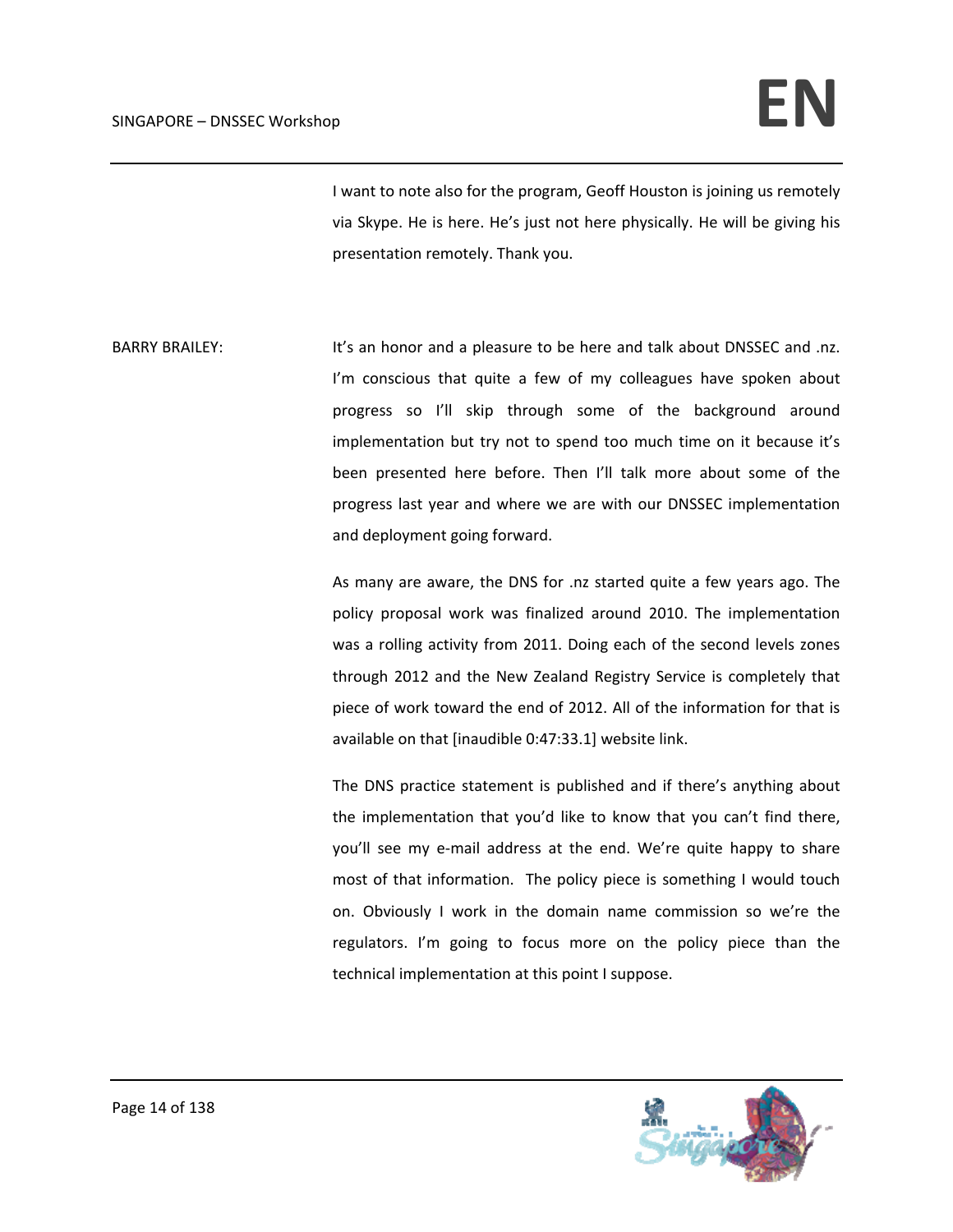I want to note also for the program, Geoff Houston is joining us remotely via Skype. He is here. He's just not here physically. He will be giving his presentation remotely. Thank you.

BARRY BRAILEY: It's an honor and a pleasure to be here and talk about DNSSEC and .nz. I'm conscious that quite a few of my colleagues have spoken about progress so I'll skip through some of the background around implementation but try not to spend too much time on it because it's been presented here before. Then I'll talk more about some of the progress last year and where we are with our DNSSEC implementation and deployment going forward.

As many are aware, the DNS for .nz started quite a few years ago. The policy proposal work was finalized around 2010. The implementation was a rolling activity from 2011. Doing each of the second levels zones through 2012 and the New Zealand Registry Service is completely that piece of work toward the end of 2012. All of the information for that is available on that [inaudible 0:47:33.1] website link.

The DNS practice statement is published and if there's anything about the implementation that you'd like to know that you can't find there, you'll see my e-mail address at the end. We're quite happy to share most of that information. The policy piece is something I would touch on. Obviously I work in the domain name commission so we're the regulators. I'm going to focus more on the policy piece than the technical implementation at this point I suppose.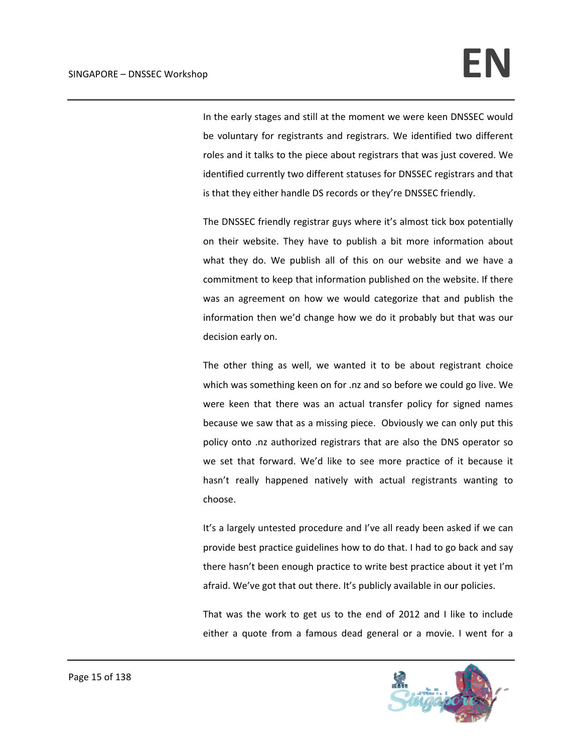In the early stages and still at the moment we were keen DNSSEC would be voluntary for registrants and registrars. We identified two different roles and it talks to the piece about registrars that was just covered. We identified currently two different statuses for DNSSEC registrars and that is that they either handle DS records or they're DNSSEC friendly.

The DNSSEC friendly registrar guys where it's almost tick box potentially on their website. They have to publish a bit more information about what they do. We publish all of this on our website and we have a commitment to keep that information published on the website. If there was an agreement on how we would categorize that and publish the information then we'd change how we do it probably but that was our decision early on.

The other thing as well, we wanted it to be about registrant choice which was something keen on for .nz and so before we could go live. We were keen that there was an actual transfer policy for signed names because we saw that as a missing piece. Obviously we can only put this policy onto .nz authorized registrars that are also the DNS operator so we set that forward. We'd like to see more practice of it because it hasn't really happened natively with actual registrants wanting to choose.

It's a largely untested procedure and I've all ready been asked if we can provide best practice guidelines how to do that. I had to go back and say there hasn't been enough practice to write best practice about it yet I'm afraid. We've got that out there. It's publicly available in our policies.

That was the work to get us to the end of 2012 and I like to include either a quote from a famous dead general or a movie. I went for a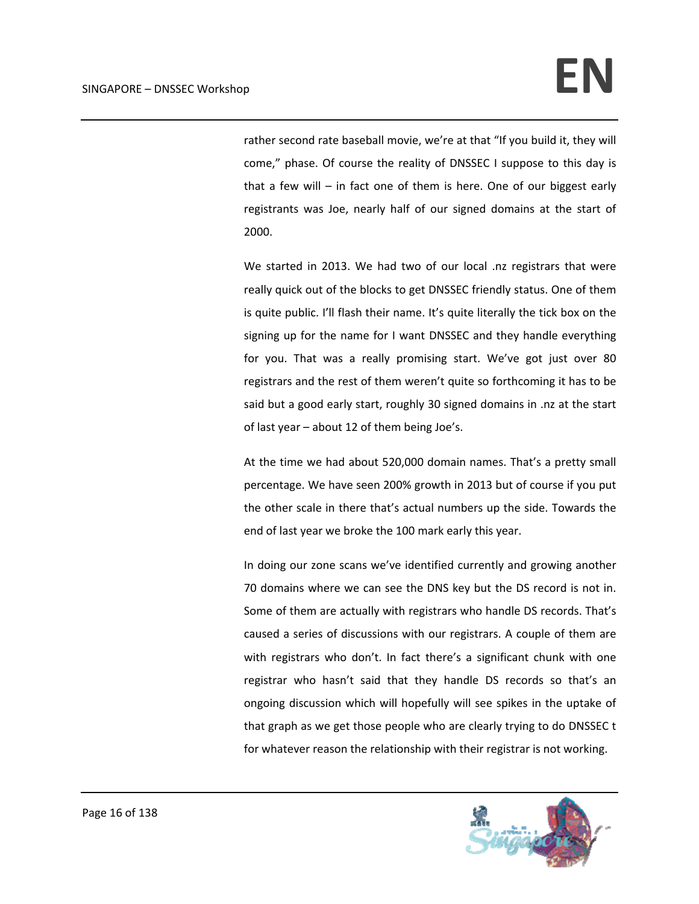rather second rate baseball movie, we're at that "If you build it, they will come," phase. Of course the reality of DNSSEC I suppose to this day is that a few will – in fact one of them is here. One of our biggest early registrants was Joe, nearly half of our signed domains at the start of 2000.

We started in 2013. We had two of our local .nz registrars that were really quick out of the blocks to get DNSSEC friendly status. One of them is quite public. I'll flash their name. It's quite literally the tick box on the signing up for the name for I want DNSSEC and they handle everything for you. That was a really promising start. We've got just over 80 registrars and the rest of them weren't quite so forthcoming it has to be said but a good early start, roughly 30 signed domains in .nz at the start of last year – about 12 of them being Joe's.

At the time we had about 520,000 domain names. That's a pretty small percentage. We have seen 200% growth in 2013 but of course if you put the other scale in there that's actual numbers up the side. Towards the end of last year we broke the 100 mark early this year.

In doing our zone scans we've identified currently and growing another 70 domains where we can see the DNS key but the DS record is not in. Some of them are actually with registrars who handle DS records. That's caused a series of discussions with our registrars. A couple of them are with registrars who don't. In fact there's a significant chunk with one registrar who hasn't said that they handle DS records so that's an ongoing discussion which will hopefully will see spikes in the uptake of that graph as we get those people who are clearly trying to do DNSSEC t for whatever reason the relationship with their registrar is not working.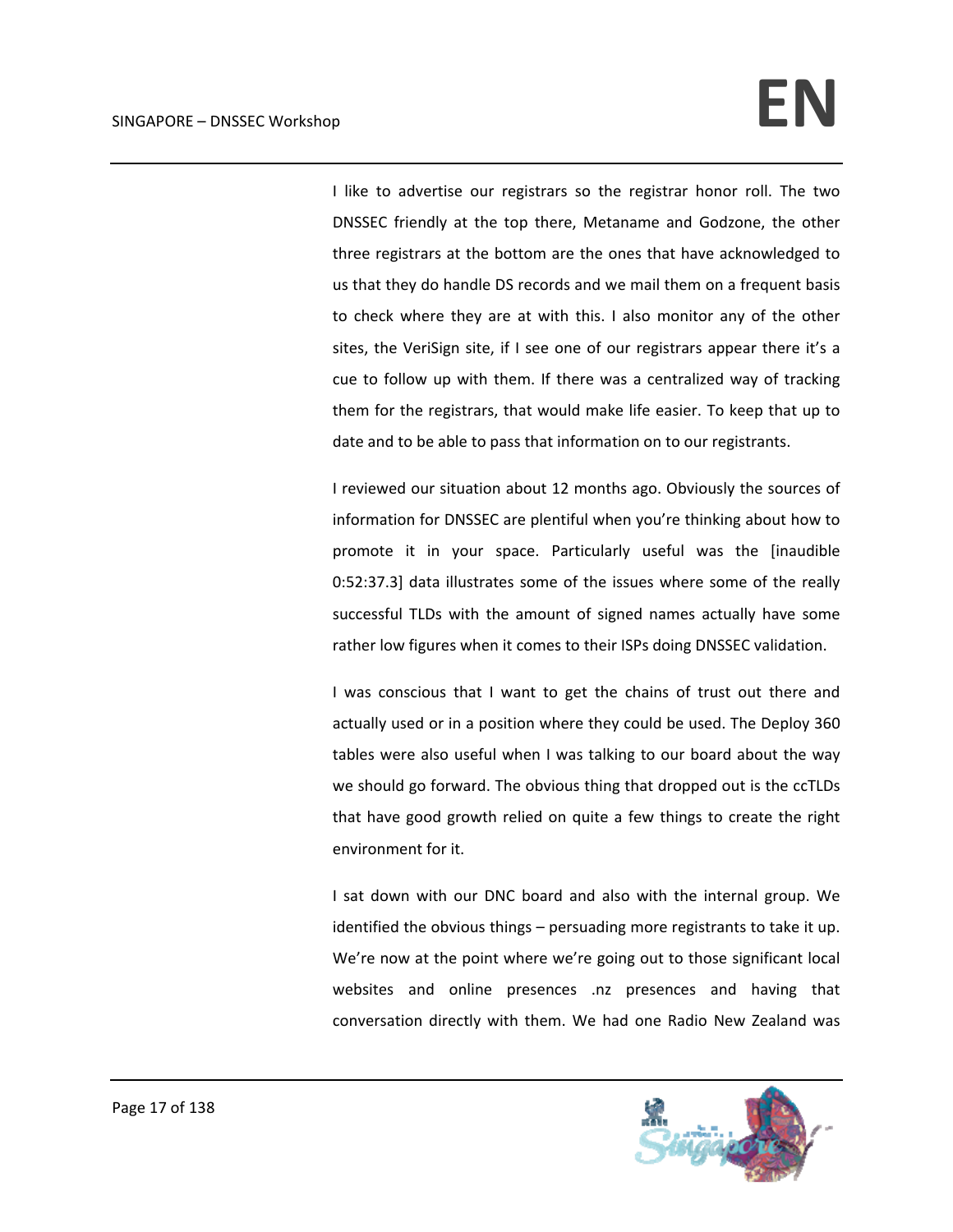I like to advertise our registrars so the registrar honor roll. The two DNSSEC friendly at the top there, Metaname and Godzone, the other three registrars at the bottom are the ones that have acknowledged to us that they do handle DS records and we mail them on a frequent basis to check where they are at with this. I also monitor any of the other sites, the VeriSign site, if I see one of our registrars appear there it's a cue to follow up with them. If there was a centralized way of tracking them for the registrars, that would make life easier. To keep that up to date and to be able to pass that information on to our registrants.

I reviewed our situation about 12 months ago. Obviously the sources of information for DNSSEC are plentiful when you're thinking about how to promote it in your space. Particularly useful was the [inaudible 0:52:37.3] data illustrates some of the issues where some of the really successful TLDs with the amount of signed names actually have some rather low figures when it comes to their ISPs doing DNSSEC validation.

I was conscious that I want to get the chains of trust out there and actually used or in a position where they could be used. The Deploy 360 tables were also useful when I was talking to our board about the way we should go forward. The obvious thing that dropped out is the ccTLDs that have good growth relied on quite a few things to create the right environment for it.

I sat down with our DNC board and also with the internal group. We identified the obvious things – persuading more registrants to take it up. We're now at the point where we're going out to those significant local websites and online presences .nz presences and having that conversation directly with them. We had one Radio New Zealand was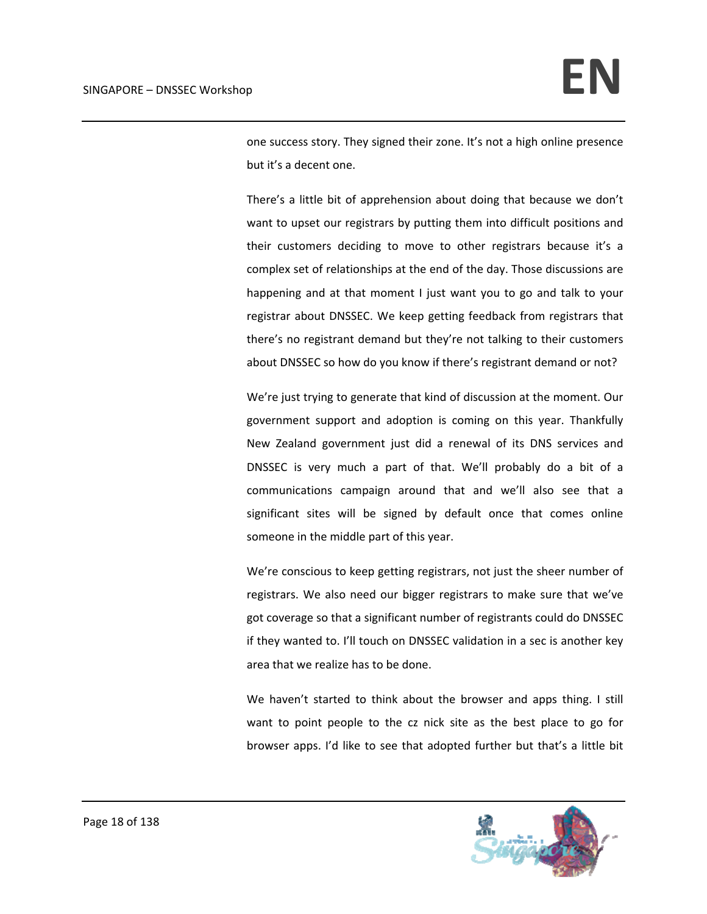one success story. They signed their zone. It's not a high online presence but it's a decent one.

There's a little bit of apprehension about doing that because we don't want to upset our registrars by putting them into difficult positions and their customers deciding to move to other registrars because it's a complex set of relationships at the end of the day. Those discussions are happening and at that moment I just want you to go and talk to your registrar about DNSSEC. We keep getting feedback from registrars that there's no registrant demand but they're not talking to their customers about DNSSEC so how do you know if there's registrant demand or not?

We're just trying to generate that kind of discussion at the moment. Our government support and adoption is coming on this year. Thankfully New Zealand government just did a renewal of its DNS services and DNSSEC is very much a part of that. We'll probably do a bit of a communications campaign around that and we'll also see that a significant sites will be signed by default once that comes online someone in the middle part of this year.

We're conscious to keep getting registrars, not just the sheer number of registrars. We also need our bigger registrars to make sure that we've got coverage so that a significant number of registrants could do DNSSEC if they wanted to. I'll touch on DNSSEC validation in a sec is another key area that we realize has to be done.

We haven't started to think about the browser and apps thing. I still want to point people to the cz nick site as the best place to go for browser apps. I'd like to see that adopted further but that's a little bit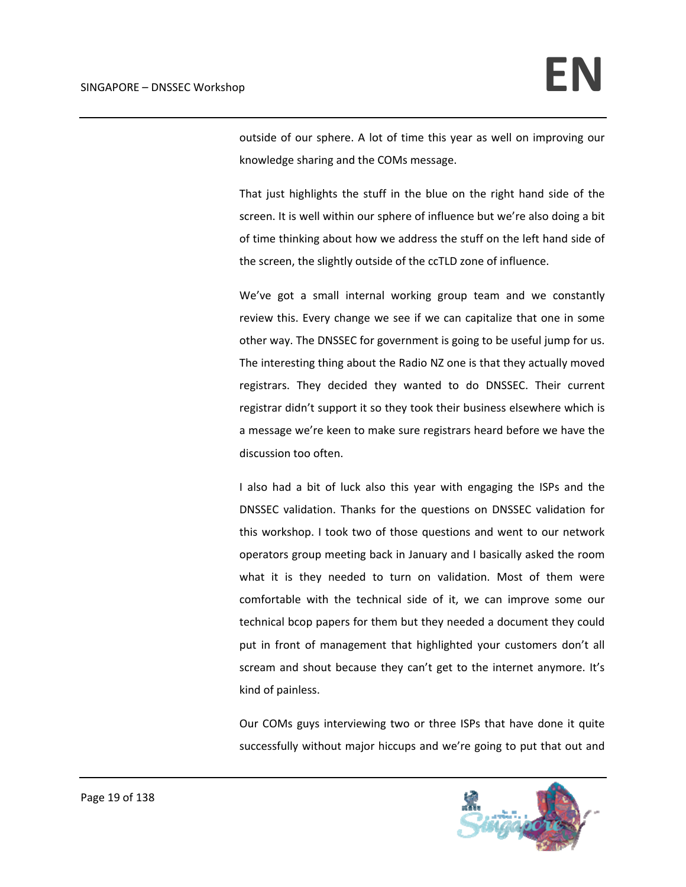outside of our sphere. A lot of time this year as well on improving our knowledge sharing and the COMs message.

That just highlights the stuff in the blue on the right hand side of the screen. It is well within our sphere of influence but we're also doing a bit of time thinking about how we address the stuff on the left hand side of the screen, the slightly outside of the ccTLD zone of influence.

We've got a small internal working group team and we constantly review this. Every change we see if we can capitalize that one in some other way. The DNSSEC for government is going to be useful jump for us. The interesting thing about the Radio NZ one is that they actually moved registrars. They decided they wanted to do DNSSEC. Their current registrar didn't support it so they took their business elsewhere which is a message we're keen to make sure registrars heard before we have the discussion too often.

I also had a bit of luck also this year with engaging the ISPs and the DNSSEC validation. Thanks for the questions on DNSSEC validation for this workshop. I took two of those questions and went to our network operators group meeting back in January and I basically asked the room what it is they needed to turn on validation. Most of them were comfortable with the technical side of it, we can improve some our technical bcop papers for them but they needed a document they could put in front of management that highlighted your customers don't all scream and shout because they can't get to the internet anymore. It's kind of painless.

Our COMs guys interviewing two or three ISPs that have done it quite successfully without major hiccups and we're going to put that out and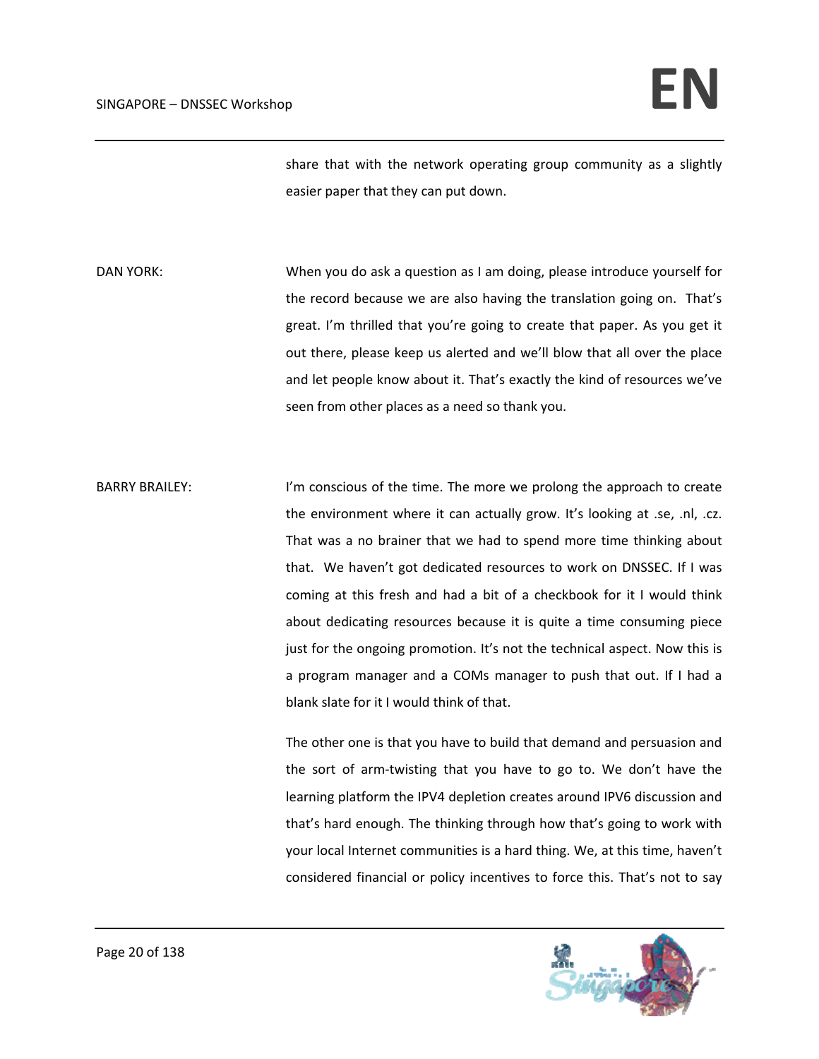share that with the network operating group community as a slightly easier paper that they can put down.

DAN YORK: When you do ask a question as I am doing, please introduce yourself for the record because we are also having the translation going on. That's great. I'm thrilled that you're going to create that paper. As you get it out there, please keep us alerted and we'll blow that all over the place and let people know about it. That's exactly the kind of resources we've seen from other places as a need so thank you.

BARRY BRAILEY: I'm conscious of the time. The more we prolong the approach to create the environment where it can actually grow. It's looking at .se, .nl, .cz. That was a no brainer that we had to spend more time thinking about that. We haven't got dedicated resources to work on DNSSEC. If I was coming at this fresh and had a bit of a checkbook for it I would think about dedicating resources because it is quite a time consuming piece just for the ongoing promotion. It's not the technical aspect. Now this is a program manager and a COMs manager to push that out. If I had a blank slate for it I would think of that.

The other one is that you have to build that demand and persuasion and the sort of arm-twisting that you have to go to. We don't have the learning platform the IPV4 depletion creates around IPV6 discussion and that's hard enough. The thinking through how that's going to work with your local Internet communities is a hard thing. We, at this time, haven't considered financial or policy incentives to force this. That's not to say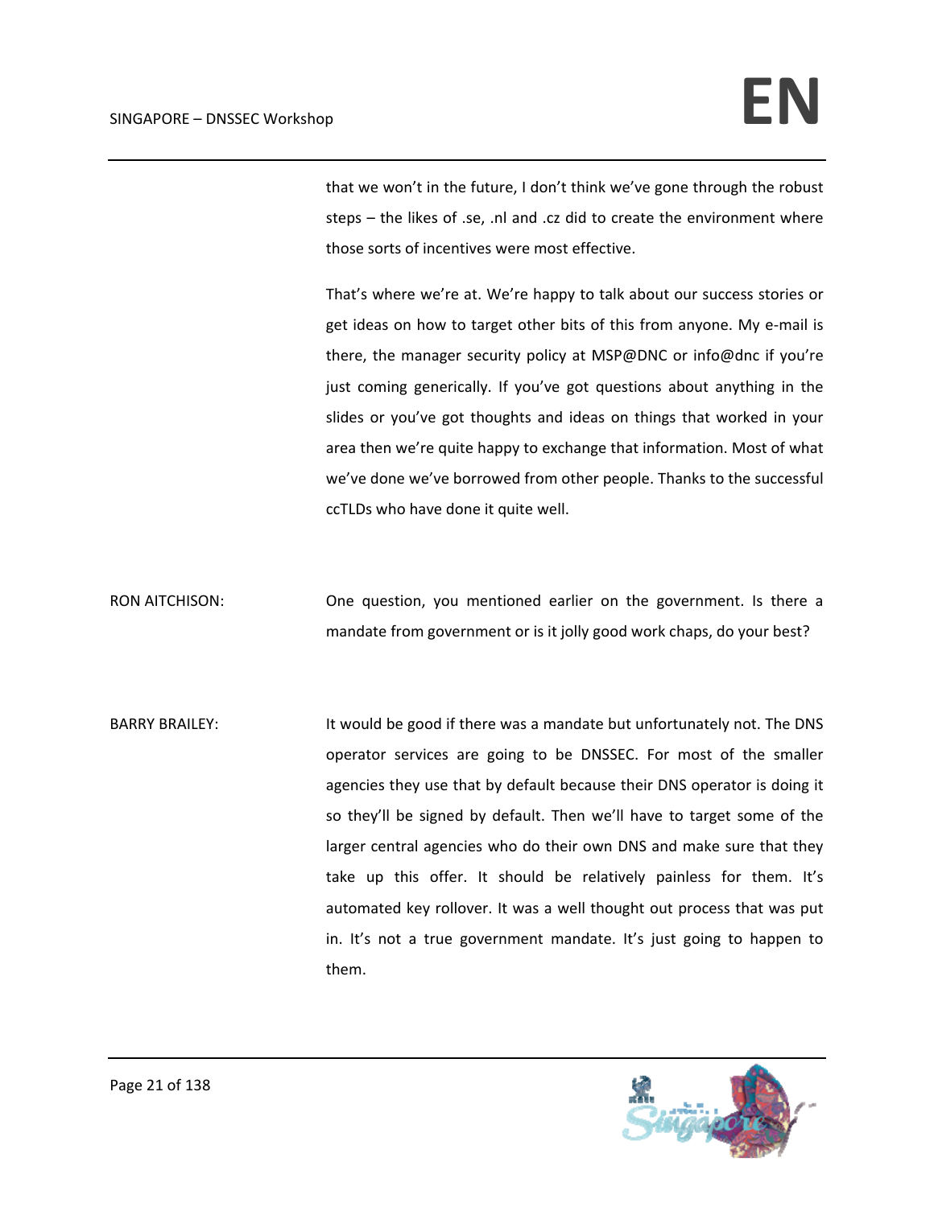that we won't in the future, I don't think we've gone through the robust steps – the likes of .se, .nl and .cz did to create the environment where those sorts of incentives were most effective.

That's where we're at. We're happy to talk about our success stories or get ideas on how to target other bits of this from anyone. My e-mail is there, the manager security policy at MSP@DNC or info@dnc if you're just coming generically. If you've got questions about anything in the slides or you've got thoughts and ideas on things that worked in your area then we're quite happy to exchange that information. Most of what we've done we've borrowed from other people. Thanks to the successful ccTLDs who have done it quite well.

RON AITCHISON: One question, you mentioned earlier on the government. Is there a mandate from government or is it jolly good work chaps, do your best?

BARRY BRAILEY: It would be good if there was a mandate but unfortunately not. The DNS operator services are going to be DNSSEC. For most of the smaller agencies they use that by default because their DNS operator is doing it so they'll be signed by default. Then we'll have to target some of the larger central agencies who do their own DNS and make sure that they take up this offer. It should be relatively painless for them. It's automated key rollover. It was a well thought out process that was put in. It's not a true government mandate. It's just going to happen to them.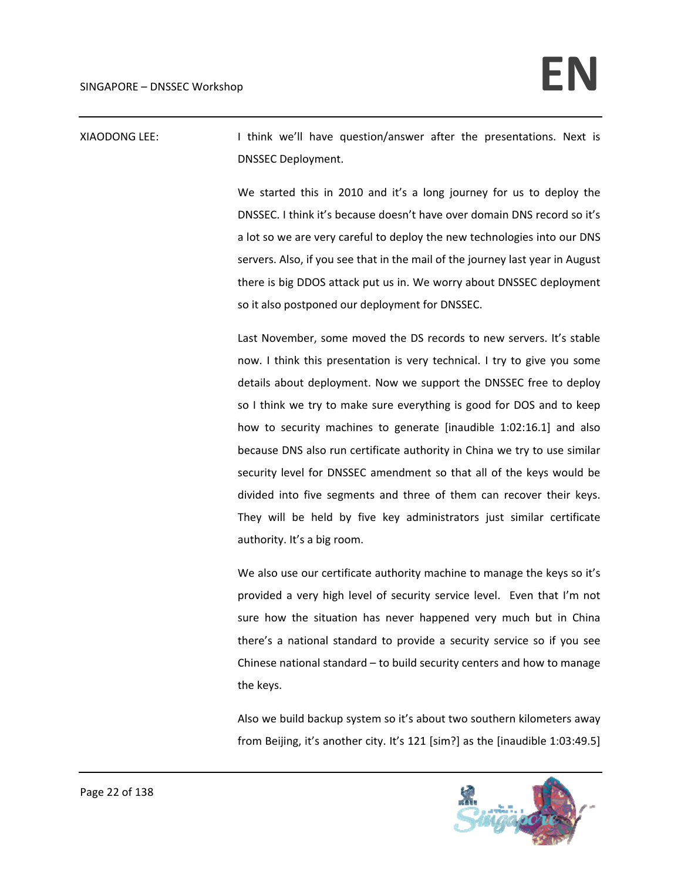XIAODONG LEE: I think we'll have question/answer after the presentations. Next is DNSSEC Deployment.

We started this in 2010 and it's a long journey for us to deploy the DNSSEC. I think it's because doesn't have over domain DNS record so it's a lot so we are very careful to deploy the new technologies into our DNS servers. Also, if you see that in the mail of the journey last year in August there is big DDOS attack put us in. We worry about DNSSEC deployment so it also postponed our deployment for DNSSEC.

Last November, some moved the DS records to new servers. It's stable now. I think this presentation is very technical. I try to give you some details about deployment. Now we support the DNSSEC free to deploy so I think we try to make sure everything is good for DOS and to keep how to security machines to generate [inaudible 1:02:16.1] and also because DNS also run certificate authority in China we try to use similar security level for DNSSEC amendment so that all of the keys would be divided into five segments and three of them can recover their keys. They will be held by five key administrators just similar certificate authority. It's a big room.

We also use our certificate authority machine to manage the keys so it's provided a very high level of security service level. Even that I'm not sure how the situation has never happened very much but in China there's a national standard to provide a security service so if you see Chinese national standard – to build security centers and how to manage the keys.

Also we build backup system so it's about two southern kilometers away from Beijing, it's another city. It's 121 [sim?] as the [inaudible 1:03:49.5]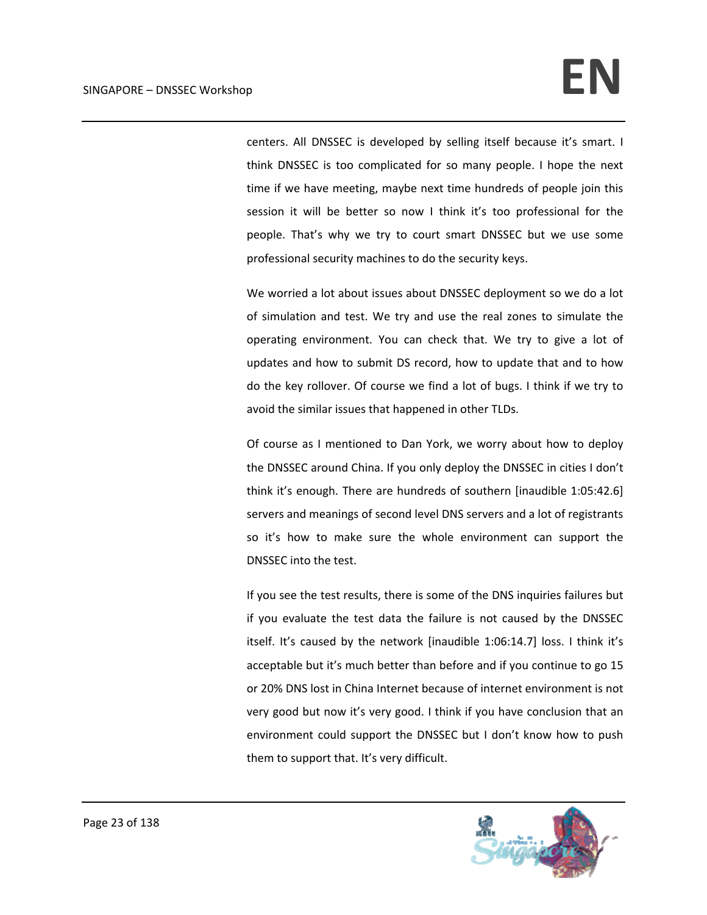centers. All DNSSEC is developed by selling itself because it's smart. I think DNSSEC is too complicated for so many people. I hope the next time if we have meeting, maybe next time hundreds of people join this session it will be better so now I think it's too professional for the people. That's why we try to court smart DNSSEC but we use some professional security machines to do the security keys.

We worried a lot about issues about DNSSEC deployment so we do a lot of simulation and test. We try and use the real zones to simulate the operating environment. You can check that. We try to give a lot of updates and how to submit DS record, how to update that and to how do the key rollover. Of course we find a lot of bugs. I think if we try to avoid the similar issues that happened in other TLDs.

Of course as I mentioned to Dan York, we worry about how to deploy the DNSSEC around China. If you only deploy the DNSSEC in cities I don't think it's enough. There are hundreds of southern [inaudible 1:05:42.6] servers and meanings of second level DNS servers and a lot of registrants so it's how to make sure the whole environment can support the DNSSEC into the test.

If you see the test results, there is some of the DNS inquiries failures but if you evaluate the test data the failure is not caused by the DNSSEC itself. It's caused by the network [inaudible 1:06:14.7] loss. I think it's acceptable but it's much better than before and if you continue to go 15 or 20% DNS lost in China Internet because of internet environment is not very good but now it's very good. I think if you have conclusion that an environment could support the DNSSEC but I don't know how to push them to support that. It's very difficult.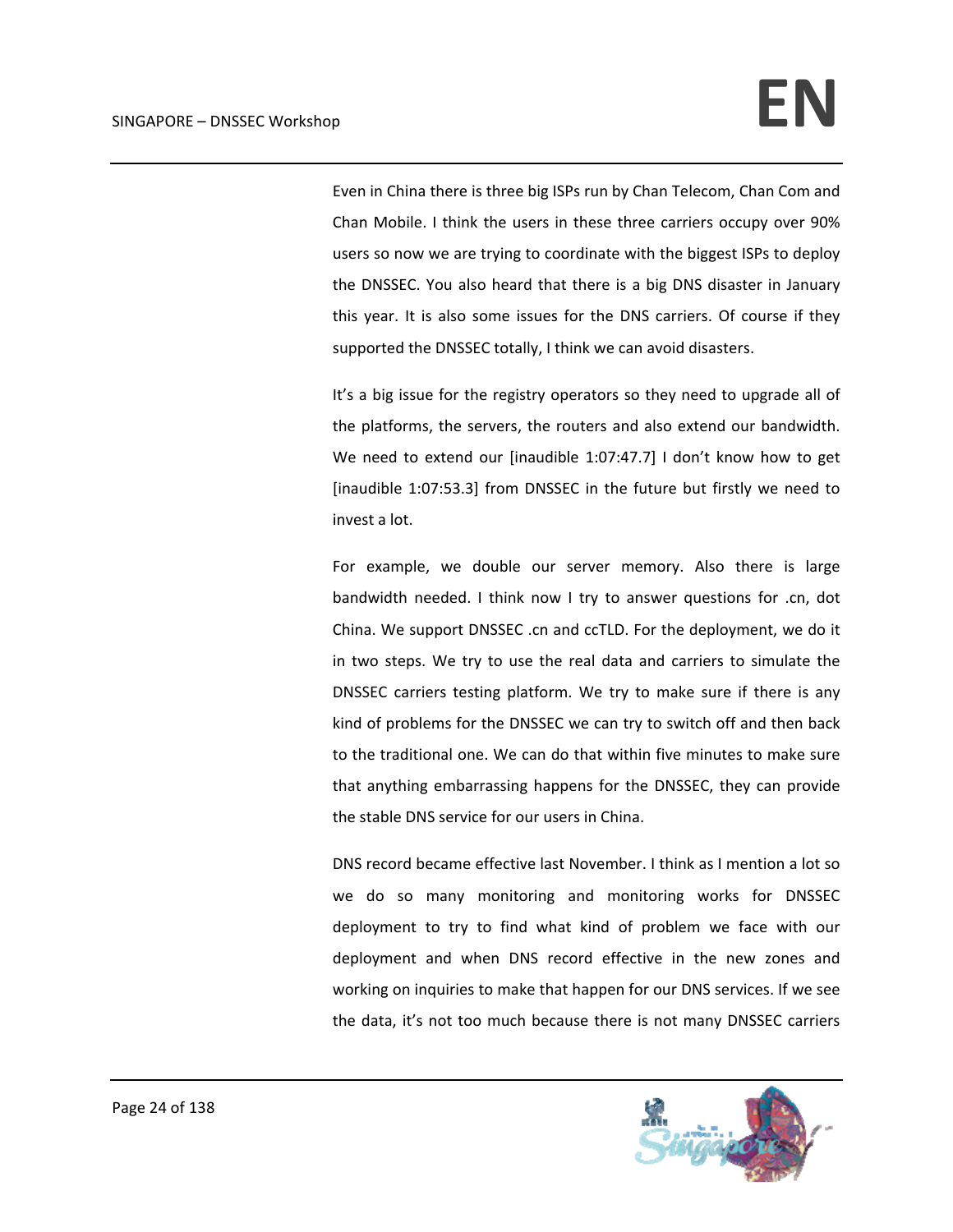Even in China there is three big ISPs run by Chan Telecom, Chan Com and Chan Mobile. I think the users in these three carriers occupy over 90% users so now we are trying to coordinate with the biggest ISPs to deploy the DNSSEC. You also heard that there is a big DNS disaster in January this year. It is also some issues for the DNS carriers. Of course if they supported the DNSSEC totally, I think we can avoid disasters.

It's a big issue for the registry operators so they need to upgrade all of the platforms, the servers, the routers and also extend our bandwidth. We need to extend our [inaudible 1:07:47.7] I don't know how to get [inaudible 1:07:53.3] from DNSSEC in the future but firstly we need to invest a lot.

For example, we double our server memory. Also there is large bandwidth needed. I think now I try to answer questions for .cn, dot China. We support DNSSEC .cn and ccTLD. For the deployment, we do it in two steps. We try to use the real data and carriers to simulate the DNSSEC carriers testing platform. We try to make sure if there is any kind of problems for the DNSSEC we can try to switch off and then back to the traditional one. We can do that within five minutes to make sure that anything embarrassing happens for the DNSSEC, they can provide the stable DNS service for our users in China.

DNS record became effective last November. I think as I mention a lot so we do so many monitoring and monitoring works for DNSSEC deployment to try to find what kind of problem we face with our deployment and when DNS record effective in the new zones and working on inquiries to make that happen for our DNS services. If we see the data, it's not too much because there is not many DNSSEC carriers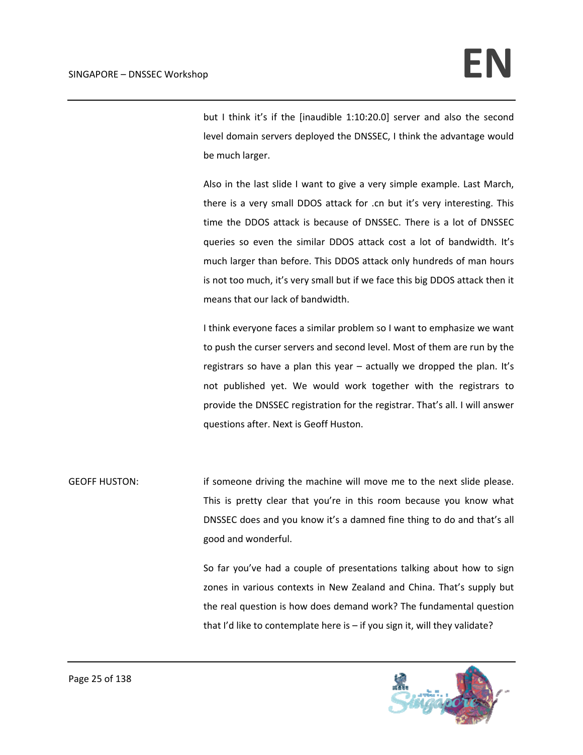but I think it's if the [inaudible 1:10:20.0] server and also the second level domain servers deployed the DNSSEC, I think the advantage would be much larger.

Also in the last slide I want to give a very simple example. Last March, there is a very small DDOS attack for .cn but it's very interesting. This time the DDOS attack is because of DNSSEC. There is a lot of DNSSEC queries so even the similar DDOS attack cost a lot of bandwidth. It's much larger than before. This DDOS attack only hundreds of man hours is not too much, it's very small but if we face this big DDOS attack then it means that our lack of bandwidth.

I think everyone faces a similar problem so I want to emphasize we want to push the curser servers and second level. Most of them are run by the registrars so have a plan this year – actually we dropped the plan. It's not published yet. We would work together with the registrars to provide the DNSSEC registration for the registrar. That's all. I will answer questions after. Next is Geoff Huston.

GEOFF HUSTON: if someone driving the machine will move me to the next slide please. This is pretty clear that you're in this room because you know what DNSSEC does and you know it's a damned fine thing to do and that's all good and wonderful.

So far you've had a couple of presentations talking about how to sign zones in various contexts in New Zealand and China. That's supply but the real question is how does demand work? The fundamental question that I'd like to contemplate here is – if you sign it, will they validate?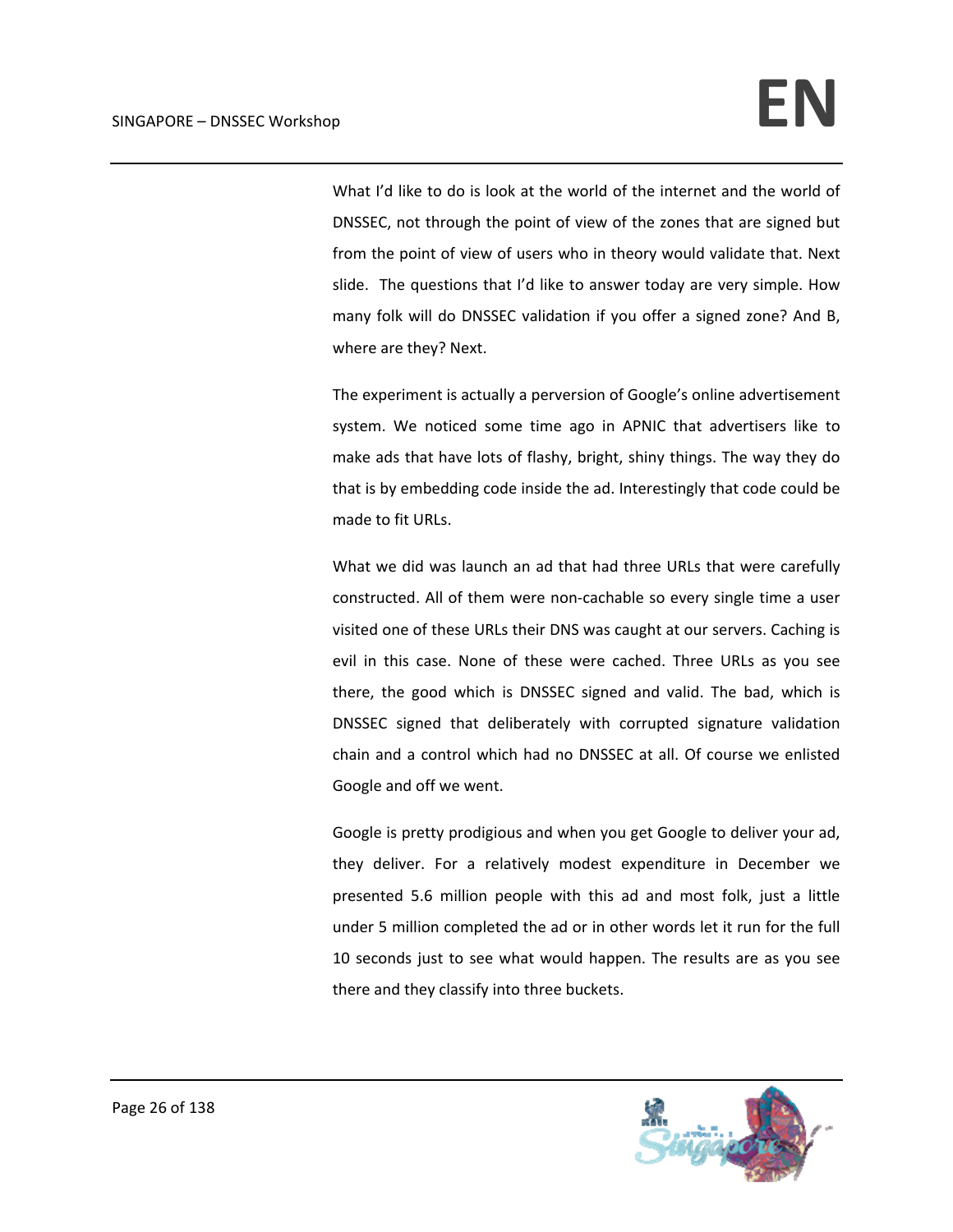What I'd like to do is look at the world of the internet and the world of DNSSEC, not through the point of view of the zones that are signed but from the point of view of users who in theory would validate that. Next slide. The questions that I'd like to answer today are very simple. How many folk will do DNSSEC validation if you offer a signed zone? And B, where are they? Next.

The experiment is actually a perversion of Google's online advertisement system. We noticed some time ago in APNIC that advertisers like to make ads that have lots of flashy, bright, shiny things. The way they do that is by embedding code inside the ad. Interestingly that code could be made to fit URLs.

What we did was launch an ad that had three URLs that were carefully constructed. All of them were non-cachable so every single time a user visited one of these URLs their DNS was caught at our servers. Caching is evil in this case. None of these were cached. Three URLs as you see there, the good which is DNSSEC signed and valid. The bad, which is DNSSEC signed that deliberately with corrupted signature validation chain and a control which had no DNSSEC at all. Of course we enlisted Google and off we went.

Google is pretty prodigious and when you get Google to deliver your ad, they deliver. For a relatively modest expenditure in December we presented 5.6 million people with this ad and most folk, just a little under 5 million completed the ad or in other words let it run for the full 10 seconds just to see what would happen. The results are as you see there and they classify into three buckets.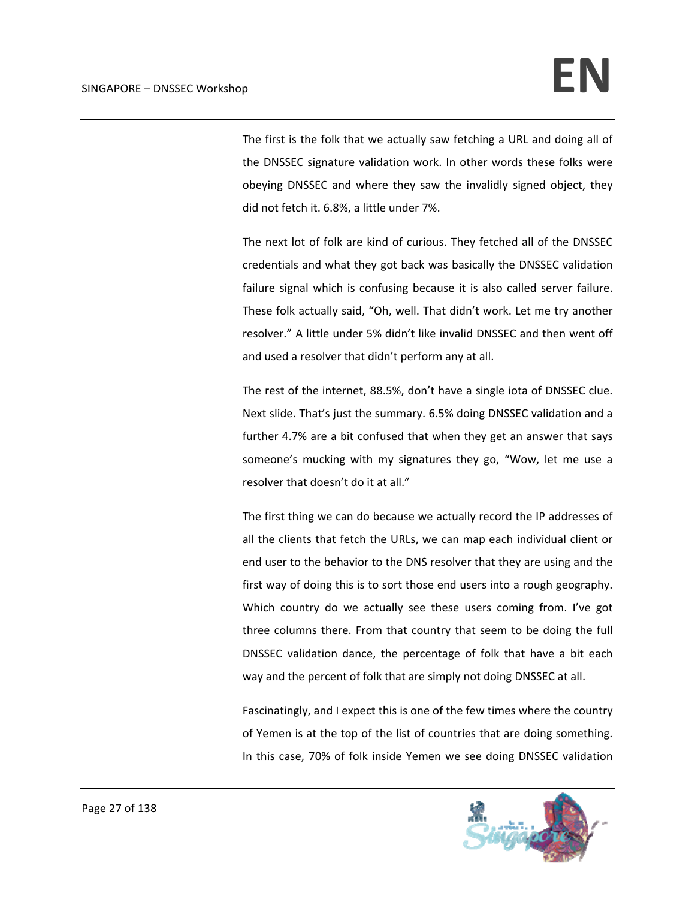The first is the folk that we actually saw fetching a URL and doing all of the DNSSEC signature validation work. In other words these folks were obeying DNSSEC and where they saw the invalidly signed object, they did not fetch it. 6.8%, a little under 7%.

The next lot of folk are kind of curious. They fetched all of the DNSSEC credentials and what they got back was basically the DNSSEC validation failure signal which is confusing because it is also called server failure. These folk actually said, "Oh, well. That didn't work. Let me try another resolver." A little under 5% didn't like invalid DNSSEC and then went off and used a resolver that didn't perform any at all.

The rest of the internet, 88.5%, don't have a single iota of DNSSEC clue. Next slide. That's just the summary. 6.5% doing DNSSEC validation and a further 4.7% are a bit confused that when they get an answer that says someone's mucking with my signatures they go, "Wow, let me use a resolver that doesn't do it at all."

The first thing we can do because we actually record the IP addresses of all the clients that fetch the URLs, we can map each individual client or end user to the behavior to the DNS resolver that they are using and the first way of doing this is to sort those end users into a rough geography. Which country do we actually see these users coming from. I've got three columns there. From that country that seem to be doing the full DNSSEC validation dance, the percentage of folk that have a bit each way and the percent of folk that are simply not doing DNSSEC at all.

Fascinatingly, and I expect this is one of the few times where the country of Yemen is at the top of the list of countries that are doing something. In this case, 70% of folk inside Yemen we see doing DNSSEC validation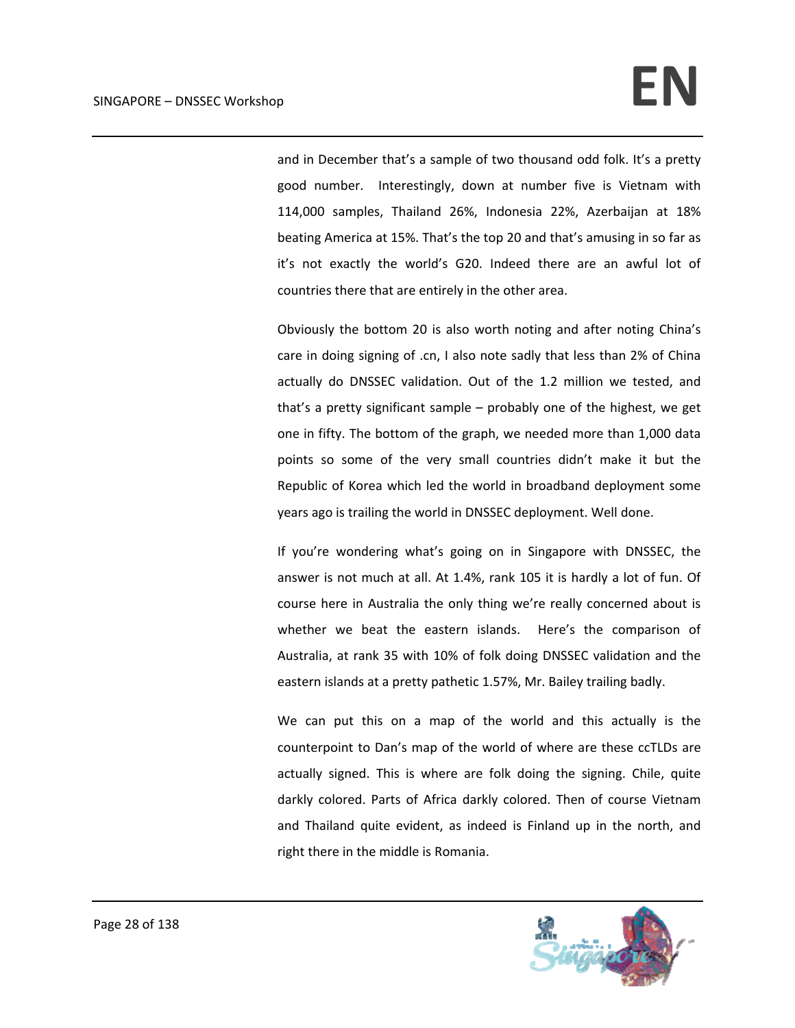and in December that's a sample of two thousand odd folk. It's a pretty good number. Interestingly, down at number five is Vietnam with 114,000 samples, Thailand 26%, Indonesia 22%, Azerbaijan at 18% beating America at 15%. That's the top 20 and that's amusing in so far as it's not exactly the world's G20. Indeed there are an awful lot of countries there that are entirely in the other area.

Obviously the bottom 20 is also worth noting and after noting China's care in doing signing of .cn, I also note sadly that less than 2% of China actually do DNSSEC validation. Out of the 1.2 million we tested, and that's a pretty significant sample – probably one of the highest, we get one in fifty. The bottom of the graph, we needed more than 1,000 data points so some of the very small countries didn't make it but the Republic of Korea which led the world in broadband deployment some years ago is trailing the world in DNSSEC deployment. Well done.

If you're wondering what's going on in Singapore with DNSSEC, the answer is not much at all. At 1.4%, rank 105 it is hardly a lot of fun. Of course here in Australia the only thing we're really concerned about is whether we beat the eastern islands. Here's the comparison of Australia, at rank 35 with 10% of folk doing DNSSEC validation and the eastern islands at a pretty pathetic 1.57%, Mr. Bailey trailing badly.

We can put this on a map of the world and this actually is the counterpoint to Dan's map of the world of where are these ccTLDs are actually signed. This is where are folk doing the signing. Chile, quite darkly colored. Parts of Africa darkly colored. Then of course Vietnam and Thailand quite evident, as indeed is Finland up in the north, and right there in the middle is Romania.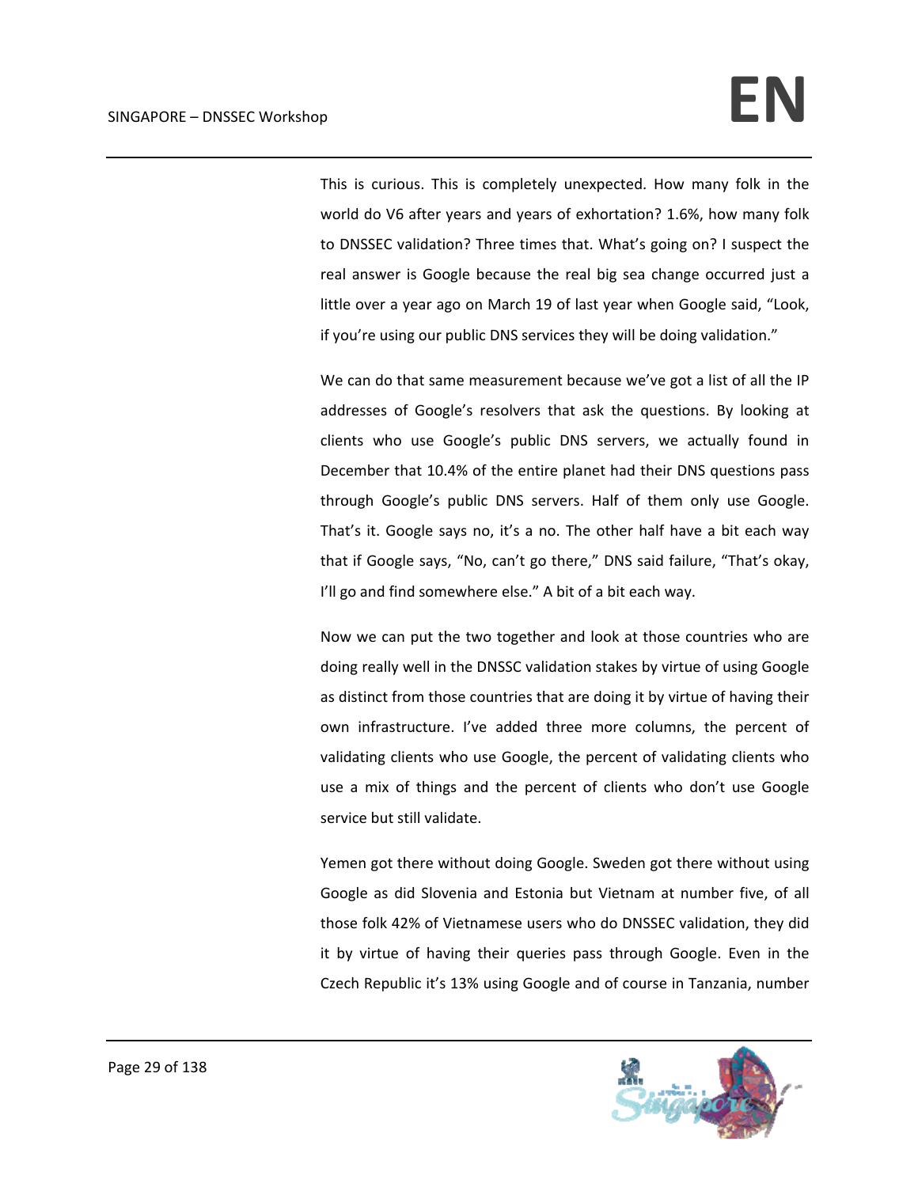This is curious. This is completely unexpected. How many folk in the world do V6 after years and years of exhortation? 1.6%, how many folk to DNSSEC validation? Three times that. What's going on? I suspect the real answer is Google because the real big sea change occurred just a little over a year ago on March 19 of last year when Google said, "Look, if you're using our public DNS services they will be doing validation."

We can do that same measurement because we've got a list of all the IP addresses of Google's resolvers that ask the questions. By looking at clients who use Google's public DNS servers, we actually found in December that 10.4% of the entire planet had their DNS questions pass through Google's public DNS servers. Half of them only use Google. That's it. Google says no, it's a no. The other half have a bit each way that if Google says, "No, can't go there," DNS said failure, "That's okay, I'll go and find somewhere else." A bit of a bit each way.

Now we can put the two together and look at those countries who are doing really well in the DNSSC validation stakes by virtue of using Google as distinct from those countries that are doing it by virtue of having their own infrastructure. I've added three more columns, the percent of validating clients who use Google, the percent of validating clients who use a mix of things and the percent of clients who don't use Google service but still validate.

Yemen got there without doing Google. Sweden got there without using Google as did Slovenia and Estonia but Vietnam at number five, of all those folk 42% of Vietnamese users who do DNSSEC validation, they did it by virtue of having their queries pass through Google. Even in the Czech Republic it's 13% using Google and of course in Tanzania, number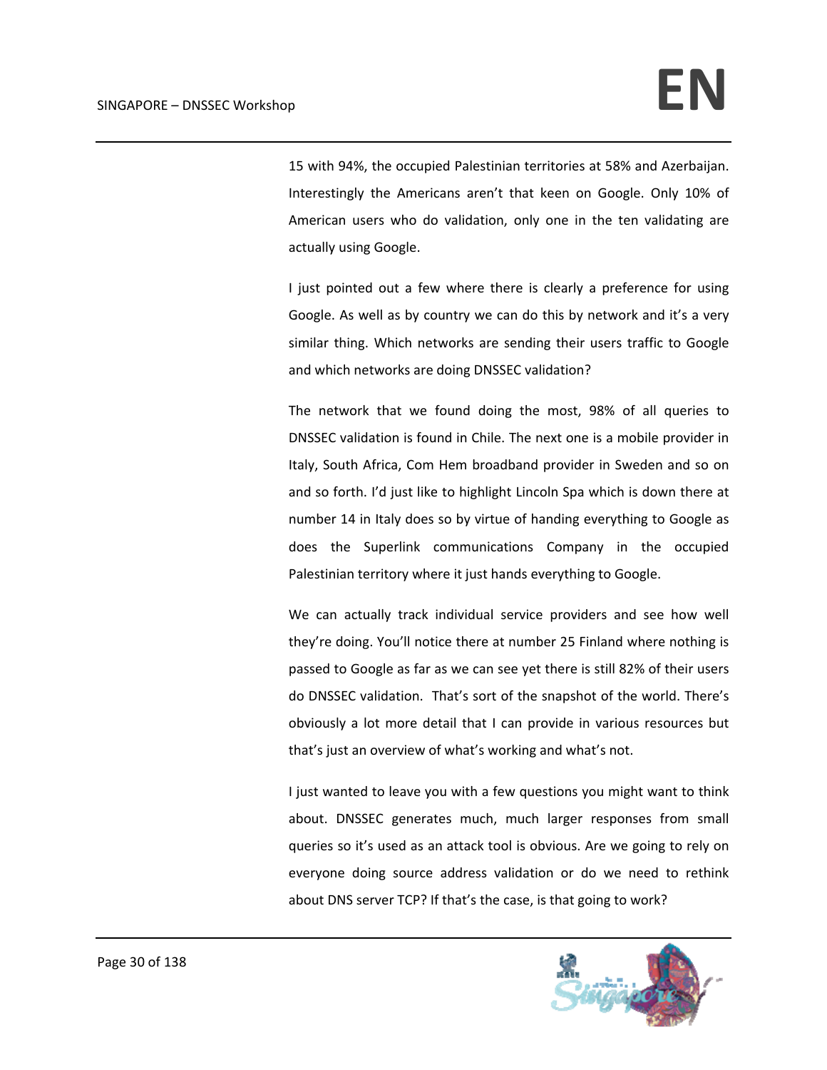15 with 94%, the occupied Palestinian territories at 58% and Azerbaijan. Interestingly the Americans aren't that keen on Google. Only 10% of American users who do validation, only one in the ten validating are actually using Google.

I just pointed out a few where there is clearly a preference for using Google. As well as by country we can do this by network and it's a very similar thing. Which networks are sending their users traffic to Google and which networks are doing DNSSEC validation?

The network that we found doing the most, 98% of all queries to DNSSEC validation is found in Chile. The next one is a mobile provider in Italy, South Africa, Com Hem broadband provider in Sweden and so on and so forth. I'd just like to highlight Lincoln Spa which is down there at number 14 in Italy does so by virtue of handing everything to Google as does the Superlink communications Company in the occupied Palestinian territory where it just hands everything to Google.

We can actually track individual service providers and see how well they're doing. You'll notice there at number 25 Finland where nothing is passed to Google as far as we can see yet there is still 82% of their users do DNSSEC validation. That's sort of the snapshot of the world. There's obviously a lot more detail that I can provide in various resources but that's just an overview of what's working and what's not.

I just wanted to leave you with a few questions you might want to think about. DNSSEC generates much, much larger responses from small queries so it's used as an attack tool is obvious. Are we going to rely on everyone doing source address validation or do we need to rethink about DNS server TCP? If that's the case, is that going to work?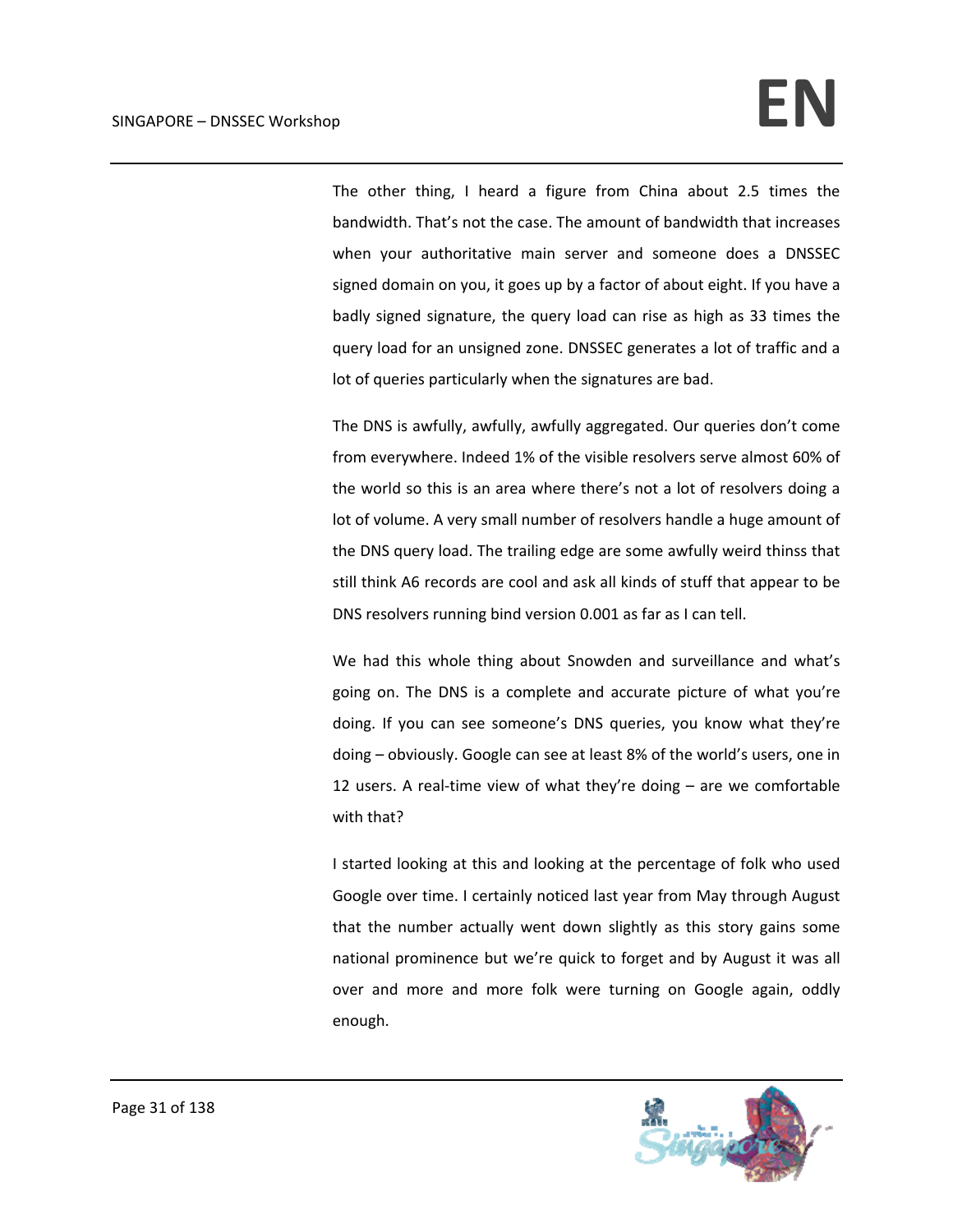The other thing, I heard a figure from China about 2.5 times the bandwidth. That's not the case. The amount of bandwidth that increases when your authoritative main server and someone does a DNSSEC signed domain on you, it goes up by a factor of about eight. If you have a badly signed signature, the query load can rise as high as 33 times the query load for an unsigned zone. DNSSEC generates a lot of traffic and a lot of queries particularly when the signatures are bad.

The DNS is awfully, awfully, awfully aggregated. Our queries don't come from everywhere. Indeed 1% of the visible resolvers serve almost 60% of the world so this is an area where there's not a lot of resolvers doing a lot of volume. A very small number of resolvers handle a huge amount of the DNS query load. The trailing edge are some awfully weird thinss that still think A6 records are cool and ask all kinds of stuff that appear to be DNS resolvers running bind version 0.001 as far as I can tell.

We had this whole thing about Snowden and surveillance and what's going on. The DNS is a complete and accurate picture of what you're doing. If you can see someone's DNS queries, you know what they're doing – obviously. Google can see at least 8% of the world's users, one in 12 users. A real-time view of what they're doing – are we comfortable with that?

I started looking at this and looking at the percentage of folk who used Google over time. I certainly noticed last year from May through August that the number actually went down slightly as this story gains some national prominence but we're quick to forget and by August it was all over and more and more folk were turning on Google again, oddly enough.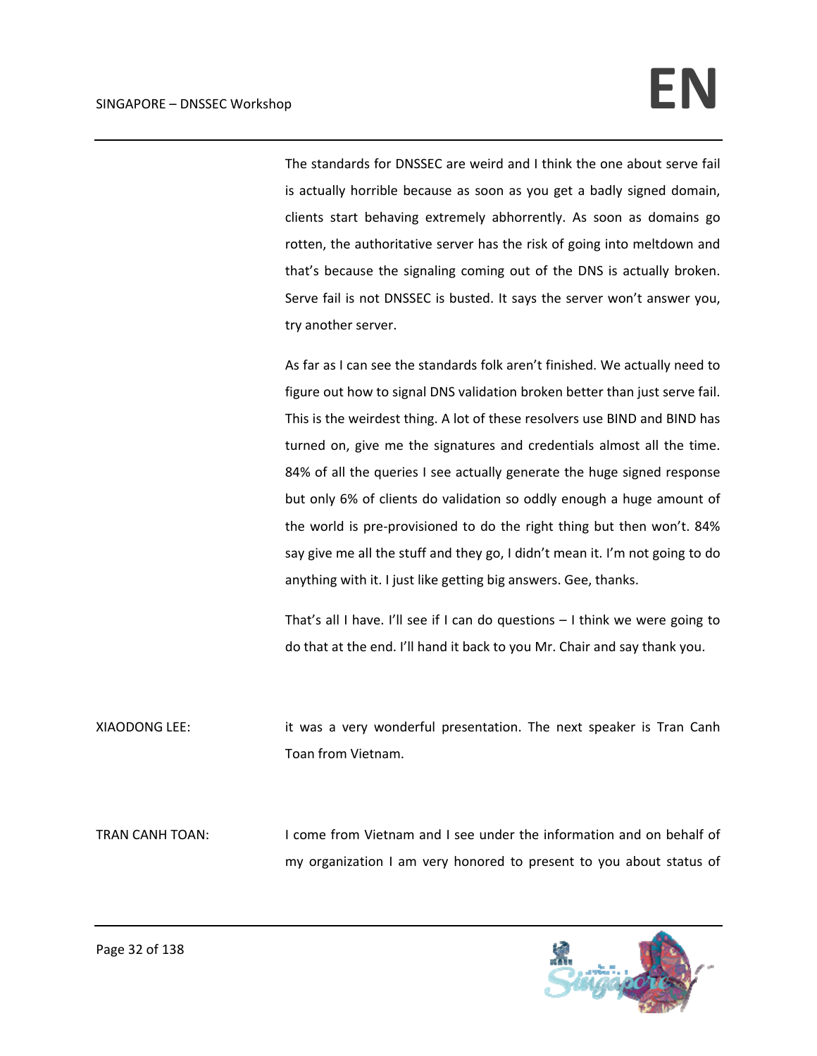The standards for DNSSEC are weird and I think the one about serve fail is actually horrible because as soon as you get a badly signed domain, clients start behaving extremely abhorrently. As soon as domains go rotten, the authoritative server has the risk of going into meltdown and that's because the signaling coming out of the DNS is actually broken. Serve fail is not DNSSEC is busted. It says the server won't answer you, try another server.

As far as I can see the standards folk aren't finished. We actually need to figure out how to signal DNS validation broken better than just serve fail. This is the weirdest thing. A lot of these resolvers use BIND and BIND has turned on, give me the signatures and credentials almost all the time. 84% of all the queries I see actually generate the huge signed response but only 6% of clients do validation so oddly enough a huge amount of the world is pre-provisioned to do the right thing but then won't. 84% say give me all the stuff and they go, I didn't mean it. I'm not going to do anything with it. I just like getting big answers. Gee, thanks.

That's all I have. I'll see if I can do questions – I think we were going to do that at the end. I'll hand it back to you Mr. Chair and say thank you.

XIAODONG LEE: it was a very wonderful presentation. The next speaker is Tran Canh Toan from Vietnam.

TRAN CANH TOAN: I come from Vietnam and I see under the information and on behalf of my organization I am very honored to present to you about status of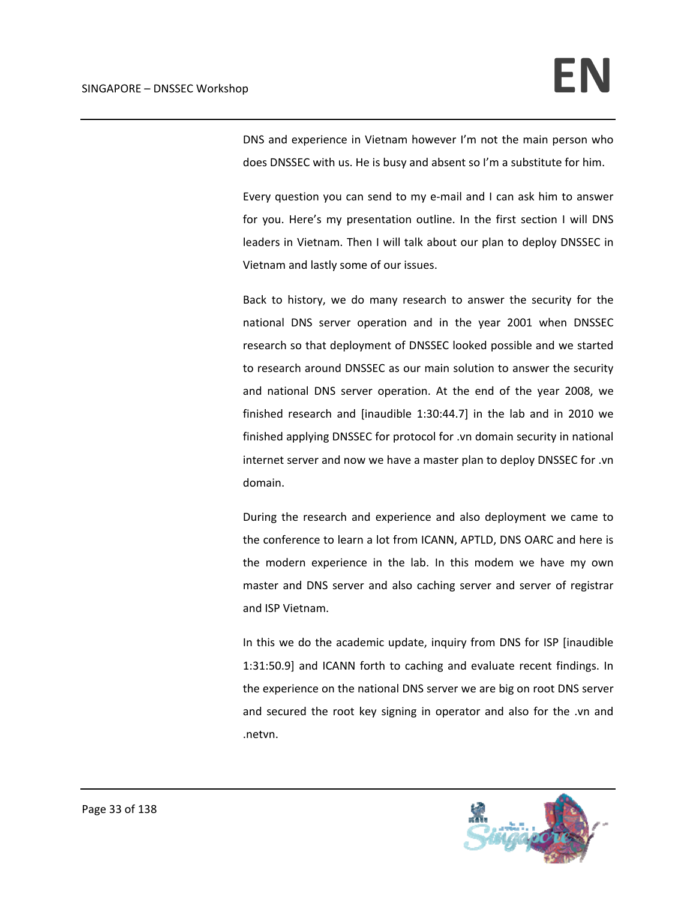DNS and experience in Vietnam however I'm not the main person who does DNSSEC with us. He is busy and absent so I'm a substitute for him.

Every question you can send to my e-mail and I can ask him to answer for you. Here's my presentation outline. In the first section I will DNS leaders in Vietnam. Then I will talk about our plan to deploy DNSSEC in Vietnam and lastly some of our issues.

Back to history, we do many research to answer the security for the national DNS server operation and in the year 2001 when DNSSEC research so that deployment of DNSSEC looked possible and we started to research around DNSSEC as our main solution to answer the security and national DNS server operation. At the end of the year 2008, we finished research and [inaudible 1:30:44.7] in the lab and in 2010 we finished applying DNSSEC for protocol for .vn domain security in national internet server and now we have a master plan to deploy DNSSEC for .vn domain.

During the research and experience and also deployment we came to the conference to learn a lot from ICANN, APTLD, DNS OARC and here is the modern experience in the lab. In this modem we have my own master and DNS server and also caching server and server of registrar and ISP Vietnam.

In this we do the academic update, inquiry from DNS for ISP [inaudible 1:31:50.9] and ICANN forth to caching and evaluate recent findings. In the experience on the national DNS server we are big on root DNS server and secured the root key signing in operator and also for the .vn and .netvn.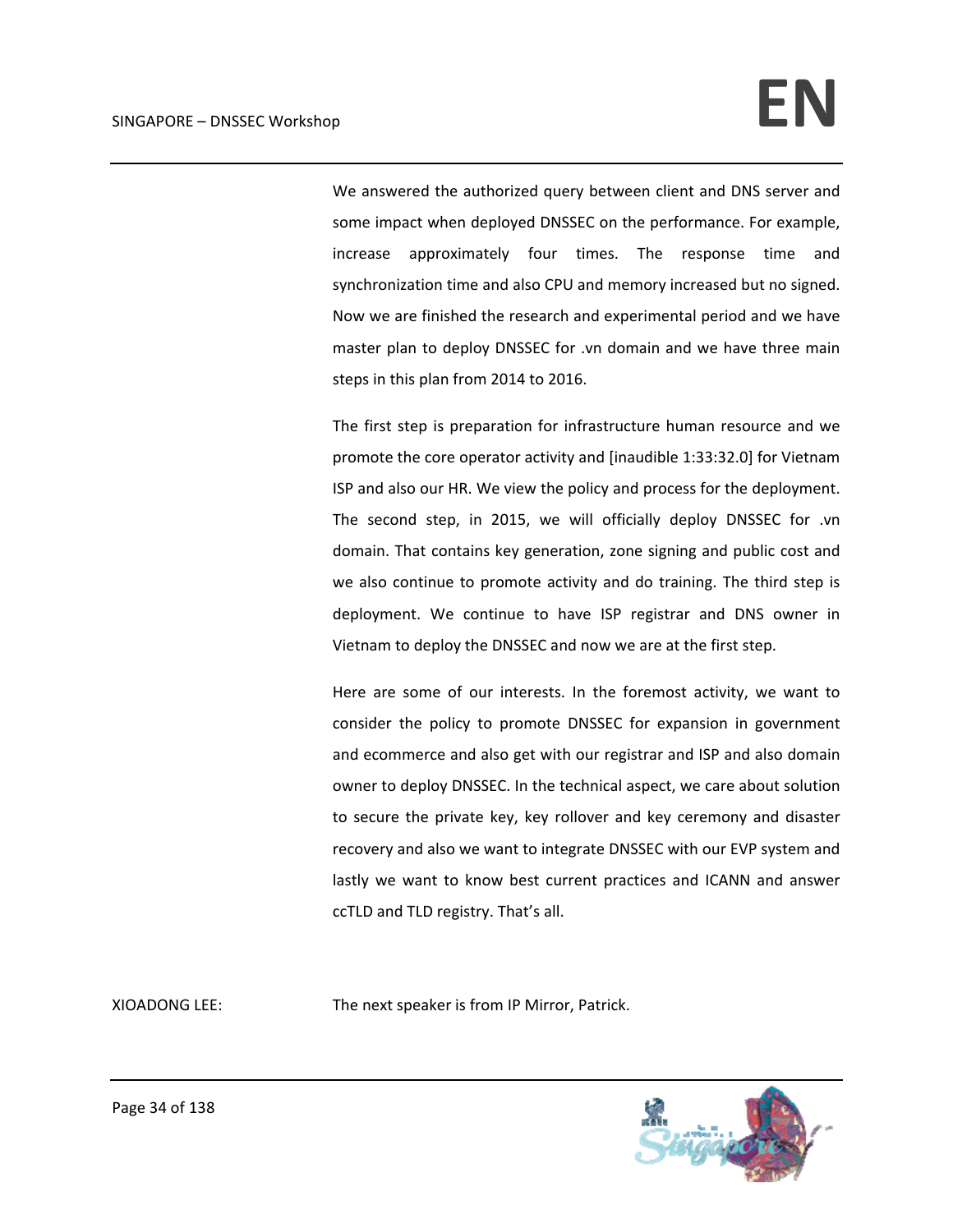We answered the authorized query between client and DNS server and some impact when deployed DNSSEC on the performance. For example, increase approximately four times. The response time and synchronization time and also CPU and memory increased but no signed. Now we are finished the research and experimental period and we have master plan to deploy DNSSEC for .vn domain and we have three main steps in this plan from 2014 to 2016.

The first step is preparation for infrastructure human resource and we promote the core operator activity and [inaudible 1:33:32.0] for Vietnam ISP and also our HR. We view the policy and process for the deployment. The second step, in 2015, we will officially deploy DNSSEC for .vn domain. That contains key generation, zone signing and public cost and we also continue to promote activity and do training. The third step is deployment. We continue to have ISP registrar and DNS owner in Vietnam to deploy the DNSSEC and now we are at the first step.

Here are some of our interests. In the foremost activity, we want to consider the policy to promote DNSSEC for expansion in government and ecommerce and also get with our registrar and ISP and also domain owner to deploy DNSSEC. In the technical aspect, we care about solution to secure the private key, key rollover and key ceremony and disaster recovery and also we want to integrate DNSSEC with our EVP system and lastly we want to know best current practices and ICANN and answer ccTLD and TLD registry. That's all.

XIOADONG LEE: The next speaker is from IP Mirror, Patrick.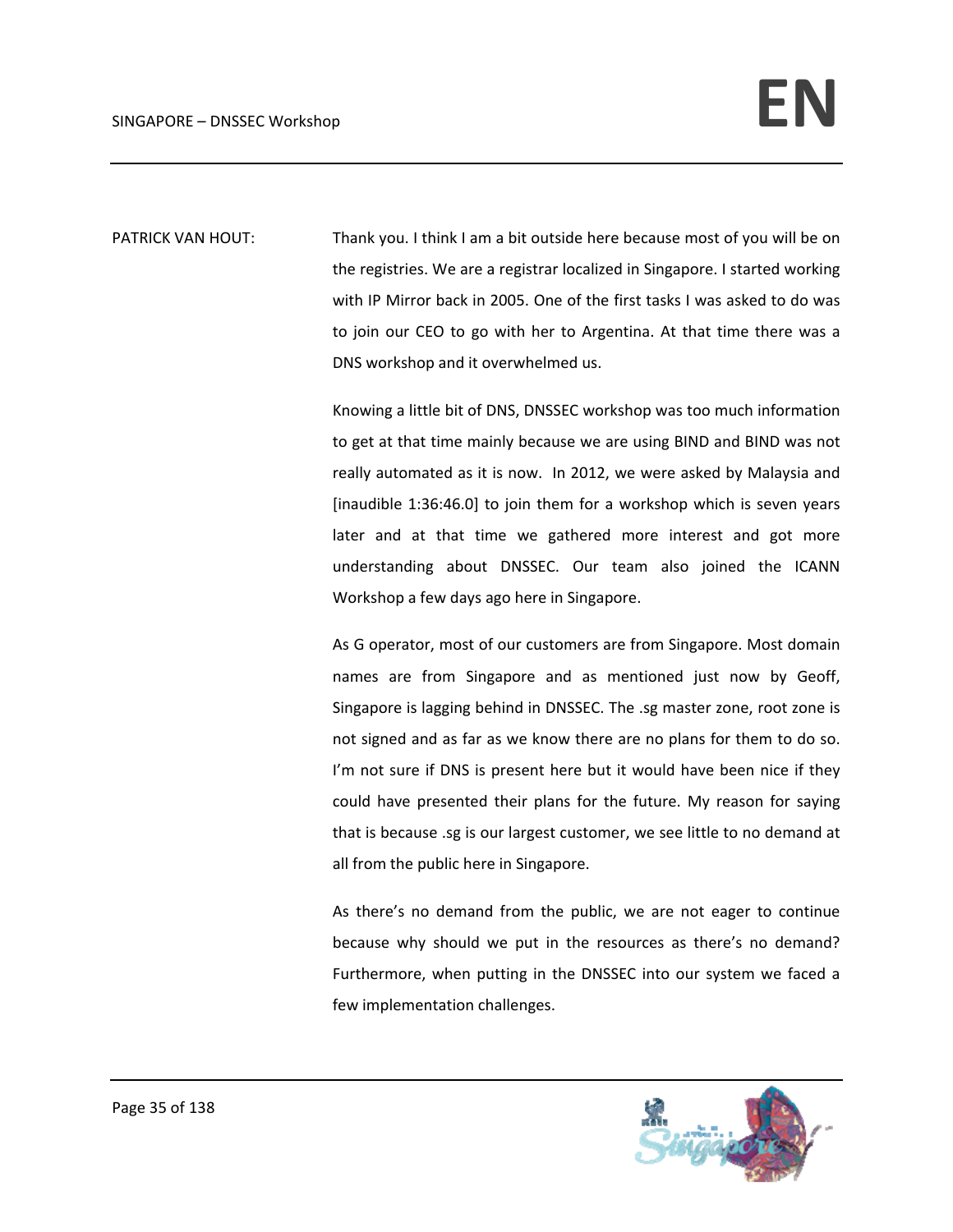PATRICK VAN HOUT: Thank you. I think I am a bit outside here because most of you will be on the registries. We are a registrar localized in Singapore. I started working with IP Mirror back in 2005. One of the first tasks I was asked to do was to join our CEO to go with her to Argentina. At that time there was a DNS workshop and it overwhelmed us.

Knowing a little bit of DNS, DNSSEC workshop was too much information to get at that time mainly because we are using BIND and BIND was not really automated as it is now. In 2012, we were asked by Malaysia and [inaudible 1:36:46.0] to join them for a workshop which is seven years later and at that time we gathered more interest and got more understanding about DNSSEC. Our team also joined the ICANN Workshop a few days ago here in Singapore.

As G operator, most of our customers are from Singapore. Most domain names are from Singapore and as mentioned just now by Geoff, Singapore is lagging behind in DNSSEC. The .sg master zone, root zone is not signed and as far as we know there are no plans for them to do so. I'm not sure if DNS is present here but it would have been nice if they could have presented their plans for the future. My reason for saying that is because .sg is our largest customer, we see little to no demand at all from the public here in Singapore.

As there's no demand from the public, we are not eager to continue because why should we put in the resources as there's no demand? Furthermore, when putting in the DNSSEC into our system we faced a few implementation challenges.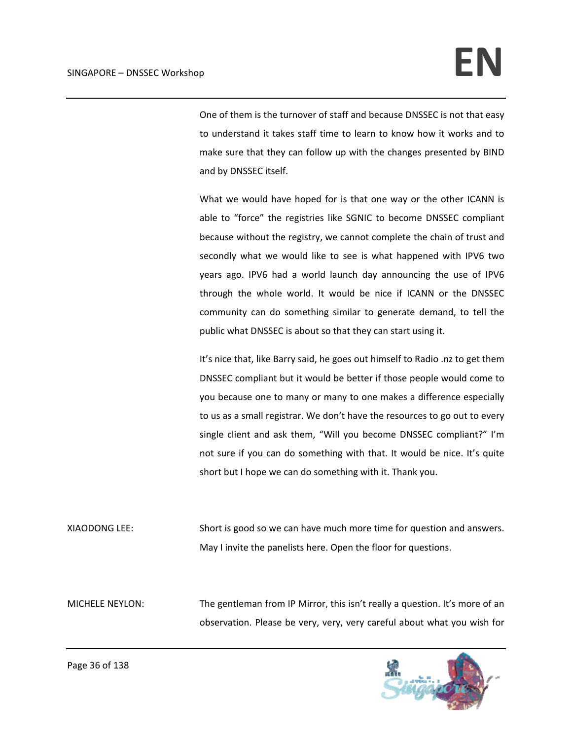One of them is the turnover of staff and because DNSSEC is not that easy to understand it takes staff time to learn to know how it works and to make sure that they can follow up with the changes presented by BIND and by DNSSEC itself.

What we would have hoped for is that one way or the other ICANN is able to "force" the registries like SGNIC to become DNSSEC compliant because without the registry, we cannot complete the chain of trust and secondly what we would like to see is what happened with IPV6 two years ago. IPV6 had a world launch day announcing the use of IPV6 through the whole world. It would be nice if ICANN or the DNSSEC community can do something similar to generate demand, to tell the public what DNSSEC is about so that they can start using it.

It's nice that, like Barry said, he goes out himself to Radio .nz to get them DNSSEC compliant but it would be better if those people would come to you because one to many or many to one makes a difference especially to us as a small registrar. We don't have the resources to go out to every single client and ask them, "Will you become DNSSEC compliant?" I'm not sure if you can do something with that. It would be nice. It's quite short but I hope we can do something with it. Thank you.

XIAODONG LEE: Short is good so we can have much more time for question and answers. May I invite the panelists here. Open the floor for questions.

MICHELE NEYLON: The gentleman from IP Mirror, this isn't really a question. It's more of an observation. Please be very, very, very careful about what you wish for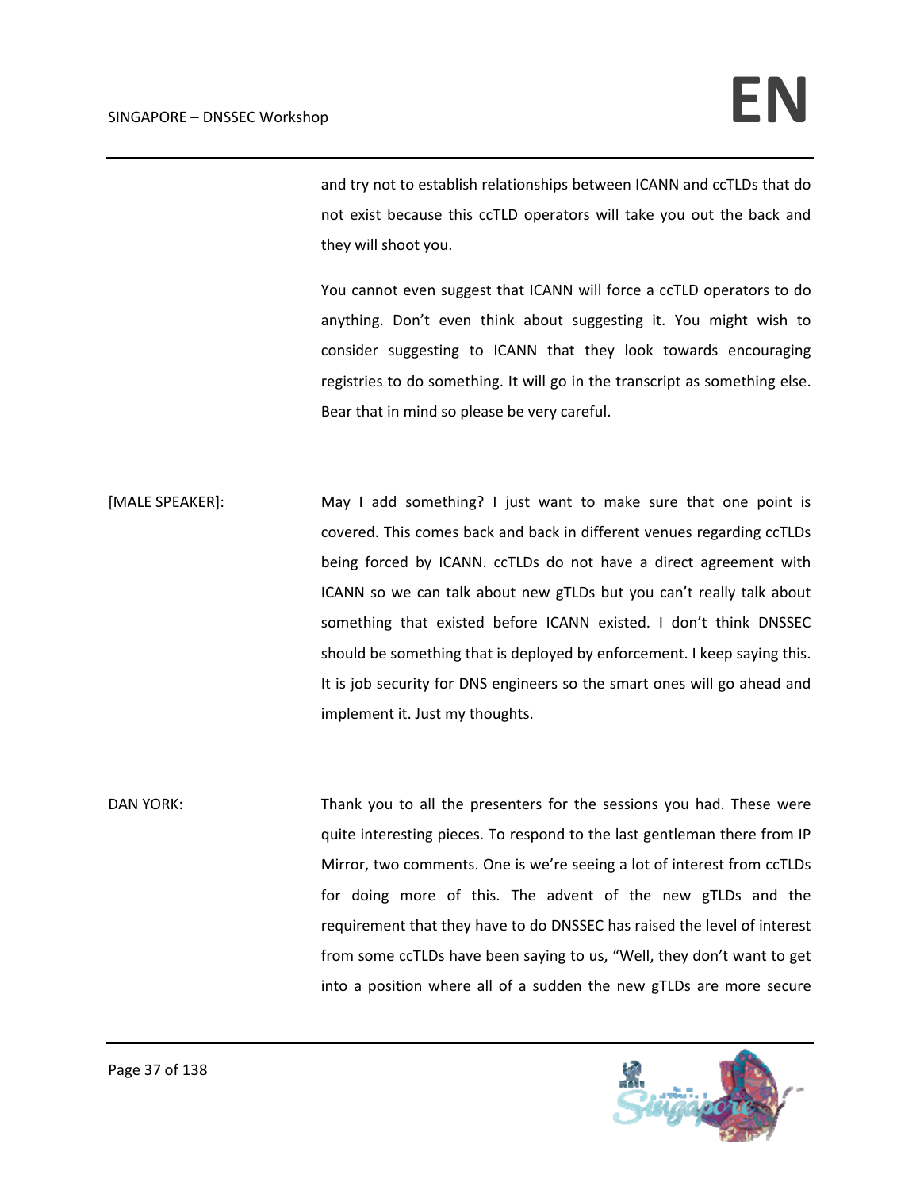and try not to establish relationships between ICANN and ccTLDs that do not exist because this ccTLD operators will take you out the back and they will shoot you.

You cannot even suggest that ICANN will force a ccTLD operators to do anything. Don't even think about suggesting it. You might wish to consider suggesting to ICANN that they look towards encouraging registries to do something. It will go in the transcript as something else. Bear that in mind so please be very careful.

[MALE SPEAKER]: May I add something? I just want to make sure that one point is covered. This comes back and back in different venues regarding ccTLDs being forced by ICANN. ccTLDs do not have a direct agreement with ICANN so we can talk about new gTLDs but you can't really talk about something that existed before ICANN existed. I don't think DNSSEC should be something that is deployed by enforcement. I keep saying this. It is job security for DNS engineers so the smart ones will go ahead and implement it. Just my thoughts.

DAN YORK: Thank you to all the presenters for the sessions you had. These were quite interesting pieces. To respond to the last gentleman there from IP Mirror, two comments. One is we're seeing a lot of interest from ccTLDs for doing more of this. The advent of the new gTLDs and the requirement that they have to do DNSSEC has raised the level of interest from some ccTLDs have been saying to us, "Well, they don't want to get into a position where all of a sudden the new gTLDs are more secure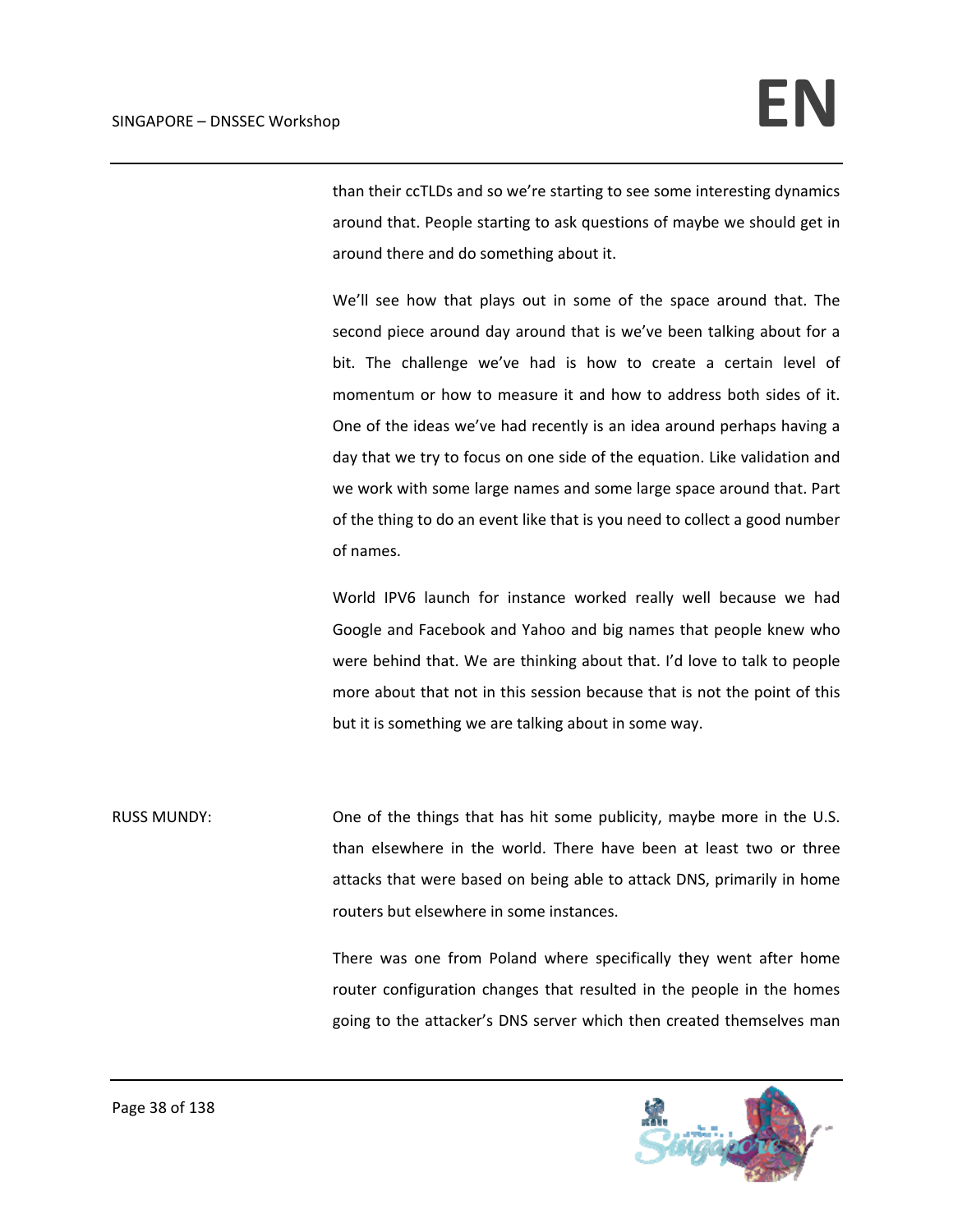than their ccTLDs and so we're starting to see some interesting dynamics around that. People starting to ask questions of maybe we should get in around there and do something about it.

We'll see how that plays out in some of the space around that. The second piece around day around that is we've been talking about for a bit. The challenge we've had is how to create a certain level of momentum or how to measure it and how to address both sides of it. One of the ideas we've had recently is an idea around perhaps having a day that we try to focus on one side of the equation. Like validation and we work with some large names and some large space around that. Part of the thing to do an event like that is you need to collect a good number of names.

World IPV6 launch for instance worked really well because we had Google and Facebook and Yahoo and big names that people knew who were behind that. We are thinking about that. I'd love to talk to people more about that not in this session because that is not the point of this but it is something we are talking about in some way.

RUSS MUNDY: One of the things that has hit some publicity, maybe more in the U.S. than elsewhere in the world. There have been at least two or three attacks that were based on being able to attack DNS, primarily in home routers but elsewhere in some instances.

There was one from Poland where specifically they went after home router configuration changes that resulted in the people in the homes going to the attacker's DNS server which then created themselves man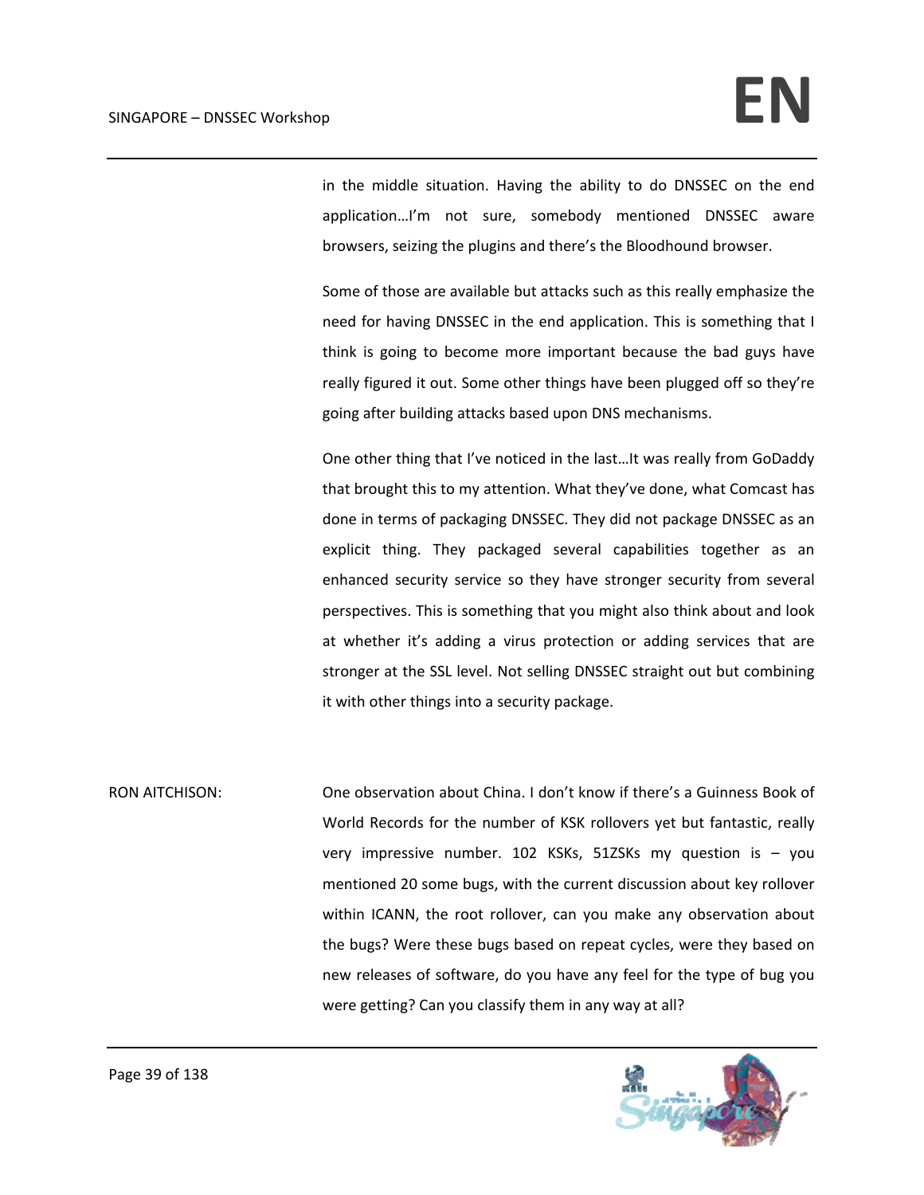in the middle situation. Having the ability to do DNSSEC on the end application…I'm not sure, somebody mentioned DNSSEC aware browsers, seizing the plugins and there's the Bloodhound browser.

Some of those are available but attacks such as this really emphasize the need for having DNSSEC in the end application. This is something that I think is going to become more important because the bad guys have really figured it out. Some other things have been plugged off so they're going after building attacks based upon DNS mechanisms.

One other thing that I've noticed in the last…It was really from GoDaddy that brought this to my attention. What they've done, what Comcast has done in terms of packaging DNSSEC. They did not package DNSSEC as an explicit thing. They packaged several capabilities together as an enhanced security service so they have stronger security from several perspectives. This is something that you might also think about and look at whether it's adding a virus protection or adding services that are stronger at the SSL level. Not selling DNSSEC straight out but combining it with other things into a security package.

RON AITCHISON: One observation about China. I don't know if there's a Guinness Book of World Records for the number of KSK rollovers yet but fantastic, really very impressive number. 102 KSKs, 51ZSKs my question is – you mentioned 20 some bugs, with the current discussion about key rollover within ICANN, the root rollover, can you make any observation about the bugs? Were these bugs based on repeat cycles, were they based on new releases of software, do you have any feel for the type of bug you were getting? Can you classify them in any way at all?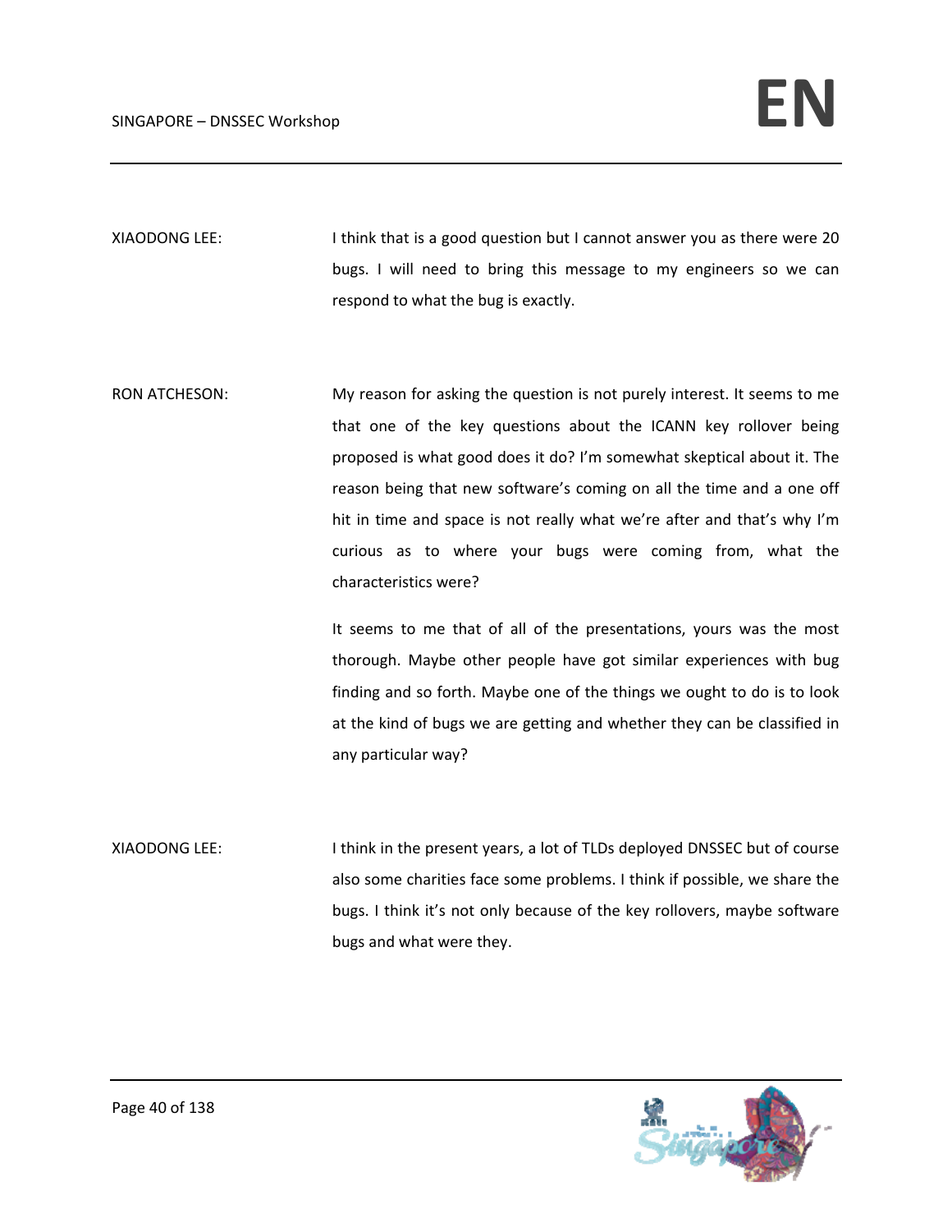XIAODONG LEE: I think that is a good question but I cannot answer you as there were 20 bugs. I will need to bring this message to my engineers so we can respond to what the bug is exactly.

RON ATCHESON: My reason for asking the question is not purely interest. It seems to me that one of the key questions about the ICANN key rollover being proposed is what good does it do? I'm somewhat skeptical about it. The reason being that new software's coming on all the time and a one off hit in time and space is not really what we're after and that's why I'm curious as to where your bugs were coming from, what the characteristics were?

It seems to me that of all of the presentations, yours was the most thorough. Maybe other people have got similar experiences with bug finding and so forth. Maybe one of the things we ought to do is to look at the kind of bugs we are getting and whether they can be classified in any particular way?

XIAODONG LEE: I think in the present years, a lot of TLDs deployed DNSSEC but of course also some charities face some problems. I think if possible, we share the bugs. I think it's not only because of the key rollovers, maybe software bugs and what were they.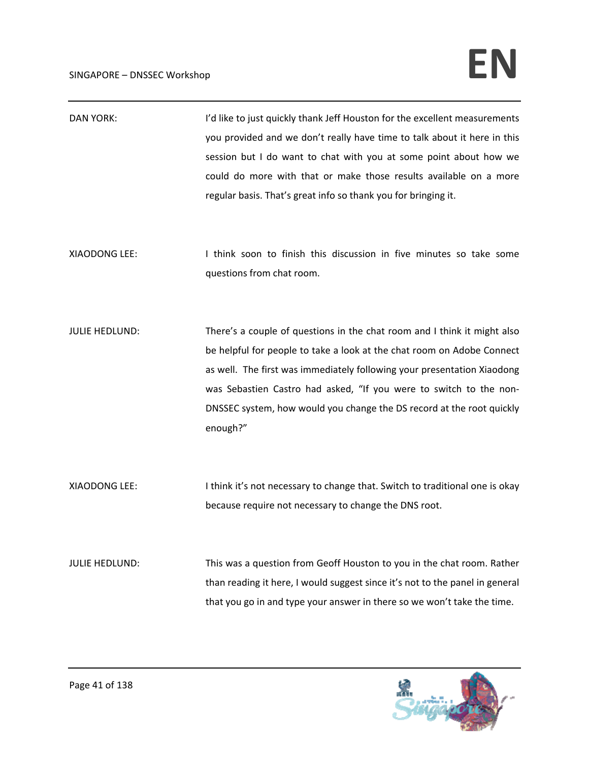DAN YORK: I'd like to just quickly thank Jeff Houston for the excellent measurements you provided and we don't really have time to talk about it here in this session but I do want to chat with you at some point about how we could do more with that or make those results available on a more regular basis. That's great info so thank you for bringing it.

XIAODONG LEE: I think soon to finish this discussion in five minutes so take some questions from chat room.

JULIE HEDLUND: There's a couple of questions in the chat room and I think it might also be helpful for people to take a look at the chat room on Adobe Connect as well. The first was immediately following your presentation Xiaodong was Sebastien Castro had asked, "If you were to switch to the non-DNSSEC system, how would you change the DS record at the root quickly enough?"

XIAODONG LEE: I think it's not necessary to change that. Switch to traditional one is okay because require not necessary to change the DNS root.

JULIE HEDLUND: This was a question from Geoff Houston to you in the chat room. Rather than reading it here, I would suggest since it's not to the panel in general that you go in and type your answer in there so we won't take the time.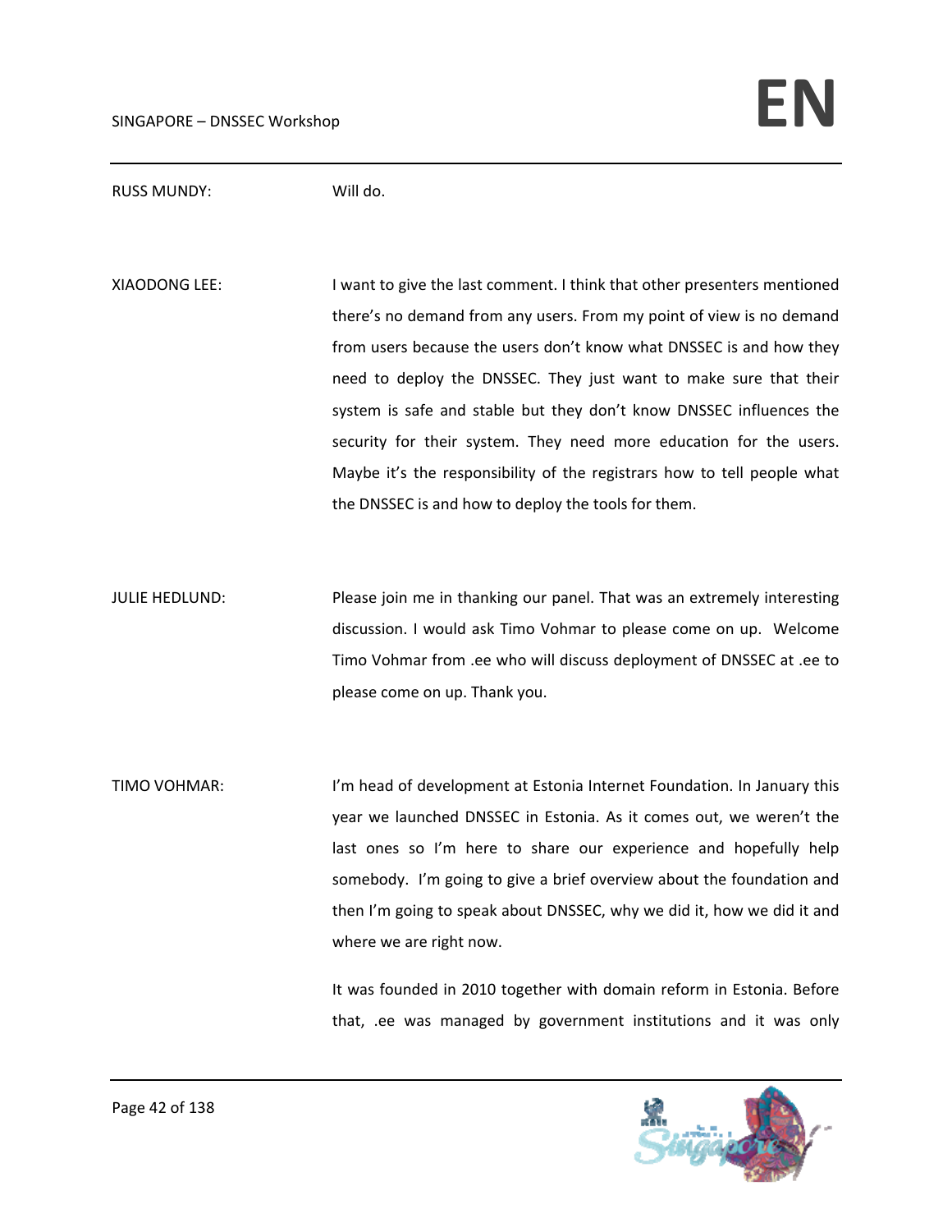RUSS MUNDY: Will do.

XIAODONG LEE: I want to give the last comment. I think that other presenters mentioned there's no demand from any users. From my point of view is no demand from users because the users don't know what DNSSEC is and how they need to deploy the DNSSEC. They just want to make sure that their system is safe and stable but they don't know DNSSEC influences the security for their system. They need more education for the users. Maybe it's the responsibility of the registrars how to tell people what the DNSSEC is and how to deploy the tools for them.

JULIE HEDLUND: Please join me in thanking our panel. That was an extremely interesting discussion. I would ask Timo Vohmar to please come on up. Welcome Timo Vohmar from .ee who will discuss deployment of DNSSEC at .ee to please come on up. Thank you.

TIMO VOHMAR: I'm head of development at Estonia Internet Foundation. In January this year we launched DNSSEC in Estonia. As it comes out, we weren't the last ones so I'm here to share our experience and hopefully help somebody. I'm going to give a brief overview about the foundation and then I'm going to speak about DNSSEC, why we did it, how we did it and where we are right now.

It was founded in 2010 together with domain reform in Estonia. Before that, .ee was managed by government institutions and it was only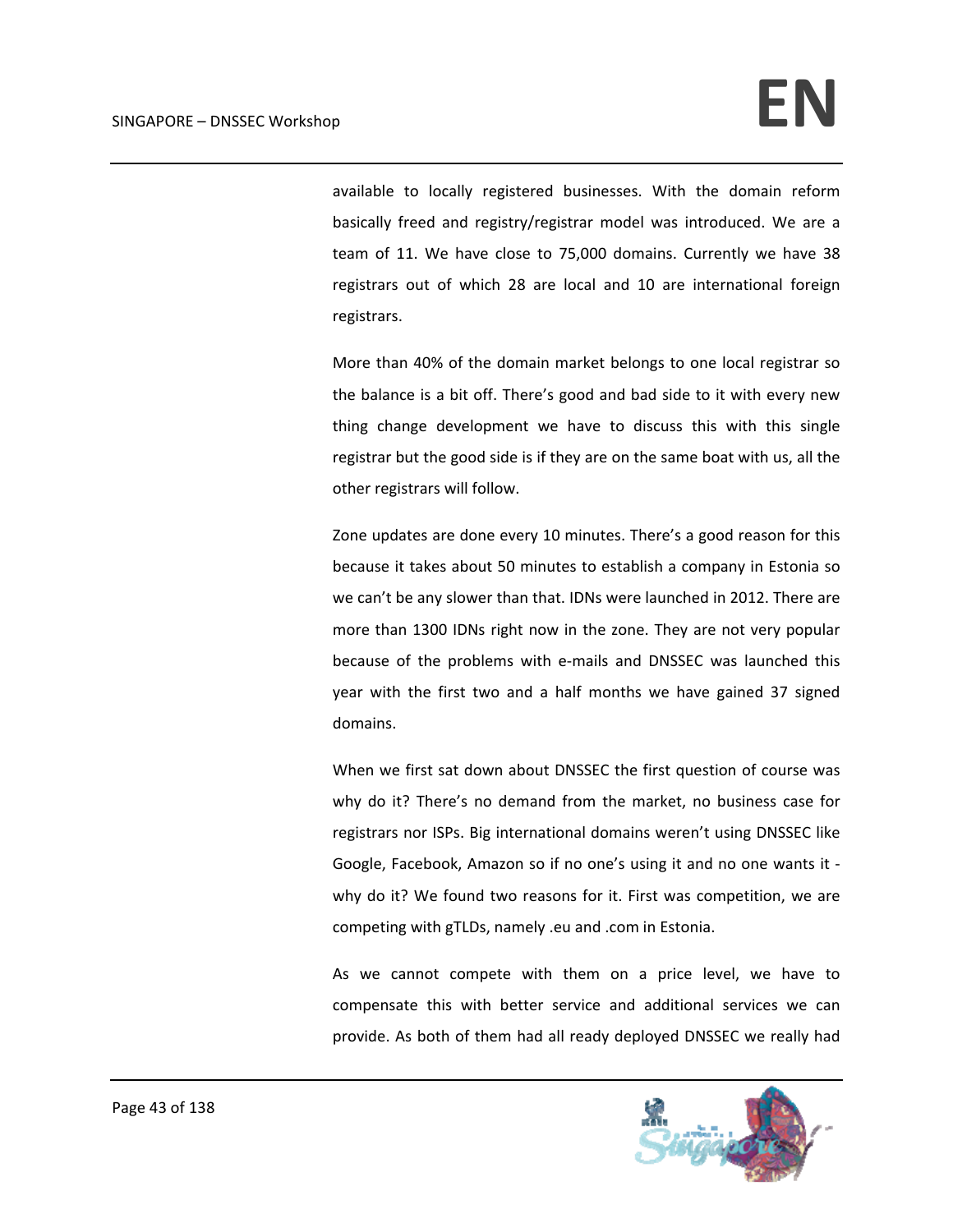available to locally registered businesses. With the domain reform basically freed and registry/registrar model was introduced. We are a team of 11. We have close to 75,000 domains. Currently we have 38 registrars out of which 28 are local and 10 are international foreign registrars.

More than 40% of the domain market belongs to one local registrar so the balance is a bit off. There's good and bad side to it with every new thing change development we have to discuss this with this single registrar but the good side is if they are on the same boat with us, all the other registrars will follow.

Zone updates are done every 10 minutes. There's a good reason for this because it takes about 50 minutes to establish a company in Estonia so we can't be any slower than that. IDNs were launched in 2012. There are more than 1300 IDNs right now in the zone. They are not very popular because of the problems with e-mails and DNSSEC was launched this year with the first two and a half months we have gained 37 signed domains.

When we first sat down about DNSSEC the first question of course was why do it? There's no demand from the market, no business case for registrars nor ISPs. Big international domains weren't using DNSSEC like Google, Facebook, Amazon so if no one's using it and no one wants it - why do it? We found two reasons for it. First was competition, we are competing with gTLDs, namely .eu and .com in Estonia.

As we cannot compete with them on a price level, we have to compensate this with better service and additional services we can provide. As both of them had all ready deployed DNSSEC we really had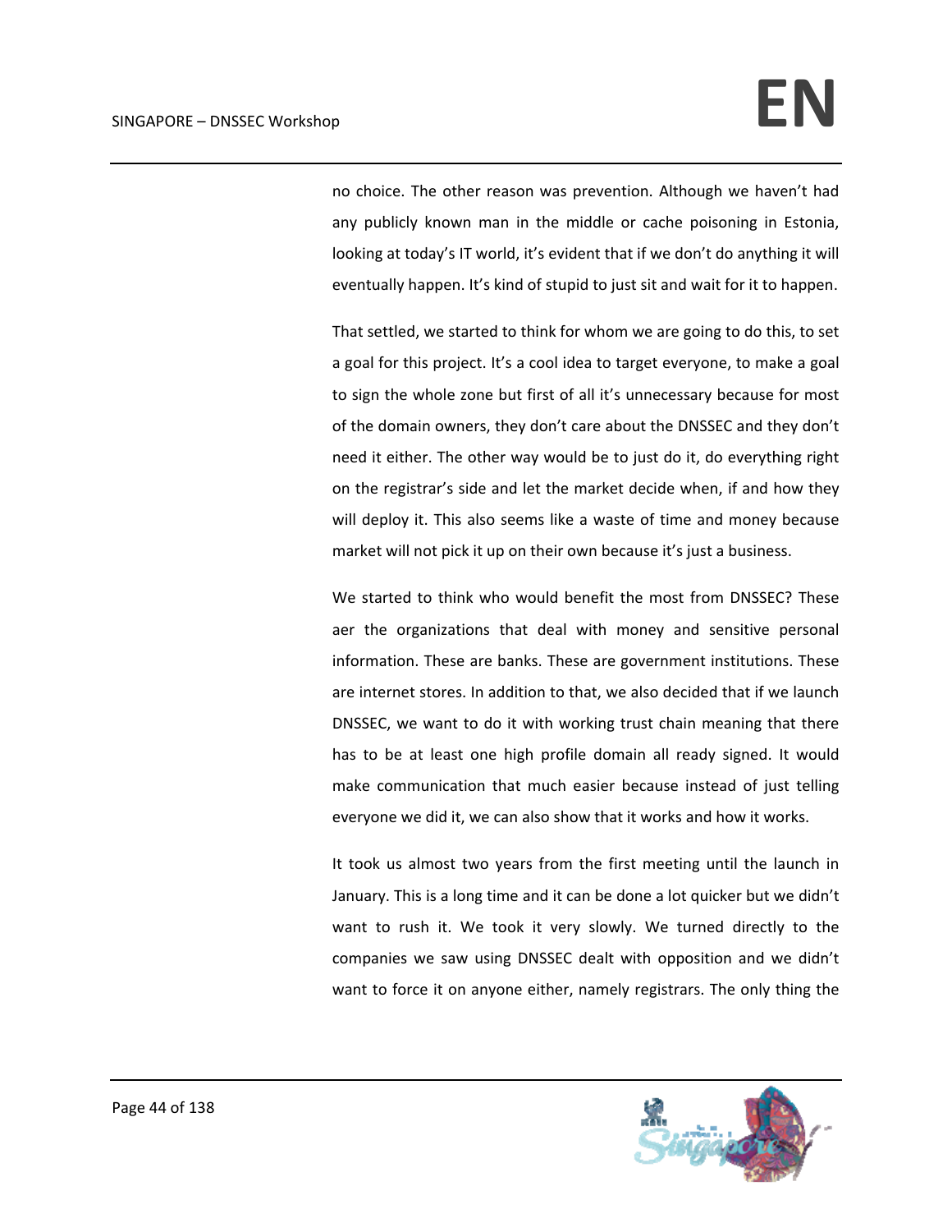no choice. The other reason was prevention. Although we haven't had any publicly known man in the middle or cache poisoning in Estonia, looking at today's IT world, it's evident that if we don't do anything it will eventually happen. It's kind of stupid to just sit and wait for it to happen.

That settled, we started to think for whom we are going to do this, to set a goal for this project. It's a cool idea to target everyone, to make a goal to sign the whole zone but first of all it's unnecessary because for most of the domain owners, they don't care about the DNSSEC and they don't need it either. The other way would be to just do it, do everything right on the registrar's side and let the market decide when, if and how they will deploy it. This also seems like a waste of time and money because market will not pick it up on their own because it's just a business.

We started to think who would benefit the most from DNSSEC? These aer the organizations that deal with money and sensitive personal information. These are banks. These are government institutions. These are internet stores. In addition to that, we also decided that if we launch DNSSEC, we want to do it with working trust chain meaning that there has to be at least one high profile domain all ready signed. It would make communication that much easier because instead of just telling everyone we did it, we can also show that it works and how it works.

It took us almost two years from the first meeting until the launch in January. This is a long time and it can be done a lot quicker but we didn't want to rush it. We took it very slowly. We turned directly to the companies we saw using DNSSEC dealt with opposition and we didn't want to force it on anyone either, namely registrars. The only thing the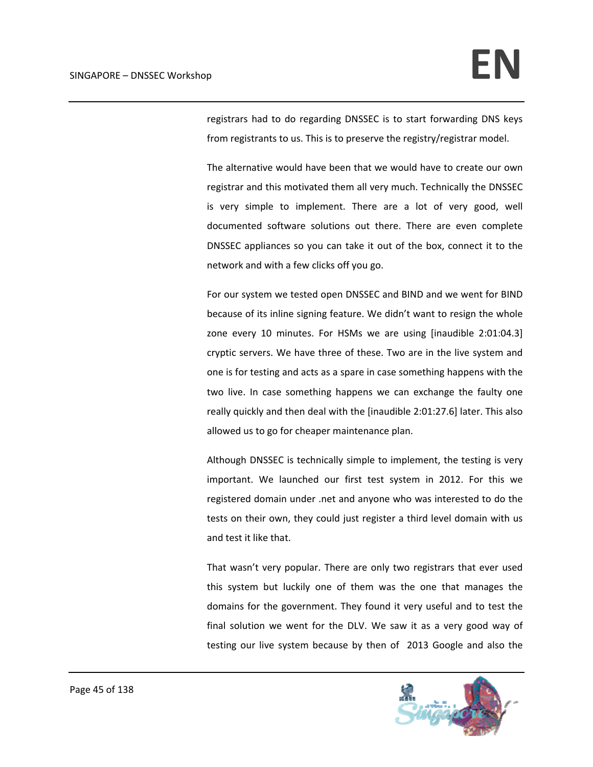registrars had to do regarding DNSSEC is to start forwarding DNS keys from registrants to us. This is to preserve the registry/registrar model.

The alternative would have been that we would have to create our own registrar and this motivated them all very much. Technically the DNSSEC is very simple to implement. There are a lot of very good, well documented software solutions out there. There are even complete DNSSEC appliances so you can take it out of the box, connect it to the network and with a few clicks off you go.

For our system we tested open DNSSEC and BIND and we went for BIND because of its inline signing feature. We didn't want to resign the whole zone every 10 minutes. For HSMs we are using [inaudible 2:01:04.3] cryptic servers. We have three of these. Two are in the live system and one is for testing and acts as a spare in case something happens with the two live. In case something happens we can exchange the faulty one really quickly and then deal with the [inaudible 2:01:27.6] later. This also allowed us to go for cheaper maintenance plan.

Although DNSSEC is technically simple to implement, the testing is very important. We launched our first test system in 2012. For this we registered domain under .net and anyone who was interested to do the tests on their own, they could just register a third level domain with us and test it like that.

That wasn't very popular. There are only two registrars that ever used this system but luckily one of them was the one that manages the domains for the government. They found it very useful and to test the final solution we went for the DLV. We saw it as a very good way of testing our live system because by then of 2013 Google and also the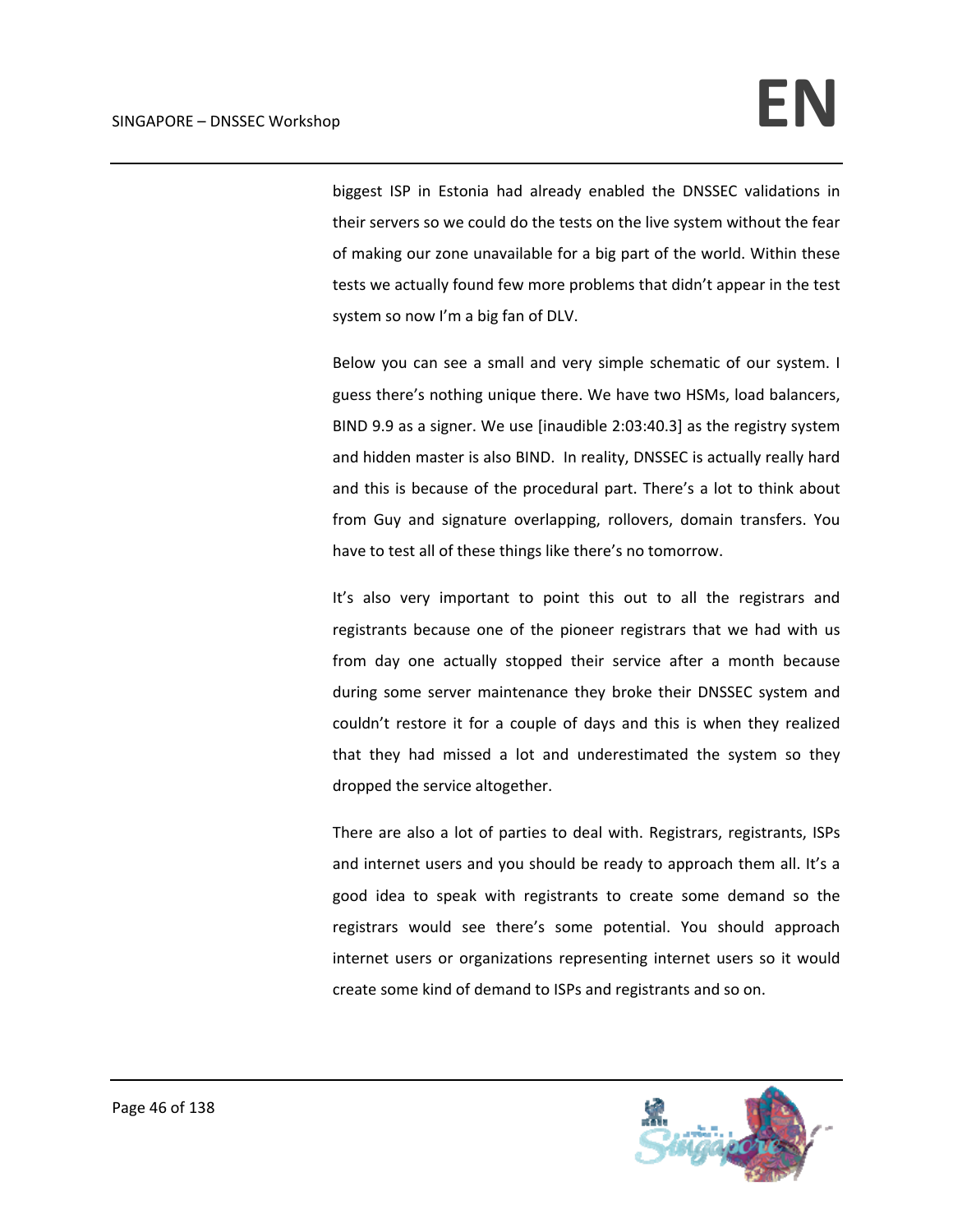biggest ISP in Estonia had already enabled the DNSSEC validations in their servers so we could do the tests on the live system without the fear of making our zone unavailable for a big part of the world. Within these tests we actually found few more problems that didn't appear in the test system so now I'm a big fan of DLV.

Below you can see a small and very simple schematic of our system. I guess there's nothing unique there. We have two HSMs, load balancers, BIND 9.9 as a signer. We use [inaudible 2:03:40.3] as the registry system and hidden master is also BIND.  In reality, DNSSEC is actually really hard and this is because of the procedural part. There's a lot to think about from Guy and signature overlapping, rollovers, domain transfers. You have to test all of these things like there's no tomorrow.

It's also very important to point this out to all the registrars and registrants because one of the pioneer registrars that we had with us from day one actually stopped their service after a month because during some server maintenance they broke their DNSSEC system and couldn't restore it for a couple of days and this is when they realized that they had missed a lot and underestimated the system so they dropped the service altogether.

There are also a lot of parties to deal with. Registrars, registrants, ISPs and internet users and you should be ready to approach them all. It's a good idea to speak with registrants to create some demand so the registrars would see there's some potential. You should approach internet users or organizations representing internet users so it would create some kind of demand to ISPs and registrants and so on.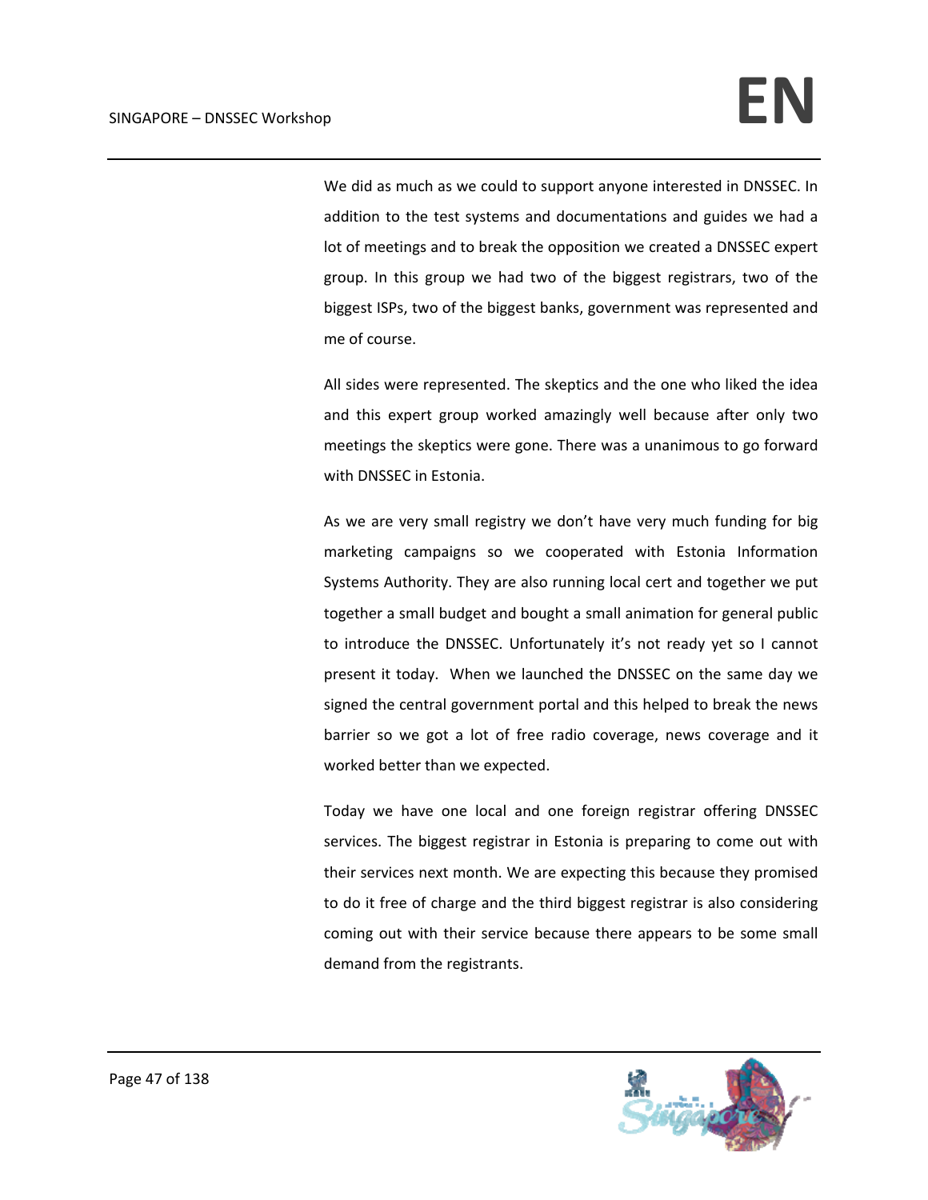We did as much as we could to support anyone interested in DNSSEC. In addition to the test systems and documentations and guides we had a lot of meetings and to break the opposition we created a DNSSEC expert group. In this group we had two of the biggest registrars, two of the biggest ISPs, two of the biggest banks, government was represented and me of course.

All sides were represented. The skeptics and the one who liked the idea and this expert group worked amazingly well because after only two meetings the skeptics were gone. There was a unanimous to go forward with DNSSEC in Estonia.

As we are very small registry we don't have very much funding for big marketing campaigns so we cooperated with Estonia Information Systems Authority. They are also running local cert and together we put together a small budget and bought a small animation for general public to introduce the DNSSEC. Unfortunately it's not ready yet so I cannot present it today. When we launched the DNSSEC on the same day we signed the central government portal and this helped to break the news barrier so we got a lot of free radio coverage, news coverage and it worked better than we expected.

Today we have one local and one foreign registrar offering DNSSEC services. The biggest registrar in Estonia is preparing to come out with their services next month. We are expecting this because they promised to do it free of charge and the third biggest registrar is also considering coming out with their service because there appears to be some small demand from the registrants.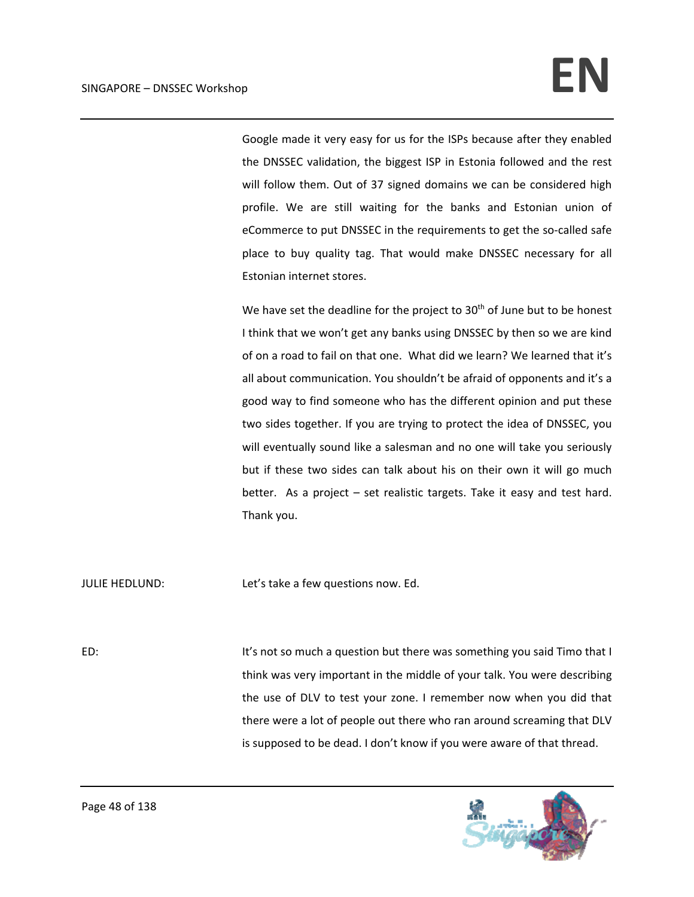Google made it very easy for us for the ISPs because after they enabled the DNSSEC validation, the biggest ISP in Estonia followed and the rest will follow them. Out of 37 signed domains we can be considered high profile. We are still waiting for the banks and Estonian union of eCommerce to put DNSSEC in the requirements to get the so-called safe place to buy quality tag. That would make DNSSEC necessary for all Estonian internet stores.

We have set the deadline for the project to 30th of June but to be honest I think that we won't get any banks using DNSSEC by then so we are kind of on a road to fail on that one. What did we learn? We learned that it's all about communication. You shouldn't be afraid of opponents and it's a good way to find someone who has the different opinion and put these two sides together. If you are trying to protect the idea of DNSSEC, you will eventually sound like a salesman and no one will take you seriously but if these two sides can talk about his on their own it will go much better. As a project – set realistic targets. Take it easy and test hard. Thank you.

JULIE HEDLUND: Let's take a few questions now. Ed.

ED: It's not so much a question but there was something you said Timo that I think was very important in the middle of your talk. You were describing the use of DLV to test your zone. I remember now when you did that there were a lot of people out there who ran around screaming that DLV is supposed to be dead. I don't know if you were aware of that thread.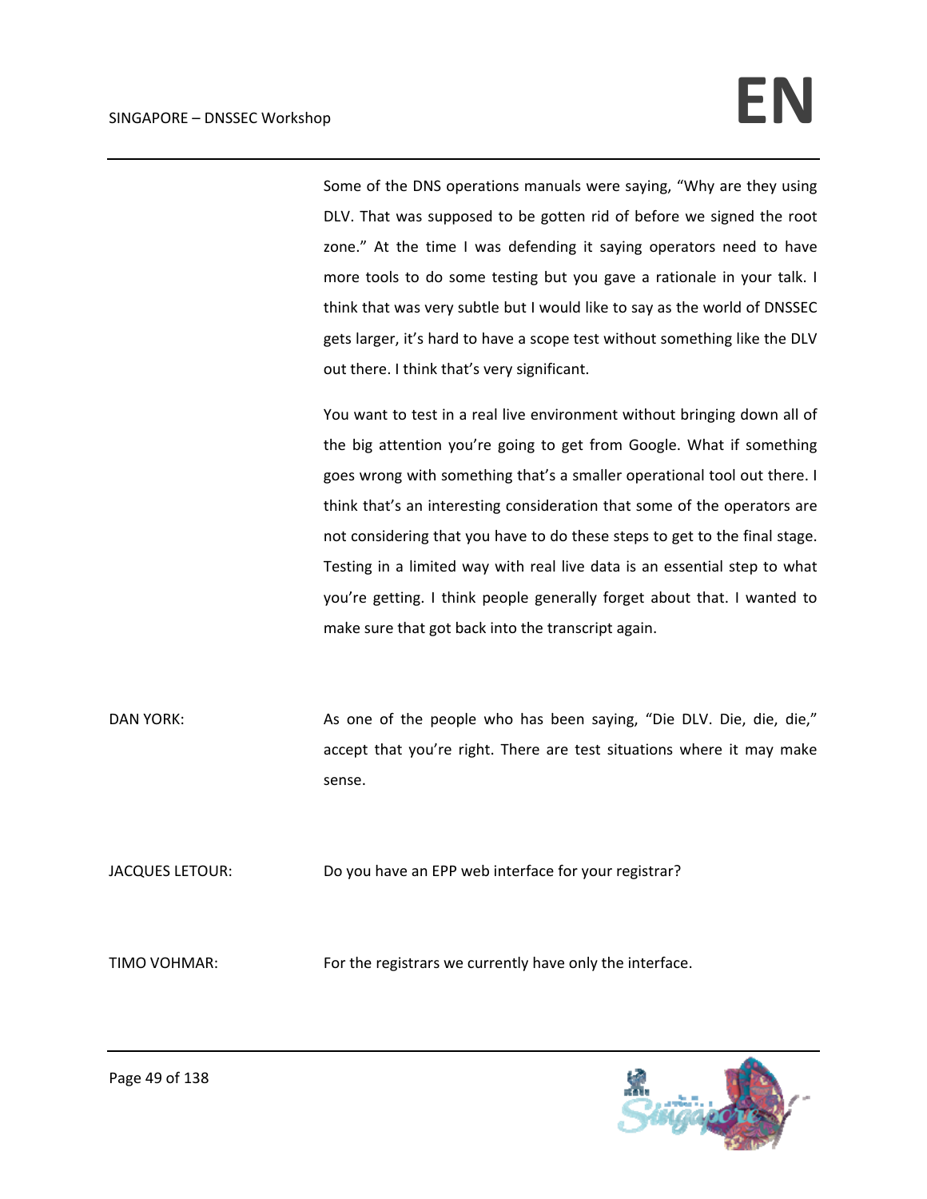Some of the DNS operations manuals were saying, "Why are they using DLV. That was supposed to be gotten rid of before we signed the root zone." At the time I was defending it saying operators need to have more tools to do some testing but you gave a rationale in your talk. I think that was very subtle but I would like to say as the world of DNSSEC gets larger, it's hard to have a scope test without something like the DLV out there. I think that's very significant.

You want to test in a real live environment without bringing down all of the big attention you're going to get from Google. What if something goes wrong with something that's a smaller operational tool out there. I think that's an interesting consideration that some of the operators are not considering that you have to do these steps to get to the final stage. Testing in a limited way with real live data is an essential step to what you're getting. I think people generally forget about that. I wanted to make sure that got back into the transcript again.

DAN YORK: As one of the people who has been saying, "Die DLV. Die, die, die," accept that you're right. There are test situations where it may make sense.

JACQUES LETOUR: Do you have an EPP web interface for your registrar?

TIMO VOHMAR: For the registrars we currently have only the interface.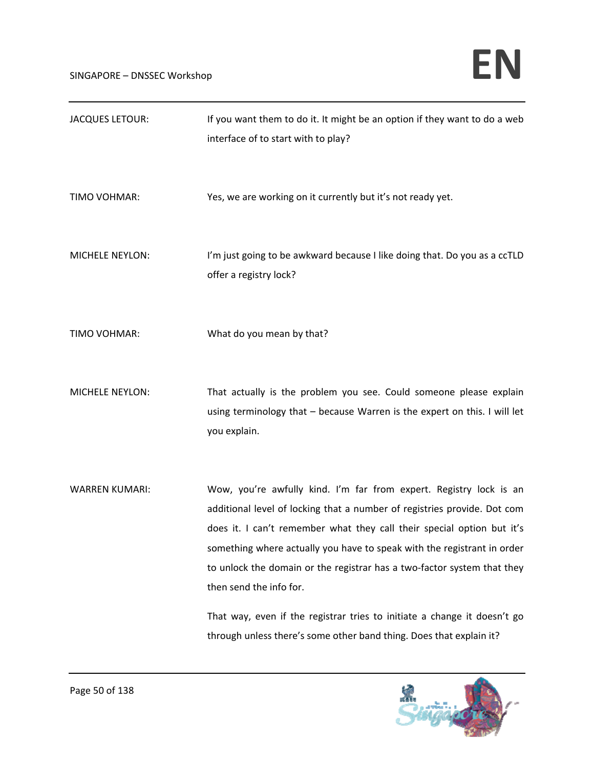JACQUES LETOUR: If you want them to do it. It might be an option if they want to do a web interface of to start with to play?

TIMO VOHMAR: Yes, we are working on it currently but it's not ready yet.

MICHELE NEYLON: I'm just going to be awkward because I like doing that. Do you as a ccTLD offer a registry lock?

TIMO VOHMAR: What do you mean by that?

MICHELE NEYLON: That actually is the problem you see. Could someone please explain using terminology that – because Warren is the expert on this. I will let you explain.

WARREN KUMARI: Wow, you're awfully kind. I'm far from expert. Registry lock is an additional level of locking that a number of registries provide. Dot com does it. I can't remember what they call their special option but it's something where actually you have to speak with the registrant in order to unlock the domain or the registrar has a two-factor system that they then send the info for.

That way, even if the registrar tries to initiate a change it doesn't go through unless there's some other band thing. Does that explain it?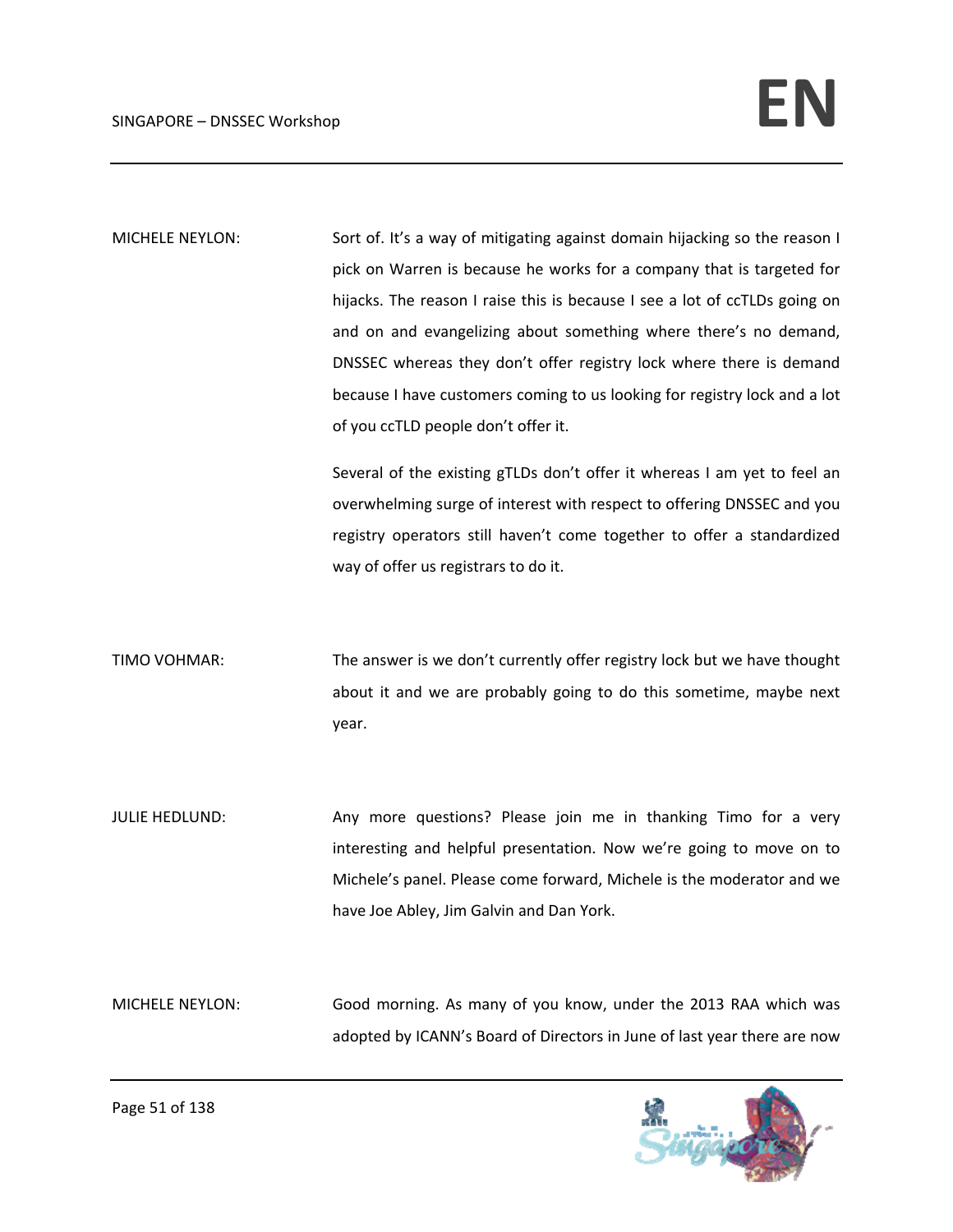MICHELE NEYLON: Sort of. It's a way of mitigating against domain hijacking so the reason I pick on Warren is because he works for a company that is targeted for hijacks. The reason I raise this is because I see a lot of ccTLDs going on and on and evangelizing about something where there's no demand, DNSSEC whereas they don't offer registry lock where there is demand because I have customers coming to us looking for registry lock and a lot of you ccTLD people don't offer it.

Several of the existing gTLDs don't offer it whereas I am yet to feel an overwhelming surge of interest with respect to offering DNSSEC and you registry operators still haven't come together to offer a standardized way of offer us registrars to do it.

TIMO VOHMAR: The answer is we don't currently offer registry lock but we have thought about it and we are probably going to do this sometime, maybe next year.

JULIE HEDLUND: Any more questions? Please join me in thanking Timo for a very interesting and helpful presentation. Now we're going to move on to Michele's panel. Please come forward, Michele is the moderator and we have Joe Abley, Jim Galvin and Dan York.

MICHELE NEYLON: Good morning. As many of you know, under the 2013 RAA which was adopted by ICANN's Board of Directors in June of last year there are now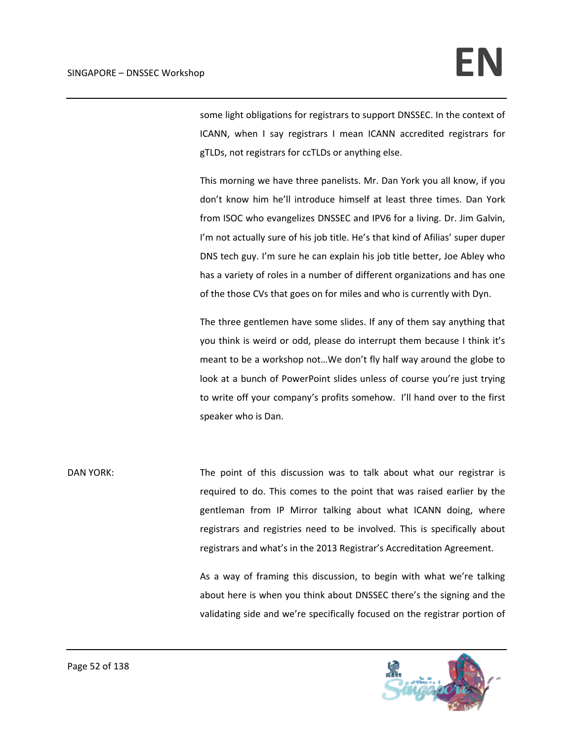some light obligations for registrars to support DNSSEC. In the context of ICANN, when I say registrars I mean ICANN accredited registrars for gTLDs, not registrars for ccTLDs or anything else.

This morning we have three panelists. Mr. Dan York you all know, if you don't know him he'll introduce himself at least three times. Dan York from ISOC who evangelizes DNSSEC and IPV6 for a living. Dr. Jim Galvin, I'm not actually sure of his job title. He's that kind of Afilias' super duper DNS tech guy. I'm sure he can explain his job title better, Joe Abley who has a variety of roles in a number of different organizations and has one of the those CVs that goes on for miles and who is currently with Dyn.

The three gentlemen have some slides. If any of them say anything that you think is weird or odd, please do interrupt them because I think it's meant to be a workshop not…We don't fly half way around the globe to look at a bunch of PowerPoint slides unless of course you're just trying to write off your company's profits somehow. I'll hand over to the first speaker who is Dan.

DAN YORK: The point of this discussion was to talk about what our registrar is required to do. This comes to the point that was raised earlier by the gentleman from IP Mirror talking about what ICANN doing, where registrars and registries need to be involved. This is specifically about registrars and what's in the 2013 Registrar's Accreditation Agreement.

As a way of framing this discussion, to begin with what we're talking about here is when you think about DNSSEC there's the signing and the validating side and we're specifically focused on the registrar portion of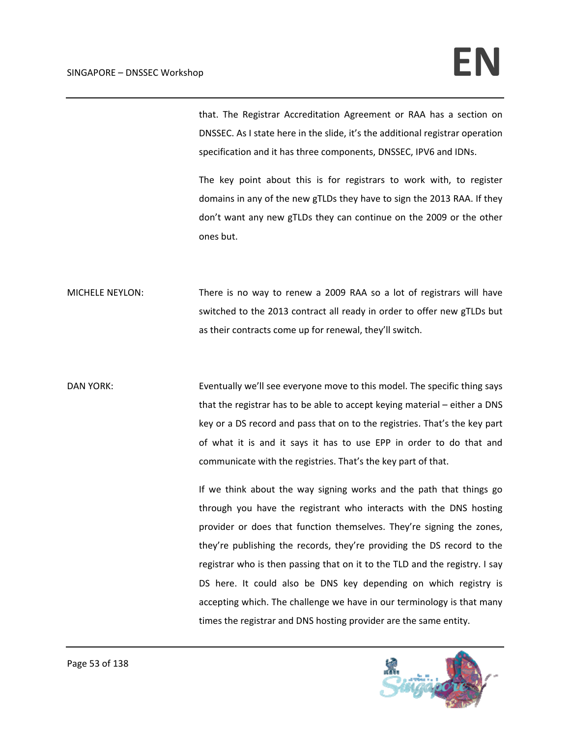that. The Registrar Accreditation Agreement or RAA has a section on DNSSEC. As I state here in the slide, it's the additional registrar operation specification and it has three components, DNSSEC, IPV6 and IDNs.

The key point about this is for registrars to work with, to register domains in any of the new gTLDs they have to sign the 2013 RAA. If they don't want any new gTLDs they can continue on the 2009 or the other ones but.

MICHELE NEYLON: There is no way to renew a 2009 RAA so a lot of registrars will have switched to the 2013 contract all ready in order to offer new gTLDs but as their contracts come up for renewal, they'll switch.

DAN YORK: Eventually we'll see everyone move to this model. The specific thing says that the registrar has to be able to accept keying material – either a DNS key or a DS record and pass that on to the registries. That's the key part of what it is and it says it has to use EPP in order to do that and communicate with the registries. That's the key part of that.

If we think about the way signing works and the path that things go through you have the registrant who interacts with the DNS hosting provider or does that function themselves. They're signing the zones, they're publishing the records, they're providing the DS record to the registrar who is then passing that on it to the TLD and the registry. I say DS here. It could also be DNS key depending on which registry is accepting which. The challenge we have in our terminology is that many times the registrar and DNS hosting provider are the same entity.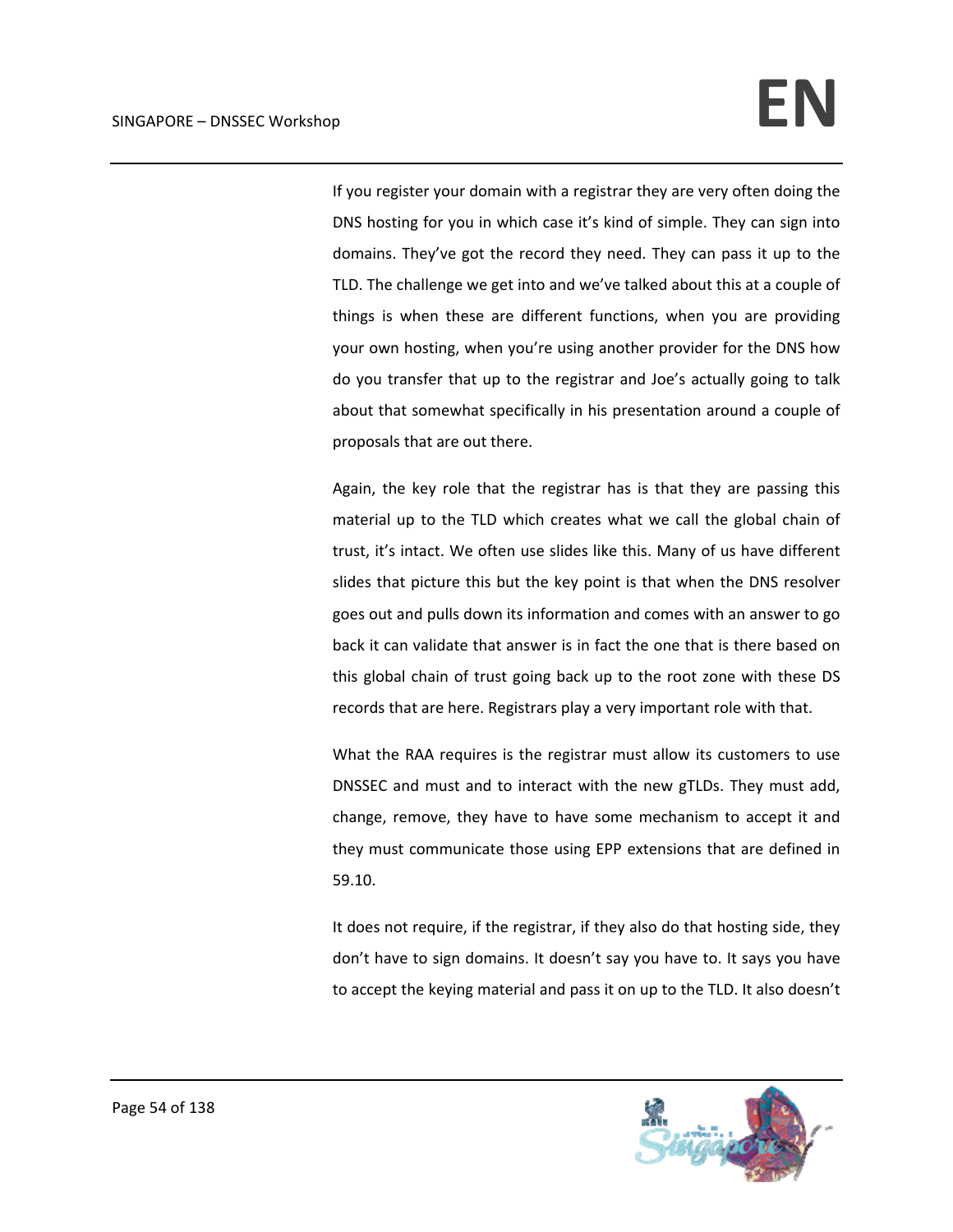If you register your domain with a registrar they are very often doing the DNS hosting for you in which case it's kind of simple. They can sign into domains. They've got the record they need. They can pass it up to the TLD. The challenge we get into and we've talked about this at a couple of things is when these are different functions, when you are providing your own hosting, when you're using another provider for the DNS how do you transfer that up to the registrar and Joe's actually going to talk about that somewhat specifically in his presentation around a couple of proposals that are out there.

Again, the key role that the registrar has is that they are passing this material up to the TLD which creates what we call the global chain of trust, it's intact. We often use slides like this. Many of us have different slides that picture this but the key point is that when the DNS resolver goes out and pulls down its information and comes with an answer to go back it can validate that answer is in fact the one that is there based on this global chain of trust going back up to the root zone with these DS records that are here. Registrars play a very important role with that.

What the RAA requires is the registrar must allow its customers to use DNSSEC and must and to interact with the new gTLDs. They must add, change, remove, they have to have some mechanism to accept it and they must communicate those using EPP extensions that are defined in 59.10.

It does not require, if the registrar, if they also do that hosting side, they don't have to sign domains. It doesn't say you have to. It says you have to accept the keying material and pass it on up to the TLD. It also doesn't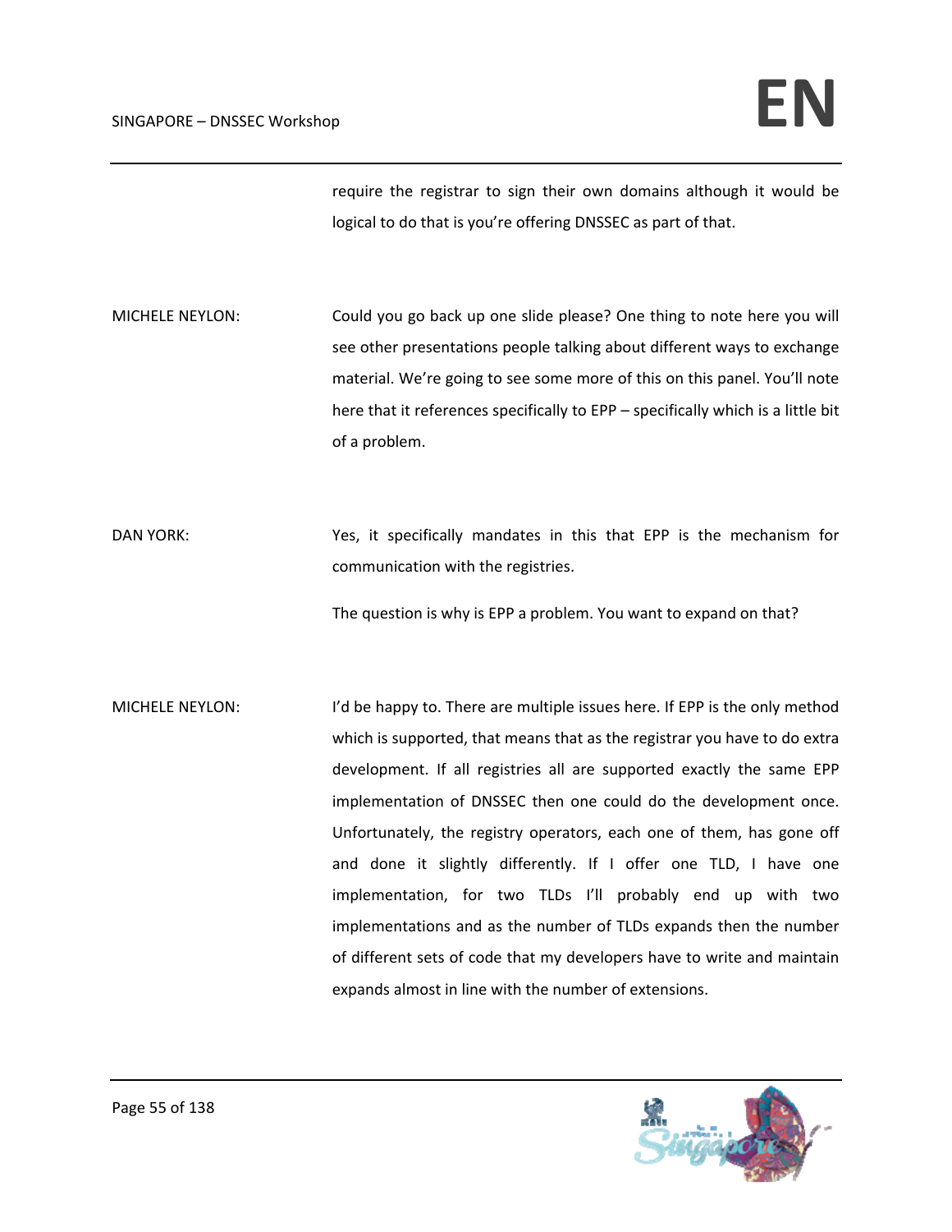require the registrar to sign their own domains although it would be logical to do that is you're offering DNSSEC as part of that.

MICHELE NEYLON: Could you go back up one slide please? One thing to note here you will see other presentations people talking about different ways to exchange material. We're going to see some more of this on this panel. You'll note here that it references specifically to EPP – specifically which is a little bit of a problem.

DAN YORK: Yes, it specifically mandates in this that EPP is the mechanism for communication with the registries.

The question is why is EPP a problem. You want to expand on that?

MICHELE NEYLON: I'd be happy to. There are multiple issues here. If EPP is the only method which is supported, that means that as the registrar you have to do extra development. If all registries all are supported exactly the same EPP implementation of DNSSEC then one could do the development once. Unfortunately, the registry operators, each one of them, has gone off and done it slightly differently. If I offer one TLD, I have one implementation, for two TLDs I'll probably end up with two implementations and as the number of TLDs expands then the number of different sets of code that my developers have to write and maintain expands almost in line with the number of extensions.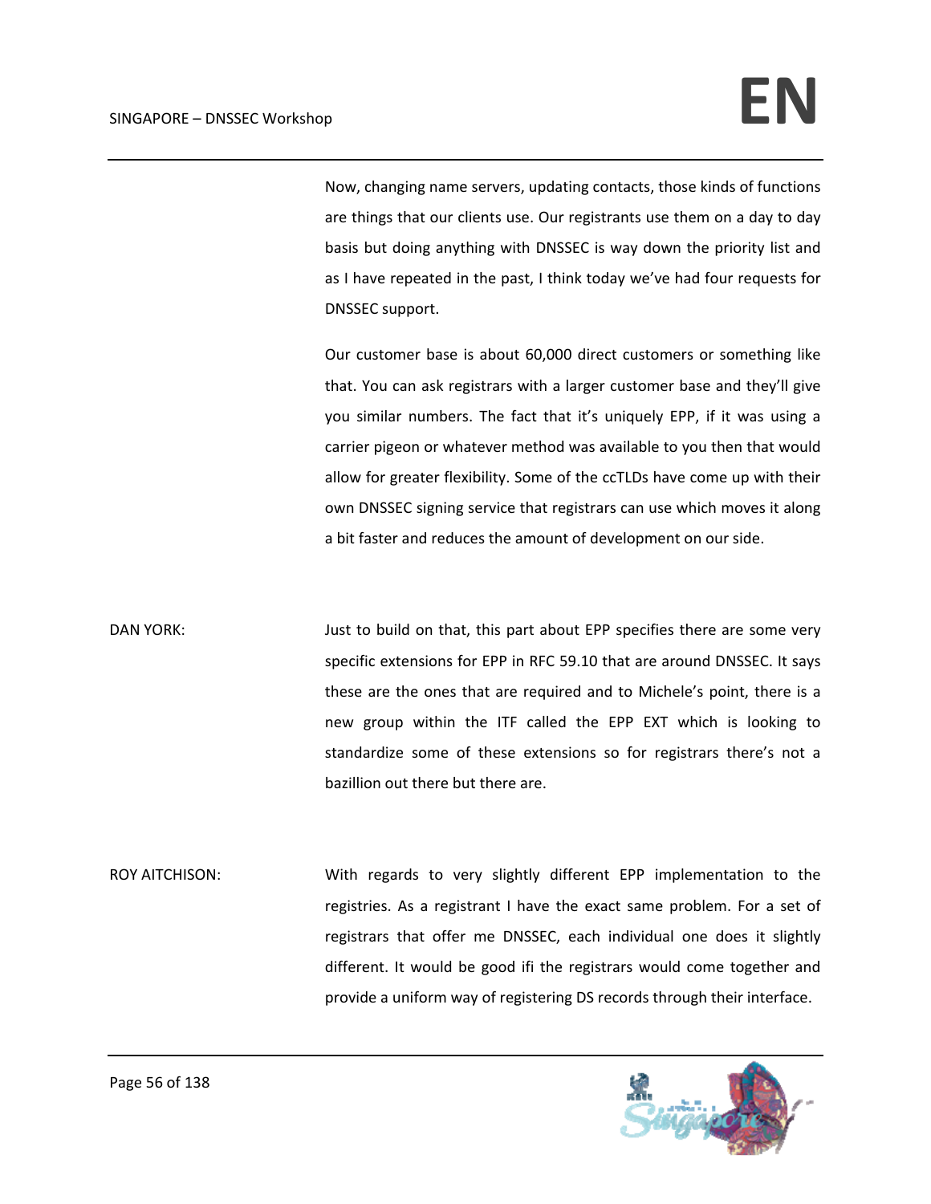Now, changing name servers, updating contacts, those kinds of functions are things that our clients use. Our registrants use them on a day to day basis but doing anything with DNSSEC is way down the priority list and as I have repeated in the past, I think today we've had four requests for DNSSEC support.

Our customer base is about 60,000 direct customers or something like that. You can ask registrars with a larger customer base and they'll give you similar numbers. The fact that it's uniquely EPP, if it was using a carrier pigeon or whatever method was available to you then that would allow for greater flexibility. Some of the ccTLDs have come up with their own DNSSEC signing service that registrars can use which moves it along a bit faster and reduces the amount of development on our side.

DAN YORK: Just to build on that, this part about EPP specifies there are some very specific extensions for EPP in RFC 59.10 that are around DNSSEC. It says these are the ones that are required and to Michele's point, there is a new group within the ITF called the EPP EXT which is looking to standardize some of these extensions so for registrars there's not a bazillion out there but there are.

ROY AITCHISON: With regards to very slightly different EPP implementation to the registries. As a registrant I have the exact same problem. For a set of registrars that offer me DNSSEC, each individual one does it slightly different. It would be good ifi the registrars would come together and provide a uniform way of registering DS records through their interface.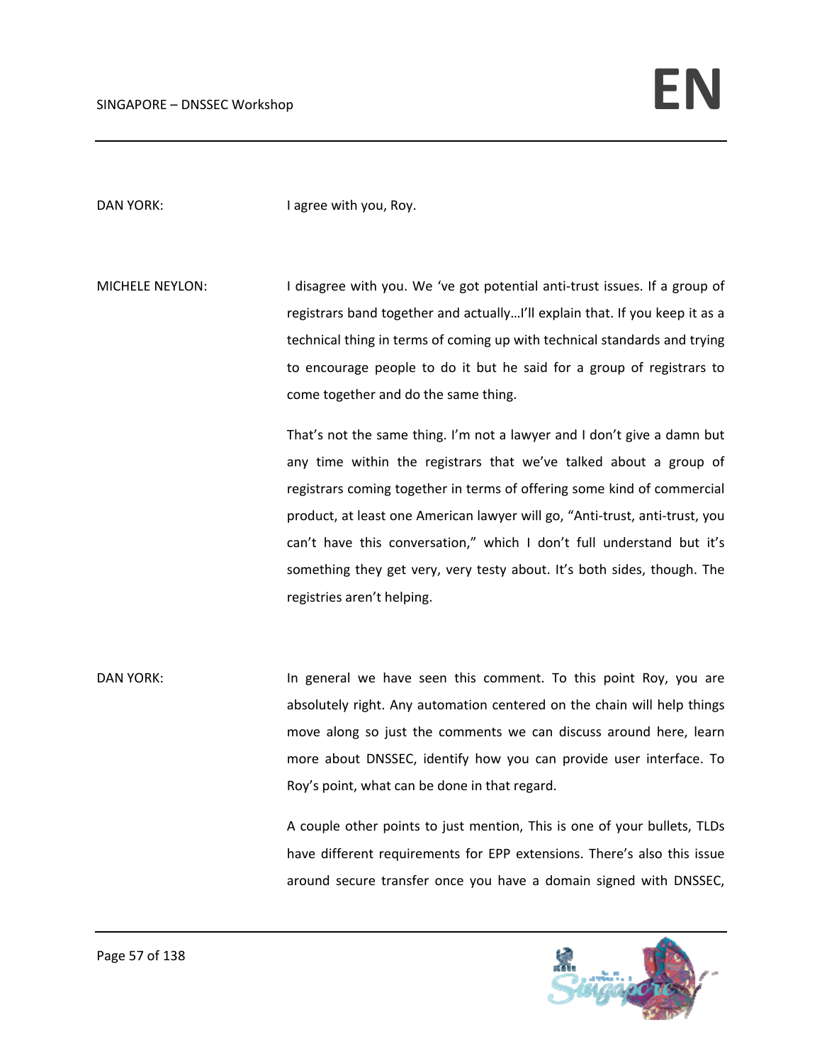DAN YORK: I agree with you, Roy.

MICHELE NEYLON: I disagree with you. We 've got potential anti-trust issues. If a group of registrars band together and actually…I'll explain that. If you keep it as a technical thing in terms of coming up with technical standards and trying to encourage people to do it but he said for a group of registrars to come together and do the same thing.

That's not the same thing. I'm not a lawyer and I don't give a damn but any time within the registrars that we've talked about a group of registrars coming together in terms of offering some kind of commercial product, at least one American lawyer will go, "Anti-trust, anti-trust, you can't have this conversation," which I don't full understand but it's something they get very, very testy about. It's both sides, though. The registries aren't helping.

DAN YORK: In general we have seen this comment. To this point Roy, you are absolutely right. Any automation centered on the chain will help things move along so just the comments we can discuss around here, learn more about DNSSEC, identify how you can provide user interface. To Roy's point, what can be done in that regard.

A couple other points to just mention, This is one of your bullets, TLDs have different requirements for EPP extensions. There's also this issue around secure transfer once you have a domain signed with DNSSEC,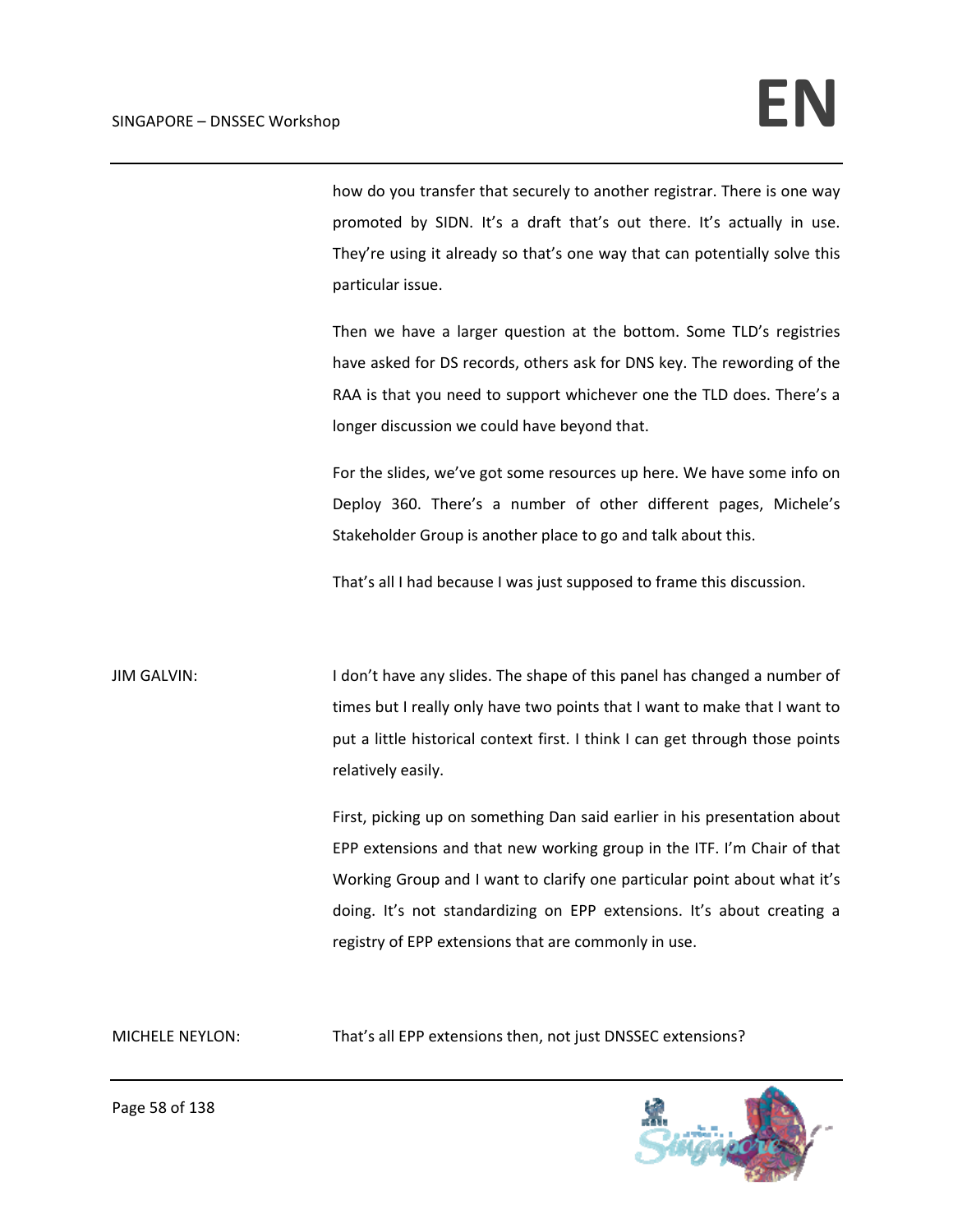how do you transfer that securely to another registrar. There is one way promoted by SIDN. It's a draft that's out there. It's actually in use. They're using it already so that's one way that can potentially solve this particular issue.

Then we have a larger question at the bottom. Some TLD's registries have asked for DS records, others ask for DNS key. The rewording of the RAA is that you need to support whichever one the TLD does. There's a longer discussion we could have beyond that.

For the slides, we've got some resources up here. We have some info on Deploy 360. There's a number of other different pages, Michele's Stakeholder Group is another place to go and talk about this.

That's all I had because I was just supposed to frame this discussion.

JIM GALVIN: I don't have any slides. The shape of this panel has changed a number of times but I really only have two points that I want to make that I want to put a little historical context first. I think I can get through those points relatively easily.

First, picking up on something Dan said earlier in his presentation about EPP extensions and that new working group in the ITF. I'm Chair of that Working Group and I want to clarify one particular point about what it's doing. It's not standardizing on EPP extensions. It's about creating a registry of EPP extensions that are commonly in use.

MICHELE NEYLON: That's all EPP extensions then, not just DNSSEC extensions?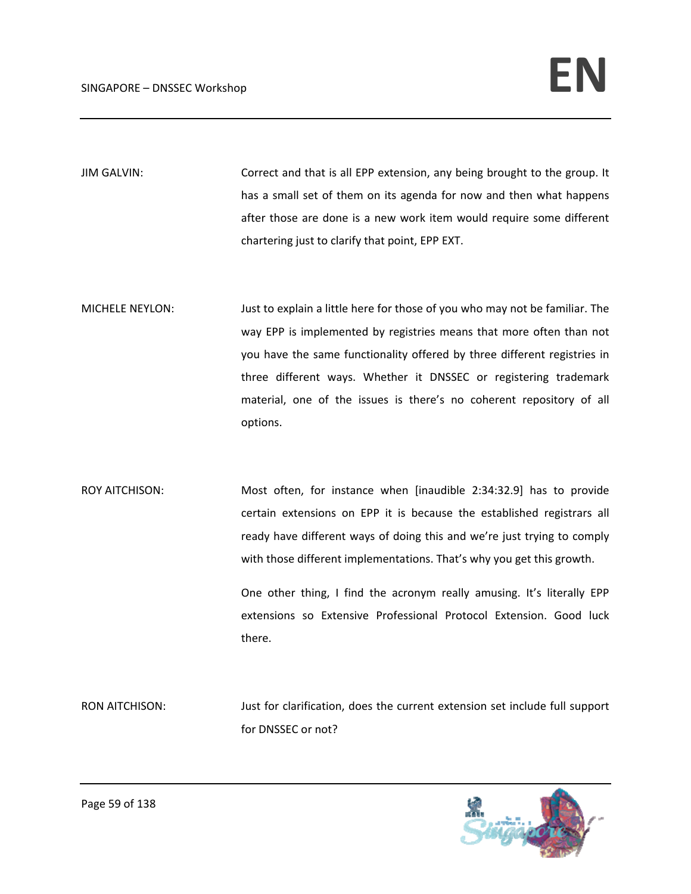JIM GALVIN: Correct and that is all EPP extension, any being brought to the group. It has a small set of them on its agenda for now and then what happens after those are done is a new work item would require some different chartering just to clarify that point, EPP EXT.

MICHELE NEYLON: Just to explain a little here for those of you who may not be familiar. The way EPP is implemented by registries means that more often than not you have the same functionality offered by three different registries in three different ways. Whether it DNSSEC or registering trademark material, one of the issues is there's no coherent repository of all options.

ROY AITCHISON: Most often, for instance when [inaudible 2:34:32.9] has to provide certain extensions on EPP it is because the established registrars all ready have different ways of doing this and we're just trying to comply with those different implementations. That's why you get this growth.

One other thing, I find the acronym really amusing. It's literally EPP extensions so Extensive Professional Protocol Extension. Good luck there.

RON AITCHISON: Just for clarification, does the current extension set include full support for DNSSEC or not?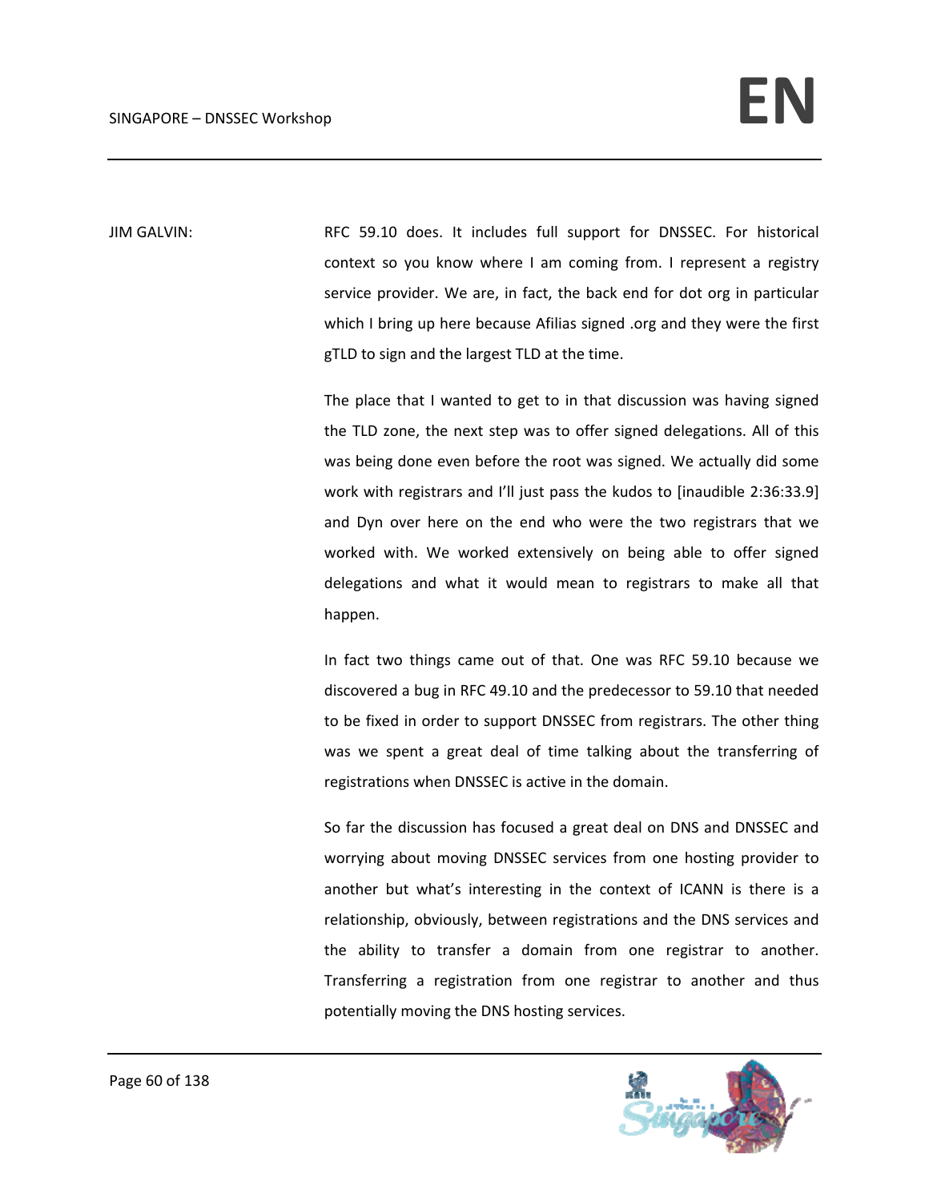JIM GALVIN: RFC 59.10 does. It includes full support for DNSSEC. For historical context so you know where I am coming from. I represent a registry service provider. We are, in fact, the back end for dot org in particular which I bring up here because Afilias signed .org and they were the first gTLD to sign and the largest TLD at the time.

The place that I wanted to get to in that discussion was having signed the TLD zone, the next step was to offer signed delegations. All of this was being done even before the root was signed. We actually did some work with registrars and I'll just pass the kudos to [inaudible 2:36:33.9] and Dyn over here on the end who were the two registrars that we worked with. We worked extensively on being able to offer signed delegations and what it would mean to registrars to make all that happen.

In fact two things came out of that. One was RFC 59.10 because we discovered a bug in RFC 49.10 and the predecessor to 59.10 that needed to be fixed in order to support DNSSEC from registrars. The other thing was we spent a great deal of time talking about the transferring of registrations when DNSSEC is active in the domain.

So far the discussion has focused a great deal on DNS and DNSSEC and worrying about moving DNSSEC services from one hosting provider to another but what's interesting in the context of ICANN is there is a relationship, obviously, between registrations and the DNS services and the ability to transfer a domain from one registrar to another. Transferring a registration from one registrar to another and thus potentially moving the DNS hosting services.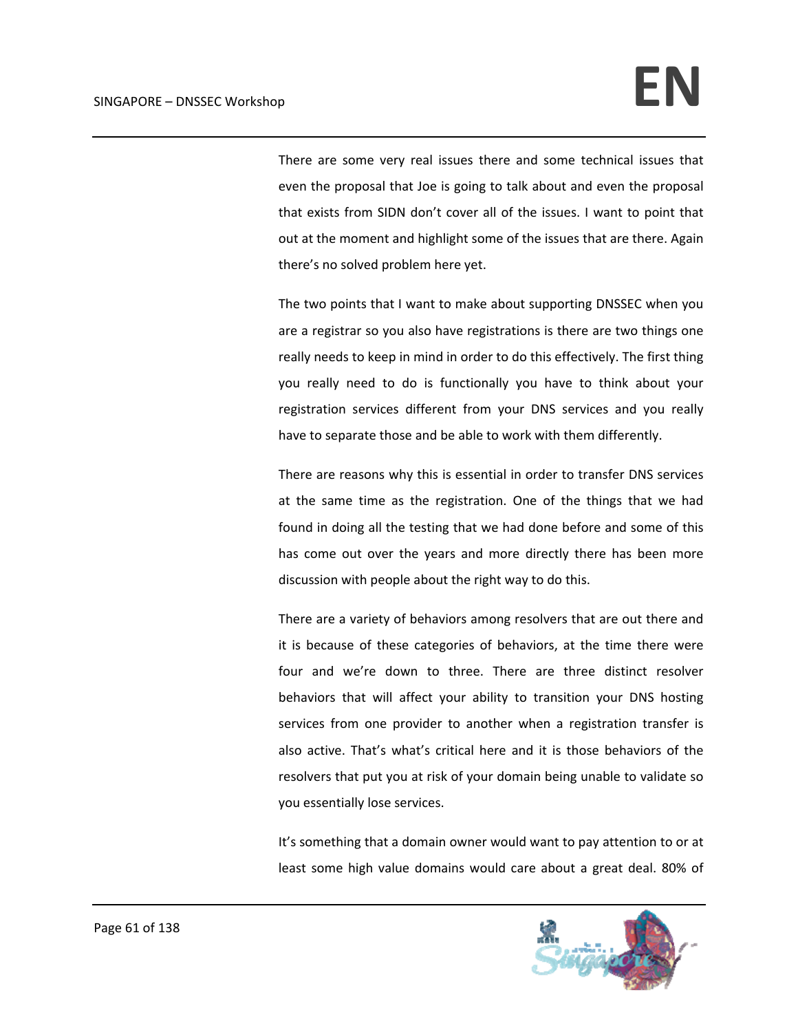There are some very real issues there and some technical issues that even the proposal that Joe is going to talk about and even the proposal that exists from SIDN don't cover all of the issues. I want to point that out at the moment and highlight some of the issues that are there. Again there's no solved problem here yet.

The two points that I want to make about supporting DNSSEC when you are a registrar so you also have registrations is there are two things one really needs to keep in mind in order to do this effectively. The first thing you really need to do is functionally you have to think about your registration services different from your DNS services and you really have to separate those and be able to work with them differently.

There are reasons why this is essential in order to transfer DNS services at the same time as the registration. One of the things that we had found in doing all the testing that we had done before and some of this has come out over the years and more directly there has been more discussion with people about the right way to do this.

There are a variety of behaviors among resolvers that are out there and it is because of these categories of behaviors, at the time there were four and we're down to three. There are three distinct resolver behaviors that will affect your ability to transition your DNS hosting services from one provider to another when a registration transfer is also active. That's what's critical here and it is those behaviors of the resolvers that put you at risk of your domain being unable to validate so you essentially lose services.

It's something that a domain owner would want to pay attention to or at least some high value domains would care about a great deal. 80% of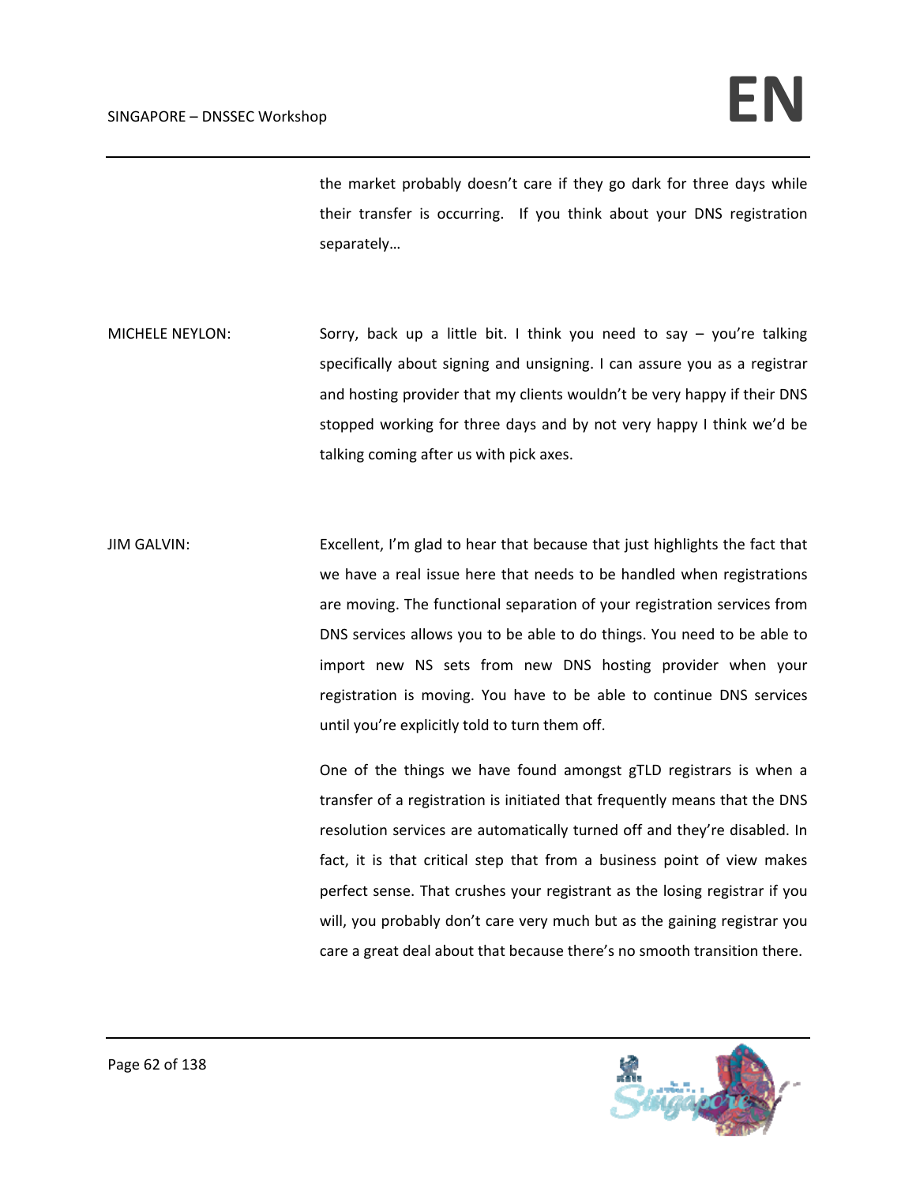the market probably doesn't care if they go dark for three days while their transfer is occurring. If you think about your DNS registration separately…

MICHELE NEYLON: Sorry, back up a little bit. I think you need to say – you're talking specifically about signing and unsigning. I can assure you as a registrar and hosting provider that my clients wouldn't be very happy if their DNS stopped working for three days and by not very happy I think we'd be talking coming after us with pick axes.

JIM GALVIN: Excellent, I'm glad to hear that because that just highlights the fact that we have a real issue here that needs to be handled when registrations are moving. The functional separation of your registration services from DNS services allows you to be able to do things. You need to be able to import new NS sets from new DNS hosting provider when your registration is moving. You have to be able to continue DNS services until you're explicitly told to turn them off.

One of the things we have found amongst gTLD registrars is when a transfer of a registration is initiated that frequently means that the DNS resolution services are automatically turned off and they're disabled. In fact, it is that critical step that from a business point of view makes perfect sense. That crushes your registrant as the losing registrar if you will, you probably don't care very much but as the gaining registrar you care a great deal about that because there's no smooth transition there.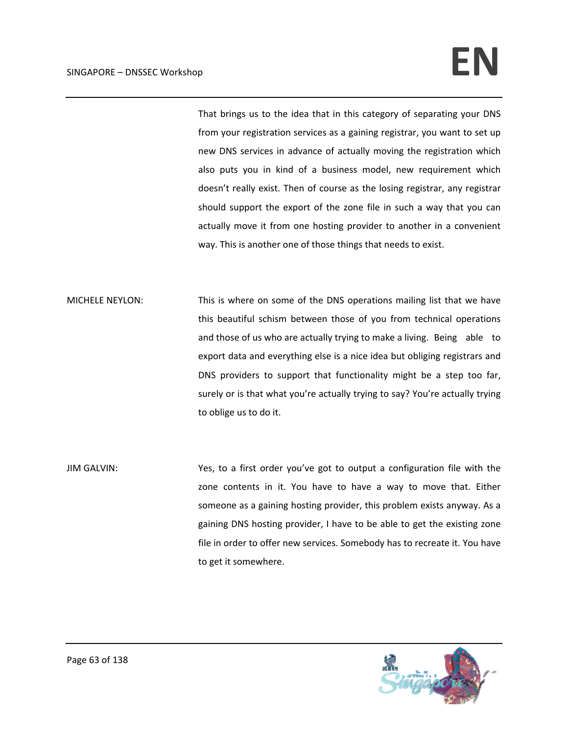That brings us to the idea that in this category of separating your DNS from your registration services as a gaining registrar, you want to set up new DNS services in advance of actually moving the registration which also puts you in kind of a business model, new requirement which doesn't really exist. Then of course as the losing registrar, any registrar should support the export of the zone file in such a way that you can actually move it from one hosting provider to another in a convenient way. This is another one of those things that needs to exist.

MICHELE NEYLON: This is where on some of the DNS operations mailing list that we have this beautiful schism between those of you from technical operations and those of us who are actually trying to make a living. Being able to export data and everything else is a nice idea but obliging registrars and DNS providers to support that functionality might be a step too far, surely or is that what you're actually trying to say? You're actually trying to oblige us to do it.

JIM GALVIN: Yes, to a first order you've got to output a configuration file with the zone contents in it. You have to have a way to move that. Either someone as a gaining hosting provider, this problem exists anyway. As a gaining DNS hosting provider, I have to be able to get the existing zone file in order to offer new services. Somebody has to recreate it. You have to get it somewhere.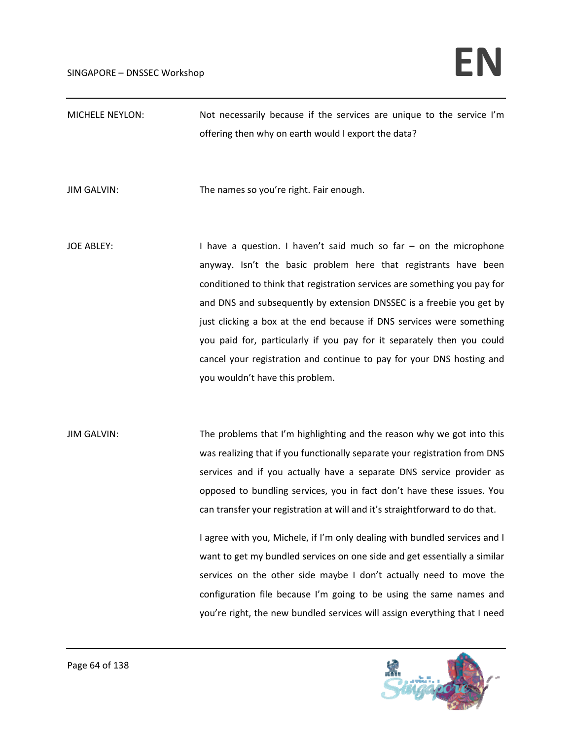MICHELE NEYLON: Not necessarily because if the services are unique to the service I'm offering then why on earth would I export the data?

JIM GALVIN: The names so you're right. Fair enough.

JOE ABLEY: I have a question. I haven't said much so far – on the microphone anyway. Isn't the basic problem here that registrants have been conditioned to think that registration services are something you pay for and DNS and subsequently by extension DNSSEC is a freebie you get by just clicking a box at the end because if DNS services were something you paid for, particularly if you pay for it separately then you could cancel your registration and continue to pay for your DNS hosting and you wouldn't have this problem.

JIM GALVIN: The problems that I'm highlighting and the reason why we got into this was realizing that if you functionally separate your registration from DNS services and if you actually have a separate DNS service provider as opposed to bundling services, you in fact don't have these issues. You can transfer your registration at will and it's straightforward to do that.

I agree with you, Michele, if I'm only dealing with bundled services and I want to get my bundled services on one side and get essentially a similar services on the other side maybe I don't actually need to move the configuration file because I'm going to be using the same names and you're right, the new bundled services will assign everything that I need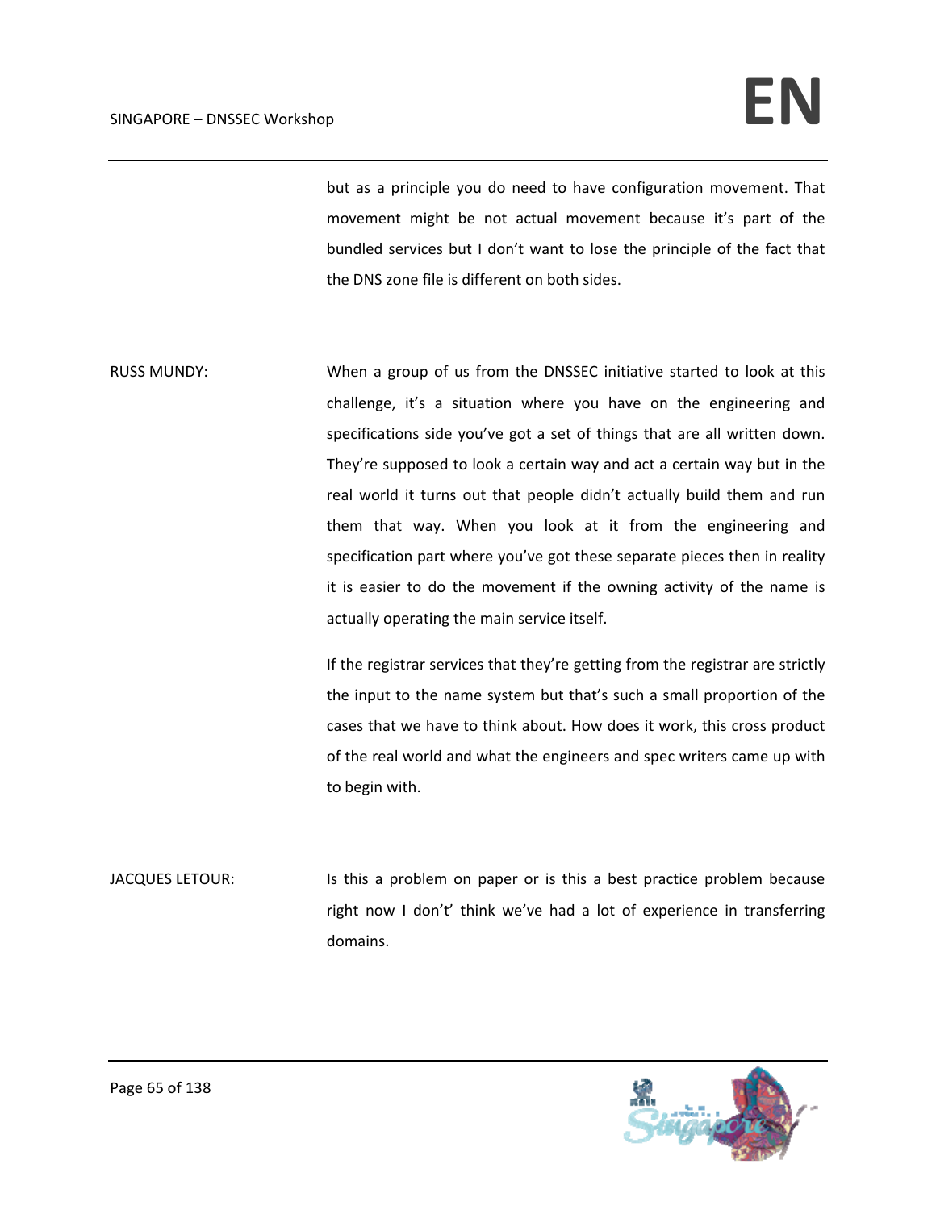but as a principle you do need to have configuration movement. That movement might be not actual movement because it's part of the bundled services but I don't want to lose the principle of the fact that the DNS zone file is different on both sides.

RUSS MUNDY: When a group of us from the DNSSEC initiative started to look at this challenge, it's a situation where you have on the engineering and specifications side you've got a set of things that are all written down. They're supposed to look a certain way and act a certain way but in the real world it turns out that people didn't actually build them and run them that way. When you look at it from the engineering and specification part where you've got these separate pieces then in reality it is easier to do the movement if the owning activity of the name is actually operating the main service itself.

If the registrar services that they're getting from the registrar are strictly the input to the name system but that's such a small proportion of the cases that we have to think about. How does it work, this cross product of the real world and what the engineers and spec writers came up with to begin with.

JACQUES LETOUR: Is this a problem on paper or is this a best practice problem because right now I don't't think we've had a lot of experience in transferring domains.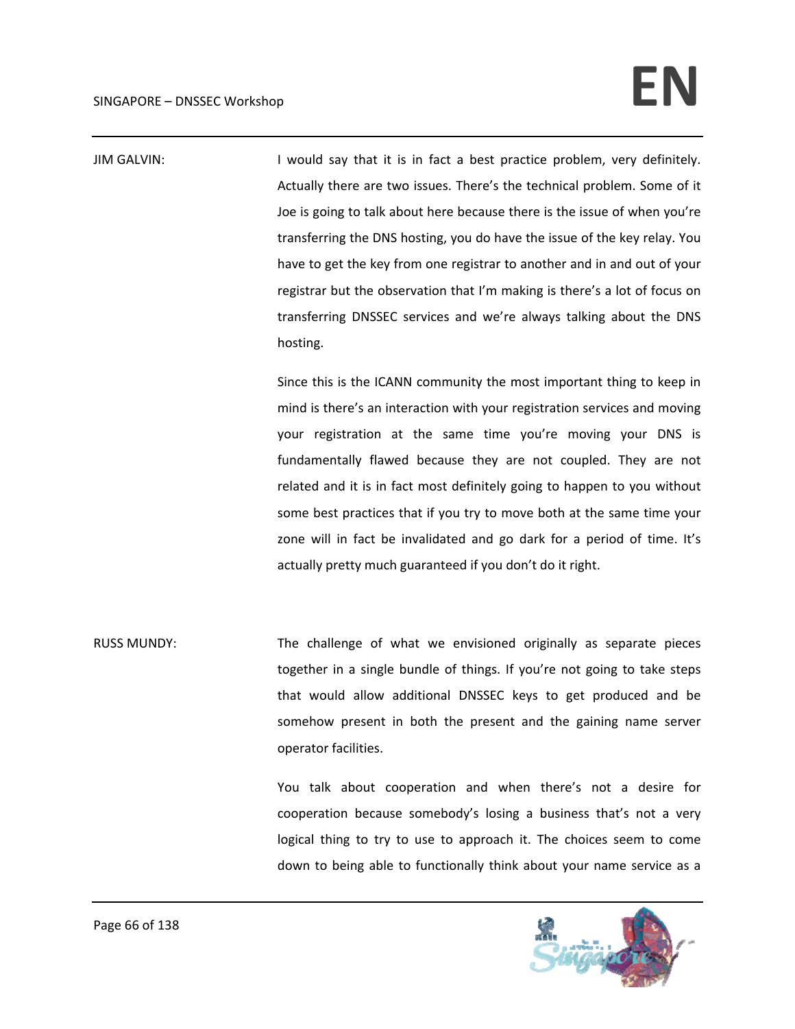JIM GALVIN: I would say that it is in fact a best practice problem, very definitely. Actually there are two issues. There's the technical problem. Some of it Joe is going to talk about here because there is the issue of when you're transferring the DNS hosting, you do have the issue of the key relay. You have to get the key from one registrar to another and in and out of your registrar but the observation that I'm making is there's a lot of focus on transferring DNSSEC services and we're always talking about the DNS hosting.

Since this is the ICANN community the most important thing to keep in mind is there's an interaction with your registration services and moving your registration at the same time you're moving your DNS is fundamentally flawed because they are not coupled. They are not related and it is in fact most definitely going to happen to you without some best practices that if you try to move both at the same time your zone will in fact be invalidated and go dark for a period of time. It's actually pretty much guaranteed if you don't do it right.

RUSS MUNDY: The challenge of what we envisioned originally as separate pieces together in a single bundle of things. If you're not going to take steps that would allow additional DNSSEC keys to get produced and be somehow present in both the present and the gaining name server operator facilities.

You talk about cooperation and when there's not a desire for cooperation because somebody's losing a business that's not a very logical thing to try to use to approach it. The choices seem to come down to being able to functionally think about your name service as a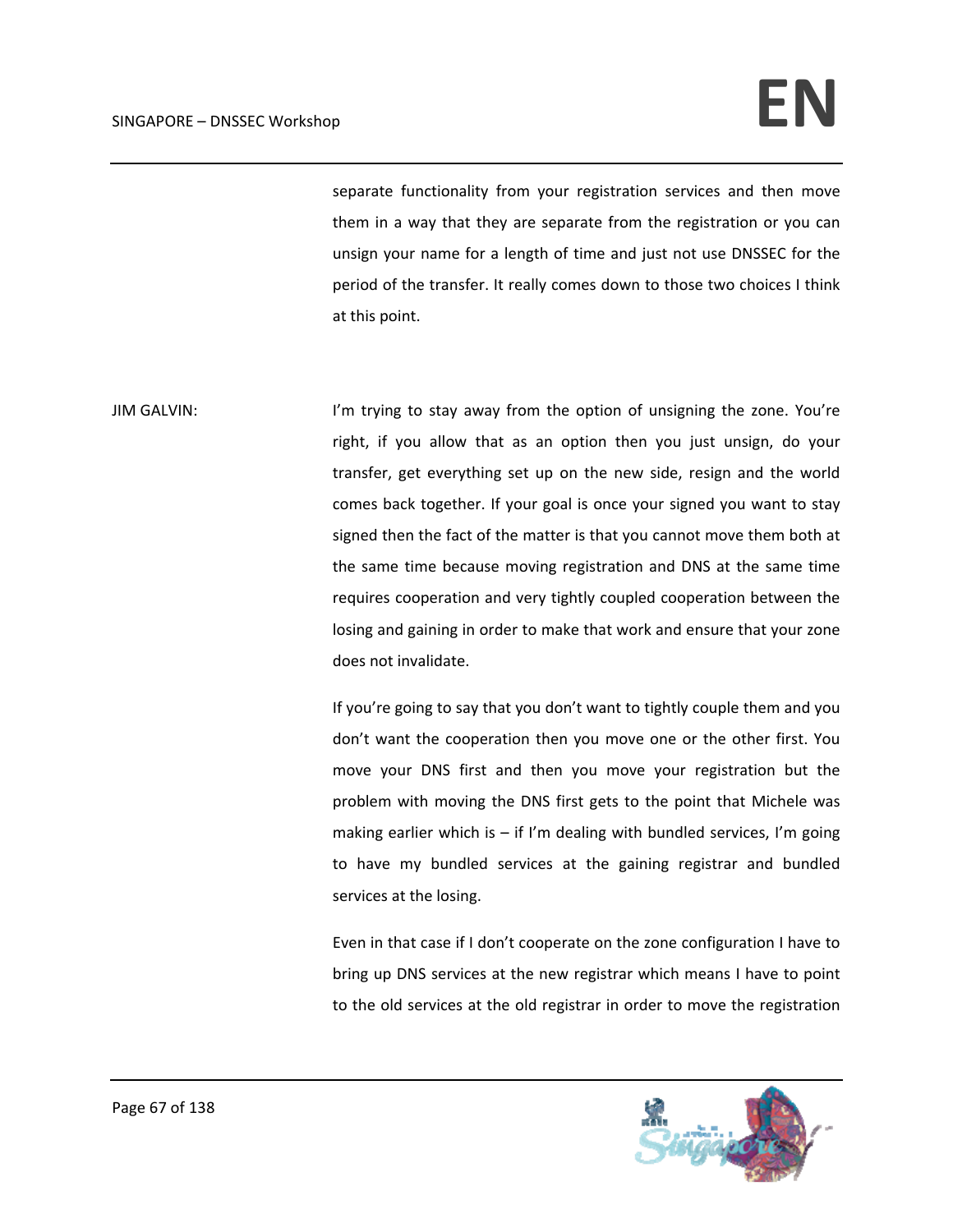separate functionality from your registration services and then move them in a way that they are separate from the registration or you can unsign your name for a length of time and just not use DNSSEC for the period of the transfer. It really comes down to those two choices I think at this point.

JIM GALVIN: I'm trying to stay away from the option of unsigning the zone. You're right, if you allow that as an option then you just unsign, do your transfer, get everything set up on the new side, resign and the world comes back together. If your goal is once your signed you want to stay signed then the fact of the matter is that you cannot move them both at the same time because moving registration and DNS at the same time requires cooperation and very tightly coupled cooperation between the losing and gaining in order to make that work and ensure that your zone does not invalidate.

If you're going to say that you don't want to tightly couple them and you don't want the cooperation then you move one or the other first. You move your DNS first and then you move your registration but the problem with moving the DNS first gets to the point that Michele was making earlier which is – if I'm dealing with bundled services, I'm going to have my bundled services at the gaining registrar and bundled services at the losing.

Even in that case if I don't cooperate on the zone configuration I have to bring up DNS services at the new registrar which means I have to point to the old services at the old registrar in order to move the registration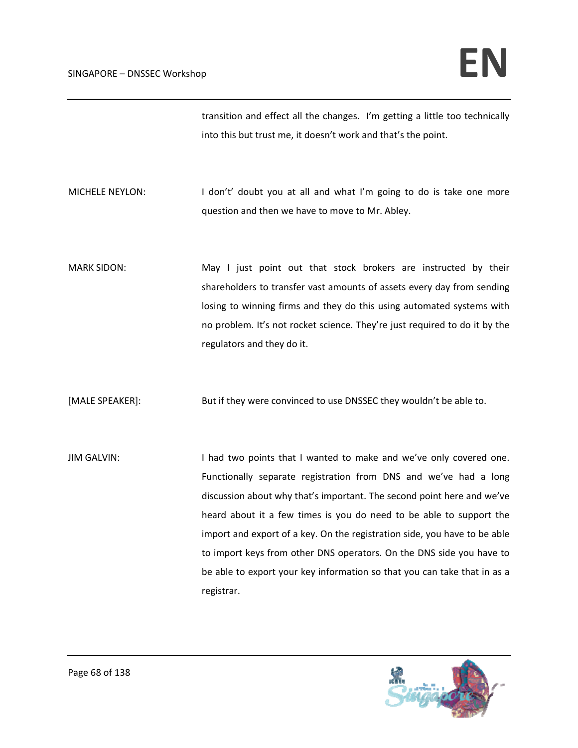transition and effect all the changes. I'm getting a little too technically into this but trust me, it doesn't work and that's the point.

MICHELE NEYLON: I don't' doubt you at all and what I'm going to do is take one more question and then we have to move to Mr. Abley.

MARK SIDON: May I just point out that stock brokers are instructed by their shareholders to transfer vast amounts of assets every day from sending losing to winning firms and they do this using automated systems with no problem. It's not rocket science. They're just required to do it by the regulators and they do it.

[MALE SPEAKER]: But if they were convinced to use DNSSEC they wouldn't be able to.

JIM GALVIN: I had two points that I wanted to make and we've only covered one. Functionally separate registration from DNS and we've had a long discussion about why that's important. The second point here and we've heard about it a few times is you do need to be able to support the import and export of a key. On the registration side, you have to be able to import keys from other DNS operators. On the DNS side you have to be able to export your key information so that you can take that in as a registrar.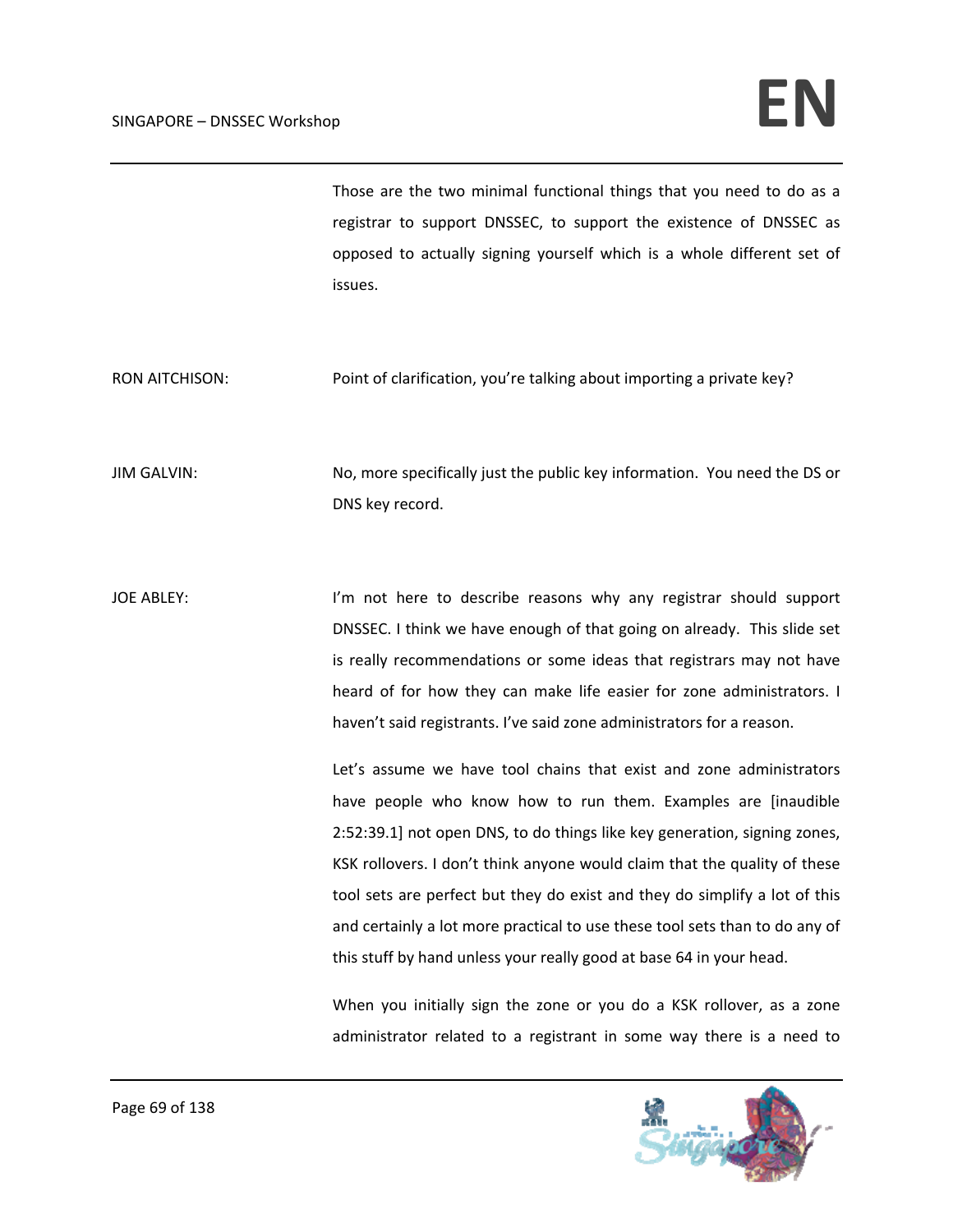Those are the two minimal functional things that you need to do as a registrar to support DNSSEC, to support the existence of DNSSEC as opposed to actually signing yourself which is a whole different set of issues.

RON AITCHISON: Point of clarification, you're talking about importing a private key?

JIM GALVIN: No, more specifically just the public key information. You need the DS or DNS key record.

JOE ABLEY: I'm not here to describe reasons why any registrar should support DNSSEC. I think we have enough of that going on already. This slide set is really recommendations or some ideas that registrars may not have heard of for how they can make life easier for zone administrators. I haven't said registrants. I've said zone administrators for a reason.

Let's assume we have tool chains that exist and zone administrators have people who know how to run them. Examples are [inaudible 2:52:39.1] not open DNS, to do things like key generation, signing zones, KSK rollovers. I don't think anyone would claim that the quality of these tool sets are perfect but they do exist and they do simplify a lot of this and certainly a lot more practical to use these tool sets than to do any of this stuff by hand unless your really good at base 64 in your head.

When you initially sign the zone or you do a KSK rollover, as a zone administrator related to a registrant in some way there is a need to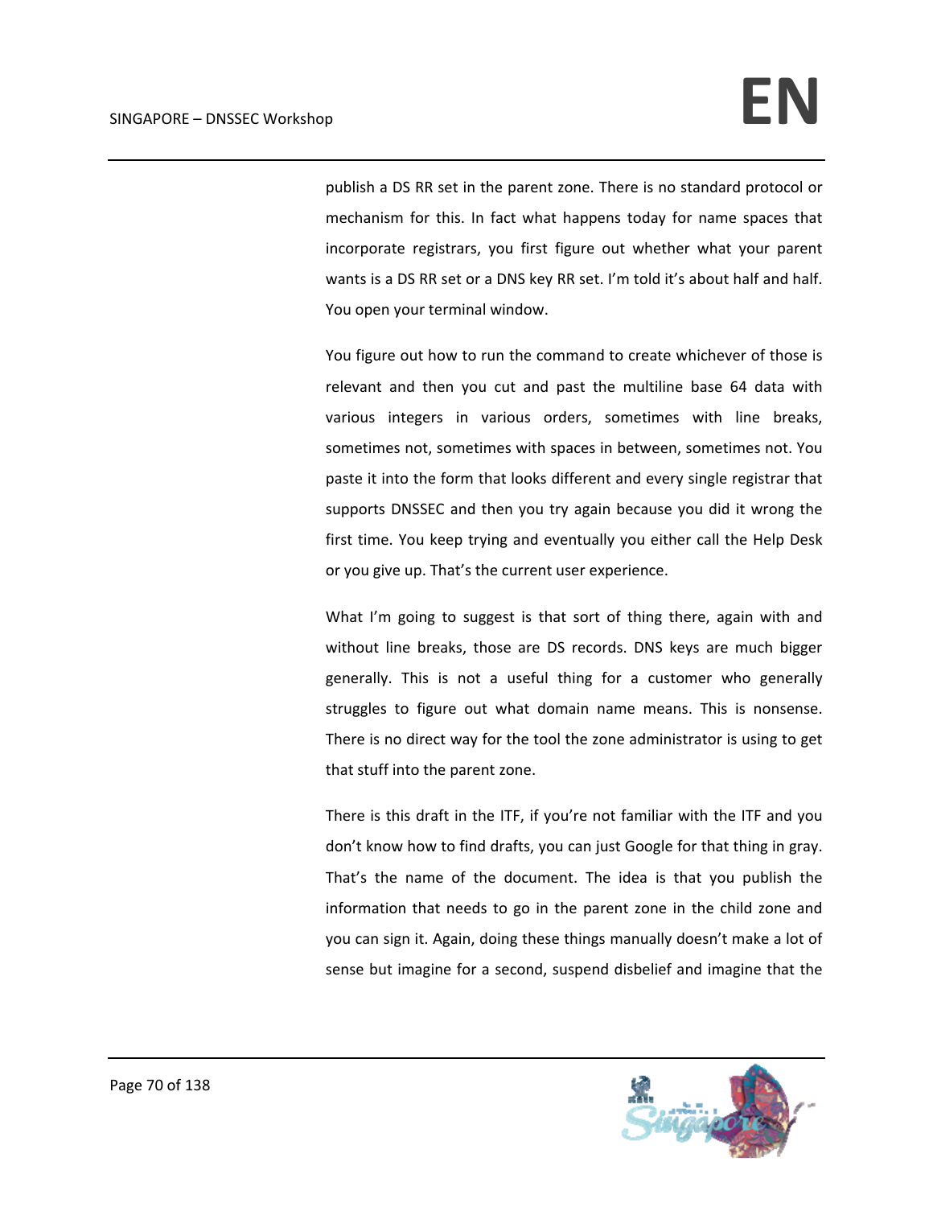publish a DS RR set in the parent zone. There is no standard protocol or mechanism for this. In fact what happens today for name spaces that incorporate registrars, you first figure out whether what your parent wants is a DS RR set or a DNS key RR set. I'm told it's about half and half. You open your terminal window.

You figure out how to run the command to create whichever of those is relevant and then you cut and past the multiline base 64 data with various integers in various orders, sometimes with line breaks, sometimes not, sometimes with spaces in between, sometimes not. You paste it into the form that looks different and every single registrar that supports DNSSEC and then you try again because you did it wrong the first time. You keep trying and eventually you either call the Help Desk or you give up. That's the current user experience.

What I'm going to suggest is that sort of thing there, again with and without line breaks, those are DS records. DNS keys are much bigger generally. This is not a useful thing for a customer who generally struggles to figure out what domain name means. This is nonsense. There is no direct way for the tool the zone administrator is using to get that stuff into the parent zone.

There is this draft in the ITF, if you're not familiar with the ITF and you don't know how to find drafts, you can just Google for that thing in gray. That's the name of the document. The idea is that you publish the information that needs to go in the parent zone in the child zone and you can sign it. Again, doing these things manually doesn't make a lot of sense but imagine for a second, suspend disbelief and imagine that the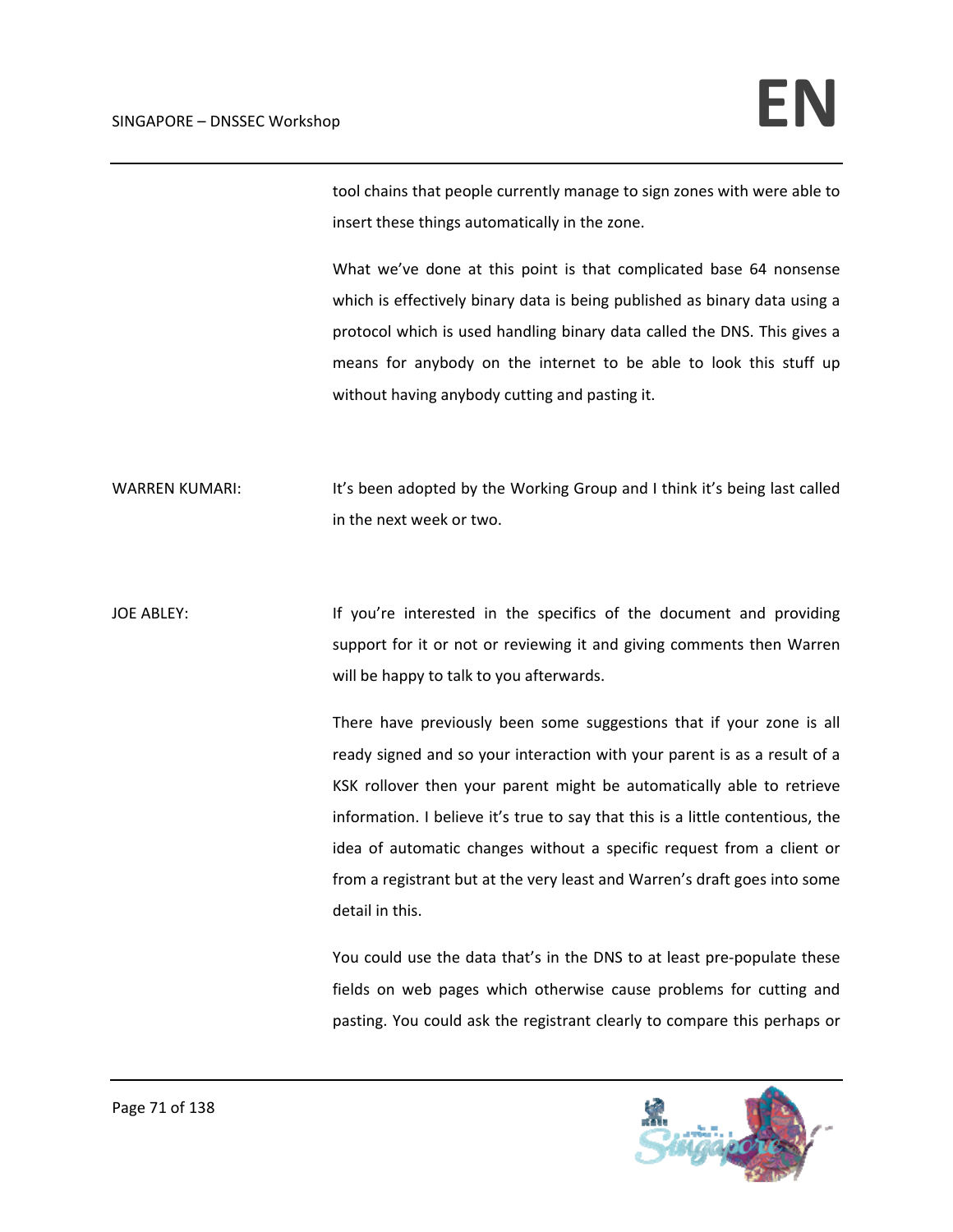tool chains that people currently manage to sign zones with were able to insert these things automatically in the zone.

What we've done at this point is that complicated base 64 nonsense which is effectively binary data is being published as binary data using a protocol which is used handling binary data called the DNS. This gives a means for anybody on the internet to be able to look this stuff up without having anybody cutting and pasting it.

WARREN KUMARI: It's been adopted by the Working Group and I think it's being last called in the next week or two.

JOE ABLEY: If you're interested in the specifics of the document and providing support for it or not or reviewing it and giving comments then Warren will be happy to talk to you afterwards.

There have previously been some suggestions that if your zone is all ready signed and so your interaction with your parent is as a result of a KSK rollover then your parent might be automatically able to retrieve information. I believe it's true to say that this is a little contentious, the idea of automatic changes without a specific request from a client or from a registrant but at the very least and Warren's draft goes into some detail in this.

You could use the data that's in the DNS to at least pre-populate these fields on web pages which otherwise cause problems for cutting and pasting. You could ask the registrant clearly to compare this perhaps or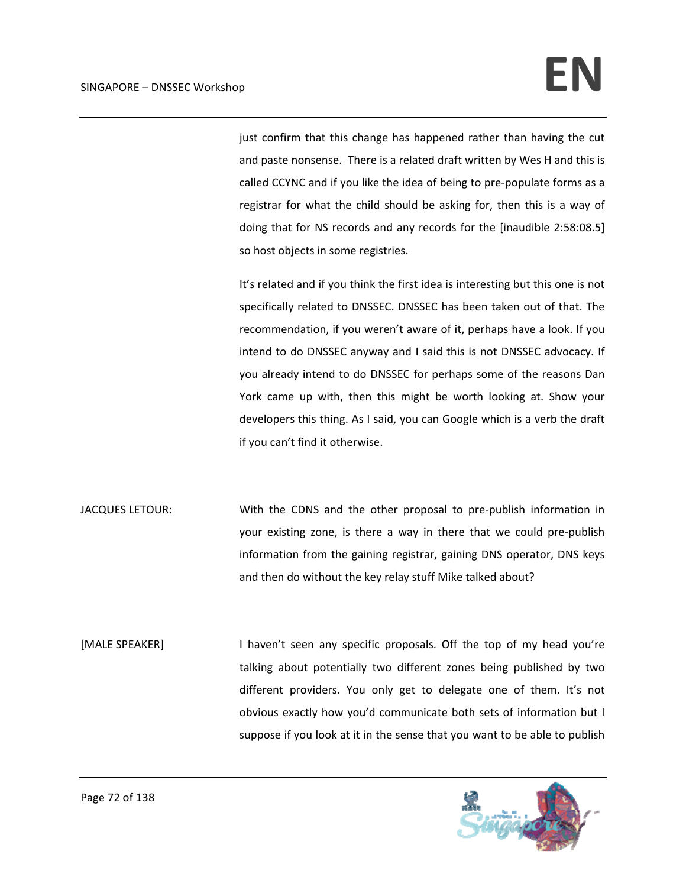just confirm that this change has happened rather than having the cut and paste nonsense. There is a related draft written by Wes H and this is called CCYNC and if you like the idea of being to pre-populate forms as a registrar for what the child should be asking for, then this is a way of doing that for NS records and any records for the [inaudible 2:58:08.5] so host objects in some registries.

It's related and if you think the first idea is interesting but this one is not specifically related to DNSSEC. DNSSEC has been taken out of that. The recommendation, if you weren't aware of it, perhaps have a look. If you intend to do DNSSEC anyway and I said this is not DNSSEC advocacy. If you already intend to do DNSSEC for perhaps some of the reasons Dan York came up with, then this might be worth looking at. Show your developers this thing. As I said, you can Google which is a verb the draft if you can't find it otherwise.

JACQUES LETOUR: With the CDNS and the other proposal to pre-publish information in your existing zone, is there a way in there that we could pre-publish information from the gaining registrar, gaining DNS operator, DNS keys and then do without the key relay stuff Mike talked about?

[MALE SPEAKER] I haven't seen any specific proposals. Off the top of my head you're talking about potentially two different zones being published by two different providers. You only get to delegate one of them. It's not obvious exactly how you'd communicate both sets of information but I suppose if you look at it in the sense that you want to be able to publish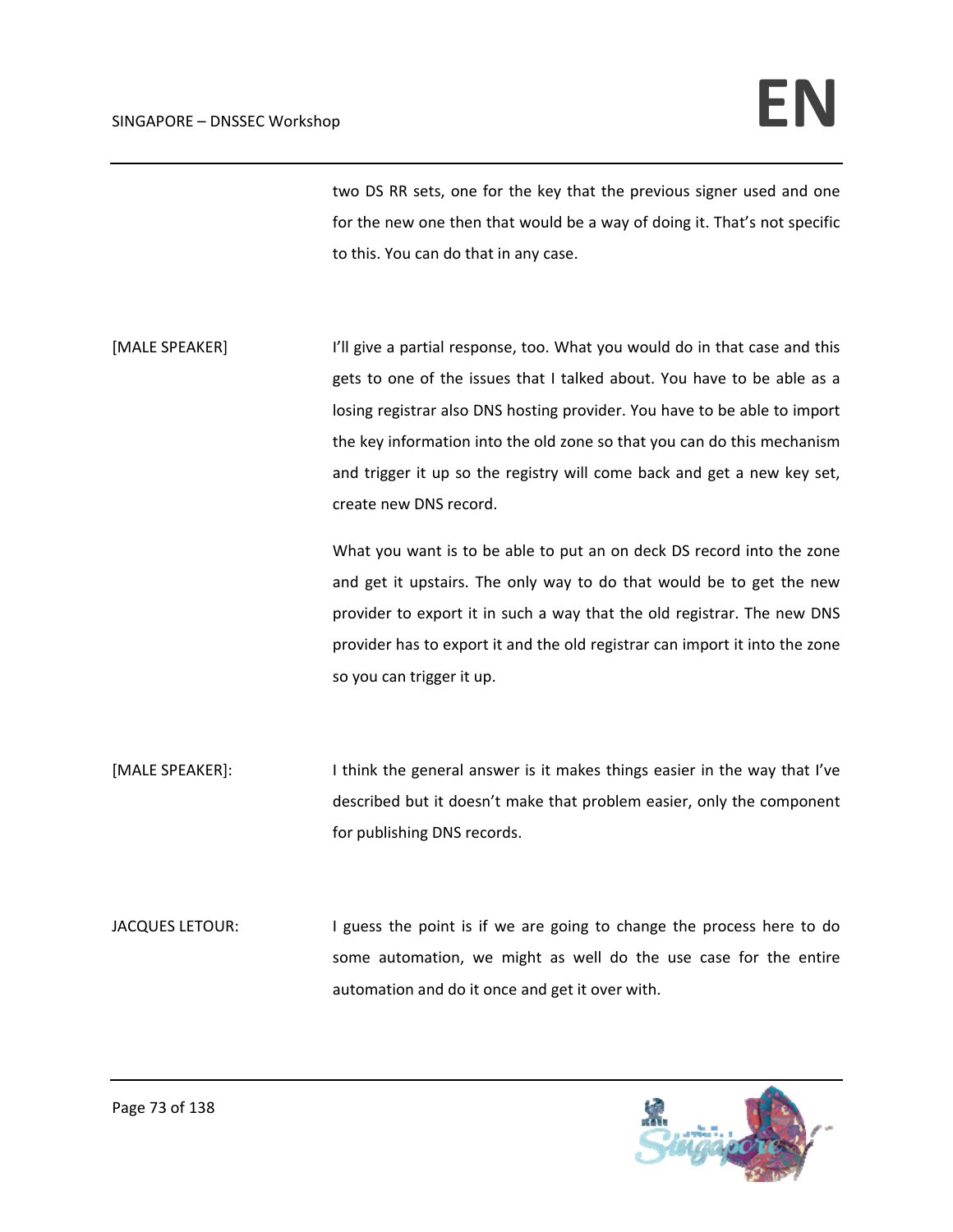two DS RR sets, one for the key that the previous signer used and one for the new one then that would be a way of doing it. That's not specific to this. You can do that in any case.

[MALE SPEAKER] I'll give a partial response, too. What you would do in that case and this gets to one of the issues that I talked about. You have to be able as a losing registrar also DNS hosting provider. You have to be able to import the key information into the old zone so that you can do this mechanism and trigger it up so the registry will come back and get a new key set, create new DNS record.

What you want is to be able to put an on deck DS record into the zone and get it upstairs. The only way to do that would be to get the new provider to export it in such a way that the old registrar. The new DNS provider has to export it and the old registrar can import it into the zone so you can trigger it up.

[MALE SPEAKER]: I think the general answer is it makes things easier in the way that I've described but it doesn't make that problem easier, only the component for publishing DNS records.

JACQUES LETOUR: I guess the point is if we are going to change the process here to do some automation, we might as well do the use case for the entire automation and do it once and get it over with.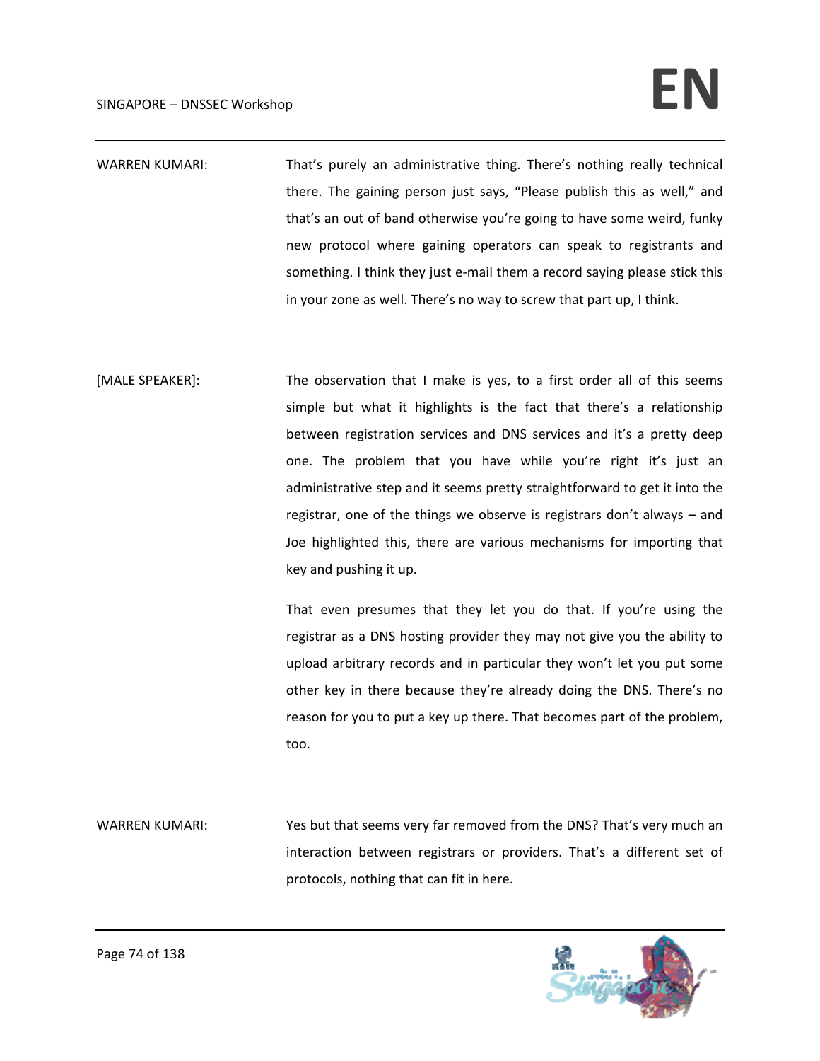WARREN KUMARI: That's purely an administrative thing. There's nothing really technical there. The gaining person just says, "Please publish this as well," and that's an out of band otherwise you're going to have some weird, funky new protocol where gaining operators can speak to registrants and something. I think they just e-mail them a record saying please stick this in your zone as well. There's no way to screw that part up, I think.

[MALE SPEAKER]: The observation that I make is yes, to a first order all of this seems simple but what it highlights is the fact that there's a relationship between registration services and DNS services and it's a pretty deep one. The problem that you have while you're right it's just an administrative step and it seems pretty straightforward to get it into the registrar, one of the things we observe is registrars don't always – and Joe highlighted this, there are various mechanisms for importing that key and pushing it up.

That even presumes that they let you do that. If you're using the registrar as a DNS hosting provider they may not give you the ability to upload arbitrary records and in particular they won't let you put some other key in there because they're already doing the DNS. There's no reason for you to put a key up there. That becomes part of the problem, too.

WARREN KUMARI: Yes but that seems very far removed from the DNS? That's very much an interaction between registrars or providers. That's a different set of protocols, nothing that can fit in here.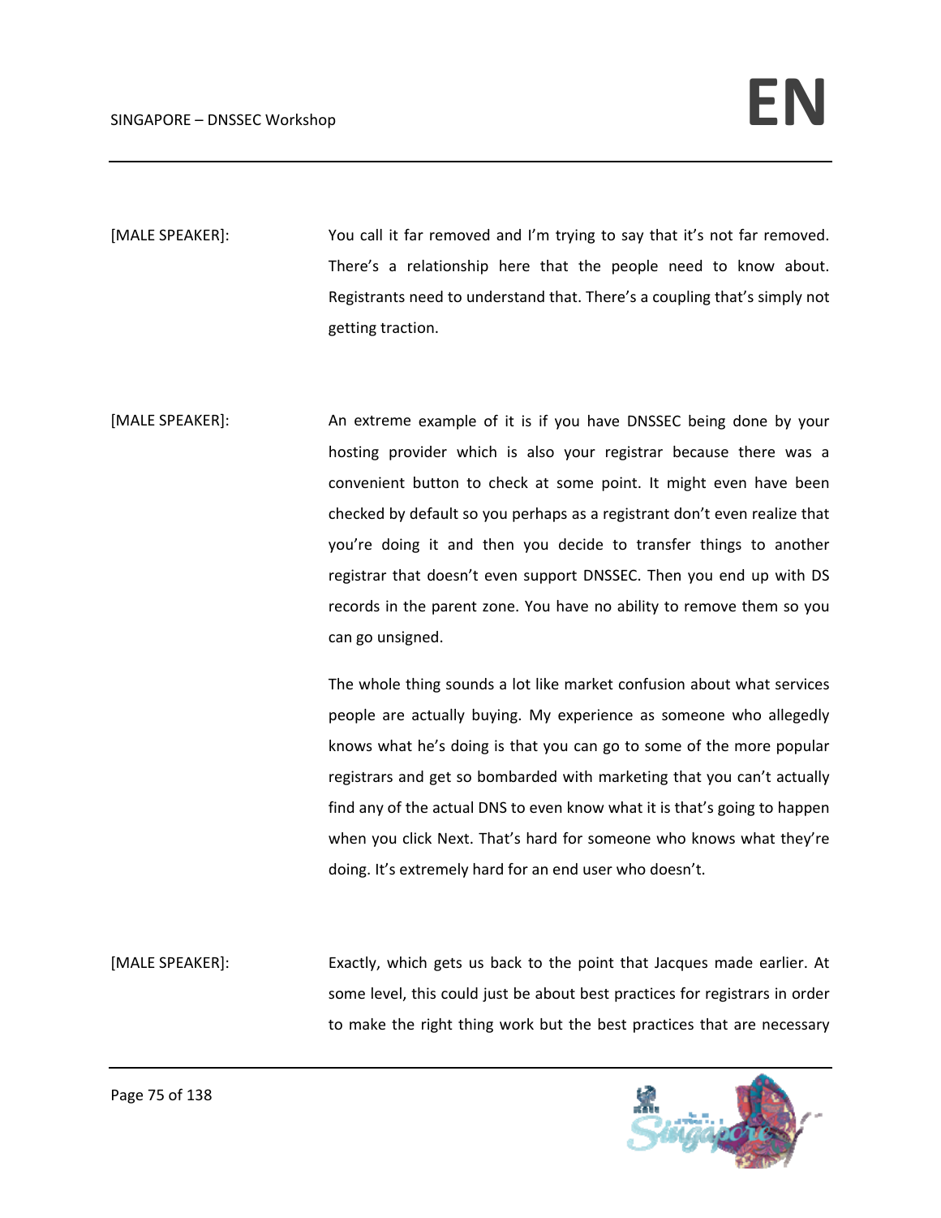[MALE SPEAKER]: You call it far removed and I'm trying to say that it's not far removed. There's a relationship here that the people need to know about. Registrants need to understand that. There's a coupling that's simply not getting traction.

[MALE SPEAKER]: An extreme example of it is if you have DNSSEC being done by your hosting provider which is also your registrar because there was a convenient button to check at some point. It might even have been checked by default so you perhaps as a registrant don't even realize that you're doing it and then you decide to transfer things to another registrar that doesn't even support DNSSEC. Then you end up with DS records in the parent zone. You have no ability to remove them so you can go unsigned.

The whole thing sounds a lot like market confusion about what services people are actually buying. My experience as someone who allegedly knows what he's doing is that you can go to some of the more popular registrars and get so bombarded with marketing that you can't actually find any of the actual DNS to even know what it is that's going to happen when you click Next. That's hard for someone who knows what they're doing. It's extremely hard for an end user who doesn't.

[MALE SPEAKER]: Exactly, which gets us back to the point that Jacques made earlier. At some level, this could just be about best practices for registrars in order to make the right thing work but the best practices that are necessary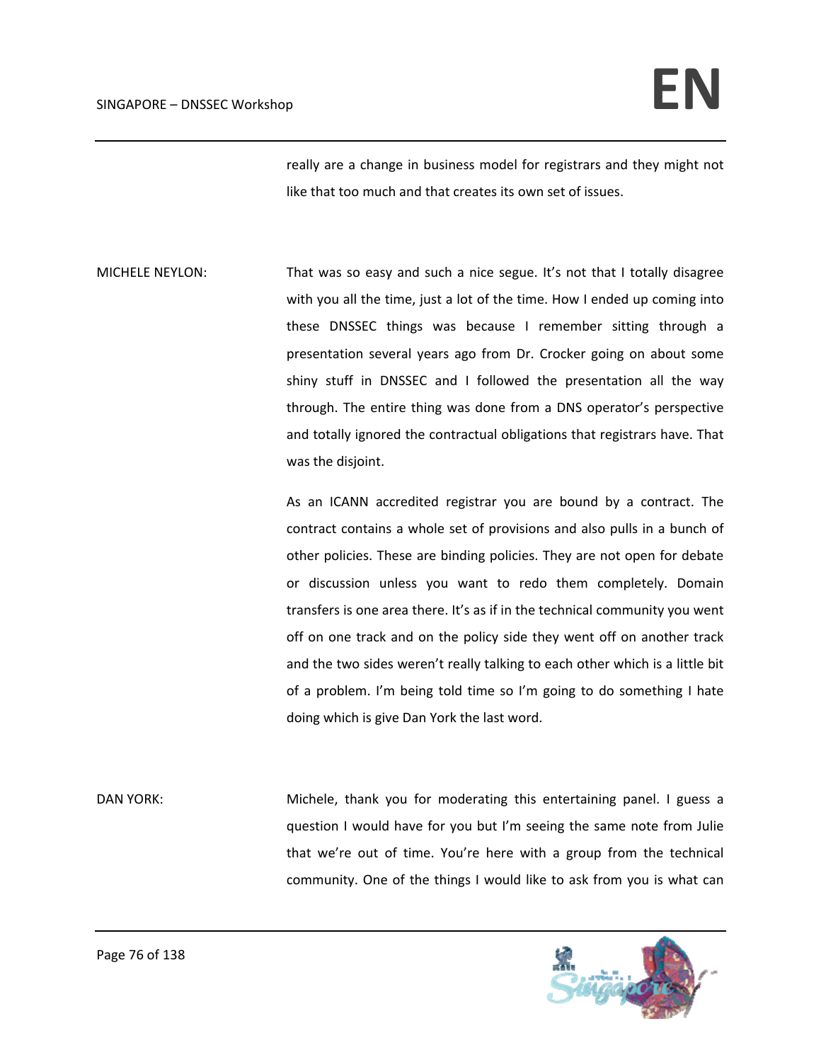really are a change in business model for registrars and they might not like that too much and that creates its own set of issues.

MICHELE NEYLON: That was so easy and such a nice segue. It's not that I totally disagree with you all the time, just a lot of the time. How I ended up coming into these DNSSEC things was because I remember sitting through a presentation several years ago from Dr. Crocker going on about some shiny stuff in DNSSEC and I followed the presentation all the way through. The entire thing was done from a DNS operator's perspective and totally ignored the contractual obligations that registrars have. That was the disjoint.

As an ICANN accredited registrar you are bound by a contract. The contract contains a whole set of provisions and also pulls in a bunch of other policies. These are binding policies. They are not open for debate or discussion unless you want to redo them completely. Domain transfers is one area there. It's as if in the technical community you went off on one track and on the policy side they went off on another track and the two sides weren't really talking to each other which is a little bit of a problem. I'm being told time so I'm going to do something I hate doing which is give Dan York the last word.

DAN YORK: Michele, thank you for moderating this entertaining panel. I guess a question I would have for you but I'm seeing the same note from Julie that we're out of time. You're here with a group from the technical community. One of the things I would like to ask from you is what can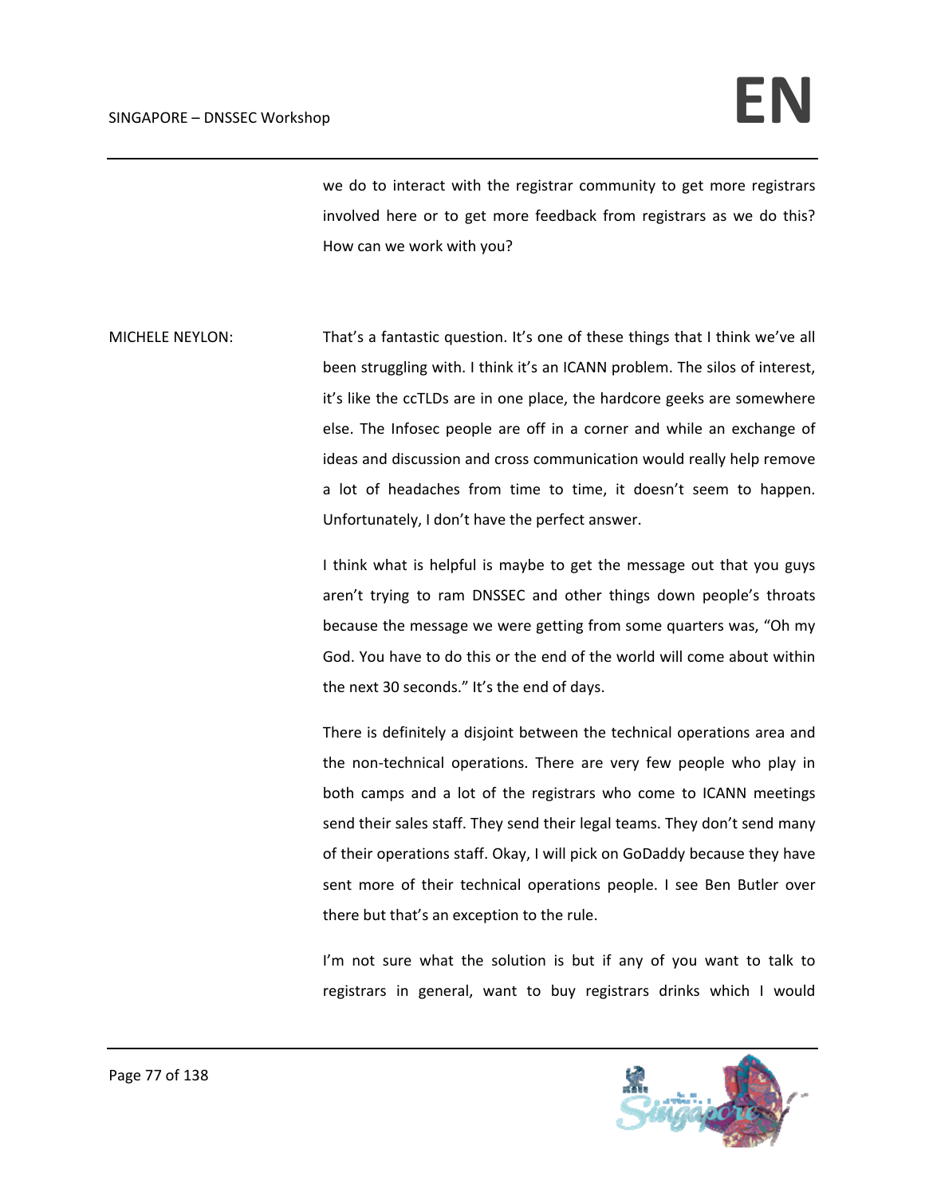we do to interact with the registrar community to get more registrars involved here or to get more feedback from registrars as we do this? How can we work with you?

MICHELE NEYLON: That's a fantastic question. It's one of these things that I think we've all been struggling with. I think it's an ICANN problem. The silos of interest, it's like the ccTLDs are in one place, the hardcore geeks are somewhere else. The Infosec people are off in a corner and while an exchange of ideas and discussion and cross communication would really help remove a lot of headaches from time to time, it doesn't seem to happen. Unfortunately, I don't have the perfect answer.

I think what is helpful is maybe to get the message out that you guys aren't trying to ram DNSSEC and other things down people's throats because the message we were getting from some quarters was, "Oh my God. You have to do this or the end of the world will come about within the next 30 seconds." It's the end of days.

There is definitely a disjoint between the technical operations area and the non-technical operations. There are very few people who play in both camps and a lot of the registrars who come to ICANN meetings send their sales staff. They send their legal teams. They don't send many of their operations staff. Okay, I will pick on GoDaddy because they have sent more of their technical operations people. I see Ben Butler over there but that's an exception to the rule.

I'm not sure what the solution is but if any of you want to talk to registrars in general, want to buy registrars drinks which I would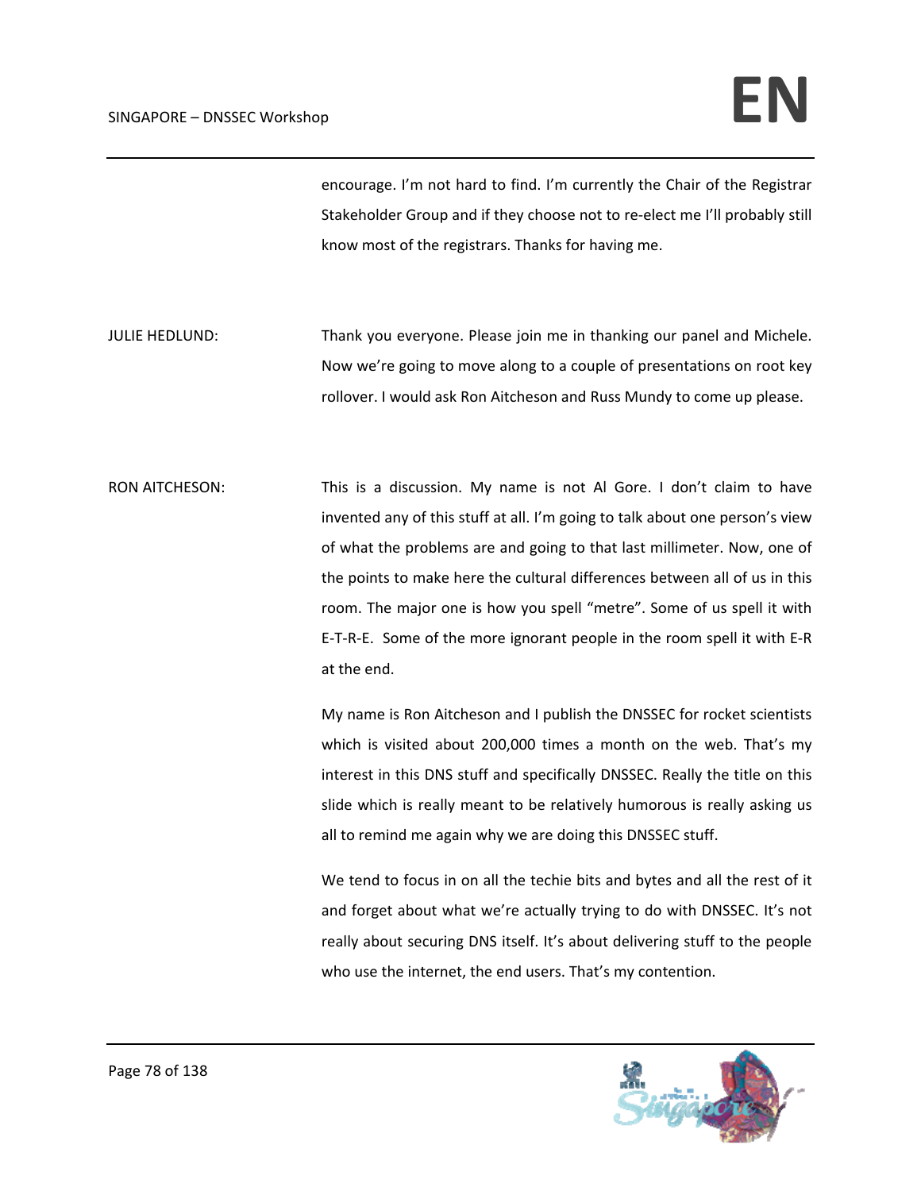encourage. I'm not hard to find. I'm currently the Chair of the Registrar Stakeholder Group and if they choose not to re-elect me I'll probably still know most of the registrars. Thanks for having me.

JULIE HEDLUND: Thank you everyone. Please join me in thanking our panel and Michele. Now we're going to move along to a couple of presentations on root key rollover. I would ask Ron Aitcheson and Russ Mundy to come up please.

RON AITCHESON: This is a discussion. My name is not Al Gore. I don't claim to have invented any of this stuff at all. I'm going to talk about one person's view of what the problems are and going to that last millimeter. Now, one of the points to make here the cultural differences between all of us in this room. The major one is how you spell "metre". Some of us spell it with E-T-R-E. Some of the more ignorant people in the room spell it with E-R at the end.

My name is Ron Aitcheson and I publish the DNSSEC for rocket scientists which is visited about 200,000 times a month on the web. That's my interest in this DNS stuff and specifically DNSSEC. Really the title on this slide which is really meant to be relatively humorous is really asking us all to remind me again why we are doing this DNSSEC stuff.

We tend to focus in on all the techie bits and bytes and all the rest of it and forget about what we're actually trying to do with DNSSEC. It's not really about securing DNS itself. It's about delivering stuff to the people who use the internet, the end users. That's my contention.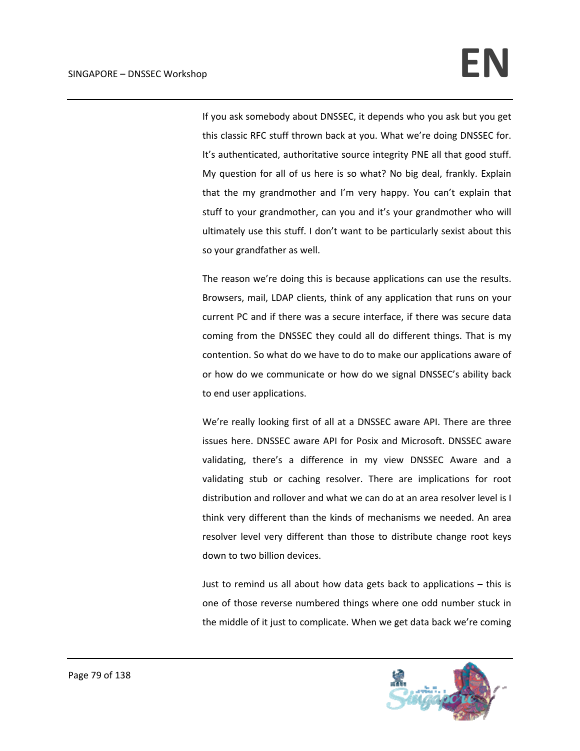If you ask somebody about DNSSEC, it depends who you ask but you get this classic RFC stuff thrown back at you. What we're doing DNSSEC for. It's authenticated, authoritative source integrity PNE all that good stuff. My question for all of us here is so what? No big deal, frankly. Explain that the my grandmother and I'm very happy. You can't explain that stuff to your grandmother, can you and it's your grandmother who will ultimately use this stuff. I don't want to be particularly sexist about this so your grandfather as well.

The reason we're doing this is because applications can use the results. Browsers, mail, LDAP clients, think of any application that runs on your current PC and if there was a secure interface, if there was secure data coming from the DNSSEC they could all do different things. That is my contention. So what do we have to do to make our applications aware of or how do we communicate or how do we signal DNSSEC's ability back to end user applications.

We're really looking first of all at a DNSSEC aware API. There are three issues here. DNSSEC aware API for Posix and Microsoft. DNSSEC aware validating, there's a difference in my view DNSSEC Aware and a validating stub or caching resolver. There are implications for root distribution and rollover and what we can do at an area resolver level is I think very different than the kinds of mechanisms we needed. An area resolver level very different than those to distribute change root keys down to two billion devices.

Just to remind us all about how data gets back to applications – this is one of those reverse numbered things where one odd number stuck in the middle of it just to complicate. When we get data back we're coming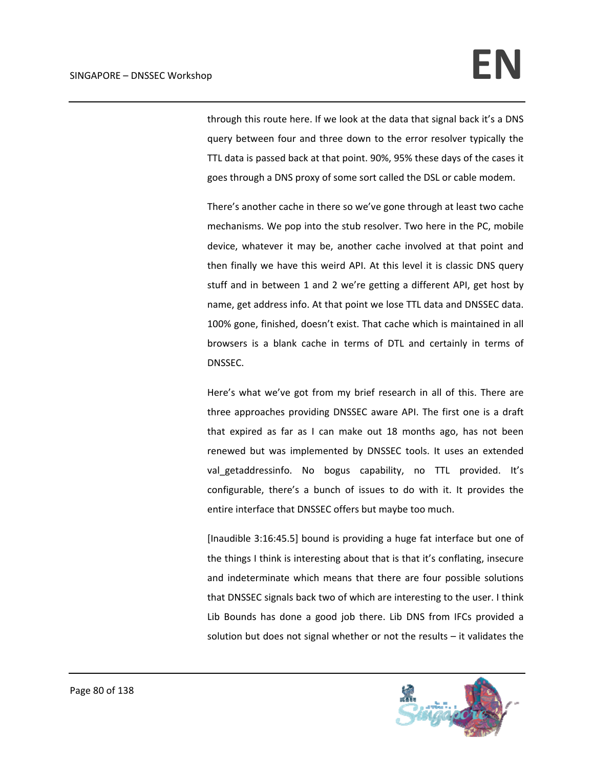through this route here. If we look at the data that signal back it's a DNS query between four and three down to the error resolver typically the TTL data is passed back at that point. 90%, 95% these days of the cases it goes through a DNS proxy of some sort called the DSL or cable modem.

There's another cache in there so we've gone through at least two cache mechanisms. We pop into the stub resolver. Two here in the PC, mobile device, whatever it may be, another cache involved at that point and then finally we have this weird API. At this level it is classic DNS query stuff and in between 1 and 2 we're getting a different API, get host by name, get address info. At that point we lose TTL data and DNSSEC data. 100% gone, finished, doesn't exist. That cache which is maintained in all browsers is a blank cache in terms of DTL and certainly in terms of DNSSEC.

Here's what we've got from my brief research in all of this. There are three approaches providing DNSSEC aware API. The first one is a draft that expired as far as I can make out 18 months ago, has not been renewed but was implemented by DNSSEC tools. It uses an extended val_getaddressinfo. No bogus capability, no TTL provided. It's configurable, there's a bunch of issues to do with it. It provides the entire interface that DNSSEC offers but maybe too much.

[Inaudible 3:16:45.5] bound is providing a huge fat interface but one of the things I think is interesting about that is that it's conflating, insecure and indeterminate which means that there are four possible solutions that DNSSEC signals back two of which are interesting to the user. I think Lib Bounds has done a good job there. Lib DNS from IFCs provided a solution but does not signal whether or not the results – it validates the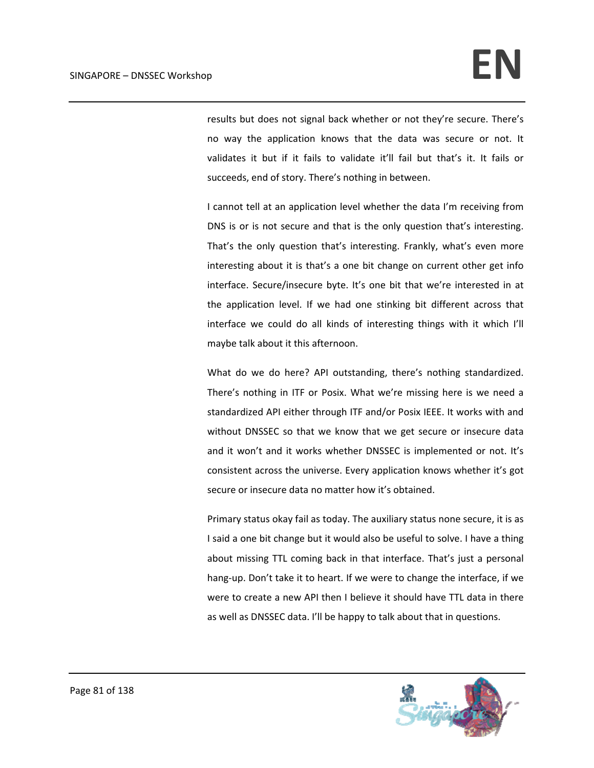results but does not signal back whether or not they're secure. There's no way the application knows that the data was secure or not. It validates it but if it fails to validate it'll fail but that's it. It fails or succeeds, end of story. There's nothing in between.

I cannot tell at an application level whether the data I'm receiving from DNS is or is not secure and that is the only question that's interesting. That's the only question that's interesting. Frankly, what's even more interesting about it is that's a one bit change on current other get info interface. Secure/insecure byte. It's one bit that we're interested in at the application level. If we had one stinking bit different across that interface we could do all kinds of interesting things with it which I'll maybe talk about it this afternoon.

What do we do here? API outstanding, there's nothing standardized. There's nothing in ITF or Posix. What we're missing here is we need a standardized API either through ITF and/or Posix IEEE. It works with and without DNSSEC so that we know that we get secure or insecure data and it won't and it works whether DNSSEC is implemented or not. It's consistent across the universe. Every application knows whether it's got secure or insecure data no matter how it's obtained.

Primary status okay fail as today. The auxiliary status none secure, it is as I said a one bit change but it would also be useful to solve. I have a thing about missing TTL coming back in that interface. That's just a personal hang-up. Don't take it to heart. If we were to change the interface, if we were to create a new API then I believe it should have TTL data in there as well as DNSSEC data. I'll be happy to talk about that in questions.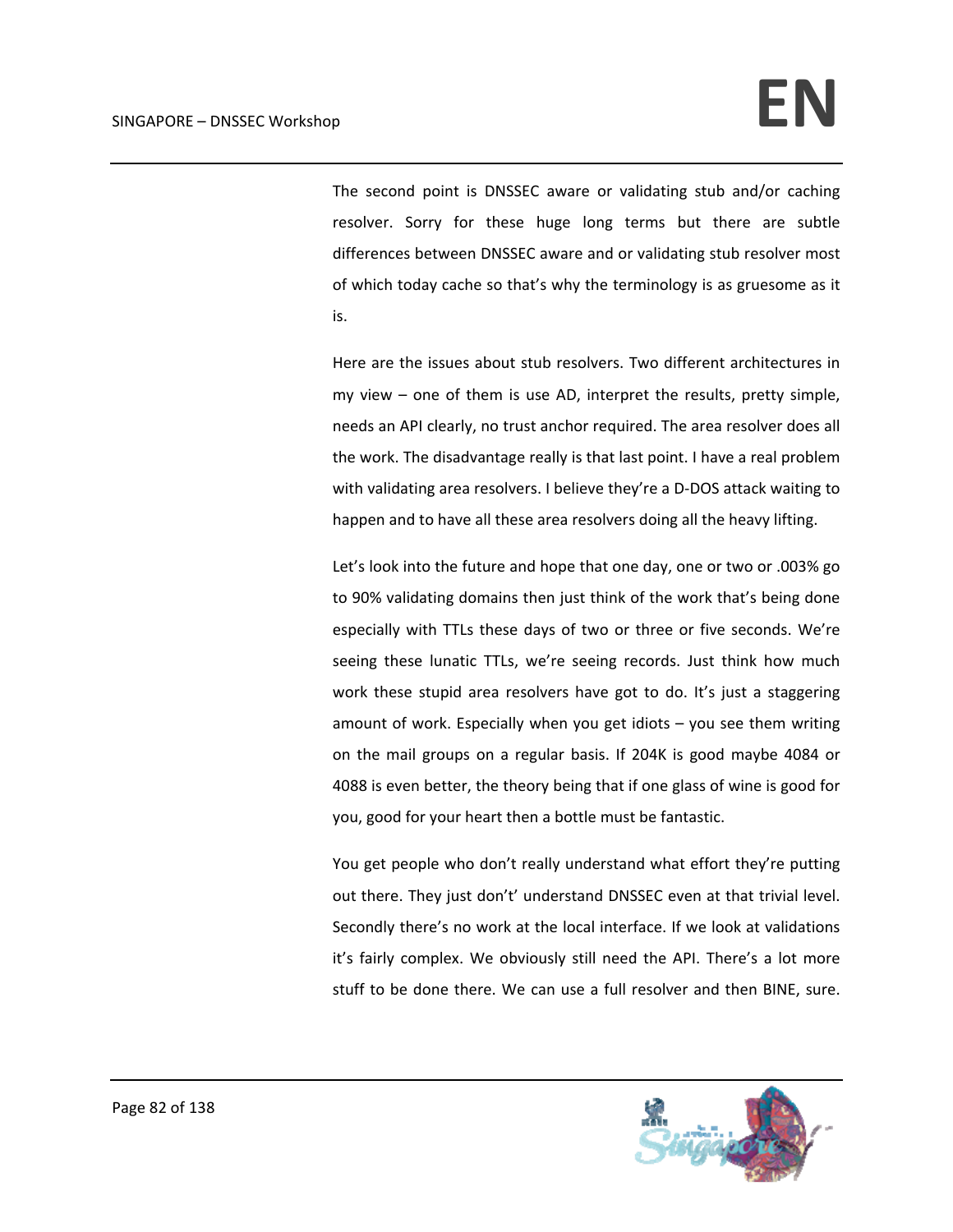The second point is DNSSEC aware or validating stub and/or caching resolver. Sorry for these huge long terms but there are subtle differences between DNSSEC aware and or validating stub resolver most of which today cache so that's why the terminology is as gruesome as it is.

Here are the issues about stub resolvers. Two different architectures in my view – one of them is use AD, interpret the results, pretty simple, needs an API clearly, no trust anchor required. The area resolver does all the work. The disadvantage really is that last point. I have a real problem with validating area resolvers. I believe they're a D-DOS attack waiting to happen and to have all these area resolvers doing all the heavy lifting.

Let's look into the future and hope that one day, one or two or .003% go to 90% validating domains then just think of the work that's being done especially with TTLs these days of two or three or five seconds. We're seeing these lunatic TTLs, we're seeing records. Just think how much work these stupid area resolvers have got to do. It's just a staggering amount of work. Especially when you get idiots – you see them writing on the mail groups on a regular basis. If 204K is good maybe 4084 or 4088 is even better, the theory being that if one glass of wine is good for you, good for your heart then a bottle must be fantastic.

You get people who don't really understand what effort they're putting out there. They just don't' understand DNSSEC even at that trivial level. Secondly there's no work at the local interface. If we look at validations it's fairly complex. We obviously still need the API. There's a lot more stuff to be done there. We can use a full resolver and then BINE, sure.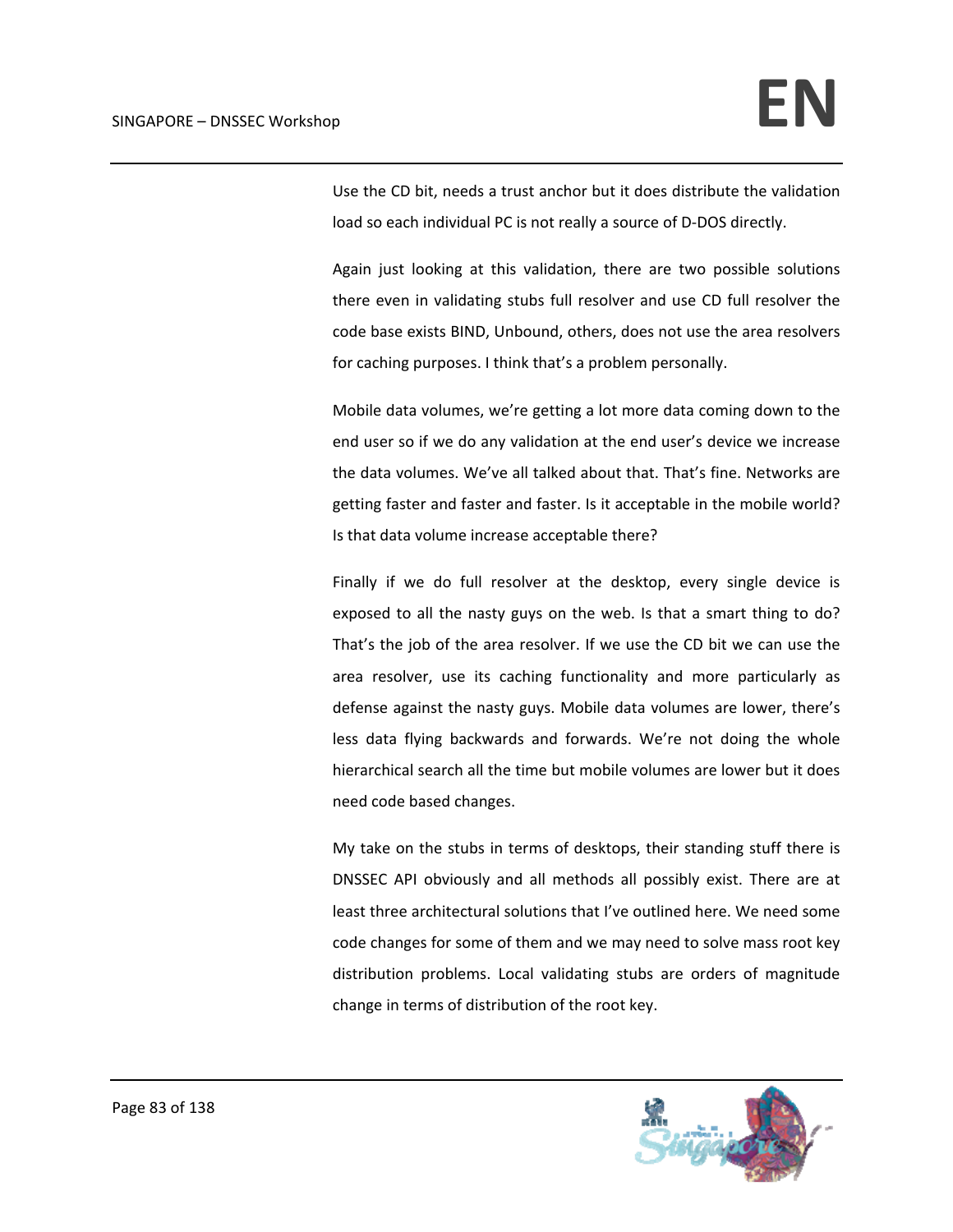Use the CD bit, needs a trust anchor but it does distribute the validation load so each individual PC is not really a source of D-DOS directly.

Again just looking at this validation, there are two possible solutions there even in validating stubs full resolver and use CD full resolver the code base exists BIND, Unbound, others, does not use the area resolvers for caching purposes. I think that's a problem personally.

Mobile data volumes, we're getting a lot more data coming down to the end user so if we do any validation at the end user's device we increase the data volumes. We've all talked about that. That's fine. Networks are getting faster and faster and faster. Is it acceptable in the mobile world? Is that data volume increase acceptable there?

Finally if we do full resolver at the desktop, every single device is exposed to all the nasty guys on the web. Is that a smart thing to do? That's the job of the area resolver. If we use the CD bit we can use the area resolver, use its caching functionality and more particularly as defense against the nasty guys. Mobile data volumes are lower, there's less data flying backwards and forwards. We're not doing the whole hierarchical search all the time but mobile volumes are lower but it does need code based changes.

My take on the stubs in terms of desktops, their standing stuff there is DNSSEC API obviously and all methods all possibly exist. There are at least three architectural solutions that I've outlined here. We need some code changes for some of them and we may need to solve mass root key distribution problems. Local validating stubs are orders of magnitude change in terms of distribution of the root key.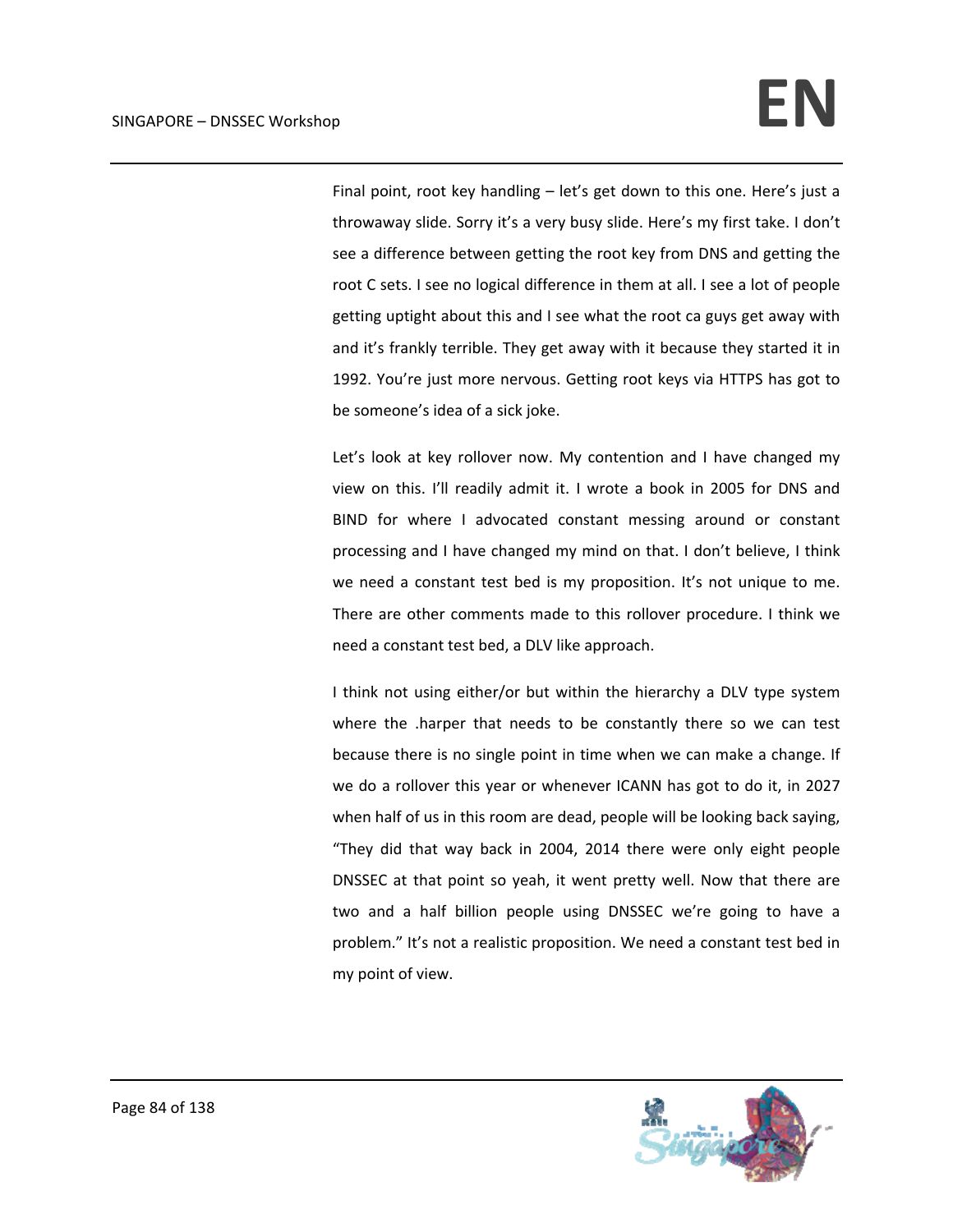Final point, root key handling – let's get down to this one. Here's just a throwaway slide. Sorry it's a very busy slide. Here's my first take. I don't see a difference between getting the root key from DNS and getting the root C sets. I see no logical difference in them at all. I see a lot of people getting uptight about this and I see what the root ca guys get away with and it's frankly terrible. They get away with it because they started it in 1992. You're just more nervous. Getting root keys via HTTPS has got to be someone's idea of a sick joke.

Let's look at key rollover now. My contention and I have changed my view on this. I'll readily admit it. I wrote a book in 2005 for DNS and BIND for where I advocated constant messing around or constant processing and I have changed my mind on that. I don't believe, I think we need a constant test bed is my proposition. It's not unique to me. There are other comments made to this rollover procedure. I think we need a constant test bed, a DLV like approach.

I think not using either/or but within the hierarchy a DLV type system where the .harper that needs to be constantly there so we can test because there is no single point in time when we can make a change. If we do a rollover this year or whenever ICANN has got to do it, in 2027 when half of us in this room are dead, people will be looking back saying, "They did that way back in 2004, 2014 there were only eight people DNSSEC at that point so yeah, it went pretty well. Now that there are two and a half billion people using DNSSEC we're going to have a problem." It's not a realistic proposition. We need a constant test bed in my point of view.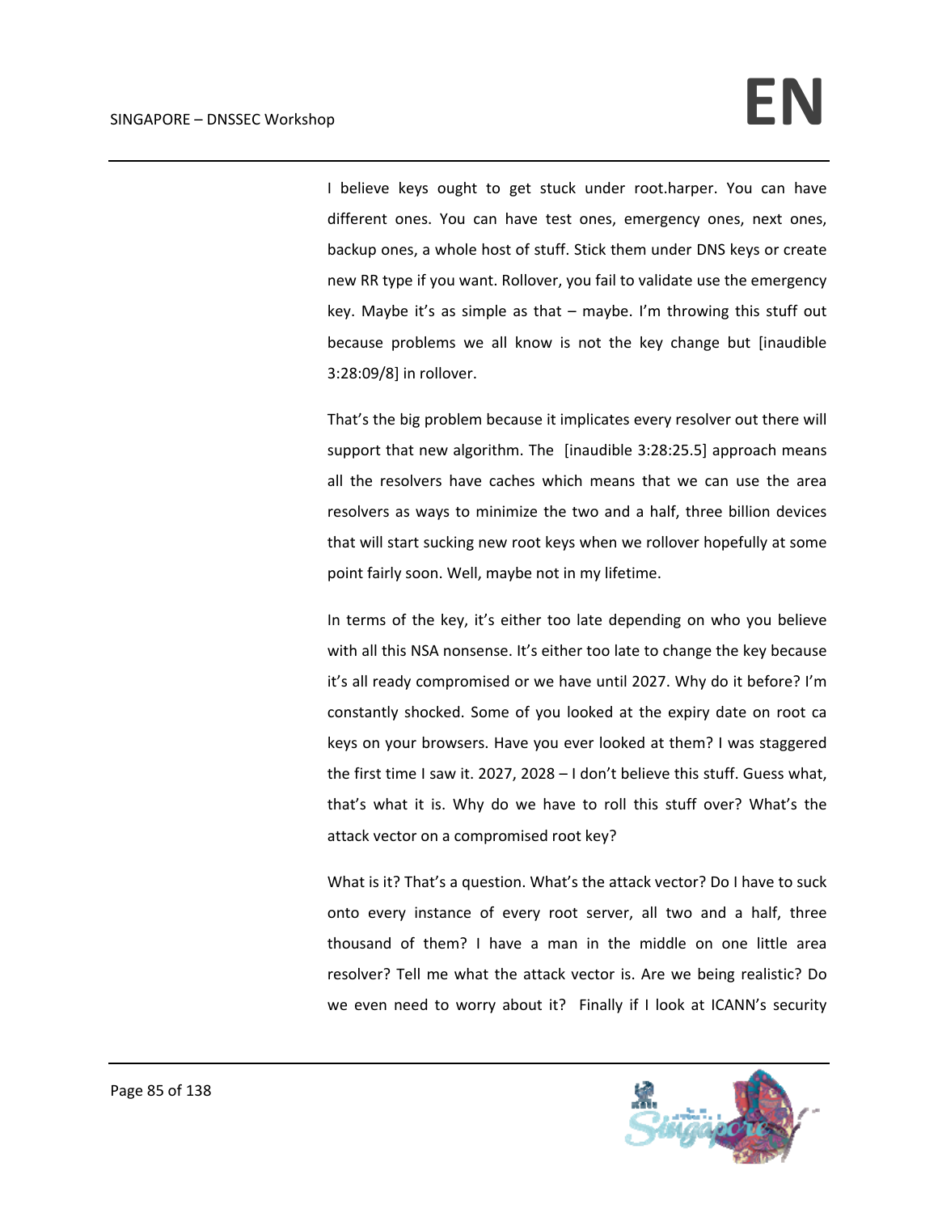I believe keys ought to get stuck under root.harper. You can have different ones. You can have test ones, emergency ones, next ones, backup ones, a whole host of stuff. Stick them under DNS keys or create new RR type if you want. Rollover, you fail to validate use the emergency key. Maybe it's as simple as that – maybe. I'm throwing this stuff out because problems we all know is not the key change but [inaudible 3:28:09/8] in rollover.

That's the big problem because it implicates every resolver out there will support that new algorithm. The [inaudible 3:28:25.5] approach means all the resolvers have caches which means that we can use the area resolvers as ways to minimize the two and a half, three billion devices that will start sucking new root keys when we rollover hopefully at some point fairly soon. Well, maybe not in my lifetime.

In terms of the key, it's either too late depending on who you believe with all this NSA nonsense. It's either too late to change the key because it's all ready compromised or we have until 2027. Why do it before? I'm constantly shocked. Some of you looked at the expiry date on root ca keys on your browsers. Have you ever looked at them? I was staggered the first time I saw it. 2027, 2028 – I don't believe this stuff. Guess what, that's what it is. Why do we have to roll this stuff over? What's the attack vector on a compromised root key?

What is it? That's a question. What's the attack vector? Do I have to suck onto every instance of every root server, all two and a half, three thousand of them? I have a man in the middle on one little area resolver? Tell me what the attack vector is. Are we being realistic? Do we even need to worry about it? Finally if I look at ICANN's security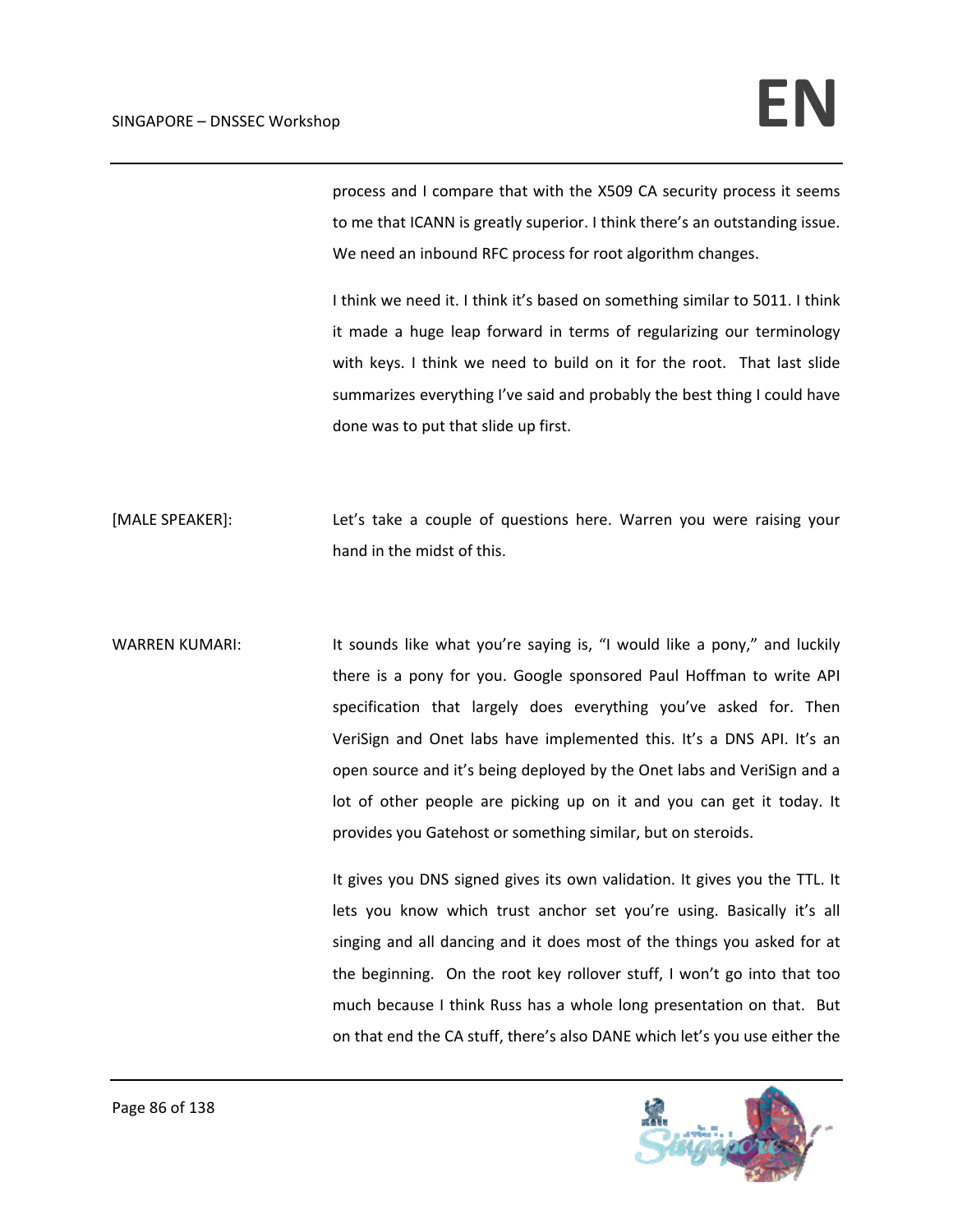process and I compare that with the X509 CA security process it seems to me that ICANN is greatly superior. I think there's an outstanding issue. We need an inbound RFC process for root algorithm changes.

I think we need it. I think it's based on something similar to 5011. I think it made a huge leap forward in terms of regularizing our terminology with keys. I think we need to build on it for the root. That last slide summarizes everything I've said and probably the best thing I could have done was to put that slide up first.

[MALE SPEAKER]: Let's take a couple of questions here. Warren you were raising your hand in the midst of this.

WARREN KUMARI: It sounds like what you're saying is, "I would like a pony," and luckily there is a pony for you. Google sponsored Paul Hoffman to write API specification that largely does everything you've asked for. Then VeriSign and Onet labs have implemented this. It's a DNS API. It's an open source and it's being deployed by the Onet labs and VeriSign and a lot of other people are picking up on it and you can get it today. It provides you Gatehost or something similar, but on steroids.

It gives you DNS signed gives its own validation. It gives you the TTL. It lets you know which trust anchor set you're using. Basically it's all singing and all dancing and it does most of the things you asked for at the beginning. On the root key rollover stuff, I won't go into that too much because I think Russ has a whole long presentation on that. But on that end the CA stuff, there's also DANE which let's you use either the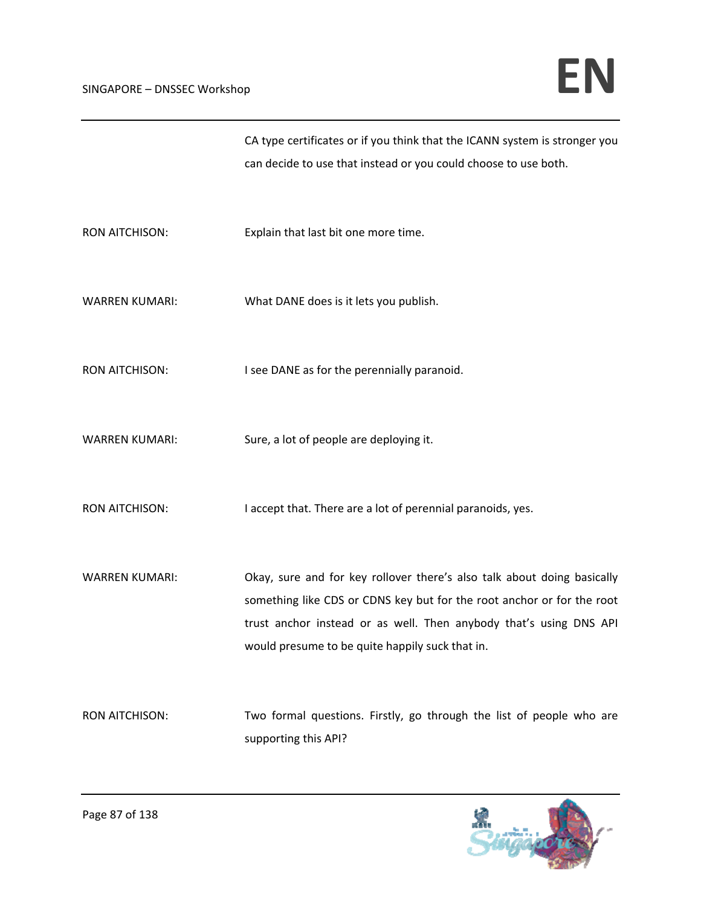CA type certificates or if you think that the ICANN system is stronger you can decide to use that instead or you could choose to use both.

RON AITCHISON: Explain that last bit one more time.

WARREN KUMARI: What DANE does is it lets you publish.

RON AITCHISON: I see DANE as for the perennially paranoid.

WARREN KUMARI: Sure, a lot of people are deploying it.

RON AITCHISON: I accept that. There are a lot of perennial paranoids, yes.

WARREN KUMARI: Okay, sure and for key rollover there's also talk about doing basically something like CDS or CDNS key but for the root anchor or for the root trust anchor instead or as well. Then anybody that's using DNS API would presume to be quite happily suck that in.

RON AITCHISON: Two formal questions. Firstly, go through the list of people who are supporting this API?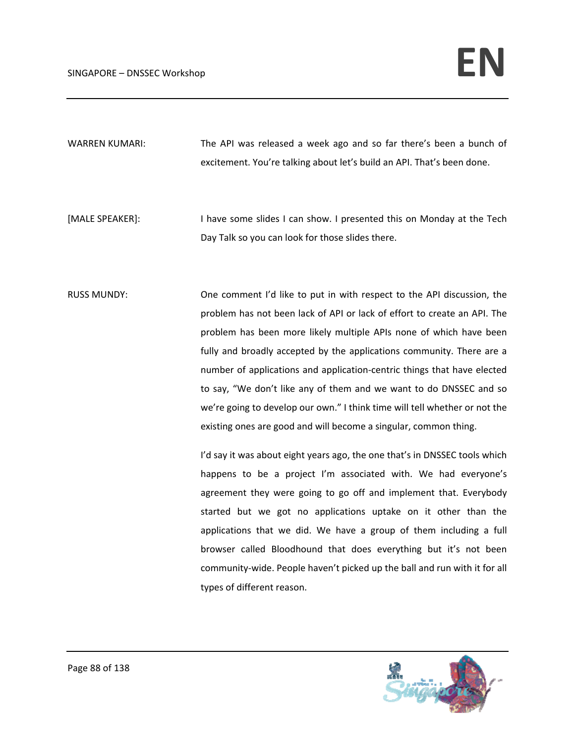WARREN KUMARI: The API was released a week ago and so far there's been a bunch of excitement. You're talking about let's build an API. That's been done.

[MALE SPEAKER]: I have some slides I can show. I presented this on Monday at the Tech Day Talk so you can look for those slides there.

RUSS MUNDY: One comment I'd like to put in with respect to the API discussion, the problem has not been lack of API or lack of effort to create an API. The problem has been more likely multiple APIs none of which have been fully and broadly accepted by the applications community. There are a number of applications and application-centric things that have elected to say, "We don't like any of them and we want to do DNSSEC and so we're going to develop our own." I think time will tell whether or not the existing ones are good and will become a singular, common thing.

I'd say it was about eight years ago, the one that's in DNSSEC tools which happens to be a project I'm associated with. We had everyone's agreement they were going to go off and implement that. Everybody started but we got no applications uptake on it other than the applications that we did. We have a group of them including a full browser called Bloodhound that does everything but it's not been community-wide. People haven't picked up the ball and run with it for all types of different reason.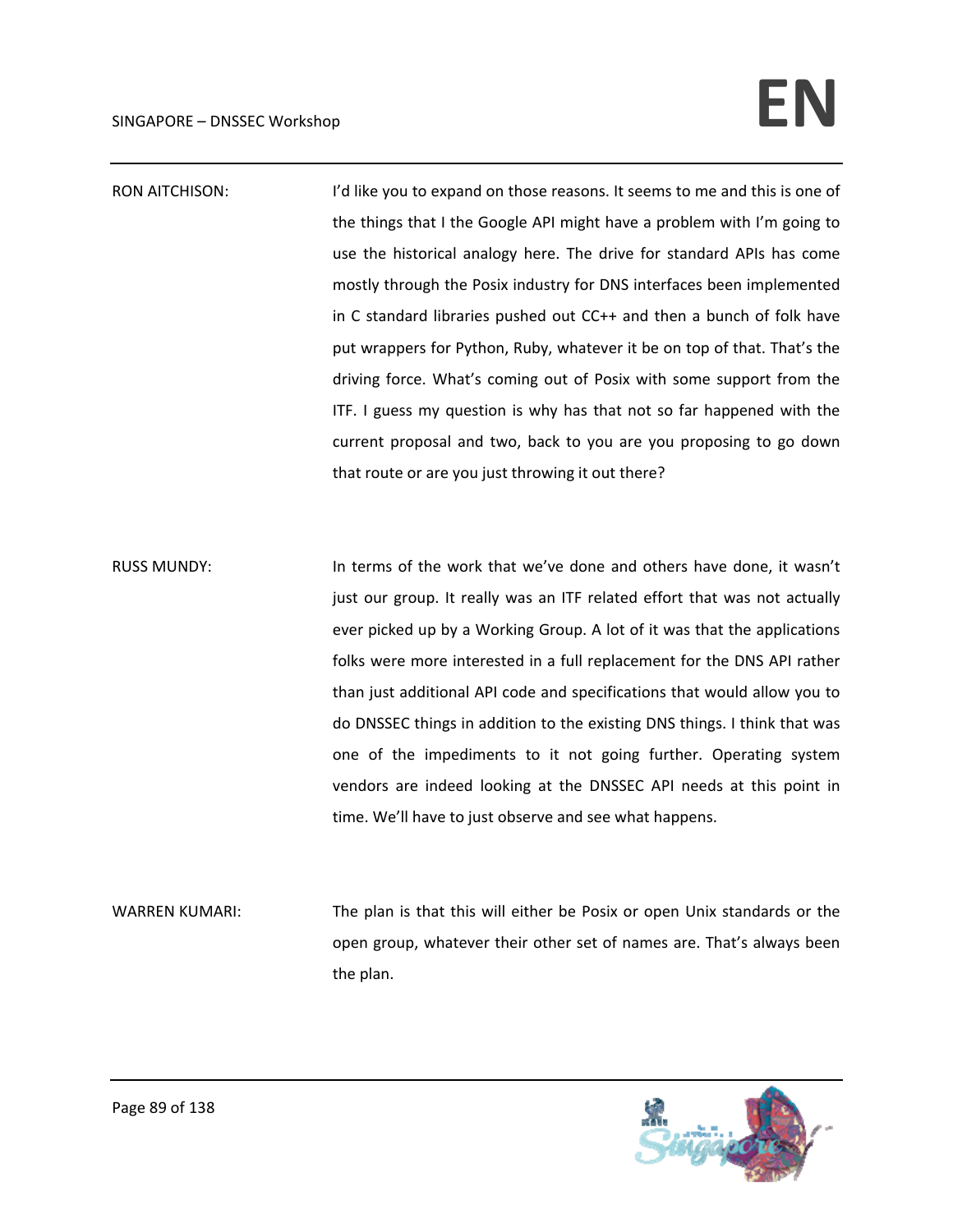RON AITCHISON: I'd like you to expand on those reasons. It seems to me and this is one of the things that I the Google API might have a problem with I'm going to use the historical analogy here. The drive for standard APIs has come mostly through the Posix industry for DNS interfaces been implemented in C standard libraries pushed out CC++ and then a bunch of folk have put wrappers for Python, Ruby, whatever it be on top of that. That's the driving force. What's coming out of Posix with some support from the ITF. I guess my question is why has that not so far happened with the current proposal and two, back to you are you proposing to go down that route or are you just throwing it out there?

RUSS MUNDY: In terms of the work that we've done and others have done, it wasn't just our group. It really was an ITF related effort that was not actually ever picked up by a Working Group. A lot of it was that the applications folks were more interested in a full replacement for the DNS API rather than just additional API code and specifications that would allow you to do DNSSEC things in addition to the existing DNS things. I think that was one of the impediments to it not going further. Operating system vendors are indeed looking at the DNSSEC API needs at this point in time. We'll have to just observe and see what happens.

WARREN KUMARI: The plan is that this will either be Posix or open Unix standards or the open group, whatever their other set of names are. That's always been the plan.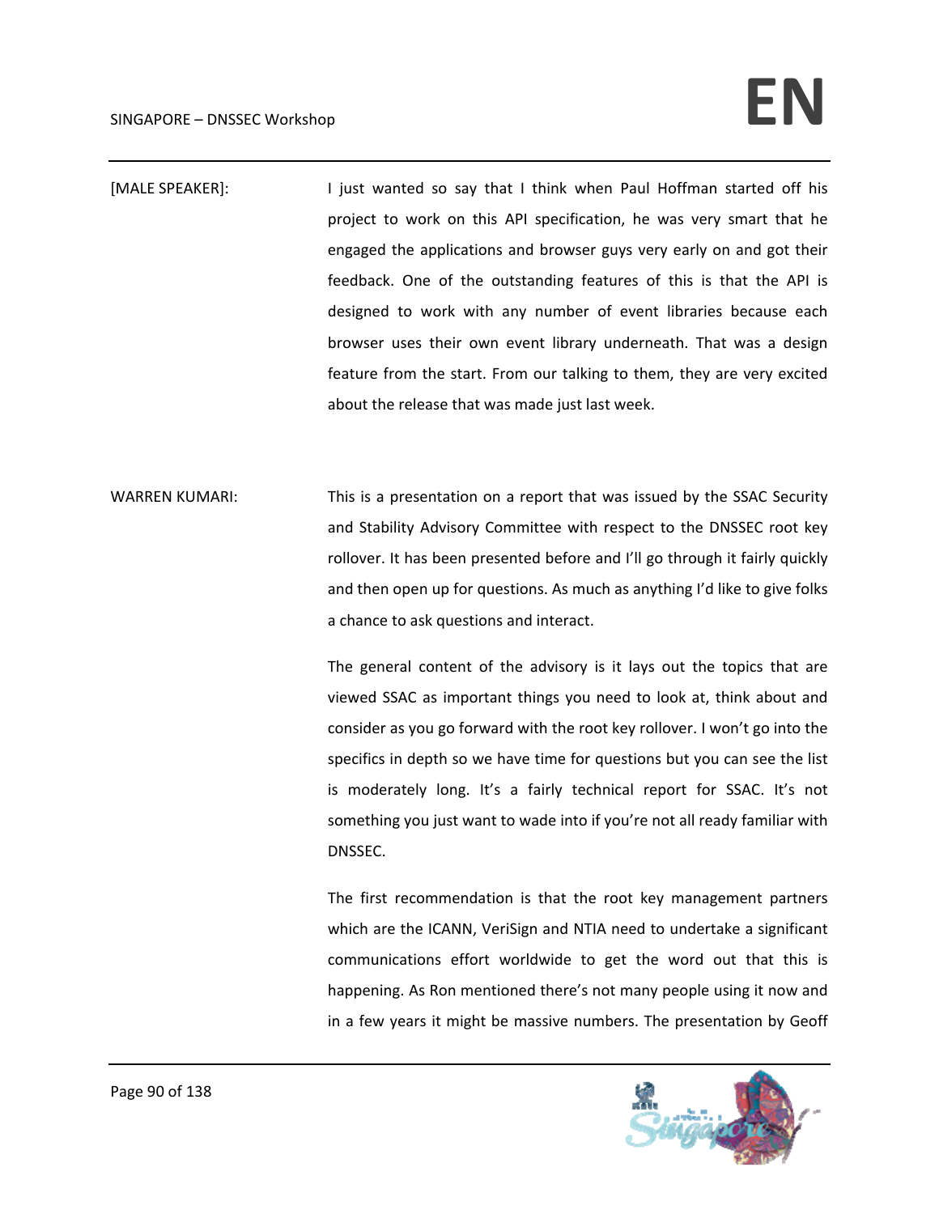[MALE SPEAKER]: I just wanted so say that I think when Paul Hoffman started off his project to work on this API specification, he was very smart that he engaged the applications and browser guys very early on and got their feedback. One of the outstanding features of this is that the API is designed to work with any number of event libraries because each browser uses their own event library underneath. That was a design feature from the start. From our talking to them, they are very excited about the release that was made just last week.

WARREN KUMARI: This is a presentation on a report that was issued by the SSAC Security and Stability Advisory Committee with respect to the DNSSEC root key rollover. It has been presented before and I'll go through it fairly quickly and then open up for questions. As much as anything I'd like to give folks a chance to ask questions and interact.

The general content of the advisory is it lays out the topics that are viewed SSAC as important things you need to look at, think about and consider as you go forward with the root key rollover. I won't go into the specifics in depth so we have time for questions but you can see the list is moderately long. It's a fairly technical report for SSAC. It's not something you just want to wade into if you're not all ready familiar with DNSSEC.

The first recommendation is that the root key management partners which are the ICANN, VeriSign and NTIA need to undertake a significant communications effort worldwide to get the word out that this is happening. As Ron mentioned there's not many people using it now and in a few years it might be massive numbers. The presentation by Geoff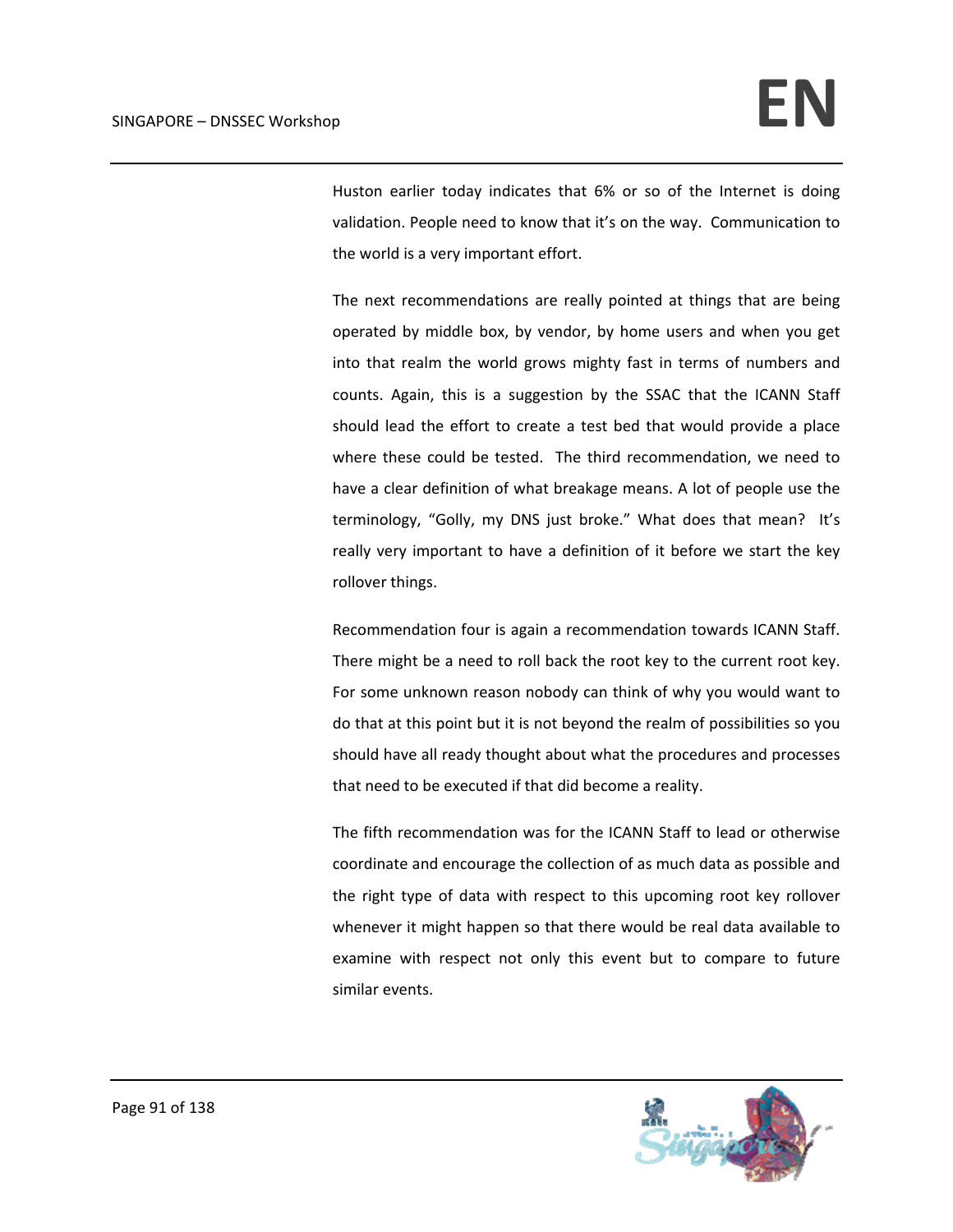Huston earlier today indicates that 6% or so of the Internet is doing validation. People need to know that it's on the way. Communication to the world is a very important effort.

The next recommendations are really pointed at things that are being operated by middle box, by vendor, by home users and when you get into that realm the world grows mighty fast in terms of numbers and counts. Again, this is a suggestion by the SSAC that the ICANN Staff should lead the effort to create a test bed that would provide a place where these could be tested. The third recommendation, we need to have a clear definition of what breakage means. A lot of people use the terminology, "Golly, my DNS just broke." What does that mean? It's really very important to have a definition of it before we start the key rollover things.

Recommendation four is again a recommendation towards ICANN Staff. There might be a need to roll back the root key to the current root key. For some unknown reason nobody can think of why you would want to do that at this point but it is not beyond the realm of possibilities so you should have all ready thought about what the procedures and processes that need to be executed if that did become a reality.

The fifth recommendation was for the ICANN Staff to lead or otherwise coordinate and encourage the collection of as much data as possible and the right type of data with respect to this upcoming root key rollover whenever it might happen so that there would be real data available to examine with respect not only this event but to compare to future similar events.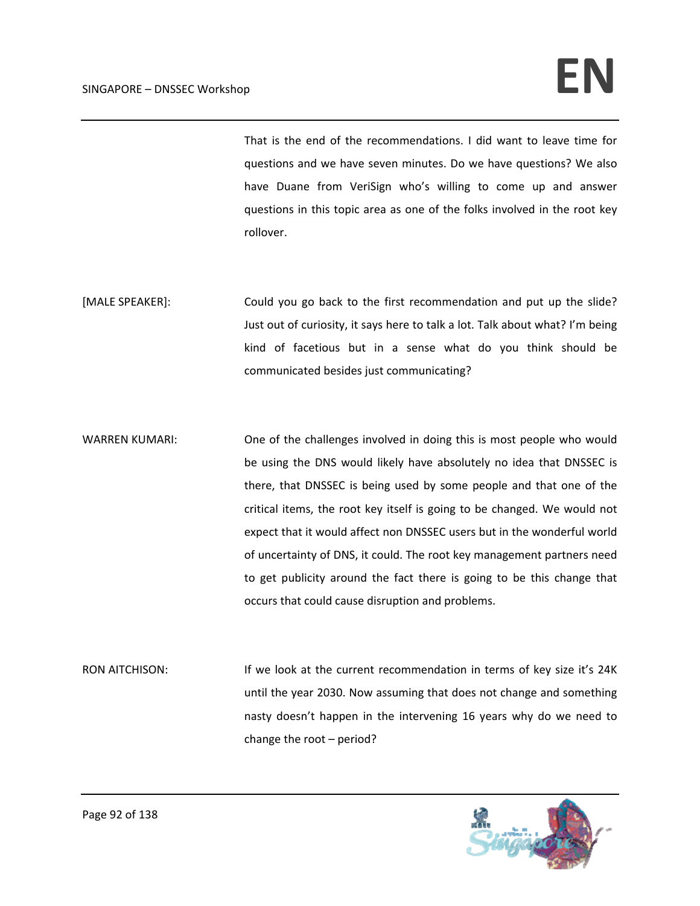That is the end of the recommendations. I did want to leave time for questions and we have seven minutes. Do we have questions? We also have Duane from VeriSign who's willing to come up and answer questions in this topic area as one of the folks involved in the root key rollover.

[MALE SPEAKER]: Could you go back to the first recommendation and put up the slide? Just out of curiosity, it says here to talk a lot. Talk about what? I'm being kind of facetious but in a sense what do you think should be communicated besides just communicating?

WARREN KUMARI: One of the challenges involved in doing this is most people who would be using the DNS would likely have absolutely no idea that DNSSEC is there, that DNSSEC is being used by some people and that one of the critical items, the root key itself is going to be changed. We would not expect that it would affect non DNSSEC users but in the wonderful world of uncertainty of DNS, it could. The root key management partners need to get publicity around the fact there is going to be this change that occurs that could cause disruption and problems.

RON AITCHISON: If we look at the current recommendation in terms of key size it's 24K until the year 2030. Now assuming that does not change and something nasty doesn't happen in the intervening 16 years why do we need to change the root – period?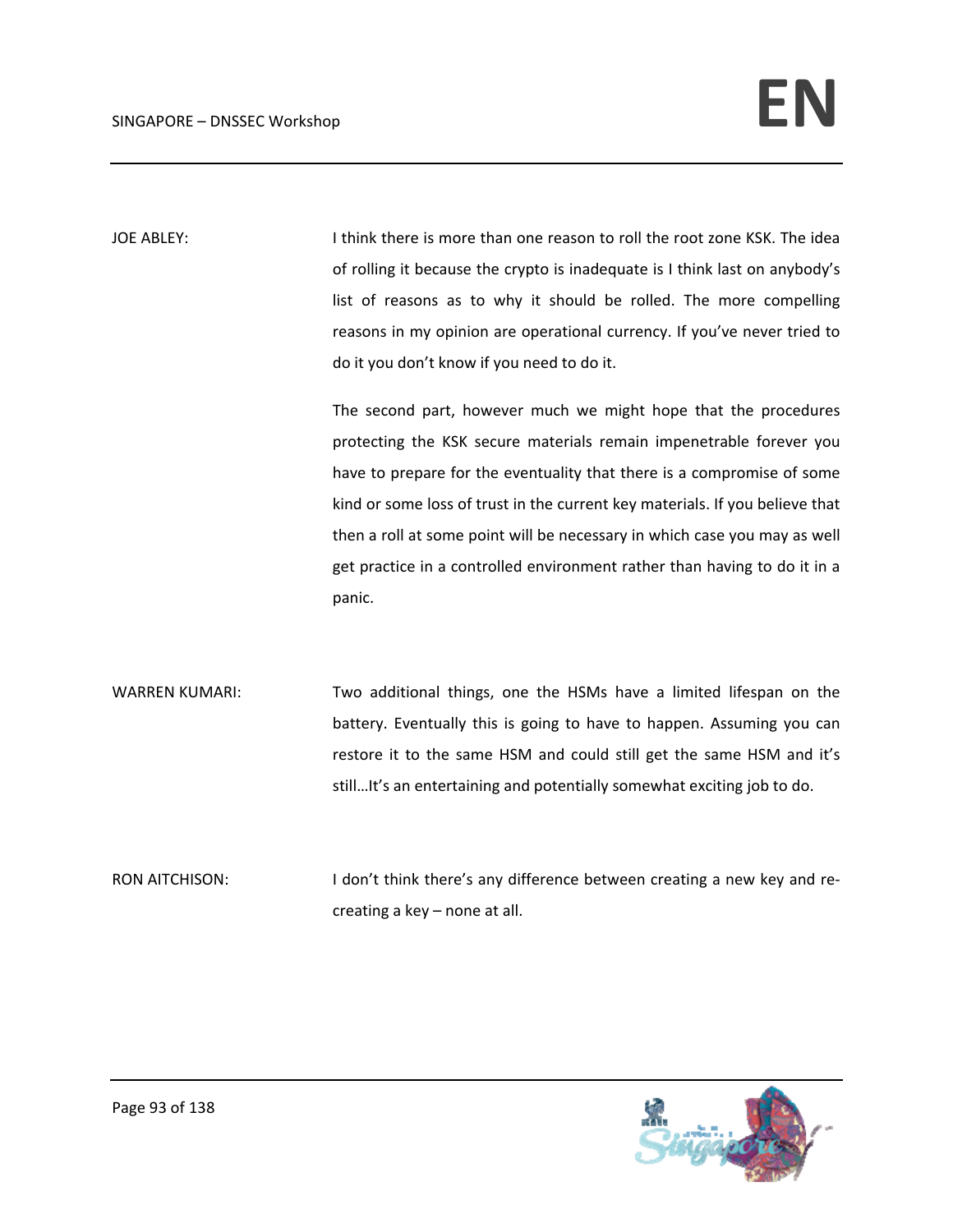JOE ABLEY: I think there is more than one reason to roll the root zone KSK. The idea of rolling it because the crypto is inadequate is I think last on anybody's list of reasons as to why it should be rolled. The more compelling reasons in my opinion are operational currency. If you've never tried to do it you don't know if you need to do it.

The second part, however much we might hope that the procedures protecting the KSK secure materials remain impenetrable forever you have to prepare for the eventuality that there is a compromise of some kind or some loss of trust in the current key materials. If you believe that then a roll at some point will be necessary in which case you may as well get practice in a controlled environment rather than having to do it in a panic.

WARREN KUMARI: Two additional things, one the HSMs have a limited lifespan on the battery. Eventually this is going to have to happen. Assuming you can restore it to the same HSM and could still get the same HSM and it's still…It's an entertaining and potentially somewhat exciting job to do.

RON AITCHISON: I don't think there's any difference between creating a new key and re-creating a key – none at all.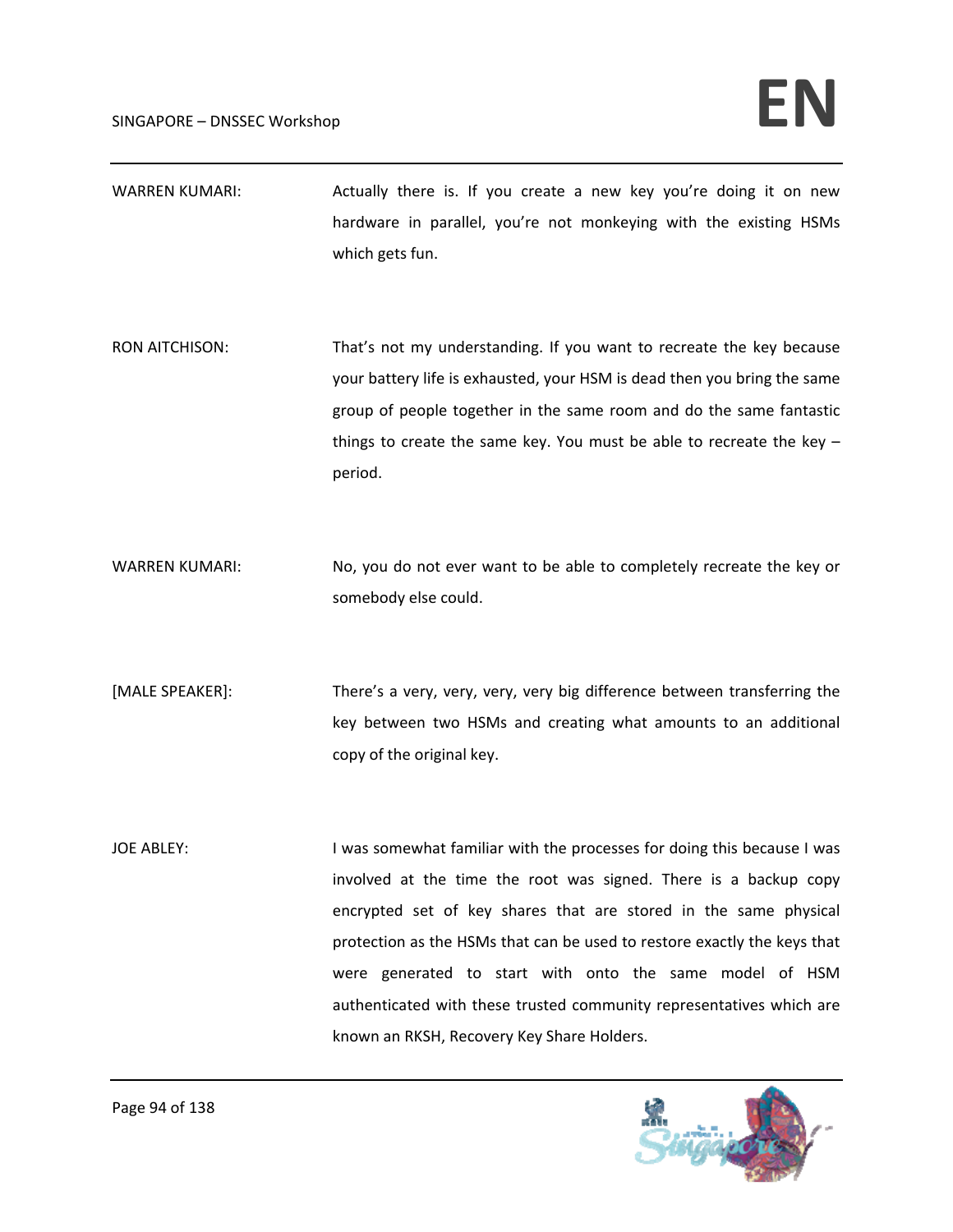WARREN KUMARI: Actually there is. If you create a new key you're doing it on new hardware in parallel, you're not monkeying with the existing HSMs which gets fun.

RON AITCHISON: That's not my understanding. If you want to recreate the key because your battery life is exhausted, your HSM is dead then you bring the same group of people together in the same room and do the same fantastic things to create the same key. You must be able to recreate the key – period.

WARREN KUMARI: No, you do not ever want to be able to completely recreate the key or somebody else could.

[MALE SPEAKER]: There's a very, very, very, very big difference between transferring the key between two HSMs and creating what amounts to an additional copy of the original key.

JOE ABLEY: I was somewhat familiar with the processes for doing this because I was involved at the time the root was signed. There is a backup copy encrypted set of key shares that are stored in the same physical protection as the HSMs that can be used to restore exactly the keys that were generated to start with onto the same model of HSM authenticated with these trusted community representatives which are known an RKSH, Recovery Key Share Holders.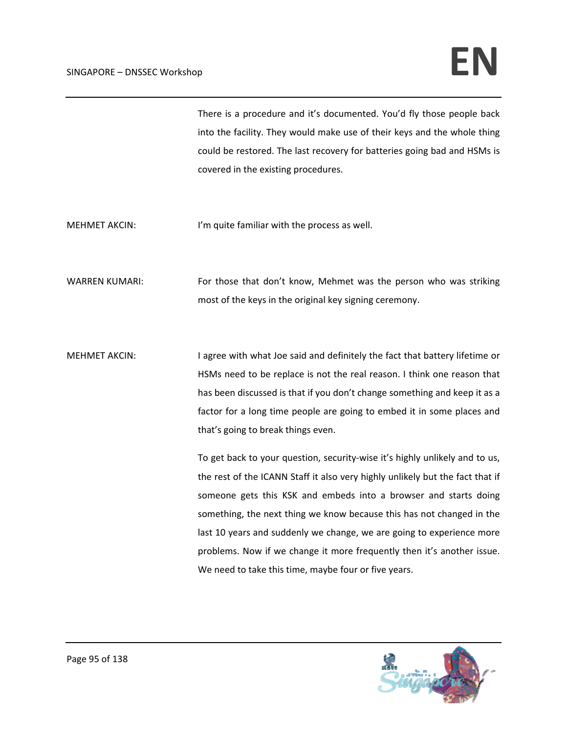There is a procedure and it's documented. You'd fly those people back into the facility. They would make use of their keys and the whole thing could be restored. The last recovery for batteries going bad and HSMs is covered in the existing procedures.

MEHMET AKCIN: I'm quite familiar with the process as well.

WARREN KUMARI: For those that don't know, Mehmet was the person who was striking most of the keys in the original key signing ceremony.

MEHMET AKCIN: I agree with what Joe said and definitely the fact that battery lifetime or HSMs need to be replace is not the real reason. I think one reason that has been discussed is that if you don't change something and keep it as a factor for a long time people are going to embed it in some places and that's going to break things even.

To get back to your question, security-wise it's highly unlikely and to us, the rest of the ICANN Staff it also very highly unlikely but the fact that if someone gets this KSK and embeds into a browser and starts doing something, the next thing we know because this has not changed in the last 10 years and suddenly we change, we are going to experience more problems. Now if we change it more frequently then it's another issue. We need to take this time, maybe four or five years.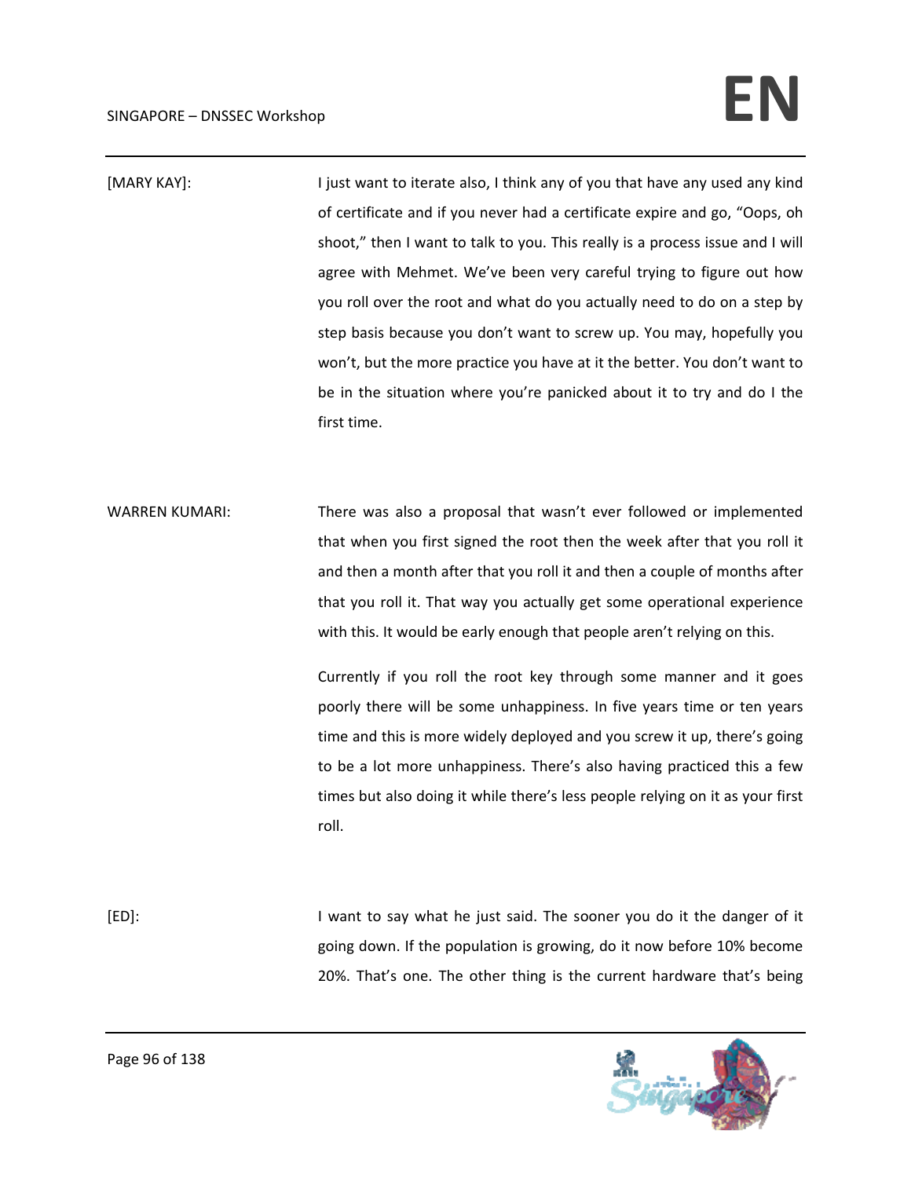[MARY KAY]: I just want to iterate also, I think any of you that have any used any kind of certificate and if you never had a certificate expire and go, "Oops, oh shoot," then I want to talk to you. This really is a process issue and I will agree with Mehmet. We've been very careful trying to figure out how you roll over the root and what do you actually need to do on a step by step basis because you don't want to screw up. You may, hopefully you won't, but the more practice you have at it the better. You don't want to be in the situation where you're panicked about it to try and do I the first time.

WARREN KUMARI: There was also a proposal that wasn't ever followed or implemented that when you first signed the root then the week after that you roll it and then a month after that you roll it and then a couple of months after that you roll it. That way you actually get some operational experience with this. It would be early enough that people aren't relying on this.

Currently if you roll the root key through some manner and it goes poorly there will be some unhappiness. In five years time or ten years time and this is more widely deployed and you screw it up, there's going to be a lot more unhappiness. There's also having practiced this a few times but also doing it while there's less people relying on it as your first roll.

[ED]: I want to say what he just said. The sooner you do it the danger of it going down. If the population is growing, do it now before 10% become 20%. That's one. The other thing is the current hardware that's being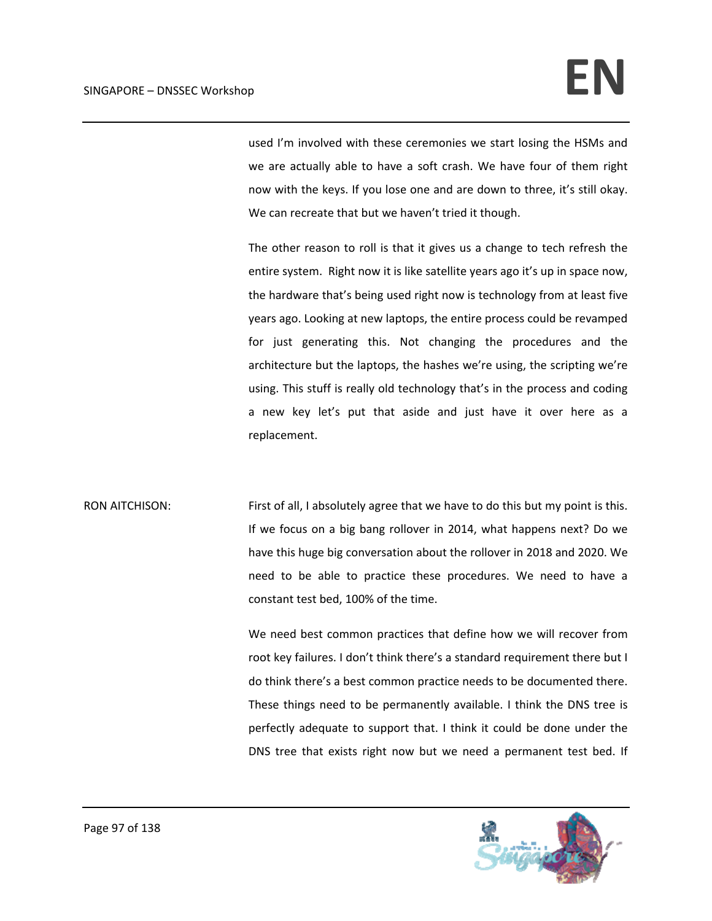used I'm involved with these ceremonies we start losing the HSMs and we are actually able to have a soft crash. We have four of them right now with the keys. If you lose one and are down to three, it's still okay. We can recreate that but we haven't tried it though.

The other reason to roll is that it gives us a change to tech refresh the entire system. Right now it is like satellite years ago it's up in space now, the hardware that's being used right now is technology from at least five years ago. Looking at new laptops, the entire process could be revamped for just generating this. Not changing the procedures and the architecture but the laptops, the hashes we're using, the scripting we're using. This stuff is really old technology that's in the process and coding a new key let's put that aside and just have it over here as a replacement.

RON AITCHISON: First of all, I absolutely agree that we have to do this but my point is this. If we focus on a big bang rollover in 2014, what happens next? Do we have this huge big conversation about the rollover in 2018 and 2020. We need to be able to practice these procedures. We need to have a constant test bed, 100% of the time.

We need best common practices that define how we will recover from root key failures. I don't think there's a standard requirement there but I do think there's a best common practice needs to be documented there. These things need to be permanently available. I think the DNS tree is perfectly adequate to support that. I think it could be done under the DNS tree that exists right now but we need a permanent test bed. If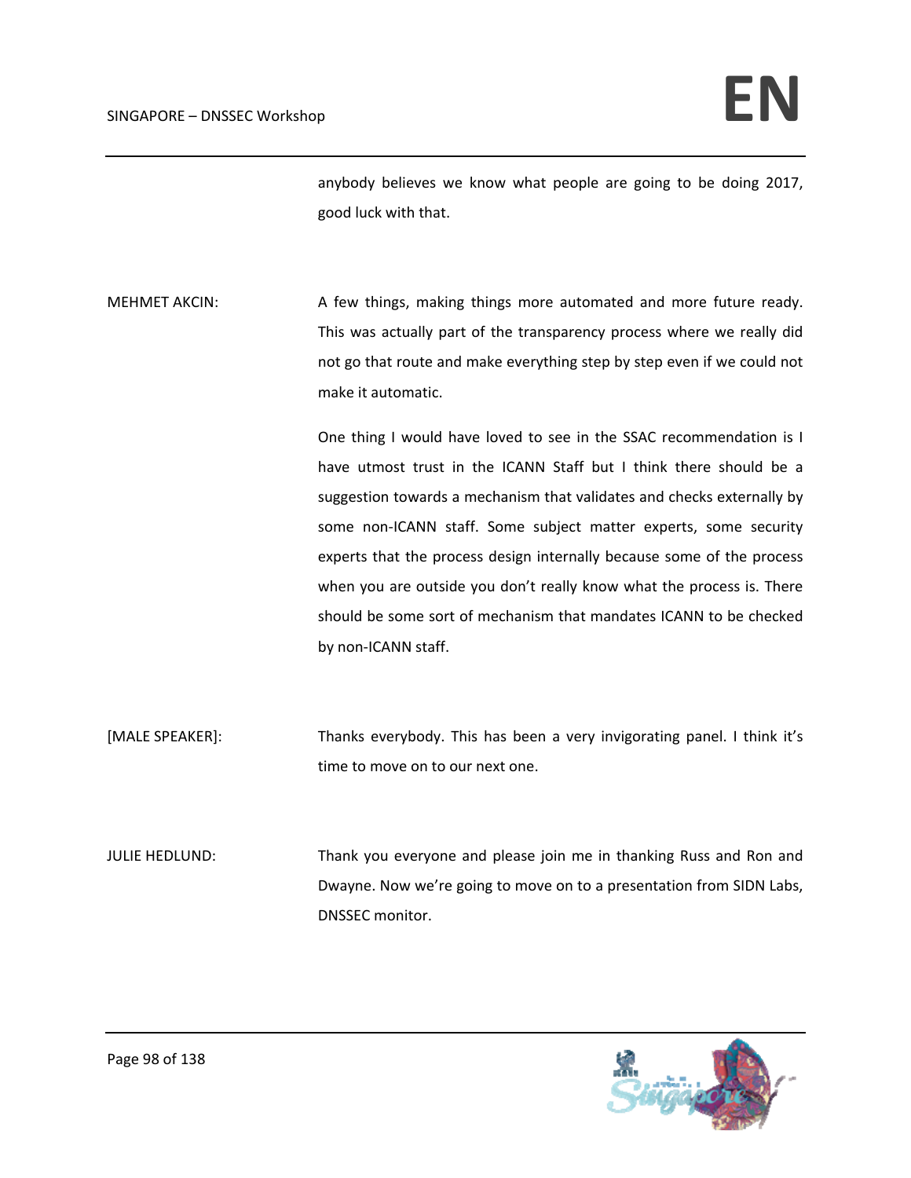anybody believes we know what people are going to be doing 2017, good luck with that.

MEHMET AKCIN: A few things, making things more automated and more future ready. This was actually part of the transparency process where we really did not go that route and make everything step by step even if we could not make it automatic.

One thing I would have loved to see in the SSAC recommendation is I have utmost trust in the ICANN Staff but I think there should be a suggestion towards a mechanism that validates and checks externally by some non-ICANN staff. Some subject matter experts, some security experts that the process design internally because some of the process when you are outside you don't really know what the process is. There should be some sort of mechanism that mandates ICANN to be checked by non-ICANN staff.

[MALE SPEAKER]: Thanks everybody. This has been a very invigorating panel. I think it's time to move on to our next one.

JULIE HEDLUND: Thank you everyone and please join me in thanking Russ and Ron and Dwayne. Now we're going to move on to a presentation from SIDN Labs, DNSSEC monitor.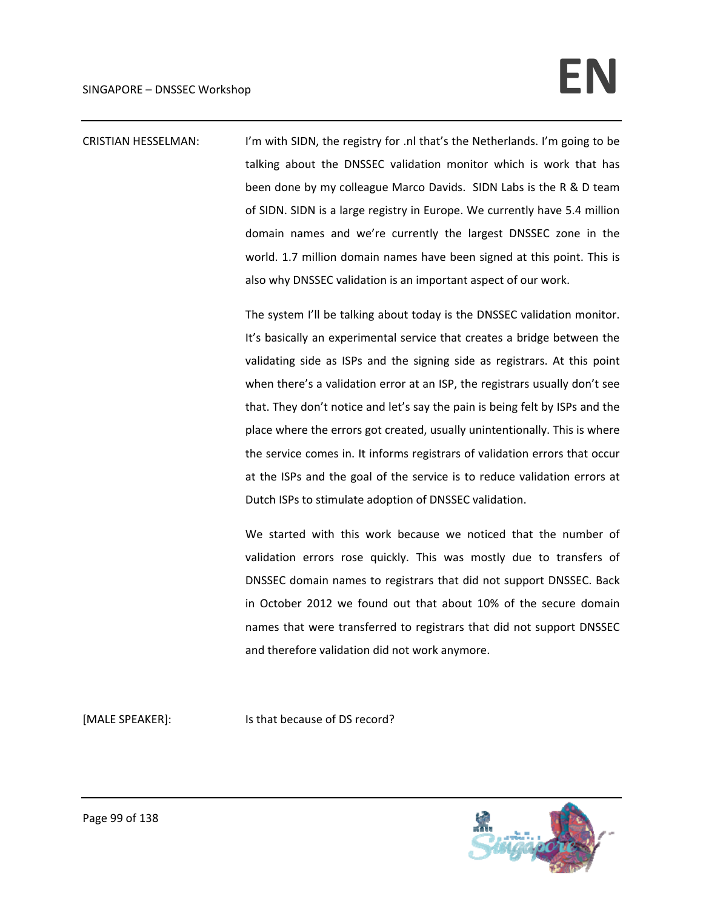CRISTIAN HESSELMAN: I'm with SIDN, the registry for .nl that's the Netherlands. I'm going to be talking about the DNSSEC validation monitor which is work that has been done by my colleague Marco Davids. SIDN Labs is the R & D team of SIDN. SIDN is a large registry in Europe. We currently have 5.4 million domain names and we're currently the largest DNSSEC zone in the world. 1.7 million domain names have been signed at this point. This is also why DNSSEC validation is an important aspect of our work.

The system I'll be talking about today is the DNSSEC validation monitor. It's basically an experimental service that creates a bridge between the validating side as ISPs and the signing side as registrars. At this point when there's a validation error at an ISP, the registrars usually don't see that. They don't notice and let's say the pain is being felt by ISPs and the place where the errors got created, usually unintentionally. This is where the service comes in. It informs registrars of validation errors that occur at the ISPs and the goal of the service is to reduce validation errors at Dutch ISPs to stimulate adoption of DNSSEC validation.

We started with this work because we noticed that the number of validation errors rose quickly. This was mostly due to transfers of DNSSEC domain names to registrars that did not support DNSSEC. Back in October 2012 we found out that about 10% of the secure domain names that were transferred to registrars that did not support DNSSEC and therefore validation did not work anymore.

[MALE SPEAKER]: Is that because of DS record?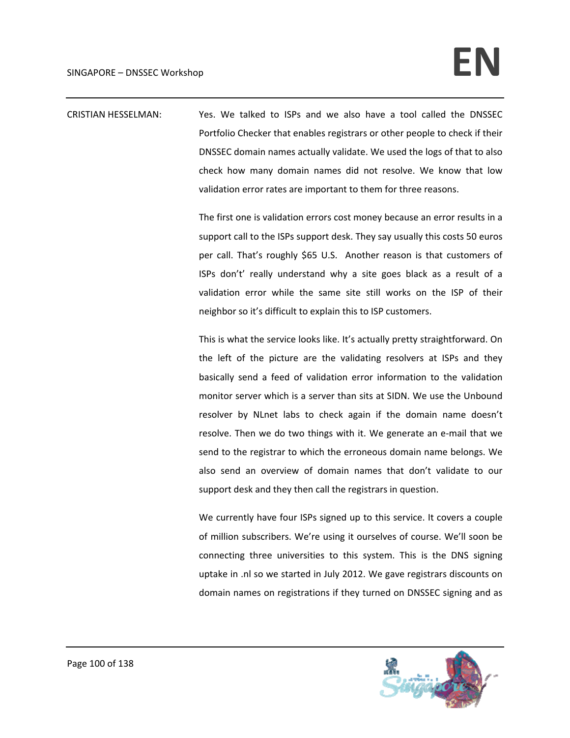CRISTIAN HESSELMAN: Yes. We talked to ISPs and we also have a tool called the DNSSEC Portfolio Checker that enables registrars or other people to check if their DNSSEC domain names actually validate. We used the logs of that to also check how many domain names did not resolve. We know that low validation error rates are important to them for three reasons.

The first one is validation errors cost money because an error results in a support call to the ISPs support desk. They say usually this costs 50 euros per call. That's roughly $65 U.S.  Another reason is that customers of ISPs don't' really understand why a site goes black as a result of a validation error while the same site still works on the ISP of their neighbor so it's difficult to explain this to ISP customers.

This is what the service looks like. It's actually pretty straightforward. On the left of the picture are the validating resolvers at ISPs and they basically send a feed of validation error information to the validation monitor server which is a server than sits at SIDN. We use the Unbound resolver by NLnet labs to check again if the domain name doesn't resolve. Then we do two things with it. We generate an e-mail that we send to the registrar to which the erroneous domain name belongs. We also send an overview of domain names that don't validate to our support desk and they then call the registrars in question.

We currently have four ISPs signed up to this service. It covers a couple of million subscribers. We're using it ourselves of course. We'll soon be connecting three universities to this system. This is the DNS signing uptake in .nl so we started in July 2012. We gave registrars discounts on domain names on registrations if they turned on DNSSEC signing and as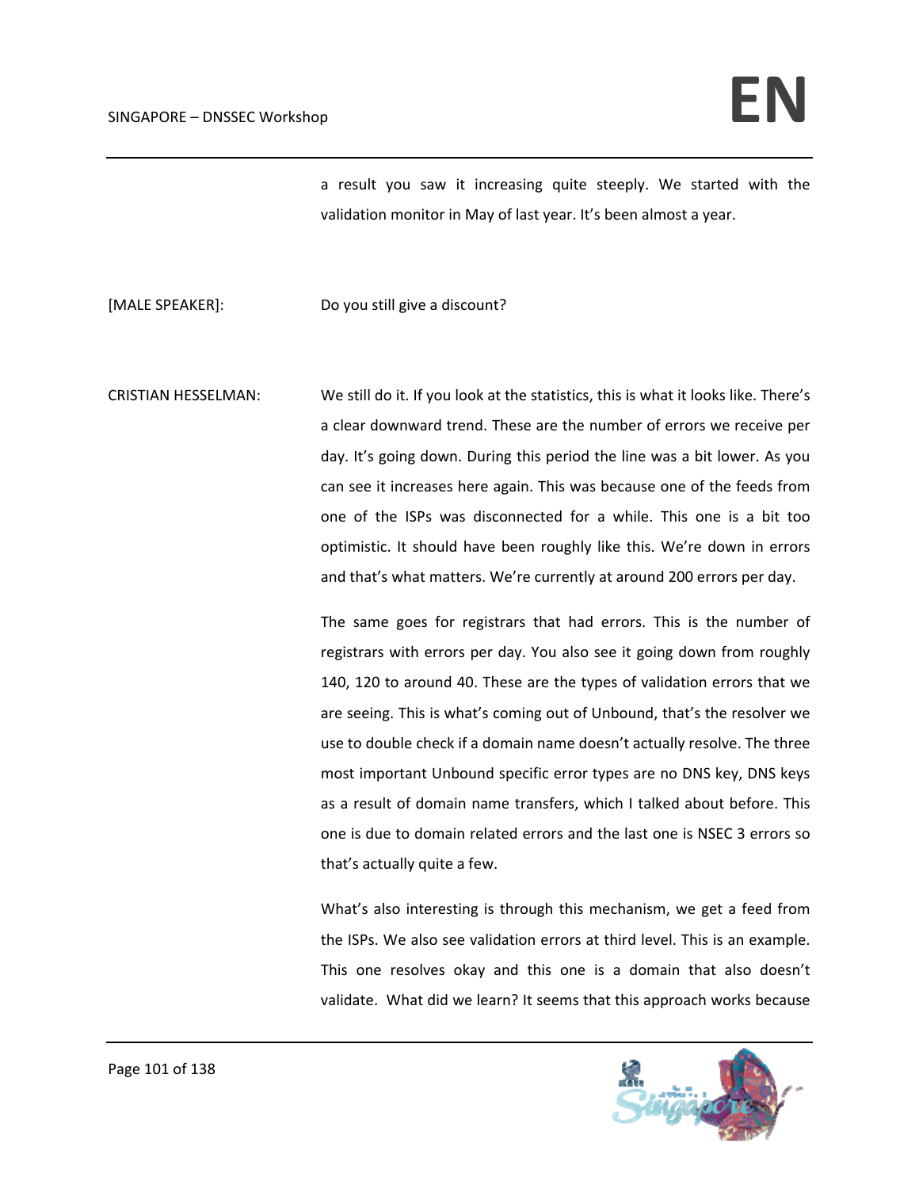a result you saw it increasing quite steeply. We started with the validation monitor in May of last year. It's been almost a year.

[MALE SPEAKER]: Do you still give a discount?

CRISTIAN HESSELMAN: We still do it. If you look at the statistics, this is what it looks like. There's a clear downward trend. These are the number of errors we receive per day. It's going down. During this period the line was a bit lower. As you can see it increases here again. This was because one of the feeds from one of the ISPs was disconnected for a while. This one is a bit too optimistic. It should have been roughly like this. We're down in errors and that's what matters. We're currently at around 200 errors per day.

The same goes for registrars that had errors. This is the number of registrars with errors per day. You also see it going down from roughly 140, 120 to around 40. These are the types of validation errors that we are seeing. This is what's coming out of Unbound, that's the resolver we use to double check if a domain name doesn't actually resolve. The three most important Unbound specific error types are no DNS key, DNS keys as a result of domain name transfers, which I talked about before. This one is due to domain related errors and the last one is NSEC 3 errors so that's actually quite a few.

What's also interesting is through this mechanism, we get a feed from the ISPs. We also see validation errors at third level. This is an example. This one resolves okay and this one is a domain that also doesn't validate. What did we learn? It seems that this approach works because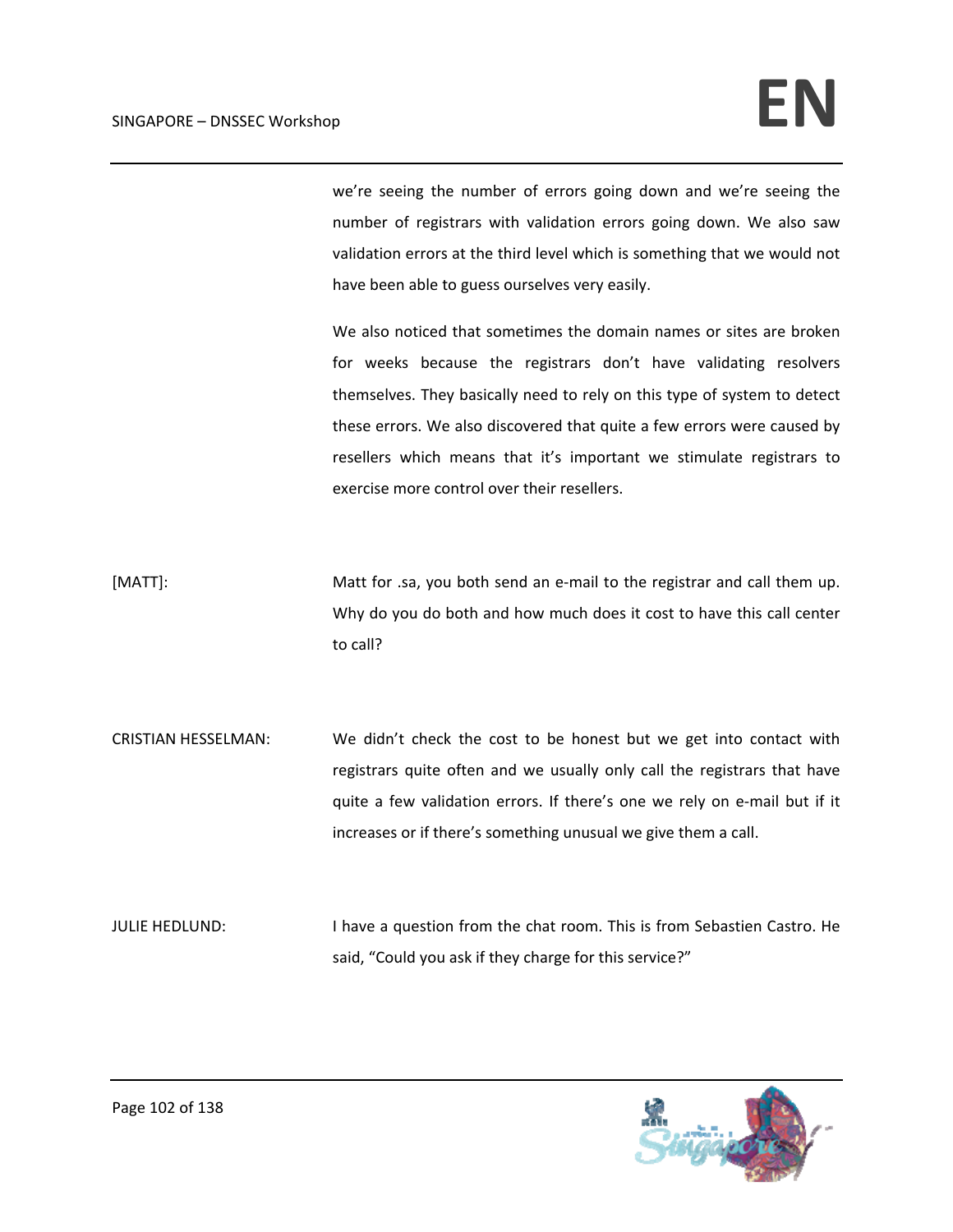we're seeing the number of errors going down and we're seeing the number of registrars with validation errors going down. We also saw validation errors at the third level which is something that we would not have been able to guess ourselves very easily.

We also noticed that sometimes the domain names or sites are broken for weeks because the registrars don't have validating resolvers themselves. They basically need to rely on this type of system to detect these errors. We also discovered that quite a few errors were caused by resellers which means that it's important we stimulate registrars to exercise more control over their resellers.

[MATT]: Matt for .sa, you both send an e-mail to the registrar and call them up. Why do you do both and how much does it cost to have this call center to call?

CRISTIAN HESSELMAN: We didn't check the cost to be honest but we get into contact with registrars quite often and we usually only call the registrars that have quite a few validation errors. If there's one we rely on e-mail but if it increases or if there's something unusual we give them a call.

JULIE HEDLUND: I have a question from the chat room. This is from Sebastien Castro. He said, "Could you ask if they charge for this service?"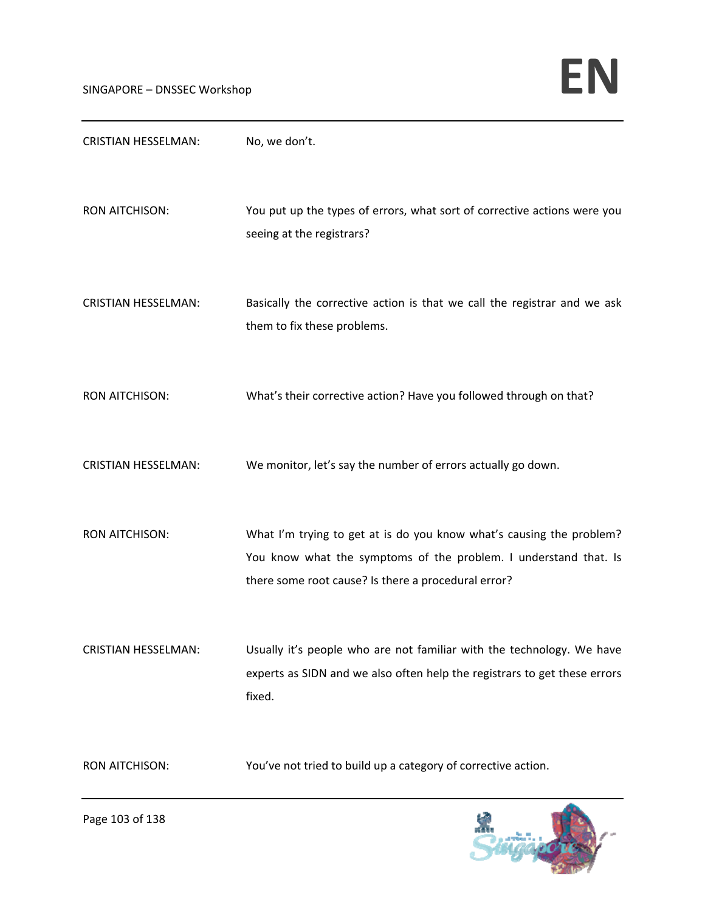CRISTIAN HESSELMAN: No, we don't.

RON AITCHISON: You put up the types of errors, what sort of corrective actions were you seeing at the registrars?

CRISTIAN HESSELMAN: Basically the corrective action is that we call the registrar and we ask them to fix these problems.

RON AITCHISON: What's their corrective action? Have you followed through on that?

CRISTIAN HESSELMAN: We monitor, let's say the number of errors actually go down.

RON AITCHISON: What I'm trying to get at is do you know what's causing the problem? You know what the symptoms of the problem. I understand that. Is there some root cause? Is there a procedural error?

CRISTIAN HESSELMAN: Usually it's people who are not familiar with the technology. We have experts as SIDN and we also often help the registrars to get these errors fixed.

RON AITCHISON: You've not tried to build up a category of corrective action.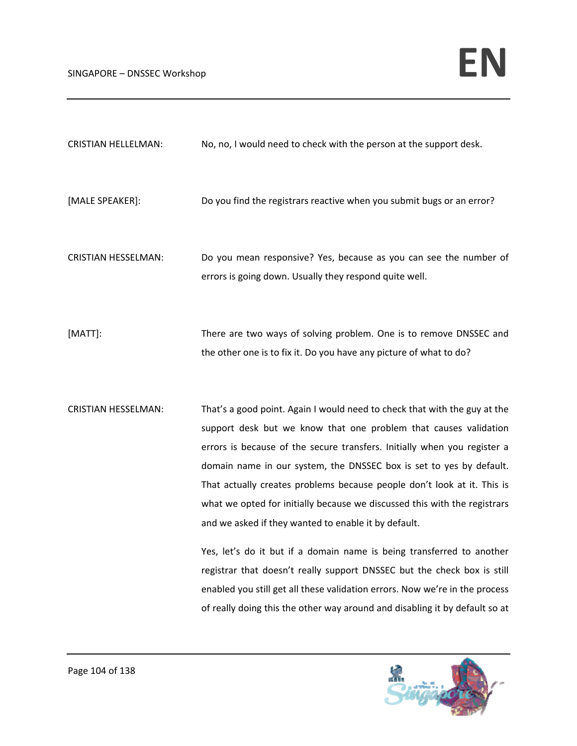CRISTIAN HELLELMAN: No, no, I would need to check with the person at the support desk.

[MALE SPEAKER]: Do you find the registrars reactive when you submit bugs or an error?

CRISTIAN HESSELMAN: Do you mean responsive? Yes, because as you can see the number of errors is going down. Usually they respond quite well.

[MATT]: There are two ways of solving problem. One is to remove DNSSEC and the other one is to fix it. Do you have any picture of what to do?

CRISTIAN HESSELMAN: That's a good point. Again I would need to check that with the guy at the support desk but we know that one problem that causes validation errors is because of the secure transfers. Initially when you register a domain name in our system, the DNSSEC box is set to yes by default. That actually creates problems because people don't look at it. This is what we opted for initially because we discussed this with the registrars and we asked if they wanted to enable it by default.

Yes, let's do it but if a domain name is being transferred to another registrar that doesn't really support DNSSEC but the check box is still enabled you still get all these validation errors. Now we're in the process of really doing this the other way around and disabling it by default so at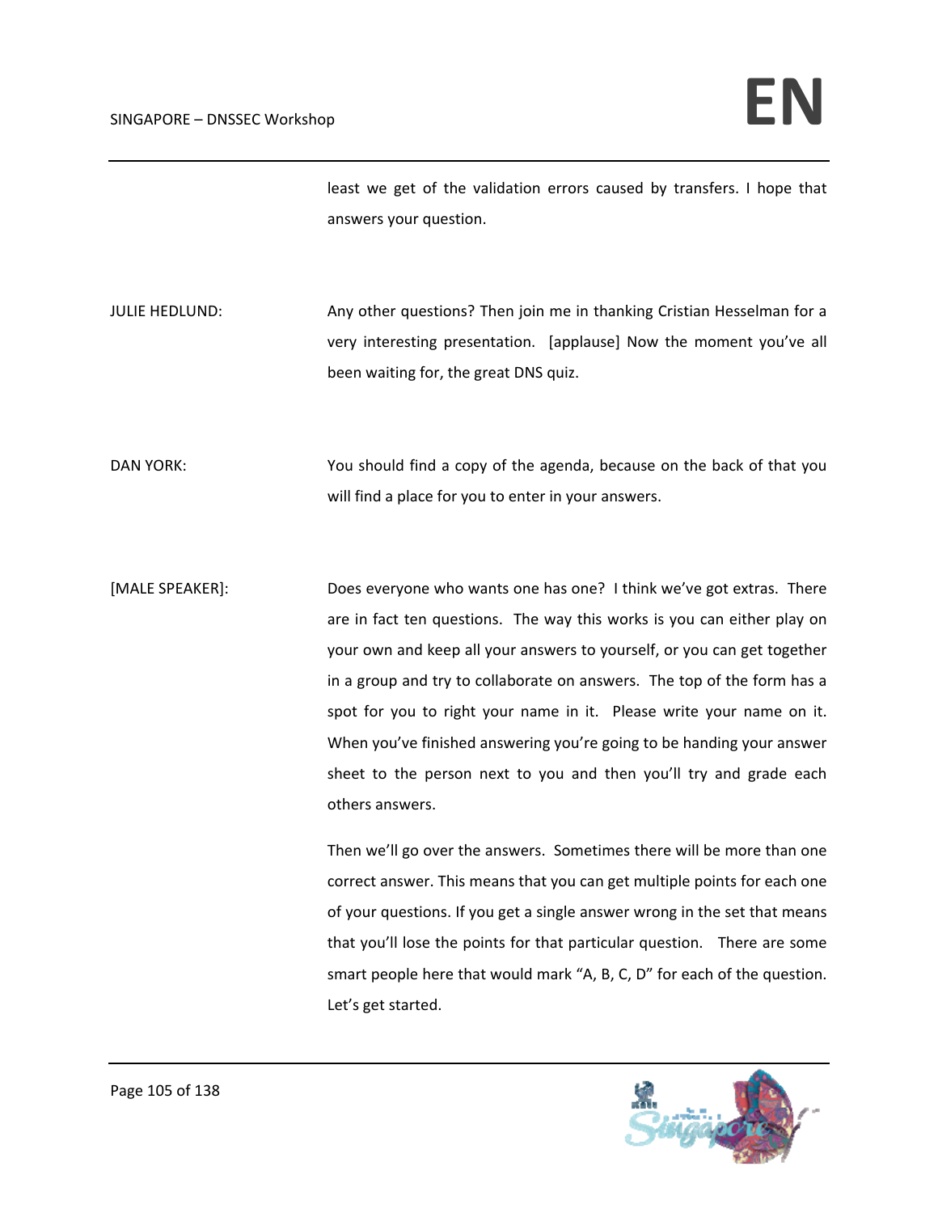least we get of the validation errors caused by transfers. I hope that answers your question.

JULIE HEDLUND: Any other questions? Then join me in thanking Cristian Hesselman for a very interesting presentation. [applause] Now the moment you've all been waiting for, the great DNS quiz.

DAN YORK: You should find a copy of the agenda, because on the back of that you will find a place for you to enter in your answers.

[MALE SPEAKER]: Does everyone who wants one has one? I think we've got extras. There are in fact ten questions. The way this works is you can either play on your own and keep all your answers to yourself, or you can get together in a group and try to collaborate on answers. The top of the form has a spot for you to right your name in it. Please write your name on it. When you've finished answering you're going to be handing your answer sheet to the person next to you and then you'll try and grade each others answers.

Then we'll go over the answers. Sometimes there will be more than one correct answer. This means that you can get multiple points for each one of your questions. If you get a single answer wrong in the set that means that you'll lose the points for that particular question. There are some smart people here that would mark "A, B, C, D" for each of the question. Let's get started.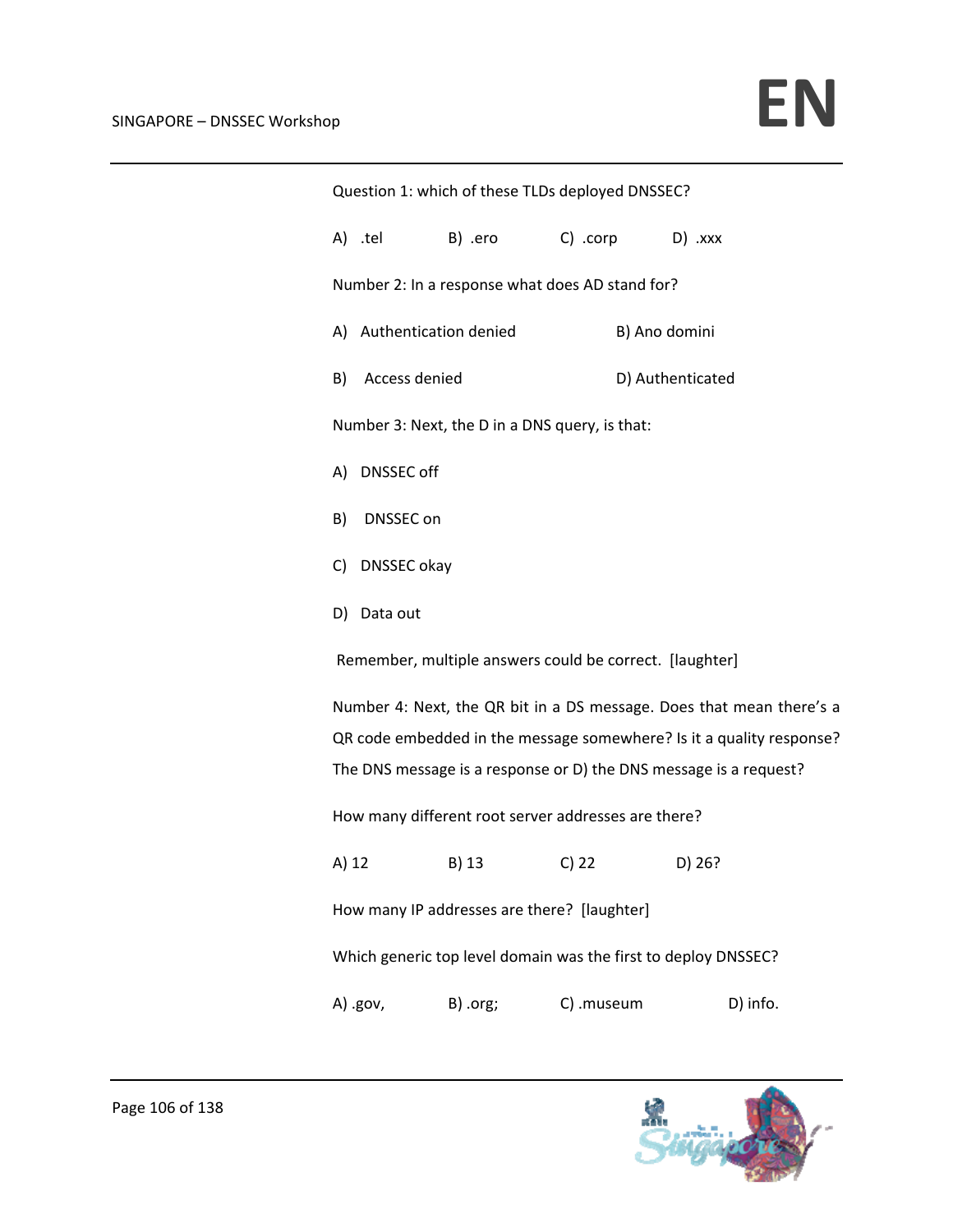Question 1: which of these TLDs deployed DNSSEC?

A) .tel B) .ero C) .corp D) .xxx

Number 2: In a response what does AD stand for?

A) Authentication denied B) Ano domini

B) Access denied D) Authenticated

Number 3: Next, the D in a DNS query, is that:

A) DNSSEC off

B) DNSSEC on

C) DNSSEC okay

D) Data out

Remember, multiple answers could be correct. [laughter]

Number 4: Next, the QR bit in a DS message. Does that mean there's a QR code embedded in the message somewhere? Is it a quality response? The DNS message is a response or D) the DNS message is a request?

How many different root server addresses are there?

A) 12 B) 13 C) 22 D) 26?

How many IP addresses are there? [laughter]

Which generic top level domain was the first to deploy DNSSEC?

A) .gov, B) .org; C) .museum D) info.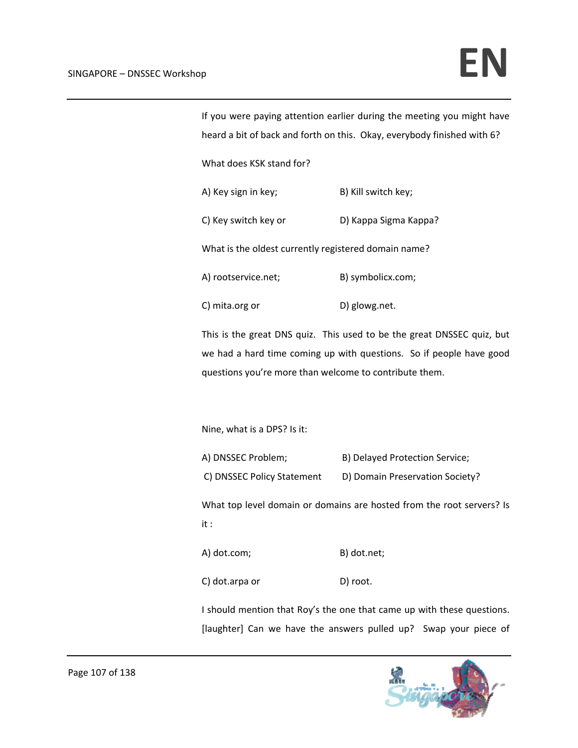If you were paying attention earlier during the meeting you might have heard a bit of back and forth on this. Okay, everybody finished with 6?

What does KSK stand for?

A) Key sign in key; B) Kill switch key;

C) Key switch key or D) Kappa Sigma Kappa?

What is the oldest currently registered domain name?

A) rootservice.net; B) symbolicx.com;

C) mita.org or D) glowg.net.

This is the great DNS quiz. This used to be the great DNSSEC quiz, but we had a hard time coming up with questions. So if people have good questions you're more than welcome to contribute them.

Nine, what is a DPS? Is it:

A) DNSSEC Problem; B) Delayed Protection Service;

C) DNSSEC Policy Statement D) Domain Preservation Society?

What top level domain or domains are hosted from the root servers? Is it :

A) dot.com; B) dot.net;

C) dot.arpa or D) root.

I should mention that Roy's the one that came up with these questions. [laughter] Can we have the answers pulled up? Swap your piece of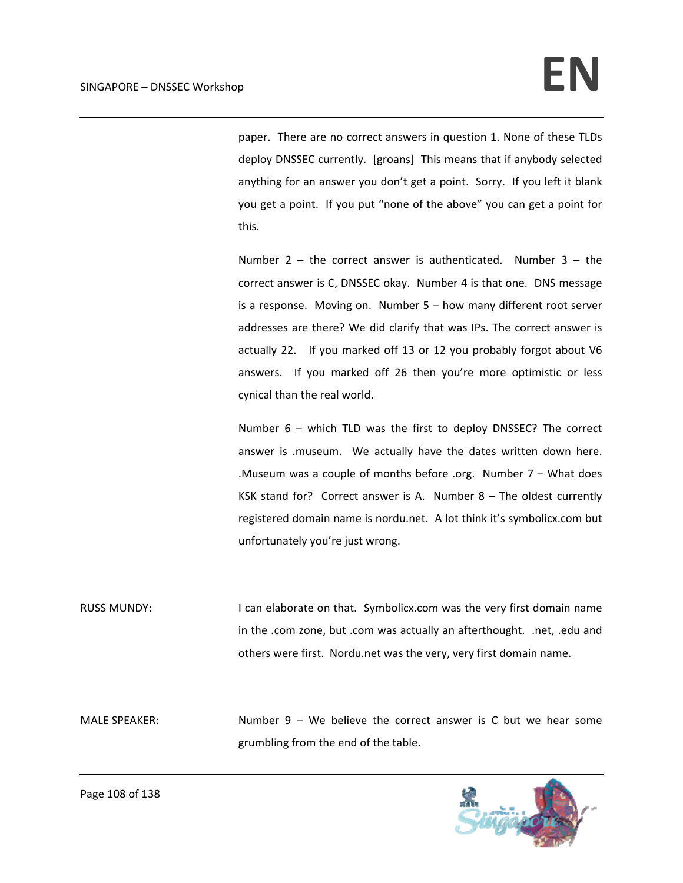paper. There are no correct answers in question 1. None of these TLDs deploy DNSSEC currently. [groans] This means that if anybody selected anything for an answer you don't get a point. Sorry. If you left it blank you get a point. If you put "none of the above" you can get a point for this.

Number 2 – the correct answer is authenticated. Number 3 – the correct answer is C, DNSSEC okay. Number 4 is that one. DNS message is a response. Moving on. Number 5 – how many different root server addresses are there? We did clarify that was IPs. The correct answer is actually 22. If you marked off 13 or 12 you probably forgot about V6 answers. If you marked off 26 then you're more optimistic or less cynical than the real world.

Number 6 – which TLD was the first to deploy DNSSEC? The correct answer is .museum. We actually have the dates written down here. .Museum was a couple of months before .org. Number 7 – What does KSK stand for? Correct answer is A. Number 8 – The oldest currently registered domain name is nordu.net. A lot think it's symbolicx.com but unfortunately you're just wrong.

RUSS MUNDY: I can elaborate on that. Symbolicx.com was the very first domain name in the .com zone, but .com was actually an afterthought. .net, .edu and others were first. Nordu.net was the very, very first domain name.

MALE SPEAKER: Number 9 – We believe the correct answer is C but we hear some grumbling from the end of the table.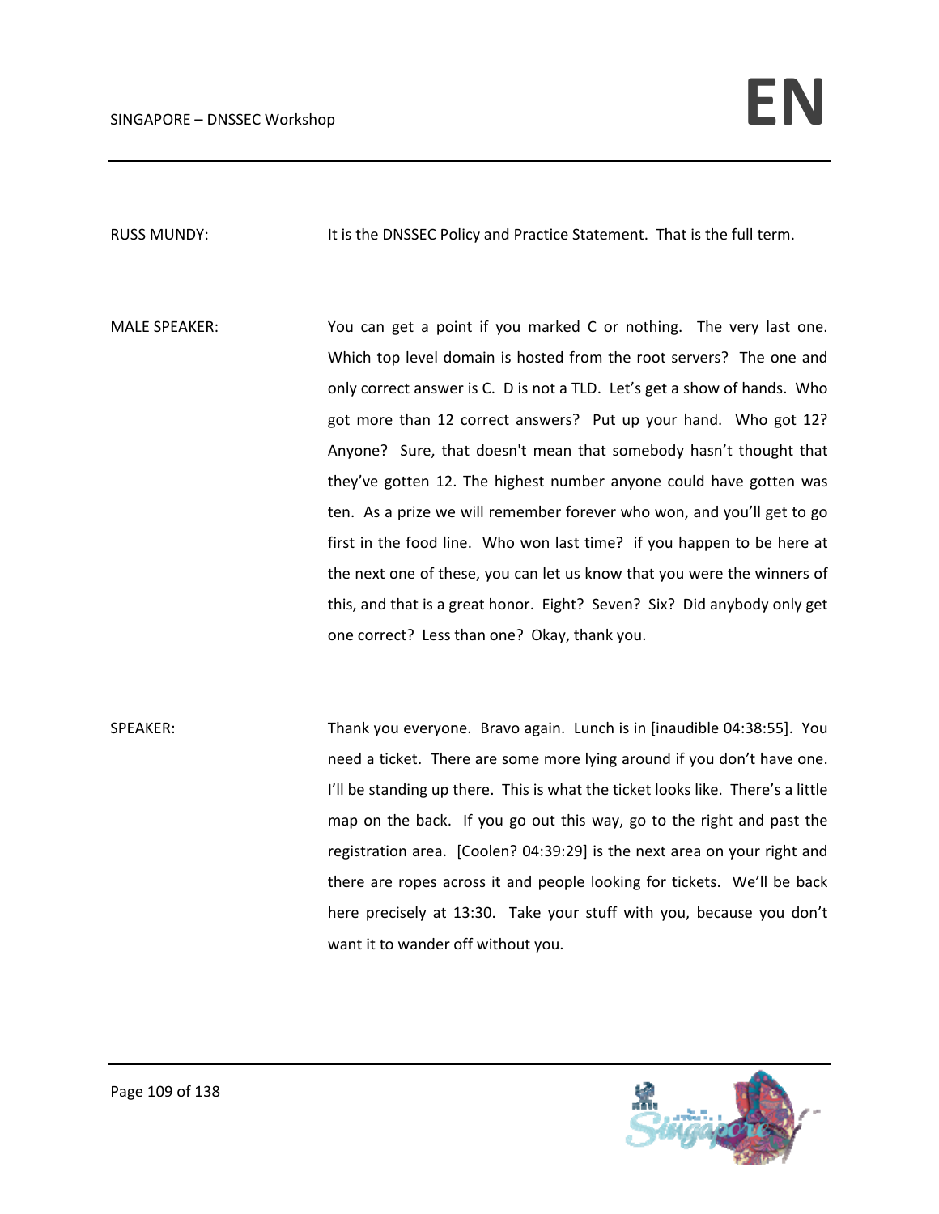RUSS MUNDY: It is the DNSSEC Policy and Practice Statement. That is the full term.

MALE SPEAKER: You can get a point if you marked C or nothing. The very last one. Which top level domain is hosted from the root servers? The one and only correct answer is C. D is not a TLD. Let's get a show of hands. Who got more than 12 correct answers? Put up your hand. Who got 12? Anyone? Sure, that doesn't mean that somebody hasn't thought that they've gotten 12. The highest number anyone could have gotten was ten. As a prize we will remember forever who won, and you'll get to go first in the food line. Who won last time? if you happen to be here at the next one of these, you can let us know that you were the winners of this, and that is a great honor. Eight? Seven? Six? Did anybody only get one correct? Less than one? Okay, thank you.

SPEAKER: Thank you everyone. Bravo again. Lunch is in [inaudible 04:38:55]. You need a ticket. There are some more lying around if you don't have one. I'll be standing up there. This is what the ticket looks like. There's a little map on the back. If you go out this way, go to the right and past the registration area. [Coolen? 04:39:29] is the next area on your right and there are ropes across it and people looking for tickets. We'll be back here precisely at 13:30. Take your stuff with you, because you don't want it to wander off without you.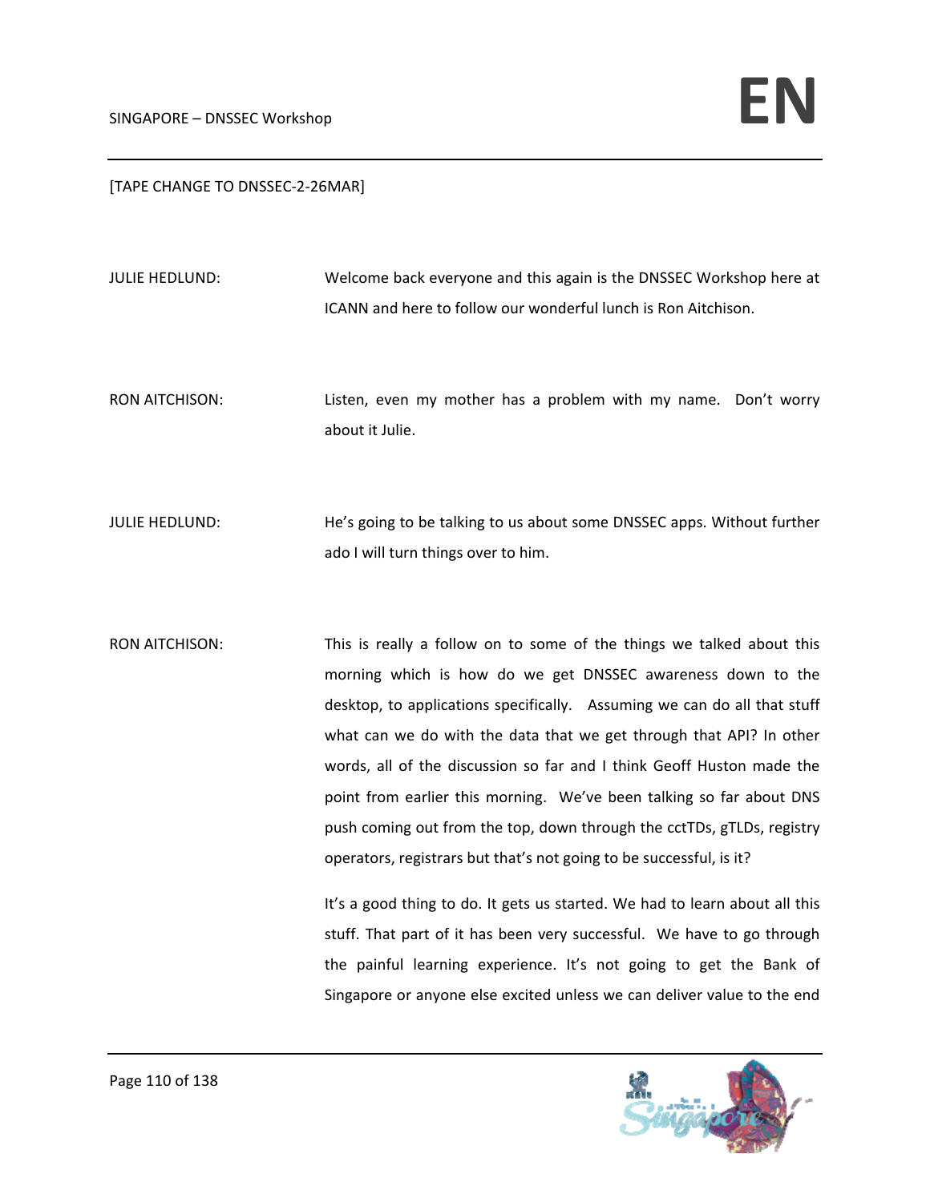[TAPE CHANGE TO DNSSEC-2-26MAR]

JULIE HEDLUND: Welcome back everyone and this again is the DNSSEC Workshop here at ICANN and here to follow our wonderful lunch is Ron Aitchison.

RON AITCHISON: Listen, even my mother has a problem with my name. Don't worry about it Julie.

JULIE HEDLUND: He's going to be talking to us about some DNSSEC apps. Without further ado I will turn things over to him.

RON AITCHISON: This is really a follow on to some of the things we talked about this morning which is how do we get DNSSEC awareness down to the desktop, to applications specifically. Assuming we can do all that stuff what can we do with the data that we get through that API? In other words, all of the discussion so far and I think Geoff Huston made the point from earlier this morning. We've been talking so far about DNS push coming out from the top, down through the cctTDs, gTLDs, registry operators, registrars but that's not going to be successful, is it?

It's a good thing to do. It gets us started. We had to learn about all this stuff. That part of it has been very successful. We have to go through the painful learning experience. It's not going to get the Bank of Singapore or anyone else excited unless we can deliver value to the end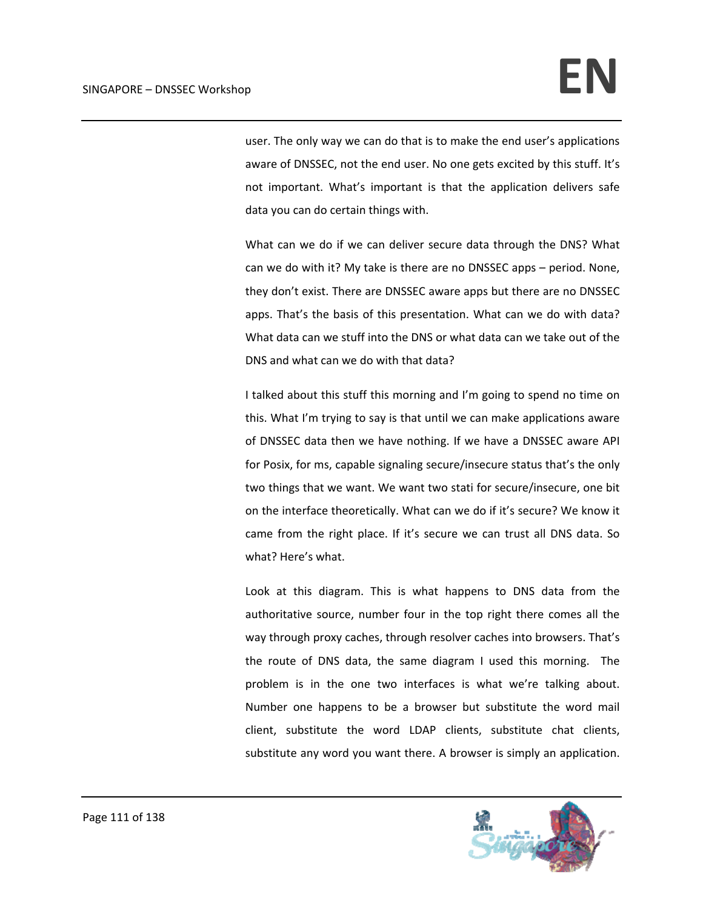user. The only way we can do that is to make the end user's applications aware of DNSSEC, not the end user. No one gets excited by this stuff. It's not important. What's important is that the application delivers safe data you can do certain things with.

What can we do if we can deliver secure data through the DNS? What can we do with it? My take is there are no DNSSEC apps – period. None, they don't exist. There are DNSSEC aware apps but there are no DNSSEC apps. That's the basis of this presentation. What can we do with data? What data can we stuff into the DNS or what data can we take out of the DNS and what can we do with that data?

I talked about this stuff this morning and I'm going to spend no time on this. What I'm trying to say is that until we can make applications aware of DNSSEC data then we have nothing. If we have a DNSSEC aware API for Posix, for ms, capable signaling secure/insecure status that's the only two things that we want. We want two stati for secure/insecure, one bit on the interface theoretically. What can we do if it's secure? We know it came from the right place. If it's secure we can trust all DNS data. So what? Here's what.

Look at this diagram. This is what happens to DNS data from the authoritative source, number four in the top right there comes all the way through proxy caches, through resolver caches into browsers. That's the route of DNS data, the same diagram I used this morning. The problem is in the one two interfaces is what we're talking about. Number one happens to be a browser but substitute the word mail client, substitute the word LDAP clients, substitute chat clients, substitute any word you want there. A browser is simply an application.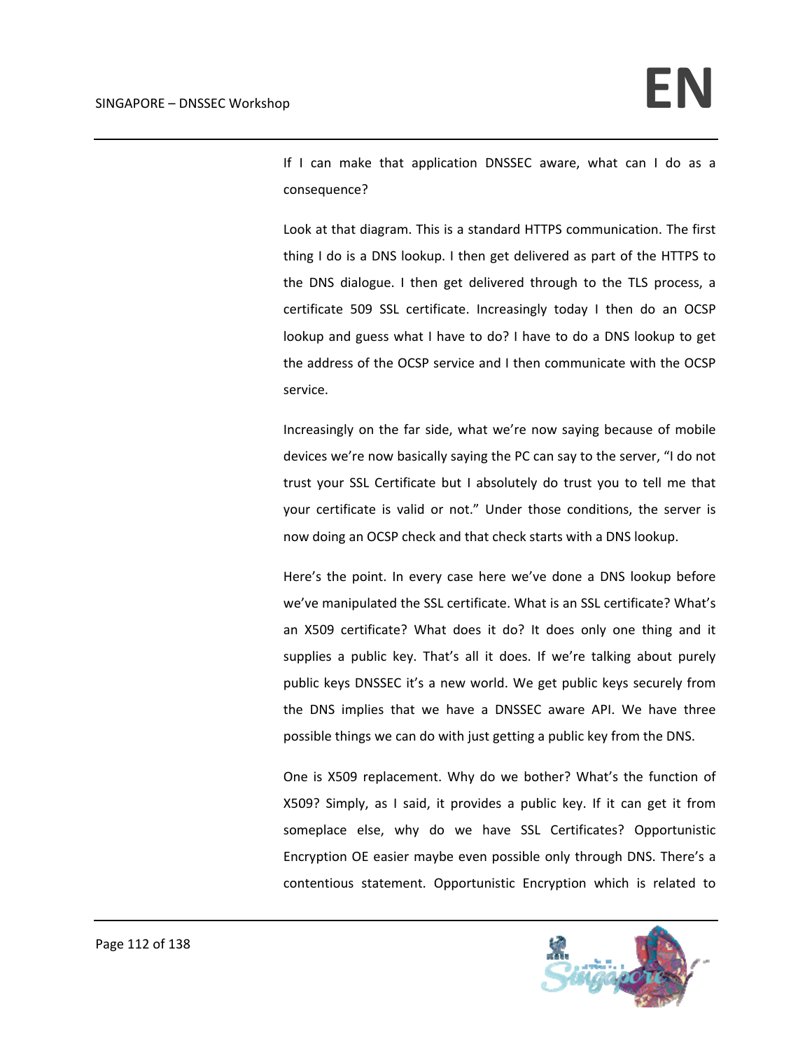If I can make that application DNSSEC aware, what can I do as a consequence?

Look at that diagram. This is a standard HTTPS communication. The first thing I do is a DNS lookup. I then get delivered as part of the HTTPS to the DNS dialogue. I then get delivered through to the TLS process, a certificate 509 SSL certificate. Increasingly today I then do an OCSP lookup and guess what I have to do? I have to do a DNS lookup to get the address of the OCSP service and I then communicate with the OCSP service.

Increasingly on the far side, what we're now saying because of mobile devices we're now basically saying the PC can say to the server, "I do not trust your SSL Certificate but I absolutely do trust you to tell me that your certificate is valid or not." Under those conditions, the server is now doing an OCSP check and that check starts with a DNS lookup.

Here's the point. In every case here we've done a DNS lookup before we've manipulated the SSL certificate. What is an SSL certificate? What's an X509 certificate? What does it do? It does only one thing and it supplies a public key. That's all it does. If we're talking about purely public keys DNSSEC it's a new world. We get public keys securely from the DNS implies that we have a DNSSEC aware API. We have three possible things we can do with just getting a public key from the DNS.

One is X509 replacement. Why do we bother? What's the function of X509? Simply, as I said, it provides a public key. If it can get it from someplace else, why do we have SSL Certificates? Opportunistic Encryption OE easier maybe even possible only through DNS. There's a contentious statement. Opportunistic Encryption which is related to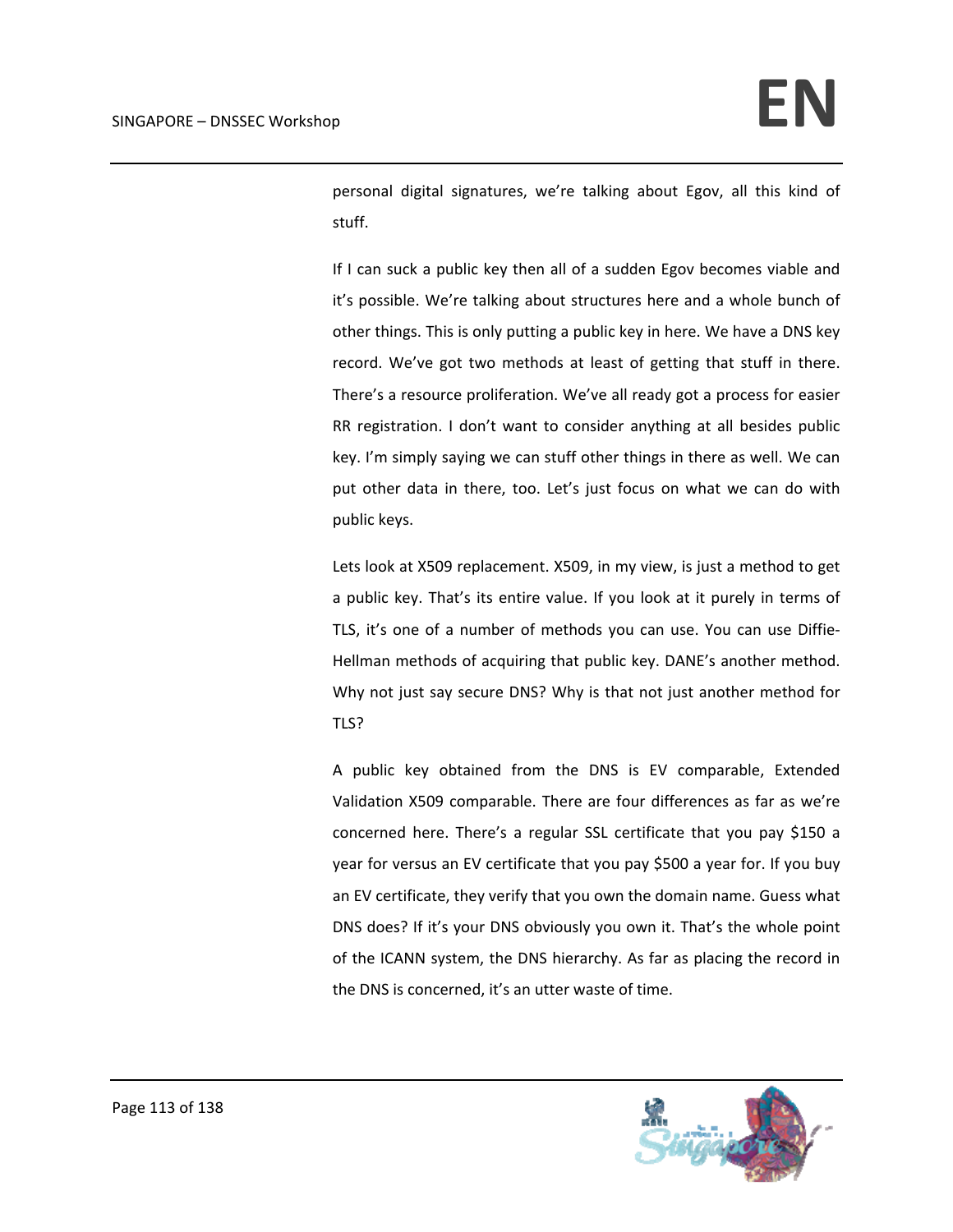personal digital signatures, we're talking about Egov, all this kind of stuff.

If I can suck a public key then all of a sudden Egov becomes viable and it's possible. We're talking about structures here and a whole bunch of other things. This is only putting a public key in here. We have a DNS key record. We've got two methods at least of getting that stuff in there. There's a resource proliferation. We've all ready got a process for easier RR registration. I don't want to consider anything at all besides public key. I'm simply saying we can stuff other things in there as well. We can put other data in there, too. Let's just focus on what we can do with public keys.

Lets look at X509 replacement. X509, in my view, is just a method to get a public key. That's its entire value. If you look at it purely in terms of TLS, it's one of a number of methods you can use. You can use Diffie-Hellman methods of acquiring that public key. DANE's another method. Why not just say secure DNS? Why is that not just another method for TLS?

A public key obtained from the DNS is EV comparable, Extended Validation X509 comparable. There are four differences as far as we're concerned here. There's a regular SSL certificate that you pay $150 a year for versus an EV certificate that you pay $500 a year for. If you buy an EV certificate, they verify that you own the domain name. Guess what DNS does? If it's your DNS obviously you own it. That's the whole point of the ICANN system, the DNS hierarchy. As far as placing the record in the DNS is concerned, it's an utter waste of time.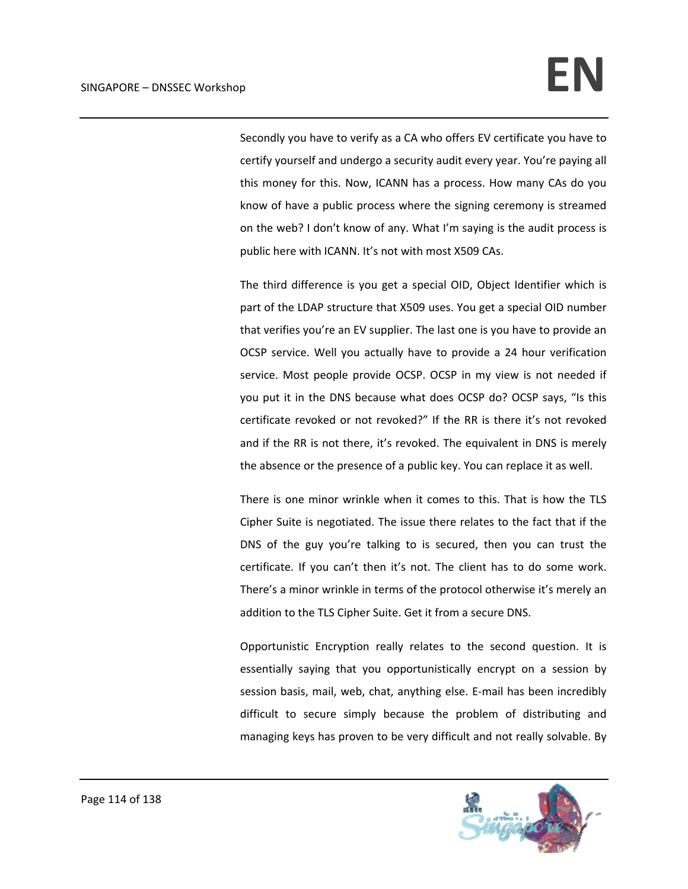Secondly you have to verify as a CA who offers EV certificate you have to certify yourself and undergo a security audit every year. You're paying all this money for this. Now, ICANN has a process. How many CAs do you know of have a public process where the signing ceremony is streamed on the web? I don't know of any. What I'm saying is the audit process is public here with ICANN. It's not with most X509 CAs.

The third difference is you get a special OID, Object Identifier which is part of the LDAP structure that X509 uses. You get a special OID number that verifies you're an EV supplier. The last one is you have to provide an OCSP service. Well you actually have to provide a 24 hour verification service. Most people provide OCSP. OCSP in my view is not needed if you put it in the DNS because what does OCSP do? OCSP says, "Is this certificate revoked or not revoked?" If the RR is there it's not revoked and if the RR is not there, it's revoked. The equivalent in DNS is merely the absence or the presence of a public key. You can replace it as well.

There is one minor wrinkle when it comes to this. That is how the TLS Cipher Suite is negotiated. The issue there relates to the fact that if the DNS of the guy you're talking to is secured, then you can trust the certificate. If you can't then it's not. The client has to do some work. There's a minor wrinkle in terms of the protocol otherwise it's merely an addition to the TLS Cipher Suite. Get it from a secure DNS.

Opportunistic Encryption really relates to the second question. It is essentially saying that you opportunistically encrypt on a session by session basis, mail, web, chat, anything else. E-mail has been incredibly difficult to secure simply because the problem of distributing and managing keys has proven to be very difficult and not really solvable. By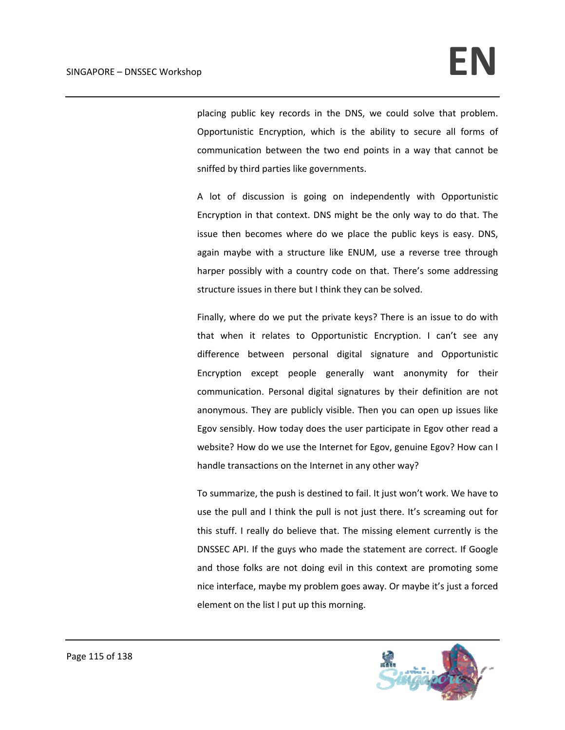placing public key records in the DNS, we could solve that problem. Opportunistic Encryption, which is the ability to secure all forms of communication between the two end points in a way that cannot be sniffed by third parties like governments.

A lot of discussion is going on independently with Opportunistic Encryption in that context. DNS might be the only way to do that. The issue then becomes where do we place the public keys is easy. DNS, again maybe with a structure like ENUM, use a reverse tree through harper possibly with a country code on that. There's some addressing structure issues in there but I think they can be solved.

Finally, where do we put the private keys? There is an issue to do with that when it relates to Opportunistic Encryption. I can't see any difference between personal digital signature and Opportunistic Encryption except people generally want anonymity for their communication. Personal digital signatures by their definition are not anonymous. They are publicly visible. Then you can open up issues like Egov sensibly. How today does the user participate in Egov other read a website? How do we use the Internet for Egov, genuine Egov? How can I handle transactions on the Internet in any other way?

To summarize, the push is destined to fail. It just won't work. We have to use the pull and I think the pull is not just there. It's screaming out for this stuff. I really do believe that. The missing element currently is the DNSSEC API. If the guys who made the statement are correct. If Google and those folks are not doing evil in this context are promoting some nice interface, maybe my problem goes away. Or maybe it's just a forced element on the list I put up this morning.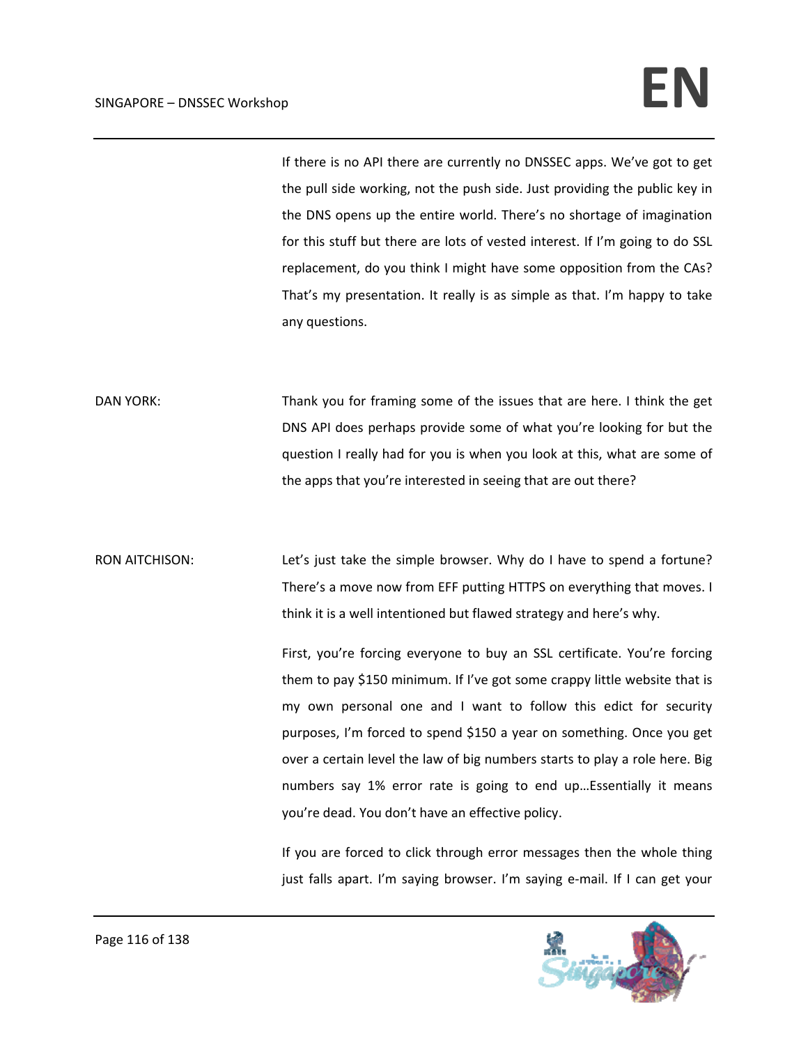If there is no API there are currently no DNSSEC apps. We've got to get the pull side working, not the push side. Just providing the public key in the DNS opens up the entire world. There's no shortage of imagination for this stuff but there are lots of vested interest. If I'm going to do SSL replacement, do you think I might have some opposition from the CAs? That's my presentation. It really is as simple as that. I'm happy to take any questions.

DAN YORK: Thank you for framing some of the issues that are here. I think the get DNS API does perhaps provide some of what you're looking for but the question I really had for you is when you look at this, what are some of the apps that you're interested in seeing that are out there?

RON AITCHISON: Let's just take the simple browser. Why do I have to spend a fortune? There's a move now from EFF putting HTTPS on everything that moves. I think it is a well intentioned but flawed strategy and here's why.

First, you're forcing everyone to buy an SSL certificate. You're forcing them to pay $150 minimum. If I've got some crappy little website that is my own personal one and I want to follow this edict for security purposes, I'm forced to spend $150 a year on something. Once you get over a certain level the law of big numbers starts to play a role here. Big numbers say 1% error rate is going to end up…Essentially it means you're dead. You don't have an effective policy.

If you are forced to click through error messages then the whole thing just falls apart. I'm saying browser. I'm saying e-mail. If I can get your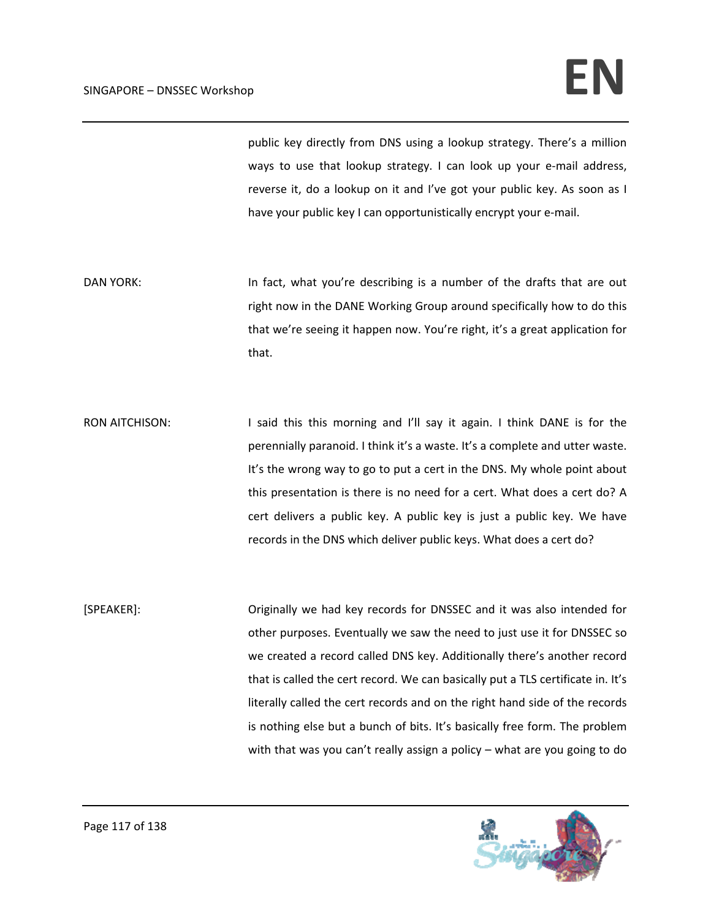public key directly from DNS using a lookup strategy. There's a million ways to use that lookup strategy. I can look up your e-mail address, reverse it, do a lookup on it and I've got your public key. As soon as I have your public key I can opportunistically encrypt your e-mail.

DAN YORK: In fact, what you're describing is a number of the drafts that are out right now in the DANE Working Group around specifically how to do this that we're seeing it happen now. You're right, it's a great application for that.

RON AITCHISON: I said this this morning and I'll say it again. I think DANE is for the perennially paranoid. I think it's a waste. It's a complete and utter waste. It's the wrong way to go to put a cert in the DNS. My whole point about this presentation is there is no need for a cert. What does a cert do? A cert delivers a public key. A public key is just a public key. We have records in the DNS which deliver public keys. What does a cert do?

[SPEAKER]: Originally we had key records for DNSSEC and it was also intended for other purposes. Eventually we saw the need to just use it for DNSSEC so we created a record called DNS key. Additionally there's another record that is called the cert record. We can basically put a TLS certificate in. It's literally called the cert records and on the right hand side of the records is nothing else but a bunch of bits. It's basically free form. The problem with that was you can't really assign a policy – what are you going to do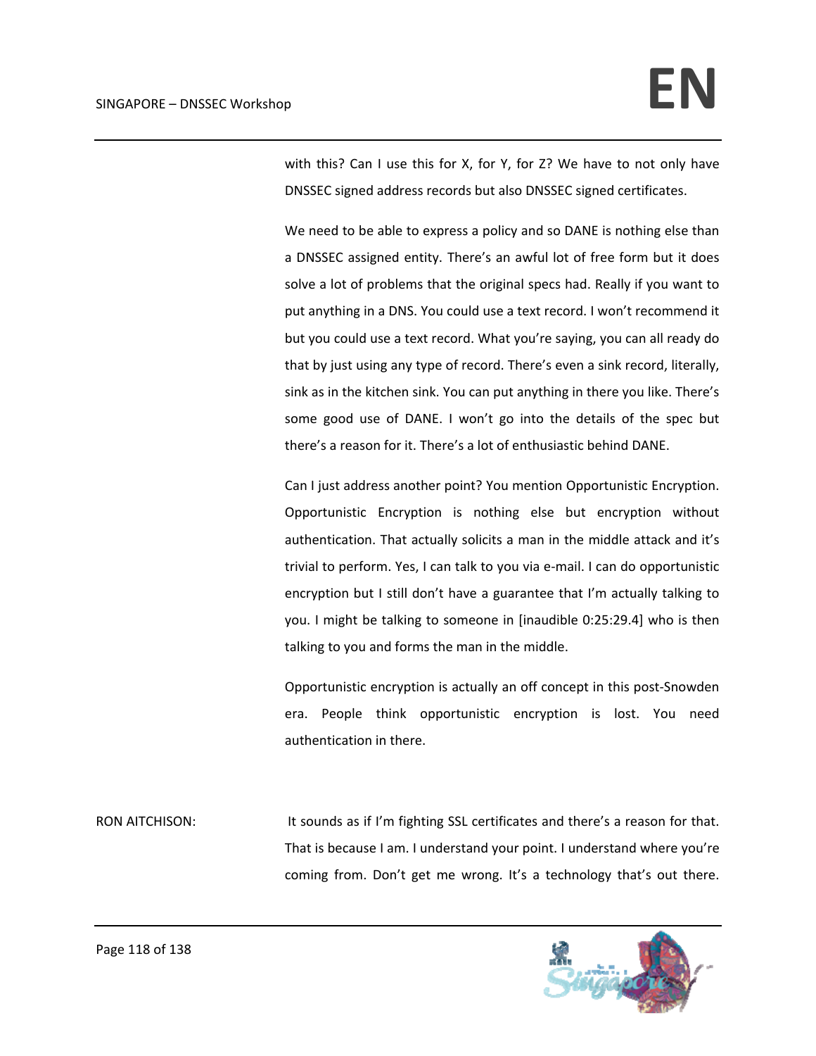with this? Can I use this for X, for Y, for Z? We have to not only have DNSSEC signed address records but also DNSSEC signed certificates.

We need to be able to express a policy and so DANE is nothing else than a DNSSEC assigned entity. There's an awful lot of free form but it does solve a lot of problems that the original specs had. Really if you want to put anything in a DNS. You could use a text record. I won't recommend it but you could use a text record. What you're saying, you can all ready do that by just using any type of record. There's even a sink record, literally, sink as in the kitchen sink. You can put anything in there you like. There's some good use of DANE. I won't go into the details of the spec but there's a reason for it. There's a lot of enthusiastic behind DANE.

Can I just address another point? You mention Opportunistic Encryption. Opportunistic Encryption is nothing else but encryption without authentication. That actually solicits a man in the middle attack and it's trivial to perform. Yes, I can talk to you via e-mail. I can do opportunistic encryption but I still don't have a guarantee that I'm actually talking to you. I might be talking to someone in [inaudible 0:25:29.4] who is then talking to you and forms the man in the middle.

Opportunistic encryption is actually an off concept in this post-Snowden era. People think opportunistic encryption is lost. You need authentication in there.

RON AITCHISON: It sounds as if I'm fighting SSL certificates and there's a reason for that. That is because I am. I understand your point. I understand where you're coming from. Don't get me wrong. It's a technology that's out there.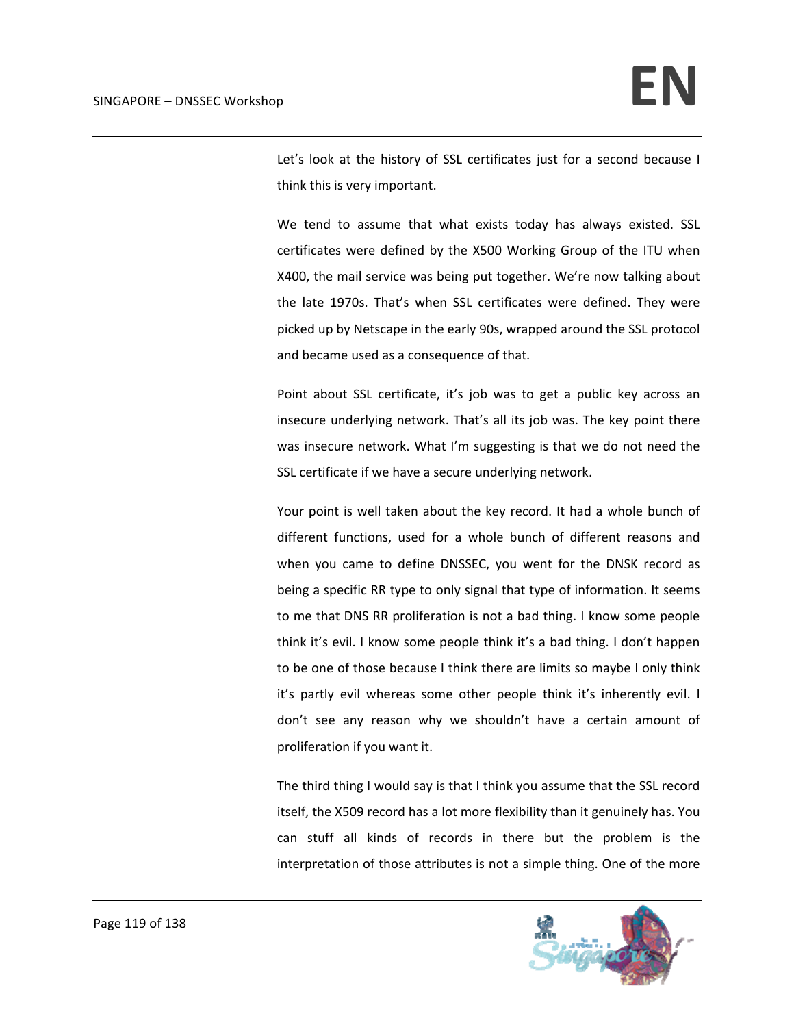Let's look at the history of SSL certificates just for a second because I think this is very important.

We tend to assume that what exists today has always existed. SSL certificates were defined by the X500 Working Group of the ITU when X400, the mail service was being put together. We're now talking about the late 1970s. That's when SSL certificates were defined. They were picked up by Netscape in the early 90s, wrapped around the SSL protocol and became used as a consequence of that.

Point about SSL certificate, it's job was to get a public key across an insecure underlying network. That's all its job was. The key point there was insecure network. What I'm suggesting is that we do not need the SSL certificate if we have a secure underlying network.

Your point is well taken about the key record. It had a whole bunch of different functions, used for a whole bunch of different reasons and when you came to define DNSSEC, you went for the DNSK record as being a specific RR type to only signal that type of information. It seems to me that DNS RR proliferation is not a bad thing. I know some people think it's evil. I know some people think it's a bad thing. I don't happen to be one of those because I think there are limits so maybe I only think it's partly evil whereas some other people think it's inherently evil. I don't see any reason why we shouldn't have a certain amount of proliferation if you want it.

The third thing I would say is that I think you assume that the SSL record itself, the X509 record has a lot more flexibility than it genuinely has. You can stuff all kinds of records in there but the problem is the interpretation of those attributes is not a simple thing. One of the more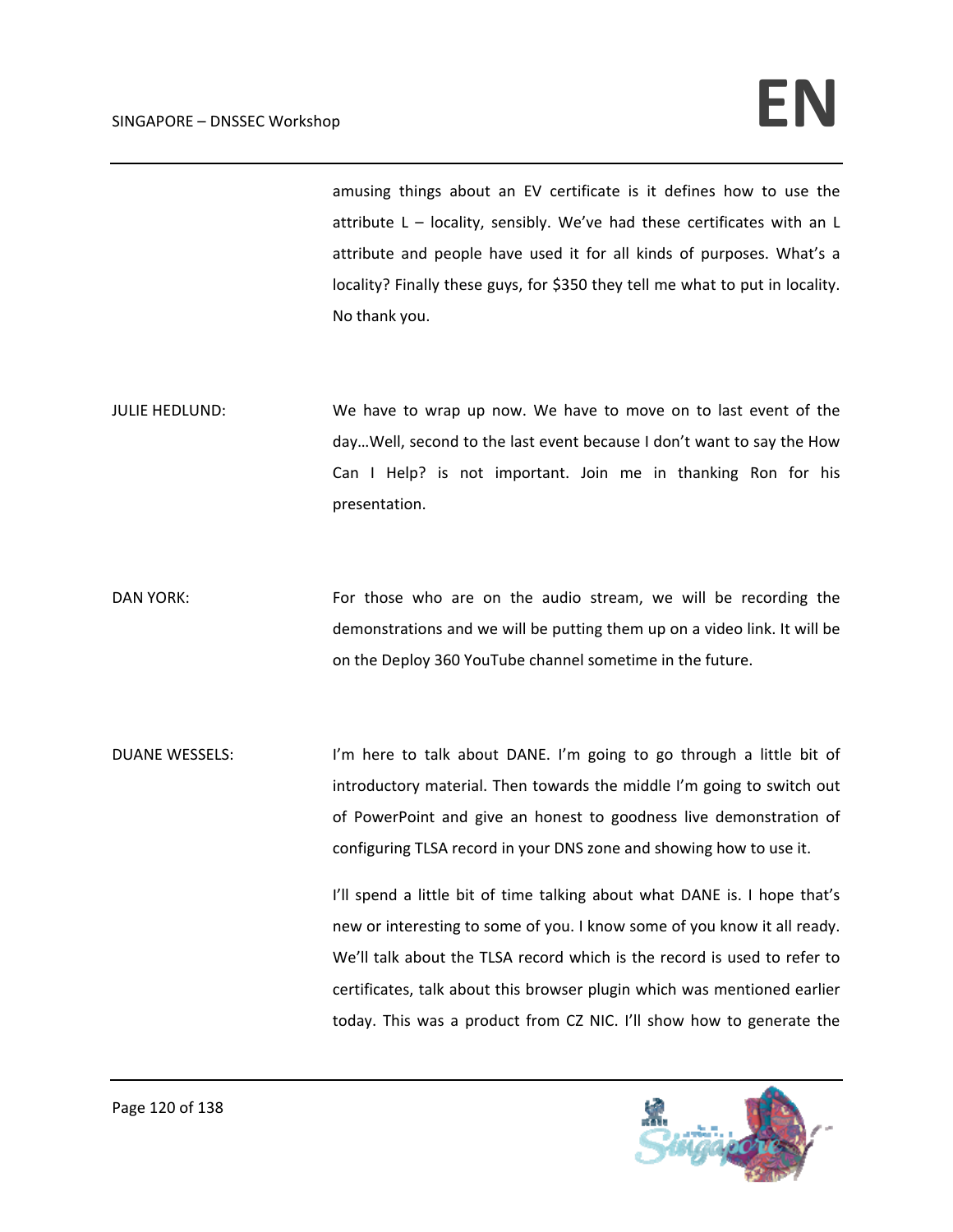amusing things about an EV certificate is it defines how to use the attribute L – locality, sensibly. We've had these certificates with an L attribute and people have used it for all kinds of purposes. What's a locality? Finally these guys, for $350 they tell me what to put in locality. No thank you.

JULIE HEDLUND: We have to wrap up now. We have to move on to last event of the day…Well, second to the last event because I don't want to say the How Can I Help? is not important. Join me in thanking Ron for his presentation.

DAN YORK: For those who are on the audio stream, we will be recording the demonstrations and we will be putting them up on a video link. It will be on the Deploy 360 YouTube channel sometime in the future.

DUANE WESSELS: I'm here to talk about DANE. I'm going to go through a little bit of introductory material. Then towards the middle I'm going to switch out of PowerPoint and give an honest to goodness live demonstration of configuring TLSA record in your DNS zone and showing how to use it.

I'll spend a little bit of time talking about what DANE is. I hope that's new or interesting to some of you. I know some of you know it all ready. We'll talk about the TLSA record which is the record is used to refer to certificates, talk about this browser plugin which was mentioned earlier today. This was a product from CZ NIC. I'll show how to generate the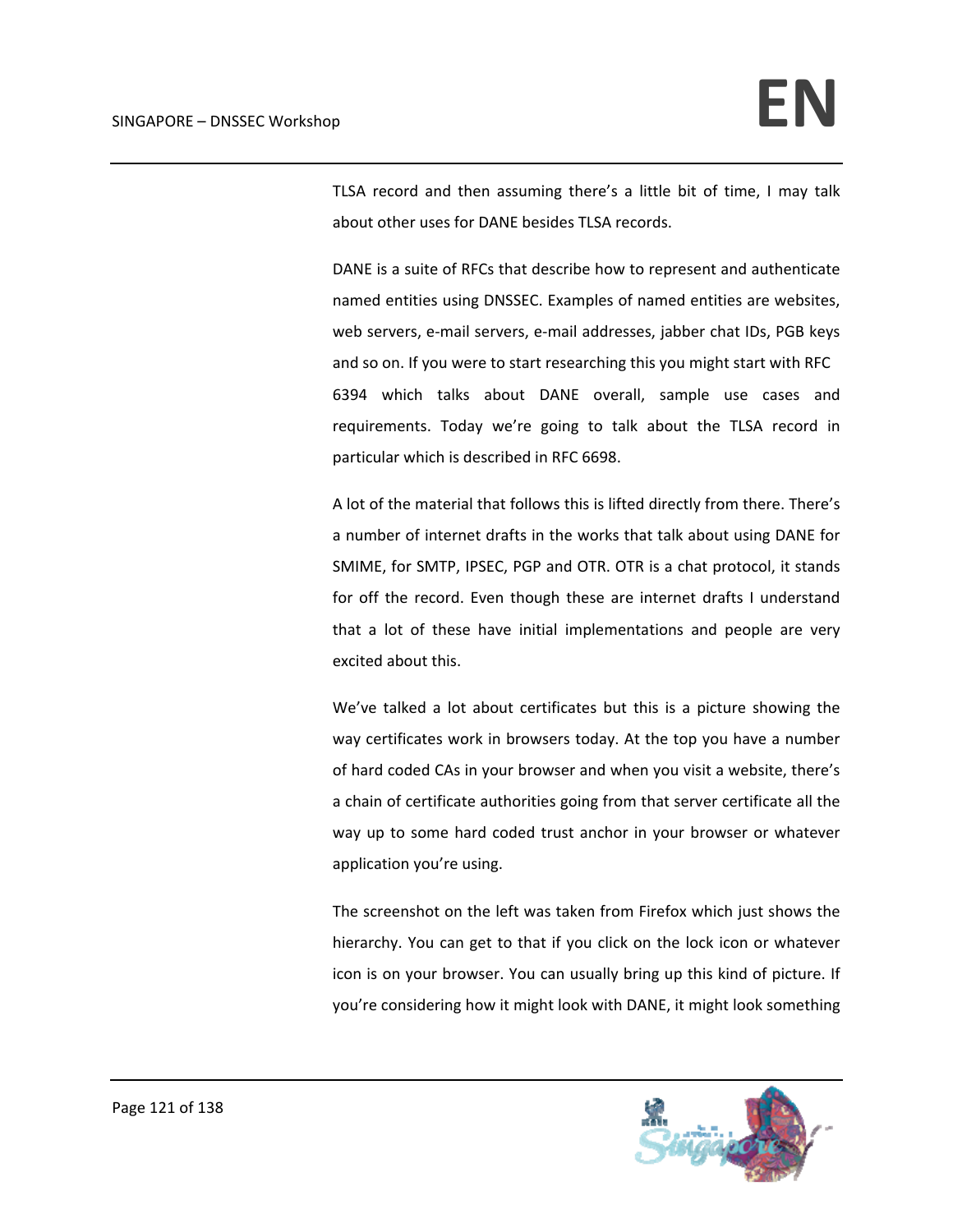TLSA record and then assuming there's a little bit of time, I may talk about other uses for DANE besides TLSA records.

DANE is a suite of RFCs that describe how to represent and authenticate named entities using DNSSEC. Examples of named entities are websites, web servers, e-mail servers, e-mail addresses, jabber chat IDs, PGB keys and so on. If you were to start researching this you might start with RFC 6394 which talks about DANE overall, sample use cases and requirements. Today we're going to talk about the TLSA record in particular which is described in RFC 6698.

A lot of the material that follows this is lifted directly from there. There's a number of internet drafts in the works that talk about using DANE for SMIME, for SMTP, IPSEC, PGP and OTR. OTR is a chat protocol, it stands for off the record. Even though these are internet drafts I understand that a lot of these have initial implementations and people are very excited about this.

We've talked a lot about certificates but this is a picture showing the way certificates work in browsers today. At the top you have a number of hard coded CAs in your browser and when you visit a website, there's a chain of certificate authorities going from that server certificate all the way up to some hard coded trust anchor in your browser or whatever application you're using.

The screenshot on the left was taken from Firefox which just shows the hierarchy. You can get to that if you click on the lock icon or whatever icon is on your browser. You can usually bring up this kind of picture. If you're considering how it might look with DANE, it might look something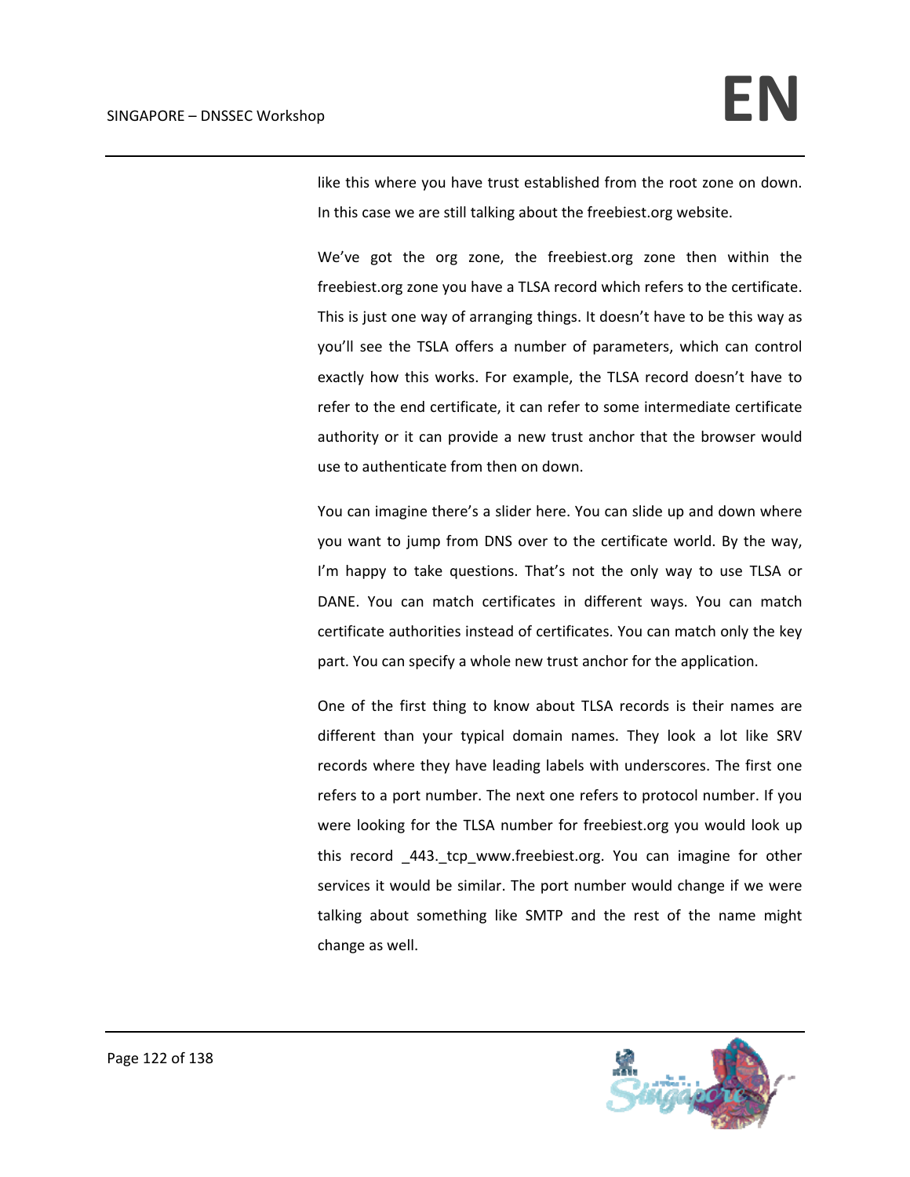like this where you have trust established from the root zone on down. In this case we are still talking about the freebiest.org website.

We've got the org zone, the freebiest.org zone then within the freebiest.org zone you have a TLSA record which refers to the certificate. This is just one way of arranging things. It doesn't have to be this way as you'll see the TSLA offers a number of parameters, which can control exactly how this works. For example, the TLSA record doesn't have to refer to the end certificate, it can refer to some intermediate certificate authority or it can provide a new trust anchor that the browser would use to authenticate from then on down.

You can imagine there's a slider here. You can slide up and down where you want to jump from DNS over to the certificate world. By the way, I'm happy to take questions. That's not the only way to use TLSA or DANE. You can match certificates in different ways. You can match certificate authorities instead of certificates. You can match only the key part. You can specify a whole new trust anchor for the application.

One of the first thing to know about TLSA records is their names are different than your typical domain names. They look a lot like SRV records where they have leading labels with underscores. The first one refers to a port number. The next one refers to protocol number. If you were looking for the TLSA number for freebiest.org you would look up this record _443._tcp_www.freebiest.org. You can imagine for other services it would be similar. The port number would change if we were talking about something like SMTP and the rest of the name might change as well.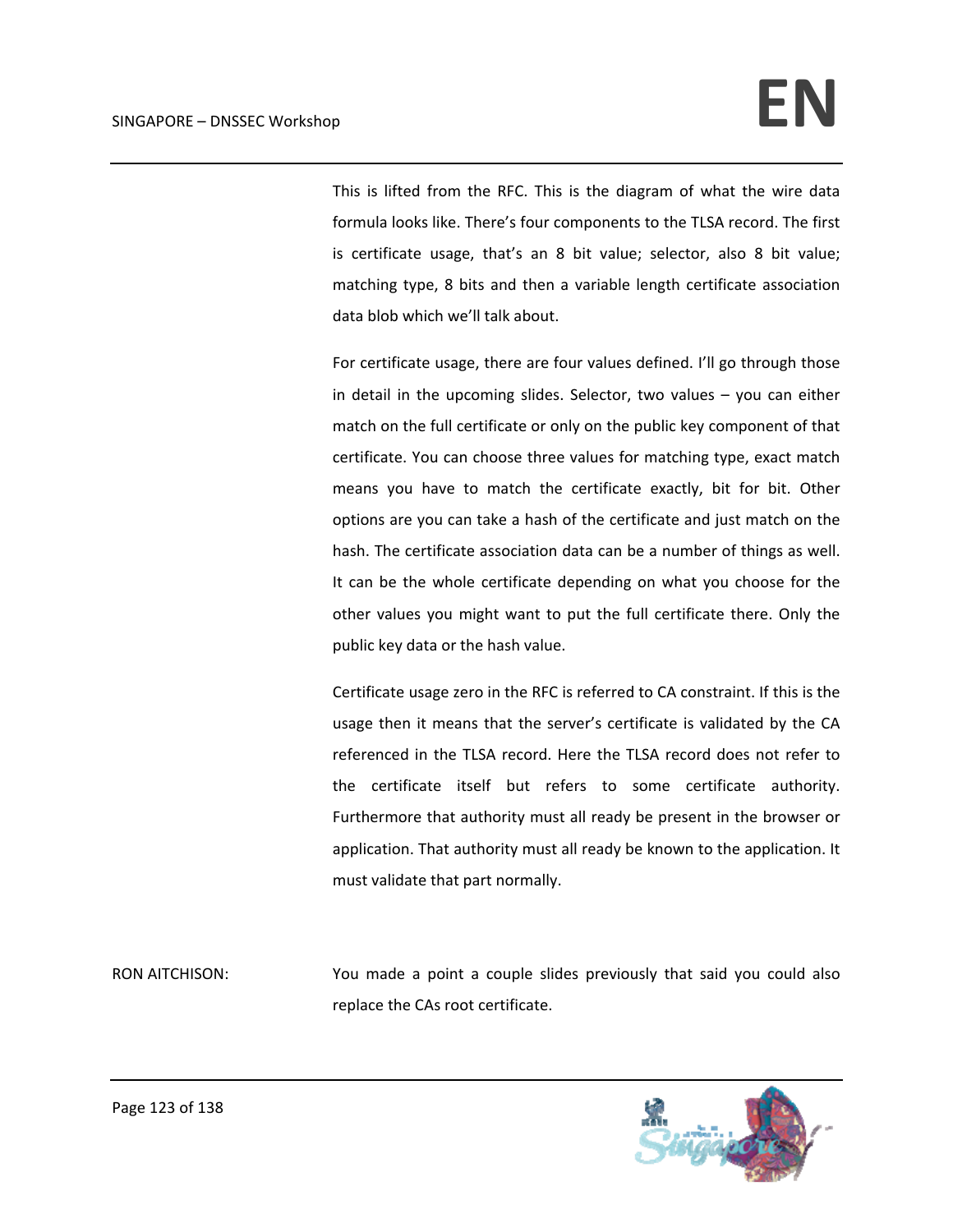This is lifted from the RFC. This is the diagram of what the wire data formula looks like. There's four components to the TLSA record. The first is certificate usage, that's an 8 bit value; selector, also 8 bit value; matching type, 8 bits and then a variable length certificate association data blob which we'll talk about.

For certificate usage, there are four values defined. I'll go through those in detail in the upcoming slides. Selector, two values – you can either match on the full certificate or only on the public key component of that certificate. You can choose three values for matching type, exact match means you have to match the certificate exactly, bit for bit. Other options are you can take a hash of the certificate and just match on the hash. The certificate association data can be a number of things as well. It can be the whole certificate depending on what you choose for the other values you might want to put the full certificate there. Only the public key data or the hash value.

Certificate usage zero in the RFC is referred to CA constraint. If this is the usage then it means that the server's certificate is validated by the CA referenced in the TLSA record. Here the TLSA record does not refer to the certificate itself but refers to some certificate authority. Furthermore that authority must all ready be present in the browser or application. That authority must all ready be known to the application. It must validate that part normally.

RON AITCHISON: You made a point a couple slides previously that said you could also replace the CAs root certificate.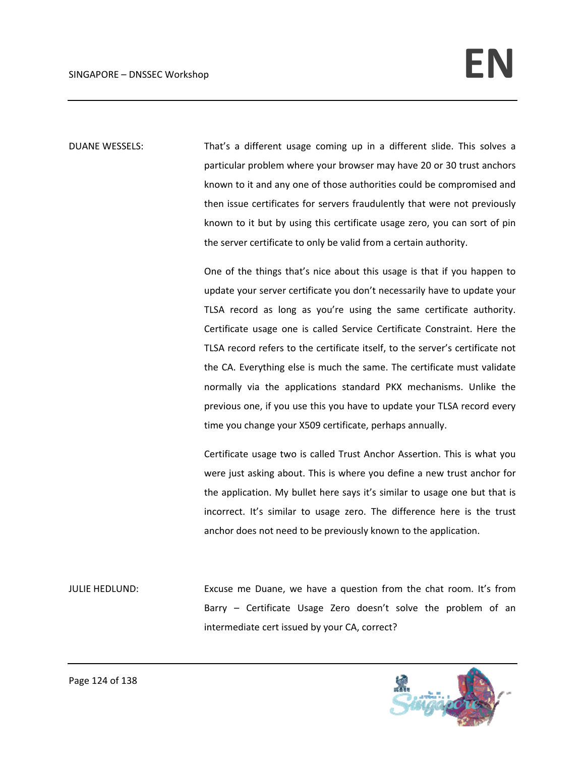DUANE WESSELS: That's a different usage coming up in a different slide. This solves a particular problem where your browser may have 20 or 30 trust anchors known to it and any one of those authorities could be compromised and then issue certificates for servers fraudulently that were not previously known to it but by using this certificate usage zero, you can sort of pin the server certificate to only be valid from a certain authority.

One of the things that's nice about this usage is that if you happen to update your server certificate you don't necessarily have to update your TLSA record as long as you're using the same certificate authority. Certificate usage one is called Service Certificate Constraint. Here the TLSA record refers to the certificate itself, to the server's certificate not the CA. Everything else is much the same. The certificate must validate normally via the applications standard PKX mechanisms. Unlike the previous one, if you use this you have to update your TLSA record every time you change your X509 certificate, perhaps annually.

Certificate usage two is called Trust Anchor Assertion. This is what you were just asking about. This is where you define a new trust anchor for the application. My bullet here says it's similar to usage one but that is incorrect. It's similar to usage zero. The difference here is the trust anchor does not need to be previously known to the application.

JULIE HEDLUND: Excuse me Duane, we have a question from the chat room. It's from Barry – Certificate Usage Zero doesn't solve the problem of an intermediate cert issued by your CA, correct?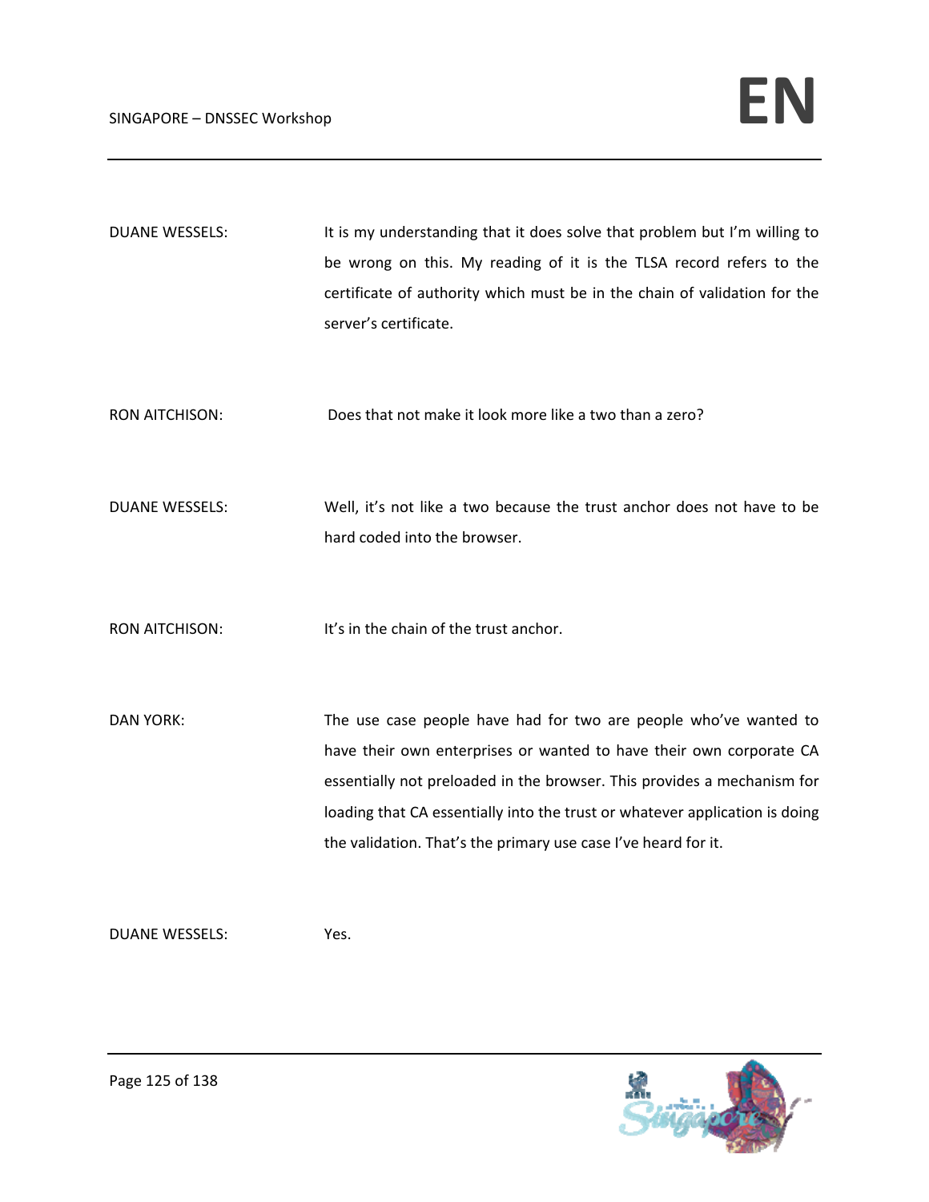DUANE WESSELS: It is my understanding that it does solve that problem but I'm willing to be wrong on this. My reading of it is the TLSA record refers to the certificate of authority which must be in the chain of validation for the server's certificate.

RON AITCHISON: Does that not make it look more like a two than a zero?

DUANE WESSELS: Well, it's not like a two because the trust anchor does not have to be hard coded into the browser.

RON AITCHISON: It's in the chain of the trust anchor.

DAN YORK: The use case people have had for two are people who've wanted to have their own enterprises or wanted to have their own corporate CA essentially not preloaded in the browser. This provides a mechanism for loading that CA essentially into the trust or whatever application is doing the validation. That's the primary use case I've heard for it.

DUANE WESSELS: Yes.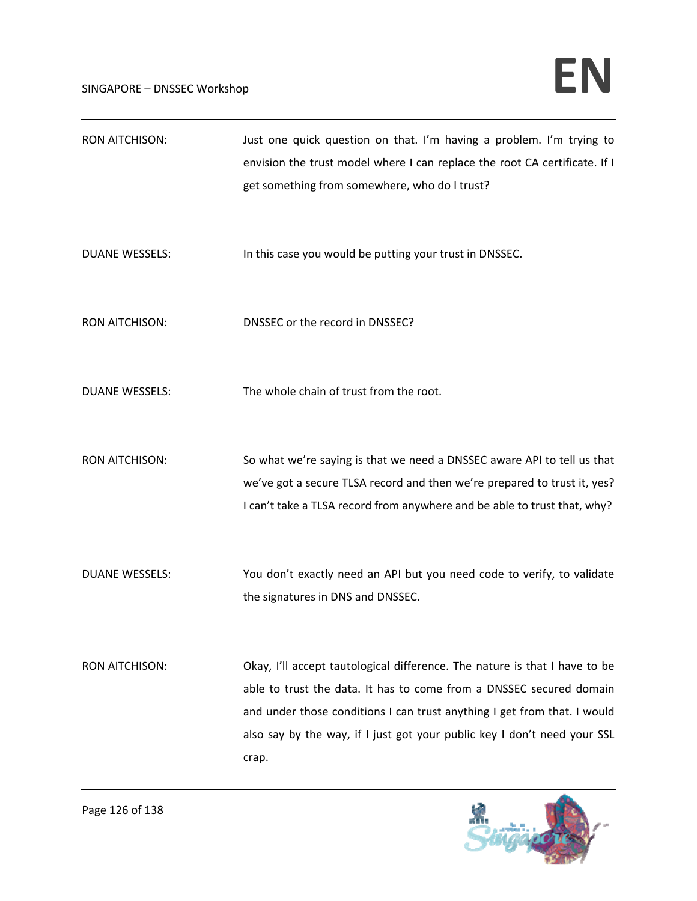RON AITCHISON: Just one quick question on that. I'm having a problem. I'm trying to envision the trust model where I can replace the root CA certificate. If I get something from somewhere, who do I trust?

DUANE WESSELS: In this case you would be putting your trust in DNSSEC.

RON AITCHISON: DNSSEC or the record in DNSSEC?

DUANE WESSELS: The whole chain of trust from the root.

RON AITCHISON: So what we're saying is that we need a DNSSEC aware API to tell us that we've got a secure TLSA record and then we're prepared to trust it, yes? I can't take a TLSA record from anywhere and be able to trust that, why?

DUANE WESSELS: You don't exactly need an API but you need code to verify, to validate the signatures in DNS and DNSSEC.

RON AITCHISON: Okay, I'll accept tautological difference. The nature is that I have to be able to trust the data. It has to come from a DNSSEC secured domain and under those conditions I can trust anything I get from that. I would also say by the way, if I just got your public key I don't need your SSL crap.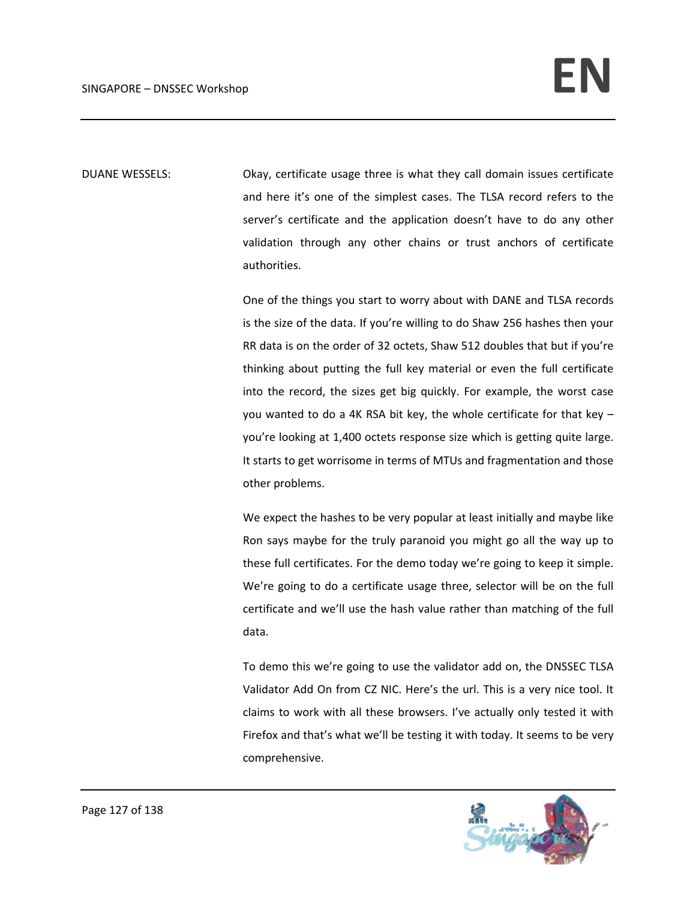DUANE WESSELS: Okay, certificate usage three is what they call domain issues certificate and here it's one of the simplest cases. The TLSA record refers to the server's certificate and the application doesn't have to do any other validation through any other chains or trust anchors of certificate authorities.

One of the things you start to worry about with DANE and TLSA records is the size of the data. If you're willing to do Shaw 256 hashes then your RR data is on the order of 32 octets, Shaw 512 doubles that but if you're thinking about putting the full key material or even the full certificate into the record, the sizes get big quickly. For example, the worst case you wanted to do a 4K RSA bit key, the whole certificate for that key – you're looking at 1,400 octets response size which is getting quite large. It starts to get worrisome in terms of MTUs and fragmentation and those other problems.

We expect the hashes to be very popular at least initially and maybe like Ron says maybe for the truly paranoid you might go all the way up to these full certificates. For the demo today we're going to keep it simple. We're going to do a certificate usage three, selector will be on the full certificate and we'll use the hash value rather than matching of the full data.

To demo this we're going to use the validator add on, the DNSSEC TLSA Validator Add On from CZ NIC. Here's the url. This is a very nice tool. It claims to work with all these browsers. I've actually only tested it with Firefox and that's what we'll be testing it with today. It seems to be very comprehensive.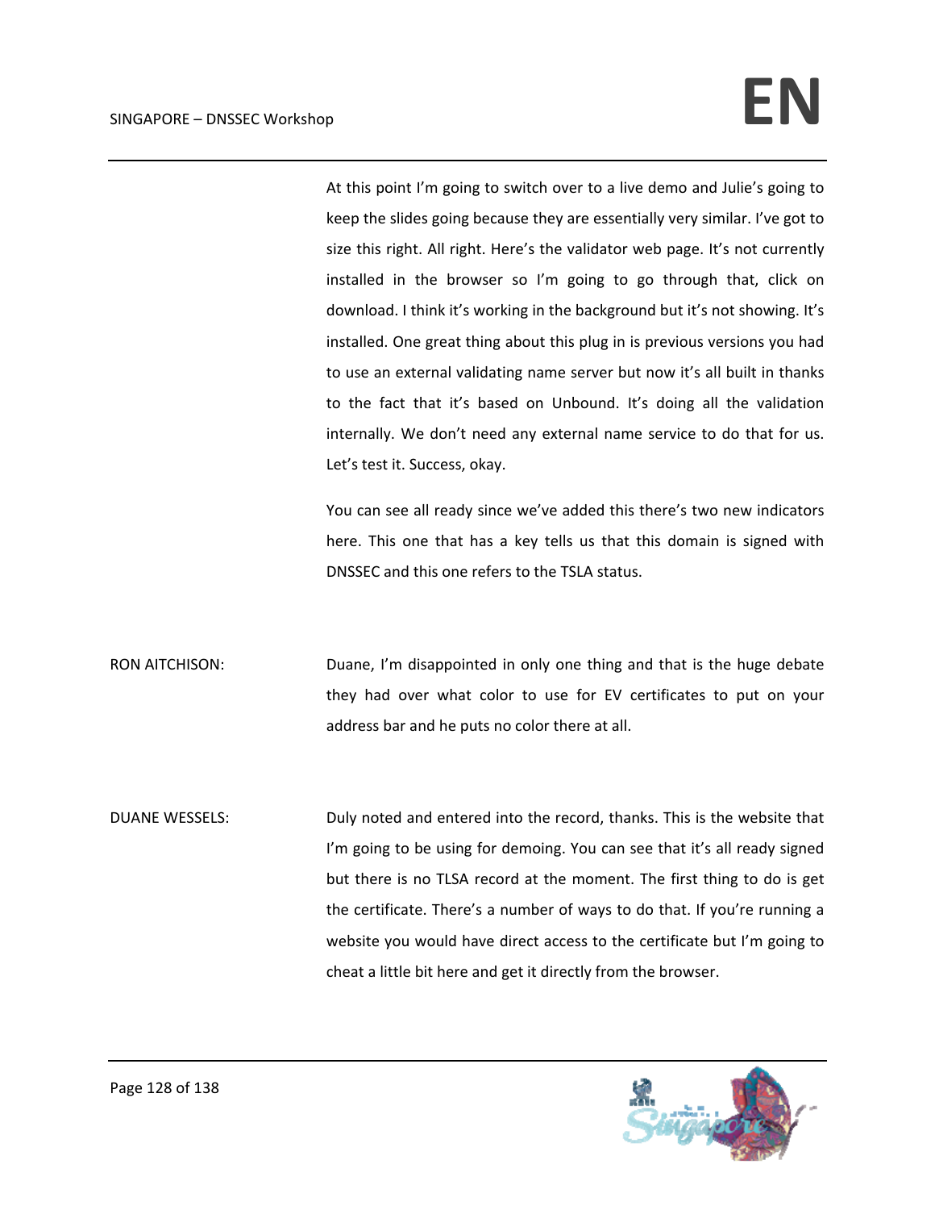At this point I'm going to switch over to a live demo and Julie's going to keep the slides going because they are essentially very similar. I've got to size this right. All right. Here's the validator web page. It's not currently installed in the browser so I'm going to go through that, click on download. I think it's working in the background but it's not showing. It's installed. One great thing about this plug in is previous versions you had to use an external validating name server but now it's all built in thanks to the fact that it's based on Unbound. It's doing all the validation internally. We don't need any external name service to do that for us. Let's test it. Success, okay.

You can see all ready since we've added this there's two new indicators here. This one that has a key tells us that this domain is signed with DNSSEC and this one refers to the TSLA status.

RON AITCHISON: Duane, I'm disappointed in only one thing and that is the huge debate they had over what color to use for EV certificates to put on your address bar and he puts no color there at all.

DUANE WESSELS: Duly noted and entered into the record, thanks. This is the website that I'm going to be using for demoing. You can see that it's all ready signed but there is no TLSA record at the moment. The first thing to do is get the certificate. There's a number of ways to do that. If you're running a website you would have direct access to the certificate but I'm going to cheat a little bit here and get it directly from the browser.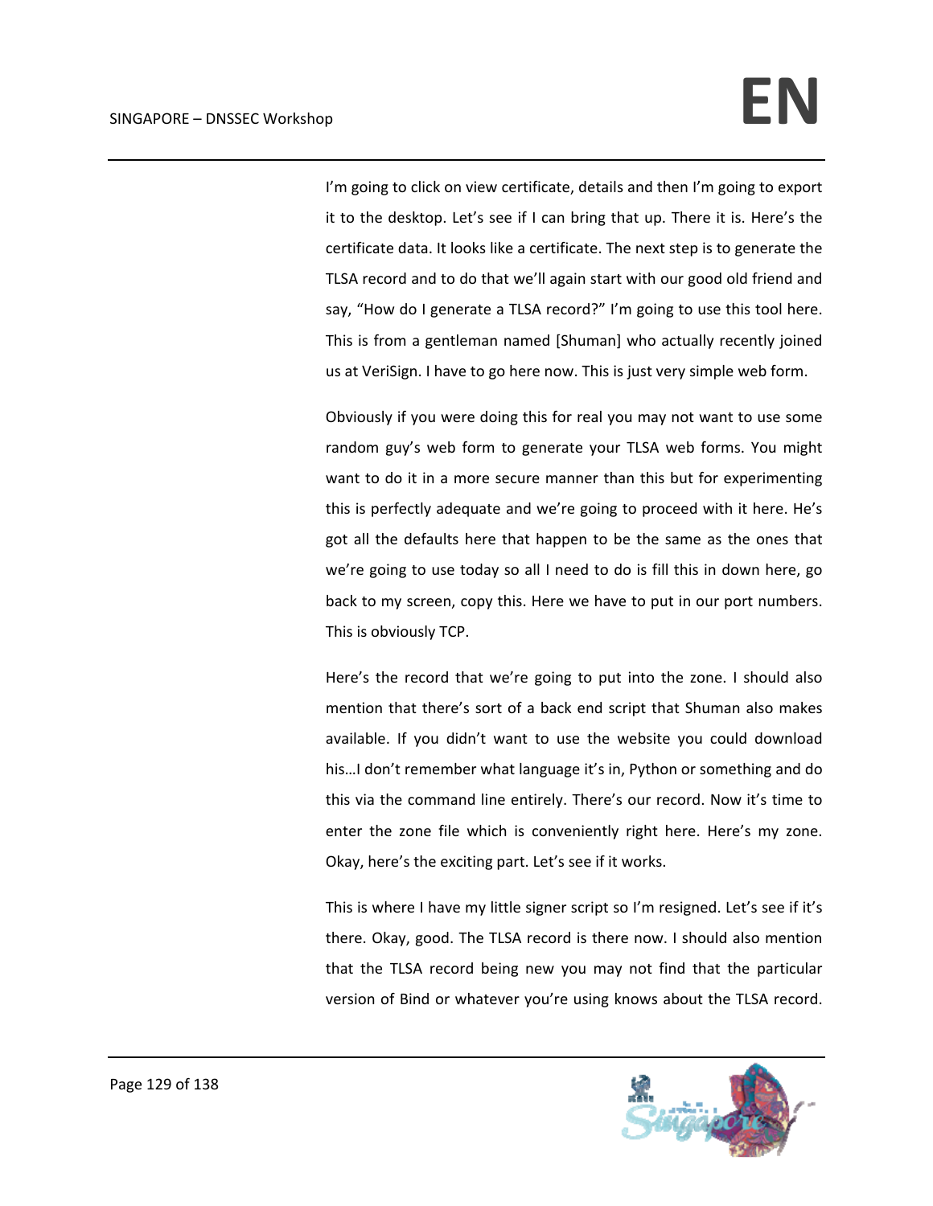I'm going to click on view certificate, details and then I'm going to export it to the desktop. Let's see if I can bring that up. There it is. Here's the certificate data. It looks like a certificate. The next step is to generate the TLSA record and to do that we'll again start with our good old friend and say, "How do I generate a TLSA record?" I'm going to use this tool here. This is from a gentleman named [Shuman] who actually recently joined us at VeriSign. I have to go here now. This is just very simple web form.

Obviously if you were doing this for real you may not want to use some random guy's web form to generate your TLSA web forms. You might want to do it in a more secure manner than this but for experimenting this is perfectly adequate and we're going to proceed with it here. He's got all the defaults here that happen to be the same as the ones that we're going to use today so all I need to do is fill this in down here, go back to my screen, copy this. Here we have to put in our port numbers. This is obviously TCP.

Here's the record that we're going to put into the zone. I should also mention that there's sort of a back end script that Shuman also makes available. If you didn't want to use the website you could download his…I don't remember what language it's in, Python or something and do this via the command line entirely. There's our record. Now it's time to enter the zone file which is conveniently right here. Here's my zone. Okay, here's the exciting part. Let's see if it works.

This is where I have my little signer script so I'm resigned. Let's see if it's there. Okay, good. The TLSA record is there now. I should also mention that the TLSA record being new you may not find that the particular version of Bind or whatever you're using knows about the TLSA record.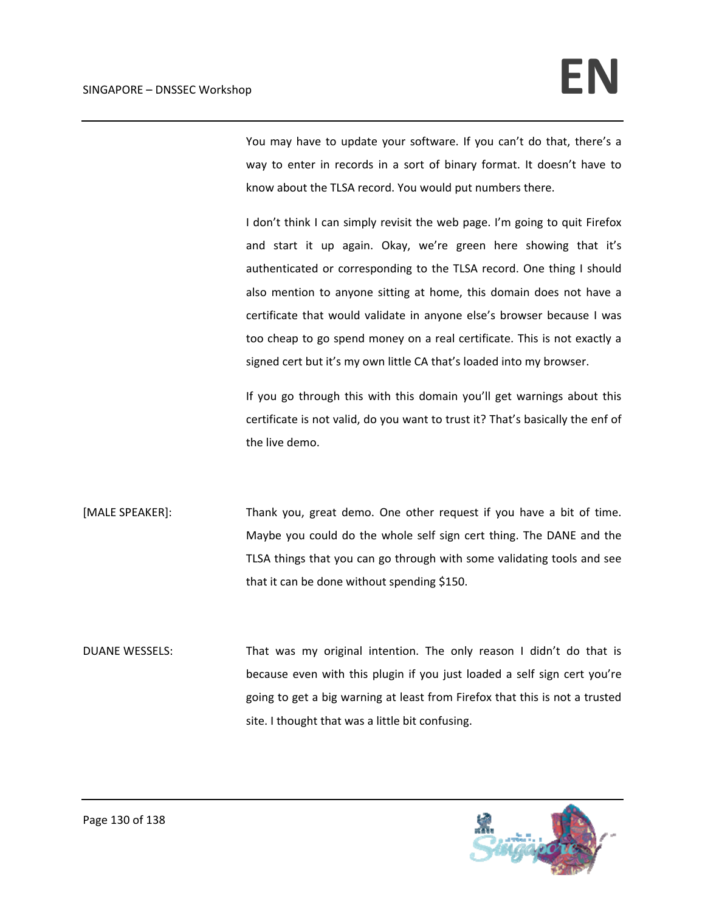You may have to update your software. If you can't do that, there's a way to enter in records in a sort of binary format. It doesn't have to know about the TLSA record. You would put numbers there.

I don't think I can simply revisit the web page. I'm going to quit Firefox and start it up again. Okay, we're green here showing that it's authenticated or corresponding to the TLSA record. One thing I should also mention to anyone sitting at home, this domain does not have a certificate that would validate in anyone else's browser because I was too cheap to go spend money on a real certificate. This is not exactly a signed cert but it's my own little CA that's loaded into my browser.

If you go through this with this domain you'll get warnings about this certificate is not valid, do you want to trust it? That's basically the enf of the live demo.

[MALE SPEAKER]: Thank you, great demo. One other request if you have a bit of time. Maybe you could do the whole self sign cert thing. The DANE and the TLSA things that you can go through with some validating tools and see that it can be done without spending $150.

DUANE WESSELS: That was my original intention. The only reason I didn't do that is because even with this plugin if you just loaded a self sign cert you're going to get a big warning at least from Firefox that this is not a trusted site. I thought that was a little bit confusing.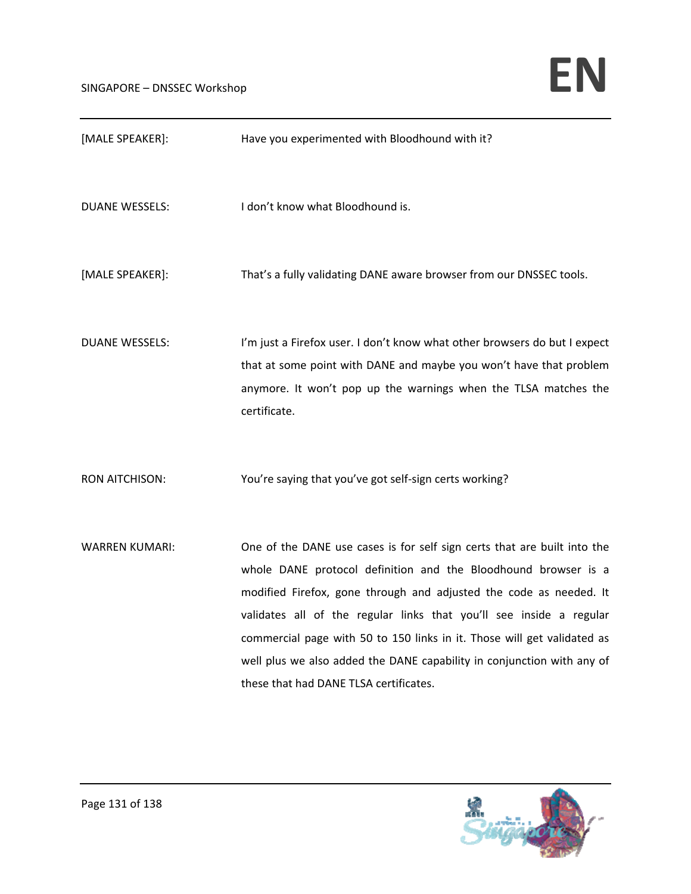[MALE SPEAKER]: Have you experimented with Bloodhound with it?

DUANE WESSELS: I don't know what Bloodhound is.

[MALE SPEAKER]: That's a fully validating DANE aware browser from our DNSSEC tools.

DUANE WESSELS: I'm just a Firefox user. I don't know what other browsers do but I expect that at some point with DANE and maybe you won't have that problem anymore. It won't pop up the warnings when the TLSA matches the certificate.

RON AITCHISON: You're saying that you've got self-sign certs working?

WARREN KUMARI: One of the DANE use cases is for self sign certs that are built into the whole DANE protocol definition and the Bloodhound browser is a modified Firefox, gone through and adjusted the code as needed. It validates all of the regular links that you'll see inside a regular commercial page with 50 to 150 links in it. Those will get validated as well plus we also added the DANE capability in conjunction with any of these that had DANE TLSA certificates.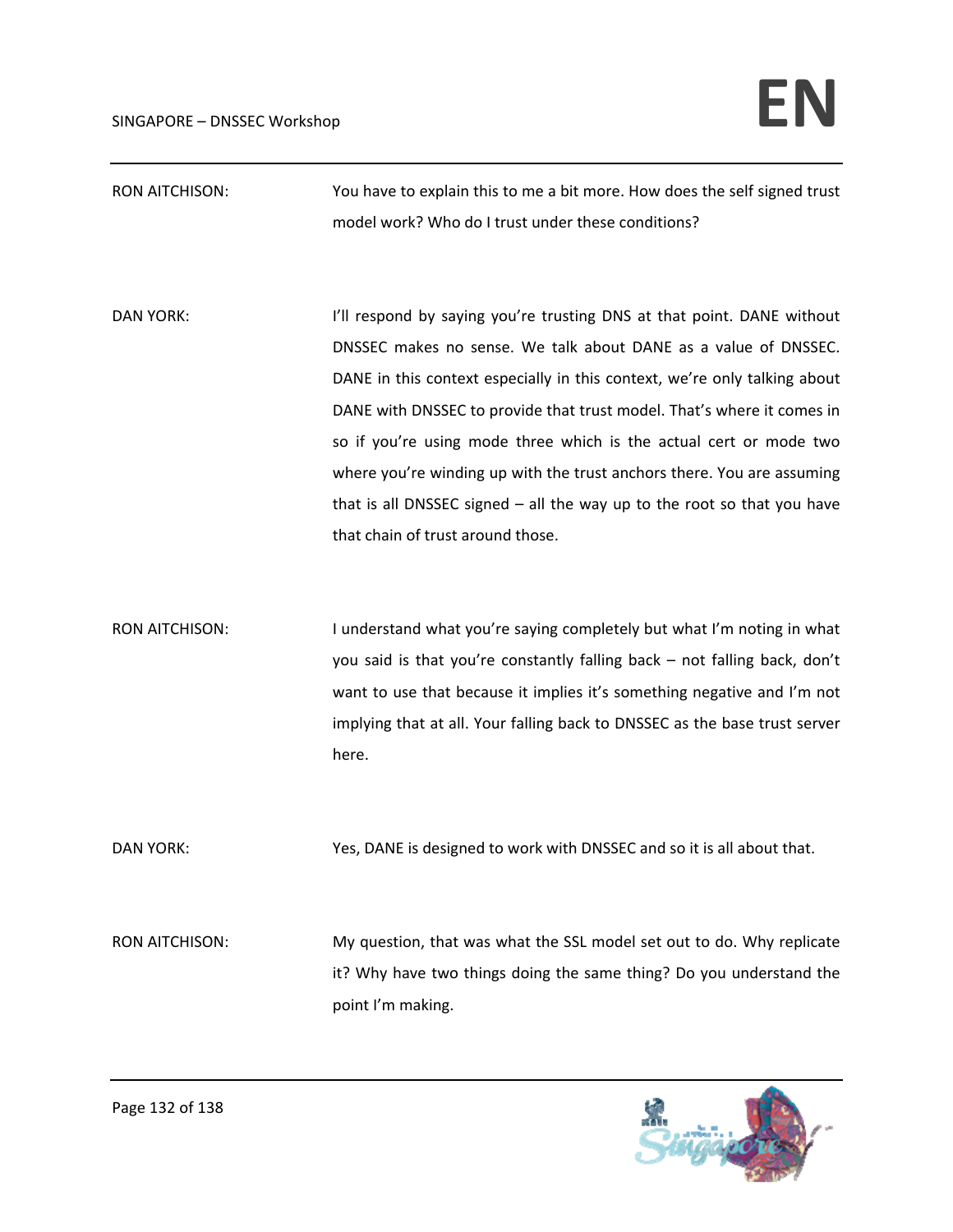RON AITCHISON: You have to explain this to me a bit more. How does the self signed trust model work? Who do I trust under these conditions?

DAN YORK: I'll respond by saying you're trusting DNS at that point. DANE without DNSSEC makes no sense. We talk about DANE as a value of DNSSEC. DANE in this context especially in this context, we're only talking about DANE with DNSSEC to provide that trust model. That's where it comes in so if you're using mode three which is the actual cert or mode two where you're winding up with the trust anchors there. You are assuming that is all DNSSEC signed – all the way up to the root so that you have that chain of trust around those.

RON AITCHISON: I understand what you're saying completely but what I'm noting in what you said is that you're constantly falling back – not falling back, don't want to use that because it implies it's something negative and I'm not implying that at all. Your falling back to DNSSEC as the base trust server here.

DAN YORK: Yes, DANE is designed to work with DNSSEC and so it is all about that.

RON AITCHISON: My question, that was what the SSL model set out to do. Why replicate it? Why have two things doing the same thing? Do you understand the point I'm making.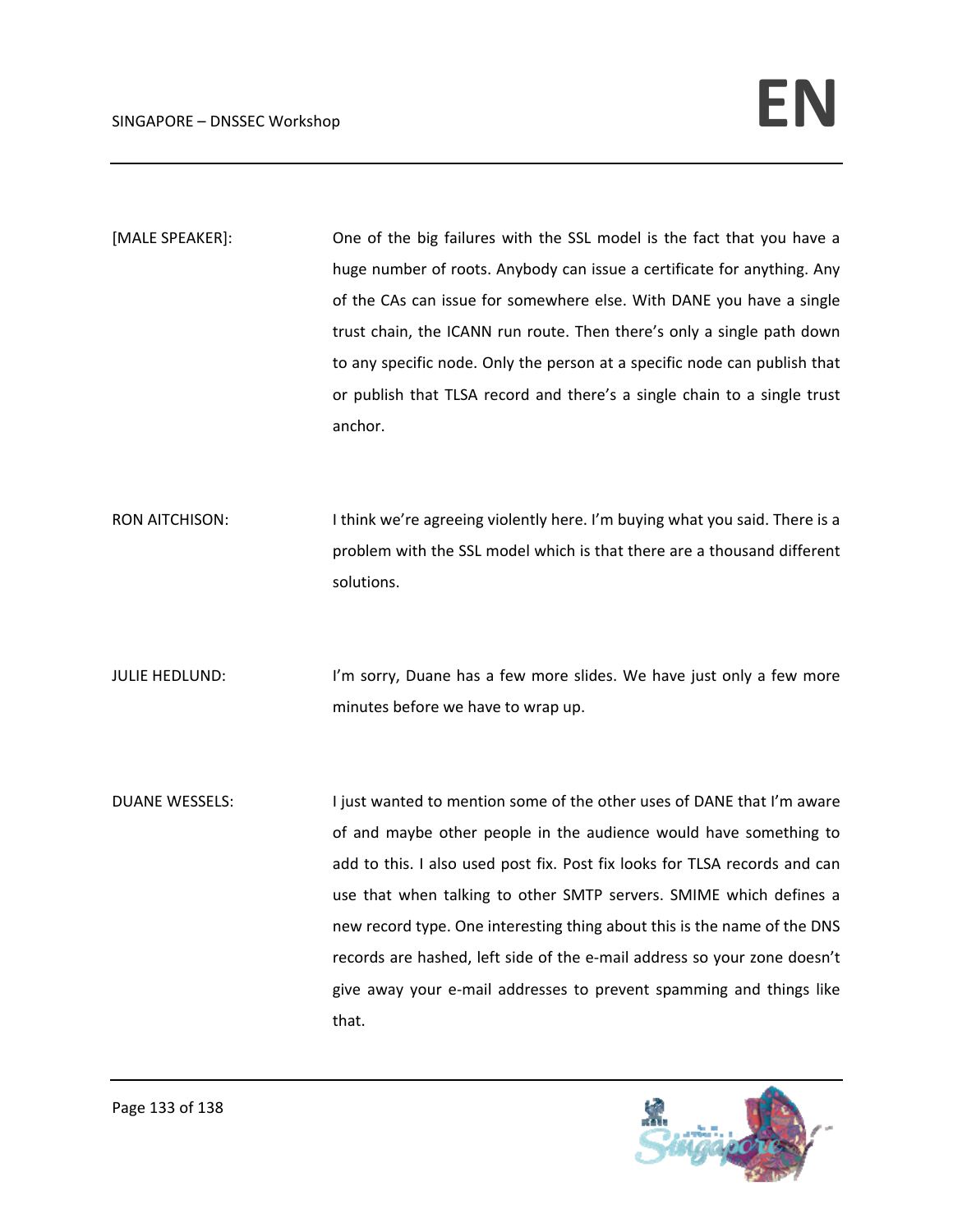[MALE SPEAKER]: One of the big failures with the SSL model is the fact that you have a huge number of roots. Anybody can issue a certificate for anything. Any of the CAs can issue for somewhere else. With DANE you have a single trust chain, the ICANN run route. Then there's only a single path down to any specific node. Only the person at a specific node can publish that or publish that TLSA record and there's a single chain to a single trust anchor.

RON AITCHISON: I think we're agreeing violently here. I'm buying what you said. There is a problem with the SSL model which is that there are a thousand different solutions.

JULIE HEDLUND: I'm sorry, Duane has a few more slides. We have just only a few more minutes before we have to wrap up.

DUANE WESSELS: I just wanted to mention some of the other uses of DANE that I'm aware of and maybe other people in the audience would have something to add to this. I also used post fix. Post fix looks for TLSA records and can use that when talking to other SMTP servers. SMIME which defines a new record type. One interesting thing about this is the name of the DNS records are hashed, left side of the e-mail address so your zone doesn't give away your e-mail addresses to prevent spamming and things like that.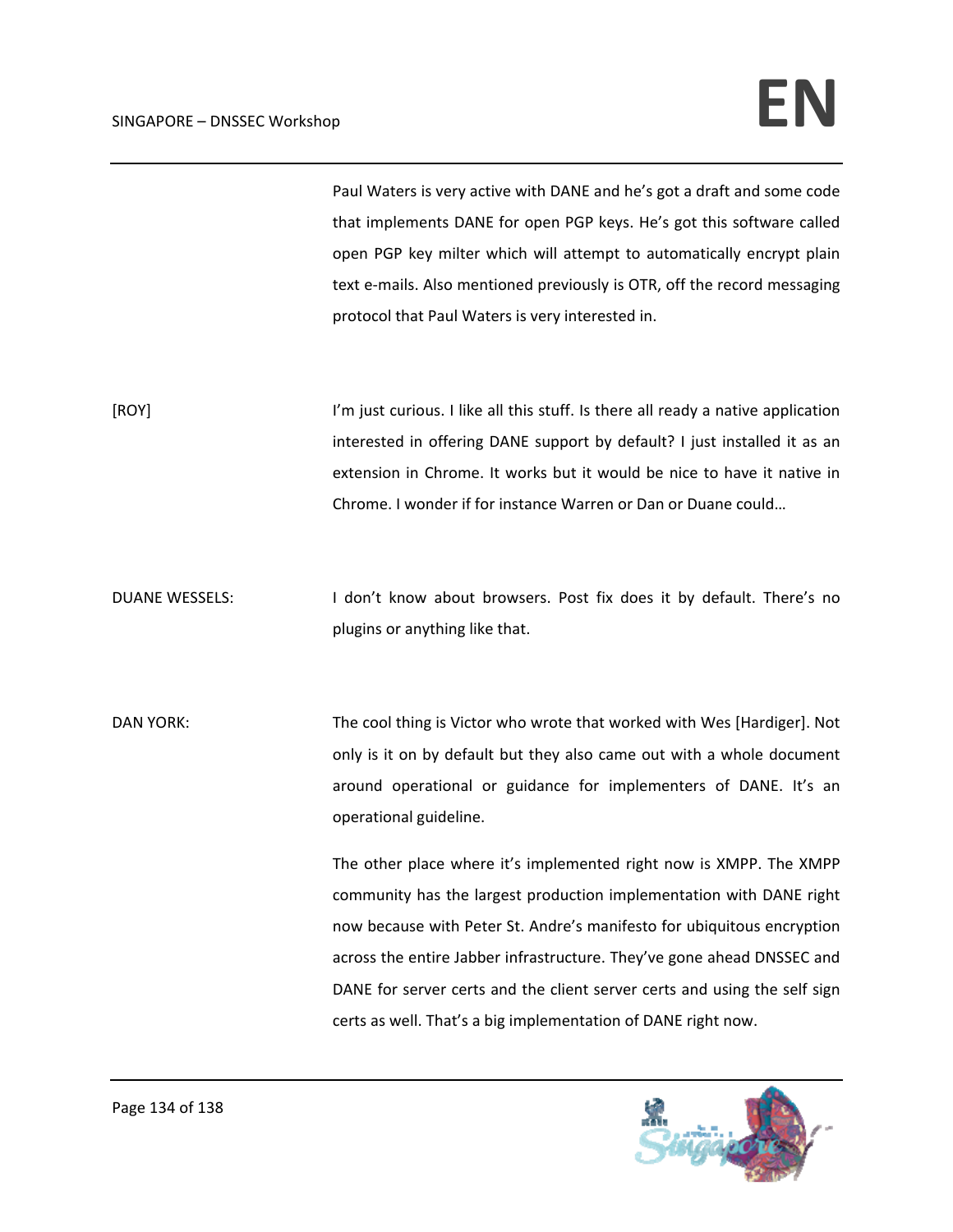Paul Waters is very active with DANE and he's got a draft and some code that implements DANE for open PGP keys. He's got this software called open PGP key milter which will attempt to automatically encrypt plain text e-mails. Also mentioned previously is OTR, off the record messaging protocol that Paul Waters is very interested in.

[ROY] I'm just curious. I like all this stuff. Is there all ready a native application interested in offering DANE support by default? I just installed it as an extension in Chrome. It works but it would be nice to have it native in Chrome. I wonder if for instance Warren or Dan or Duane could…

DUANE WESSELS: I don't know about browsers. Post fix does it by default. There's no plugins or anything like that.

DAN YORK: The cool thing is Victor who wrote that worked with Wes [Hardiger]. Not only is it on by default but they also came out with a whole document around operational or guidance for implementers of DANE. It's an operational guideline.

The other place where it's implemented right now is XMPP. The XMPP community has the largest production implementation with DANE right now because with Peter St. Andre's manifesto for ubiquitous encryption across the entire Jabber infrastructure. They've gone ahead DNSSEC and DANE for server certs and the client server certs and using the self sign certs as well. That's a big implementation of DANE right now.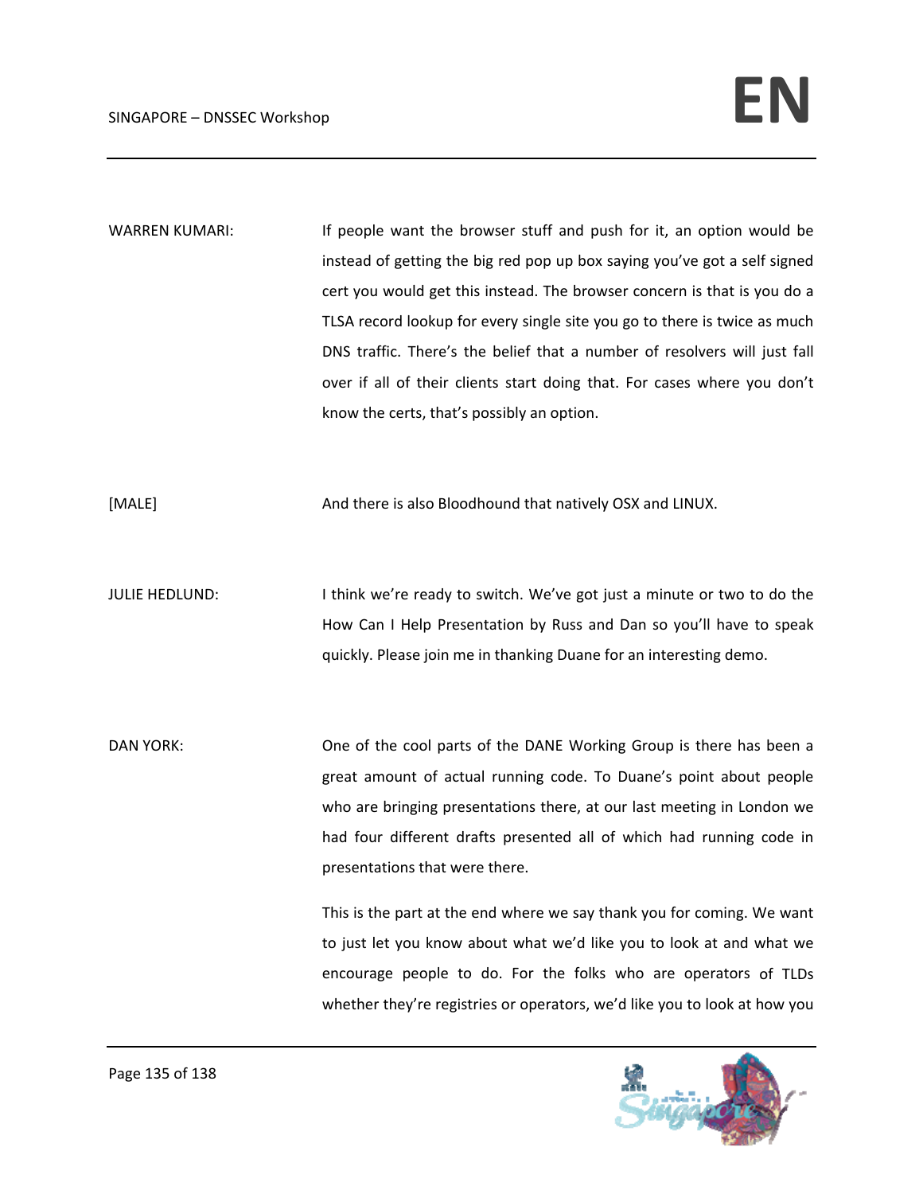WARREN KUMARI: If people want the browser stuff and push for it, an option would be instead of getting the big red pop up box saying you've got a self signed cert you would get this instead. The browser concern is that is you do a TLSA record lookup for every single site you go to there is twice as much DNS traffic. There's the belief that a number of resolvers will just fall over if all of their clients start doing that. For cases where you don't know the certs, that's possibly an option.

[MALE] And there is also Bloodhound that natively OSX and LINUX.

JULIE HEDLUND: I think we're ready to switch. We've got just a minute or two to do the How Can I Help Presentation by Russ and Dan so you'll have to speak quickly. Please join me in thanking Duane for an interesting demo.

DAN YORK: One of the cool parts of the DANE Working Group is there has been a great amount of actual running code. To Duane's point about people who are bringing presentations there, at our last meeting in London we had four different drafts presented all of which had running code in presentations that were there.

This is the part at the end where we say thank you for coming. We want to just let you know about what we'd like you to look at and what we encourage people to do. For the folks who are operators of TLDs whether they're registries or operators, we'd like you to look at how you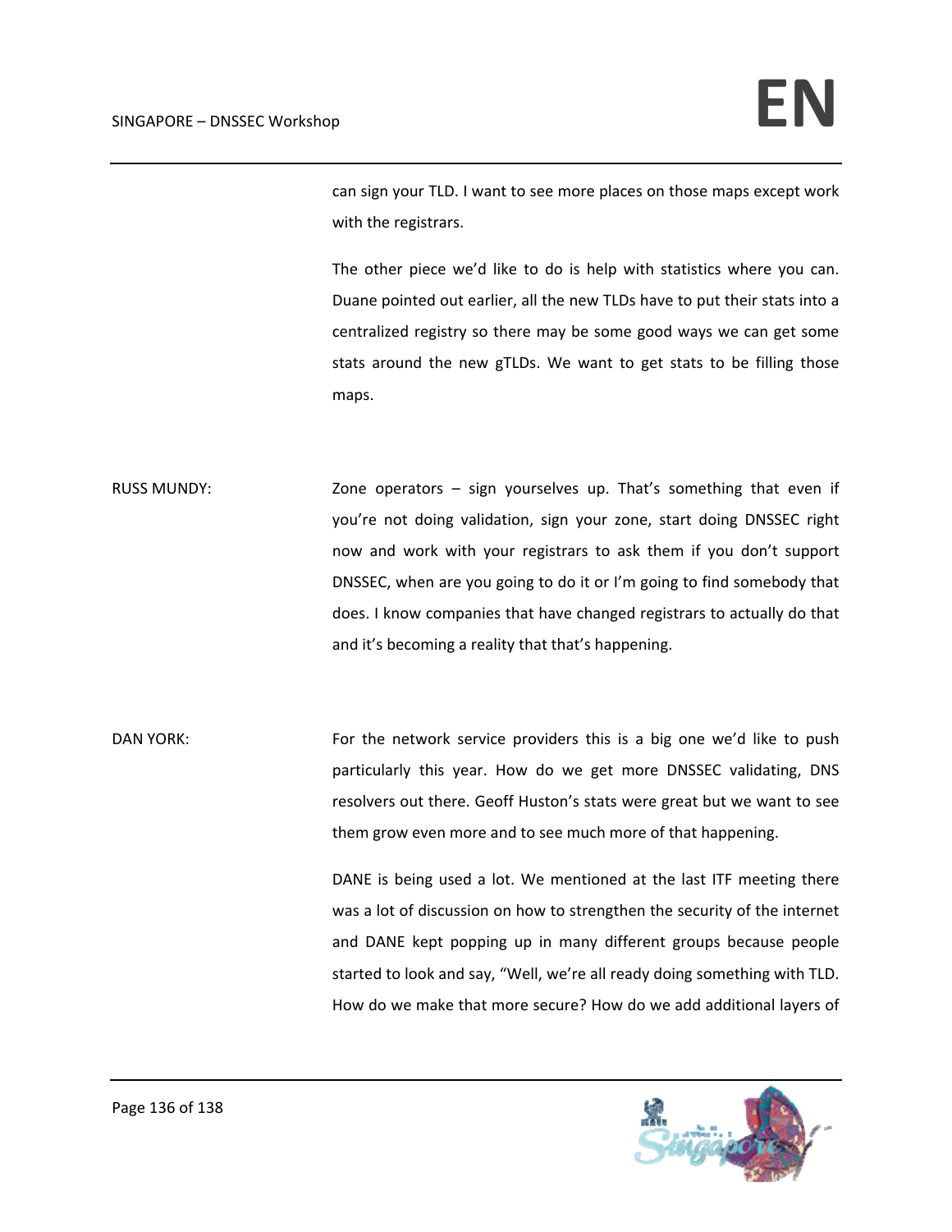can sign your TLD. I want to see more places on those maps except work with the registrars.

The other piece we'd like to do is help with statistics where you can. Duane pointed out earlier, all the new TLDs have to put their stats into a centralized registry so there may be some good ways we can get some stats around the new gTLDs. We want to get stats to be filling those maps.

RUSS MUNDY: Zone operators – sign yourselves up. That's something that even if you're not doing validation, sign your zone, start doing DNSSEC right now and work with your registrars to ask them if you don't support DNSSEC, when are you going to do it or I'm going to find somebody that does. I know companies that have changed registrars to actually do that and it's becoming a reality that that's happening.

DAN YORK: For the network service providers this is a big one we'd like to push particularly this year. How do we get more DNSSEC validating, DNS resolvers out there. Geoff Huston's stats were great but we want to see them grow even more and to see much more of that happening.

DANE is being used a lot. We mentioned at the last ITF meeting there was a lot of discussion on how to strengthen the security of the internet and DANE kept popping up in many different groups because people started to look and say, "Well, we're all ready doing something with TLD. How do we make that more secure? How do we add additional layers of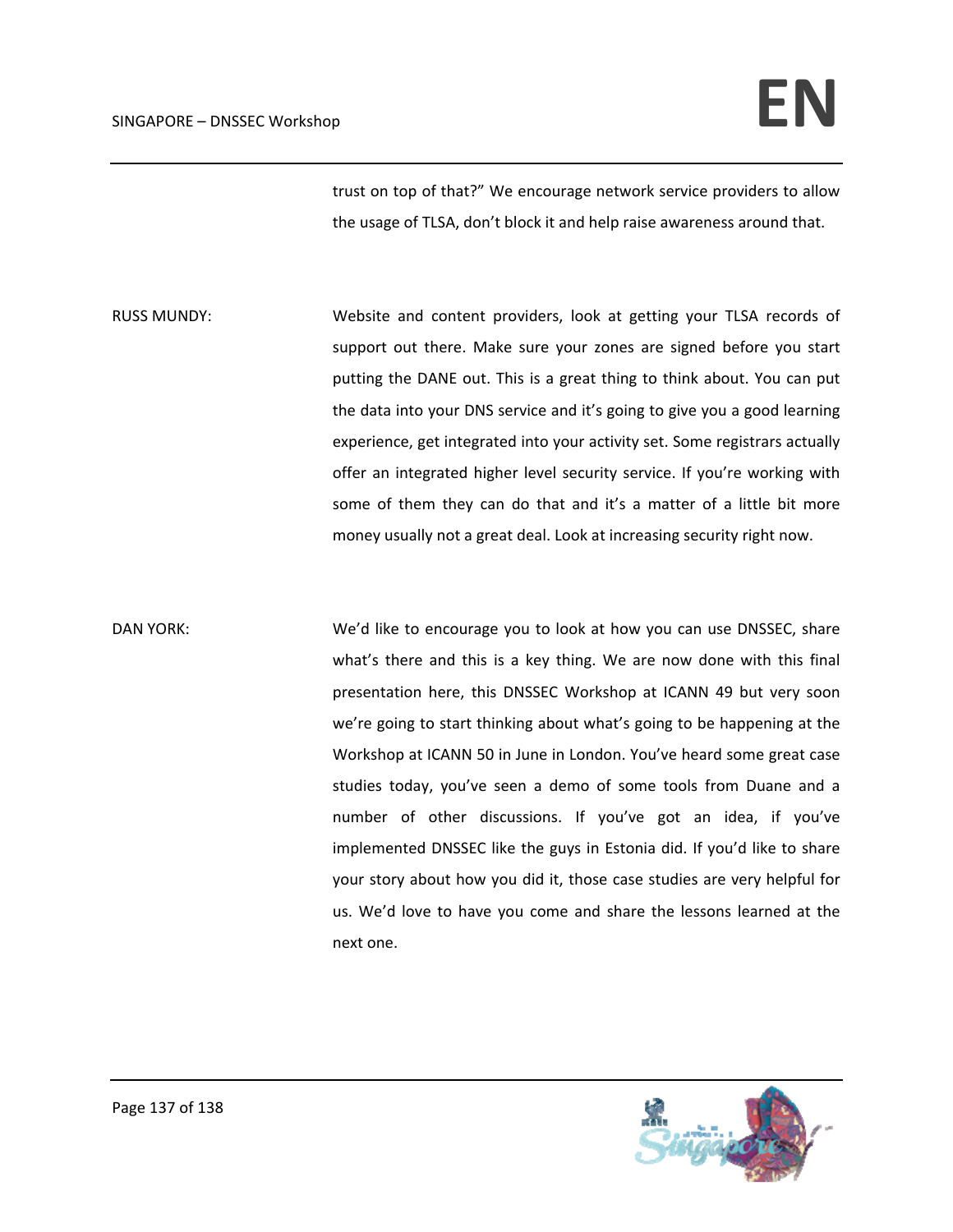trust on top of that?" We encourage network service providers to allow the usage of TLSA, don't block it and help raise awareness around that.

RUSS MUNDY: Website and content providers, look at getting your TLSA records of support out there. Make sure your zones are signed before you start putting the DANE out. This is a great thing to think about. You can put the data into your DNS service and it's going to give you a good learning experience, get integrated into your activity set. Some registrars actually offer an integrated higher level security service. If you're working with some of them they can do that and it's a matter of a little bit more money usually not a great deal. Look at increasing security right now.

DAN YORK: We'd like to encourage you to look at how you can use DNSSEC, share what's there and this is a key thing. We are now done with this final presentation here, this DNSSEC Workshop at ICANN 49 but very soon we're going to start thinking about what's going to be happening at the Workshop at ICANN 50 in June in London. You've heard some great case studies today, you've seen a demo of some tools from Duane and a number of other discussions. If you've got an idea, if you've implemented DNSSEC like the guys in Estonia did. If you'd like to share your story about how you did it, those case studies are very helpful for us. We'd love to have you come and share the lessons learned at the next one.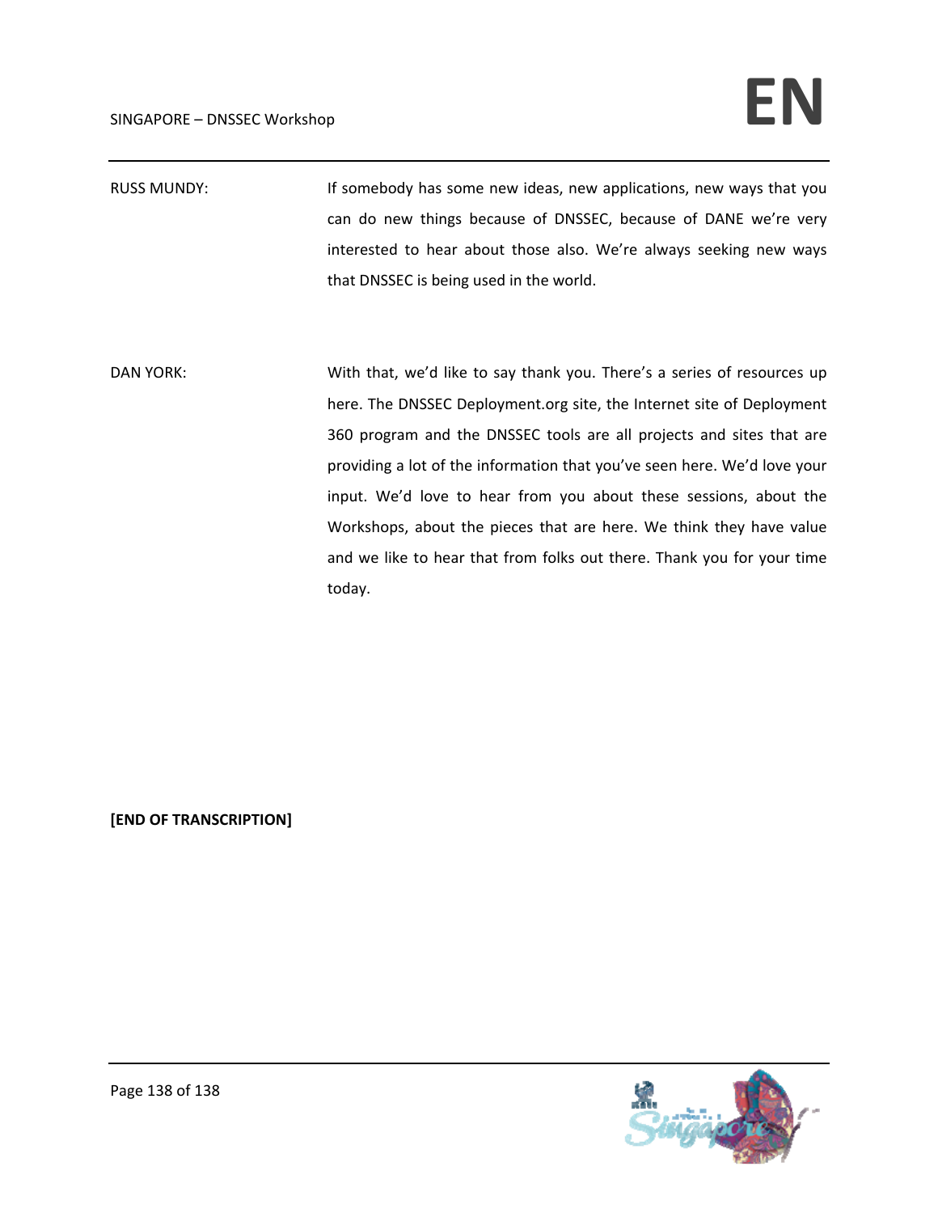RUSS MUNDY: If somebody has some new ideas, new applications, new ways that you can do new things because of DNSSEC, because of DANE we're very interested to hear about those also. We're always seeking new ways that DNSSEC is being used in the world.

DAN YORK: With that, we'd like to say thank you. There's a series of resources up here. The DNSSEC Deployment.org site, the Internet site of Deployment 360 program and the DNSSEC tools are all projects and sites that are providing a lot of the information that you've seen here. We'd love your input. We'd love to hear from you about these sessions, about the Workshops, about the pieces that are here. We think they have value and we like to hear that from folks out there. Thank you for your time today.

**[END OF TRANSCRIPTION]**